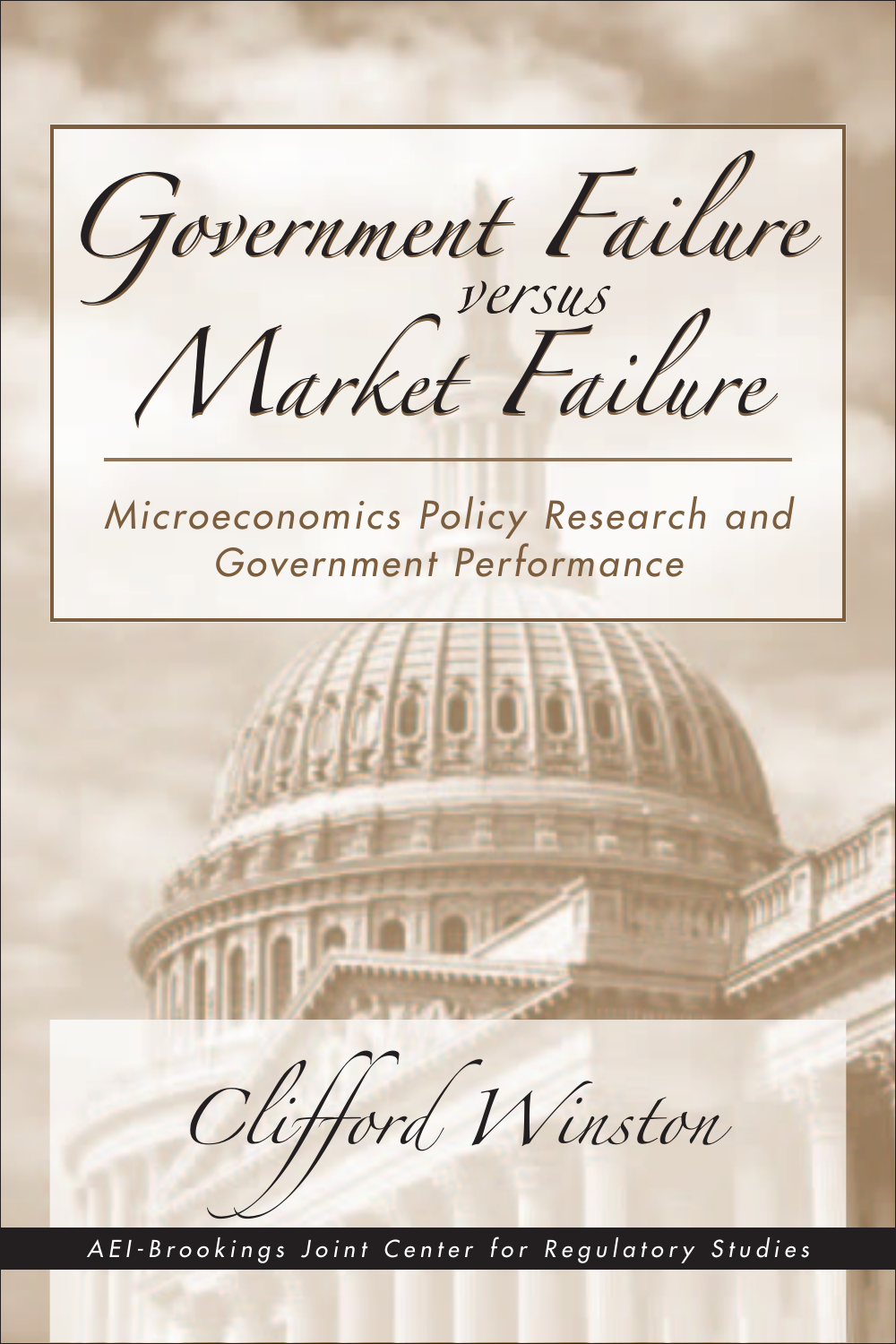# Government Failure *versus* Market Failure

## Microeconomics Policy Research and Government Performance

Clifford Winston

AEI-Brookings Joint Center for Regulatory Studies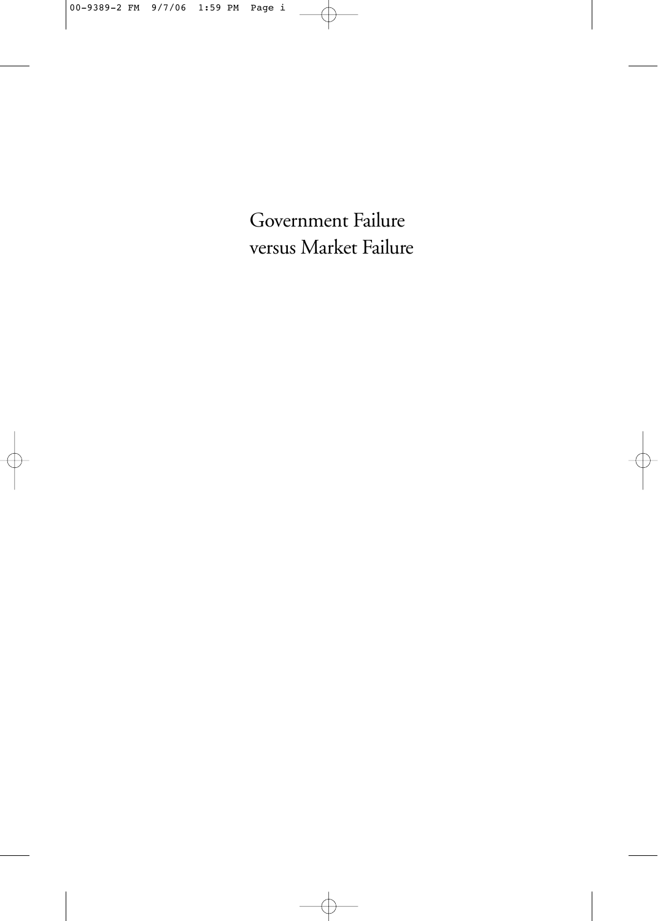# Government Failure versus Market Failure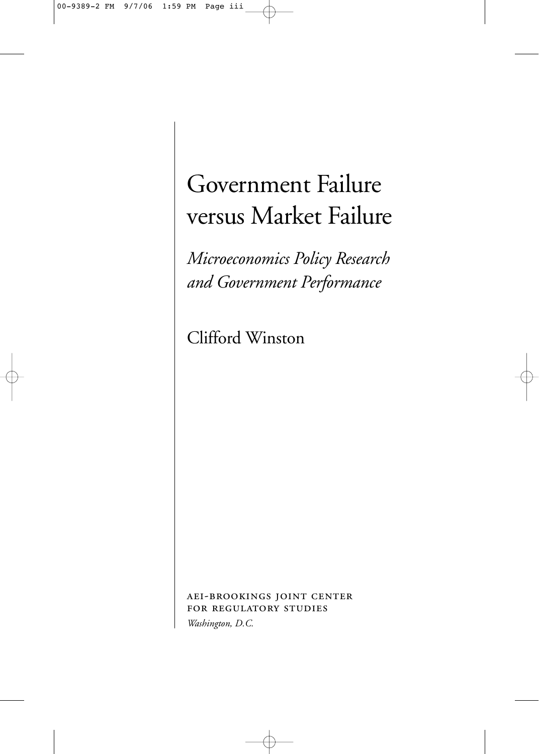# Government Failure versus Market Failure

*Microeconomics Policy Research and Government Performance*

Clifford Winston

AEI-BROOKINGS JOINT CENTER FOR REGULATORY STUDIES

*Washington, D.C.*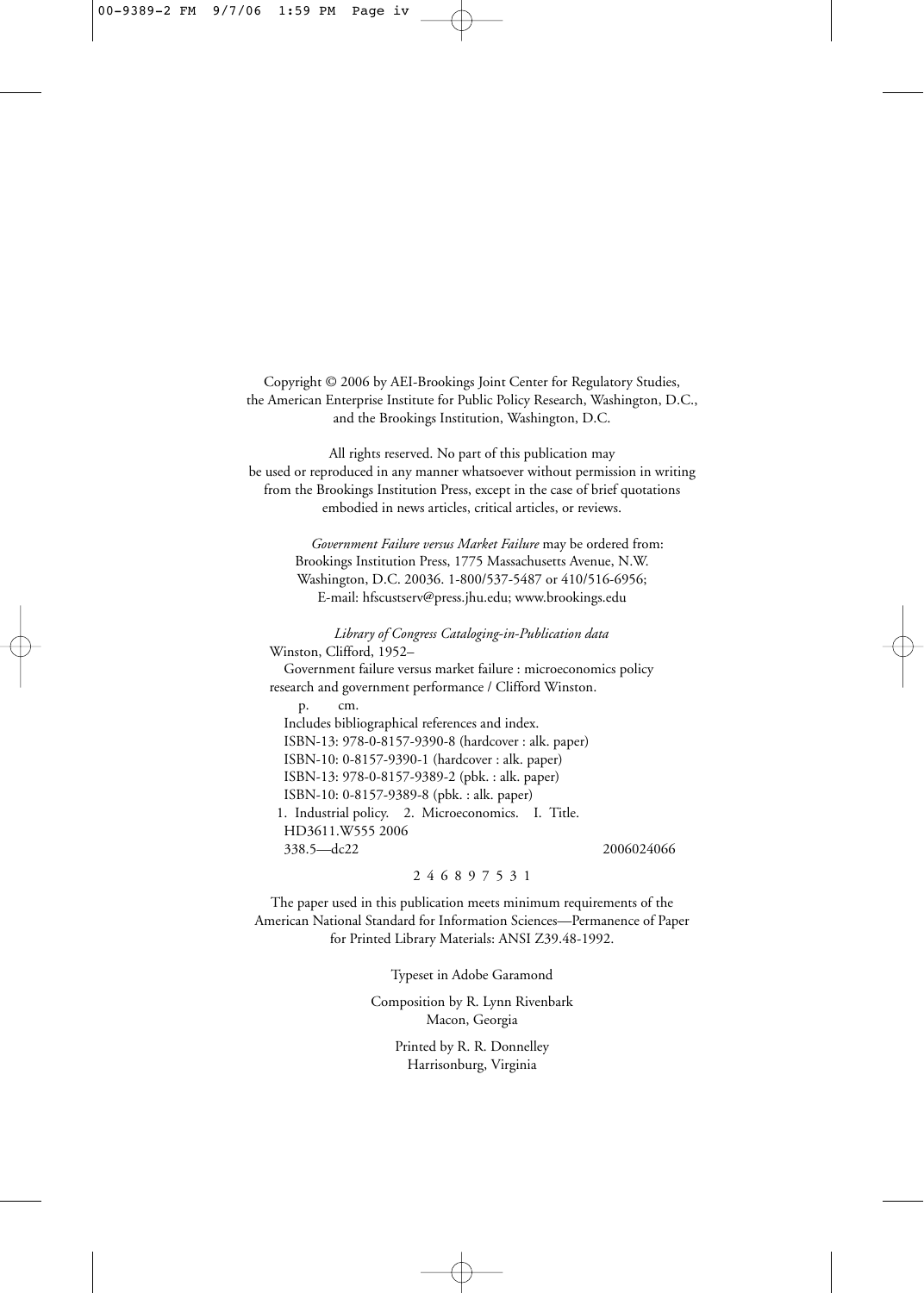Copyright © 2006 by AEI-Brookings Joint Center for Regulatory Studies, the American Enterprise Institute for Public Policy Research, Washington, D.C., and the Brookings Institution, Washington, D.C.

All rights reserved. No part of this publication may be used or reproduced in any manner whatsoever without permission in writing from the Brookings Institution Press, except in the case of brief quotations embodied in news articles, critical articles, or reviews.

*Government Failure versus Market Failure* may be ordered from:
Brookings Institution Press, 1775 Massachusetts Avenue, N.W.
Washington, D.C. 20036. 1-800/537-5487 or 410/516-6956;
E-mail: hfscustserv@press.jhu.edu; www.brookings.edu

*Library of Congress Cataloging-in-Publication data*

Winston, Clifford, 1952–
Government failure versus market failure : microeconomics policy research and government performance / Clifford Winston.
p. cm.
Includes bibliographical references and index.
ISBN-13: 978-0-8157-9390-8 (hardcover : alk. paper)
ISBN-10: 0-8157-9390-1 (hardcover : alk. paper)
ISBN-13: 978-0-8157-9389-2 (pbk. : alk. paper)
ISBN-10: 0-8157-9389-8 (pbk. : alk. paper)
1. Industrial policy. 2. Microeconomics. I. Title.
HD3611.W555 2006
338.5—dc22 2006024066

2 4 6 8 9 7 5 3 1

The paper used in this publication meets minimum requirements of the American National Standard for Information Sciences—Permanence of Paper for Printed Library Materials: ANSI Z39.48-1992.

Typeset in Adobe Garamond

Composition by R. Lynn Rivenbark
Macon, Georgia

Printed by R. R. Donnelley
Harrisonburg, Virginia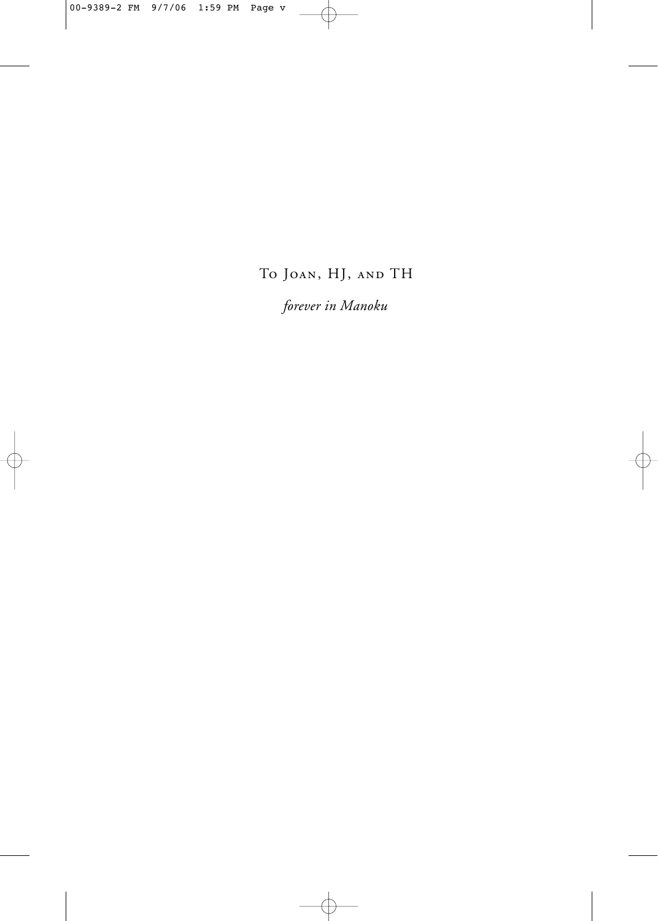To Joan, HJ, and TH

*forever in Manoku*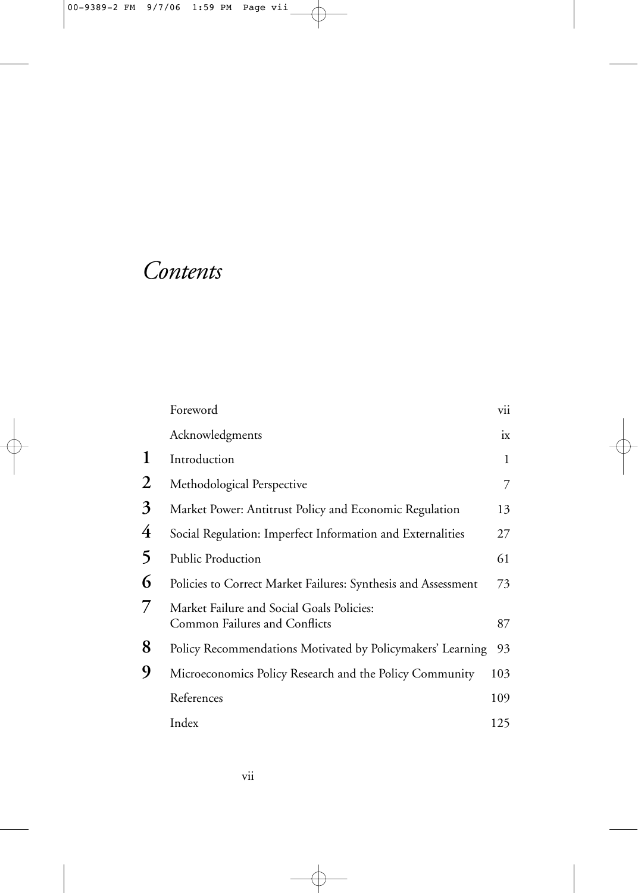# *Contents*

| | | |
|---|---|---|
| | Foreword | vii |
| | Acknowledgments | ix |
| **1** | Introduction | 1 |
| **2** | Methodological Perspective | 7 |
| **3** | Market Power: Antitrust Policy and Economic Regulation | 13 |
| **4** | Social Regulation: Imperfect Information and Externalities | 27 |
| **5** | Public Production | 61 |
| **6** | Policies to Correct Market Failures: Synthesis and Assessment | 73 |
| **7** | Market Failure and Social Goals Policies: Common Failures and Conflicts | 87 |
| **8** | Policy Recommendations Motivated by Policymakers' Learning | 93 |
| **9** | Microeconomics Policy Research and the Policy Community | 103 |
| | References | 109 |
| | Index | 125 |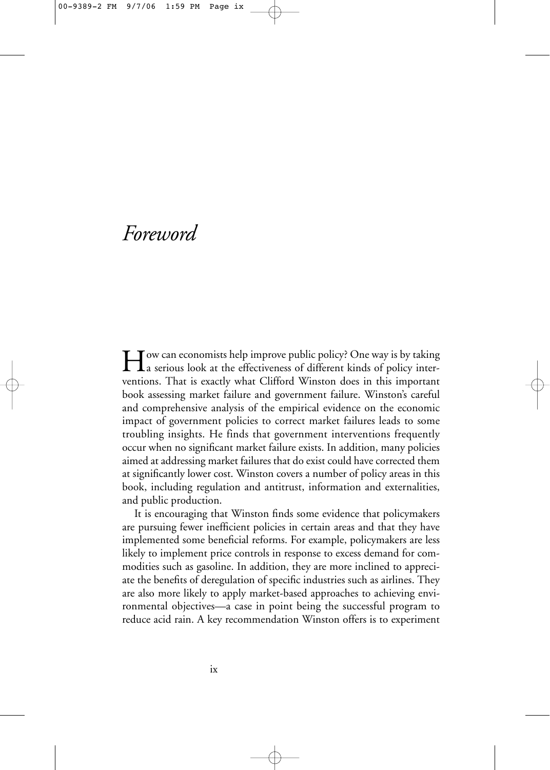# *Foreword*

How can economists help improve public policy? One way is by taking a serious look at the effectiveness of different kinds of policy interventions. That is exactly what Clifford Winston does in this important book assessing market failure and government failure. Winston's careful and comprehensive analysis of the empirical evidence on the economic impact of government policies to correct market failures leads to some troubling insights. He finds that government interventions frequently occur when no significant market failure exists. In addition, many policies aimed at addressing market failures that do exist could have corrected them at significantly lower cost. Winston covers a number of policy areas in this book, including regulation and antitrust, information and externalities, and public production.

It is encouraging that Winston finds some evidence that policymakers are pursuing fewer inefficient policies in certain areas and that they have implemented some beneficial reforms. For example, policymakers are less likely to implement price controls in response to excess demand for commodities such as gasoline. In addition, they are more inclined to appreciate the benefits of deregulation of specific industries such as airlines. They are also more likely to apply market-based approaches to achieving environmental objectives—a case in point being the successful program to reduce acid rain. A key recommendation Winston offers is to experiment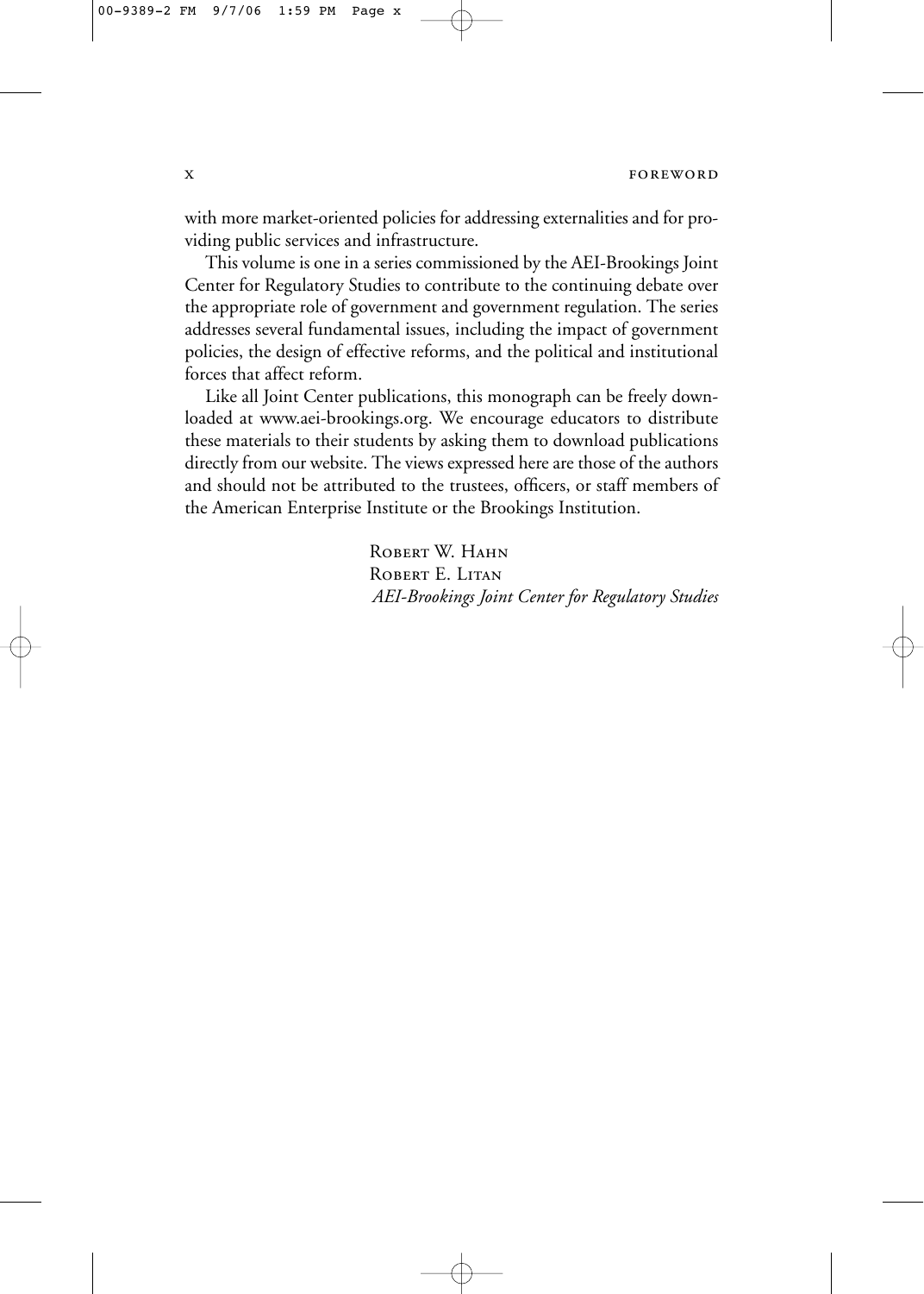with more market-oriented policies for addressing externalities and for providing public services and infrastructure.

This volume is one in a series commissioned by the AEI-Brookings Joint Center for Regulatory Studies to contribute to the continuing debate over the appropriate role of government and government regulation. The series addresses several fundamental issues, including the impact of government policies, the design of effective reforms, and the political and institutional forces that affect reform.

Like all Joint Center publications, this monograph can be freely downloaded at www.aei-brookings.org. We encourage educators to distribute these materials to their students by asking them to download publications directly from our website. The views expressed here are those of the authors and should not be attributed to the trustees, officers, or staff members of the American Enterprise Institute or the Brookings Institution.

Robert W. Hahn  
Robert E. Litan  
*AEI-Brookings Joint Center for Regulatory Studies*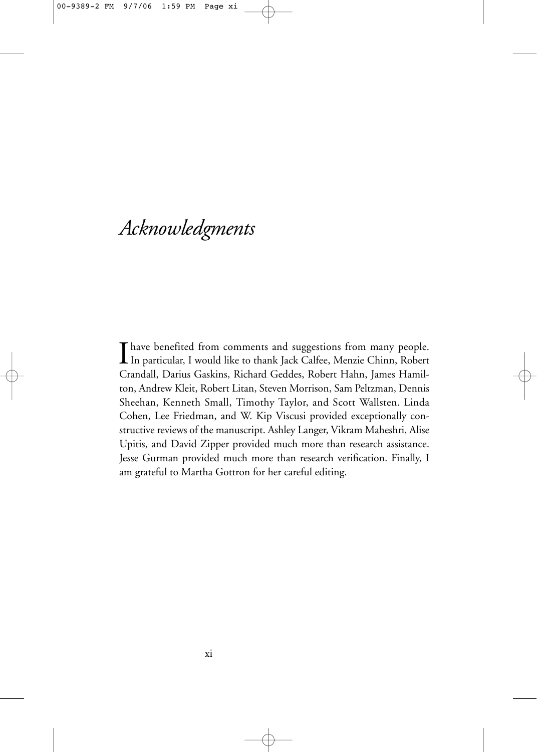# *Acknowledgments*

I have benefited from comments and suggestions from many people. In particular, I would like to thank Jack Calfee, Menzie Chinn, Robert Crandall, Darius Gaskins, Richard Geddes, Robert Hahn, James Hamilton, Andrew Kleit, Robert Litan, Steven Morrison, Sam Peltzman, Dennis Sheehan, Kenneth Small, Timothy Taylor, and Scott Wallsten. Linda Cohen, Lee Friedman, and W. Kip Viscusi provided exceptionally constructive reviews of the manuscript. Ashley Langer, Vikram Maheshri, Alise Upitis, and David Zipper provided much more than research assistance. Jesse Gurman provided much more than research verification. Finally, I am grateful to Martha Gottron for her careful editing.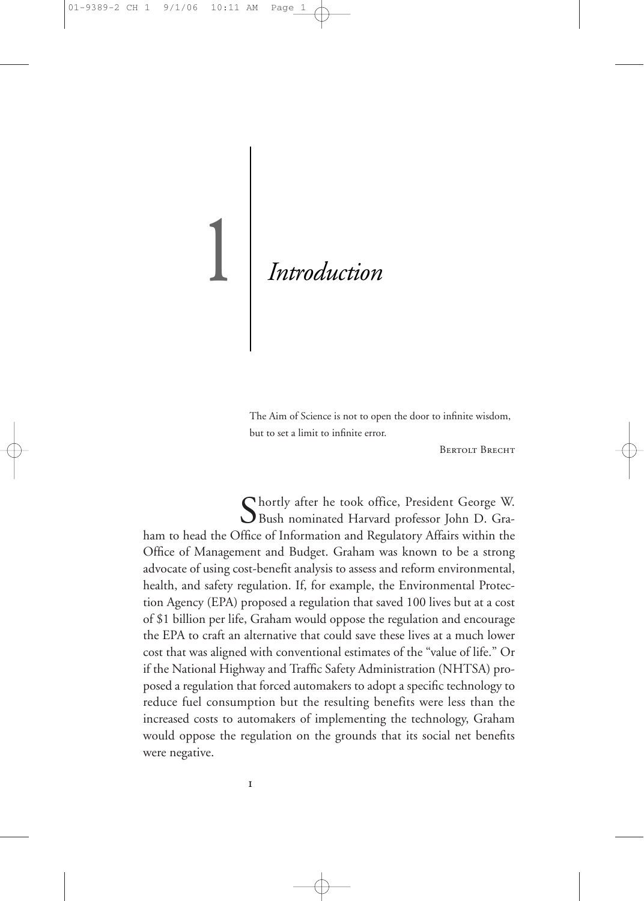# 1 *Introduction*

> The Aim of Science is not to open the door to infinite wisdom, but to set a limit to infinite error.
>
> Bertolt Brecht

Shortly after he took office, President George W. Bush nominated Harvard professor John D. Graham to head the Office of Information and Regulatory Affairs within the Office of Management and Budget. Graham was known to be a strong advocate of using cost-benefit analysis to assess and reform environmental, health, and safety regulation. If, for example, the Environmental Protection Agency (EPA) proposed a regulation that saved 100 lives but at a cost of $1 billion per life, Graham would oppose the regulation and encourage the EPA to craft an alternative that could save these lives at a much lower cost that was aligned with conventional estimates of the "value of life." Or if the National Highway and Traffic Safety Administration (NHTSA) proposed a regulation that forced automakers to adopt a specific technology to reduce fuel consumption but the resulting benefits were less than the increased costs to automakers of implementing the technology, Graham would oppose the regulation on the grounds that its social net benefits were negative.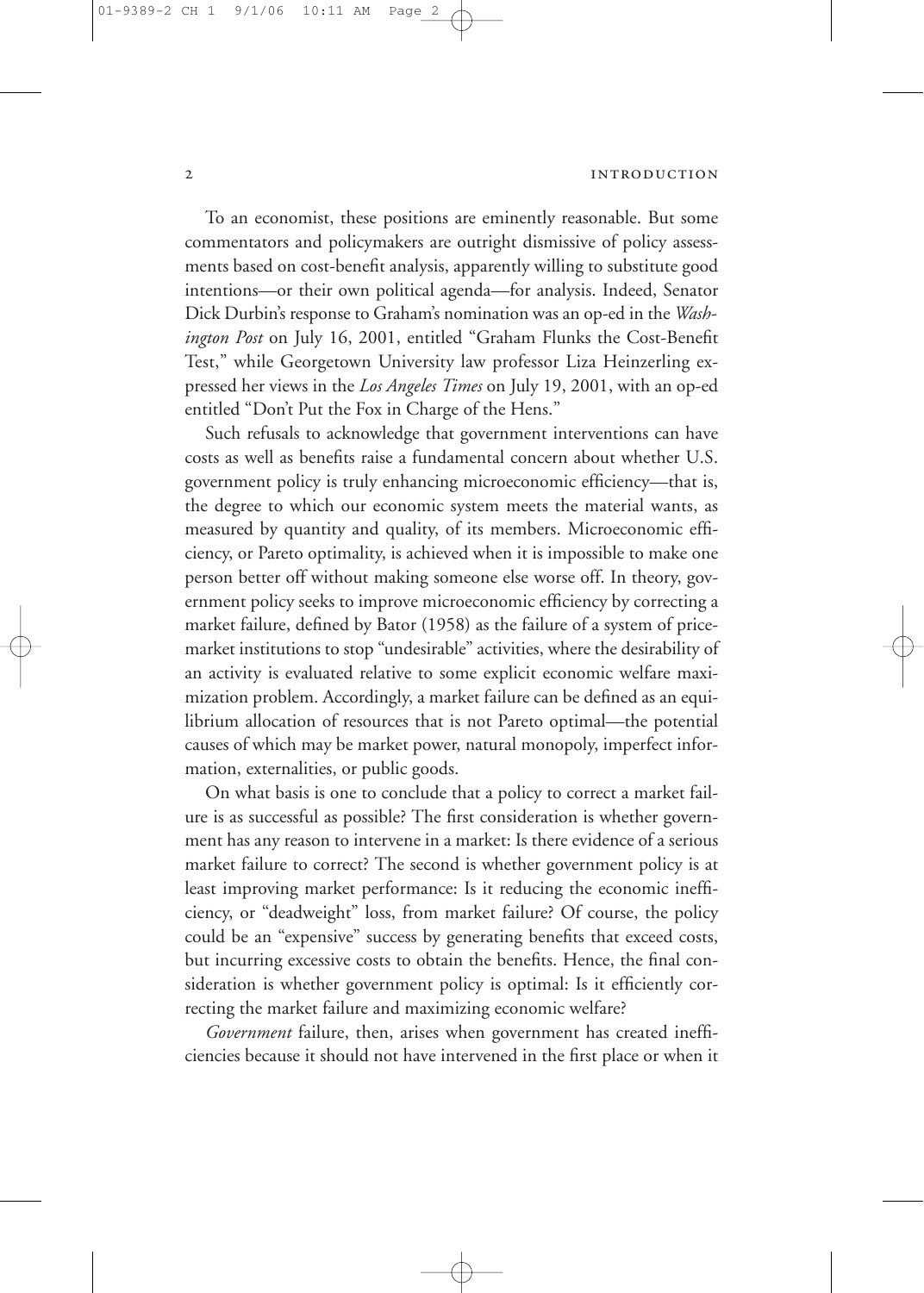To an economist, these positions are eminently reasonable. But some commentators and policymakers are outright dismissive of policy assessments based on cost-benefit analysis, apparently willing to substitute good intentions—or their own political agenda—for analysis. Indeed, Senator Dick Durbin's response to Graham's nomination was an op-ed in the *Washington Post* on July 16, 2001, entitled "Graham Flunks the Cost-Benefit Test," while Georgetown University law professor Liza Heinzerling expressed her views in the *Los Angeles Times* on July 19, 2001, with an op-ed entitled "Don't Put the Fox in Charge of the Hens."

Such refusals to acknowledge that government interventions can have costs as well as benefits raise a fundamental concern about whether U.S. government policy is truly enhancing microeconomic efficiency—that is, the degree to which our economic system meets the material wants, as measured by quantity and quality, of its members. Microeconomic efficiency, or Pareto optimality, is achieved when it is impossible to make one person better off without making someone else worse off. In theory, government policy seeks to improve microeconomic efficiency by correcting a market failure, defined by Bator (1958) as the failure of a system of price-market institutions to stop "undesirable" activities, where the desirability of an activity is evaluated relative to some explicit economic welfare maximization problem. Accordingly, a market failure can be defined as an equilibrium allocation of resources that is not Pareto optimal—the potential causes of which may be market power, natural monopoly, imperfect information, externalities, or public goods.

On what basis is one to conclude that a policy to correct a market failure is as successful as possible? The first consideration is whether government has any reason to intervene in a market: Is there evidence of a serious market failure to correct? The second is whether government policy is at least improving market performance: Is it reducing the economic inefficiency, or "deadweight" loss, from market failure? Of course, the policy could be an "expensive" success by generating benefits that exceed costs, but incurring excessive costs to obtain the benefits. Hence, the final consideration is whether government policy is optimal: Is it efficiently correcting the market failure and maximizing economic welfare?

*Government* failure, then, arises when government has created inefficiencies because it should not have intervened in the first place or when it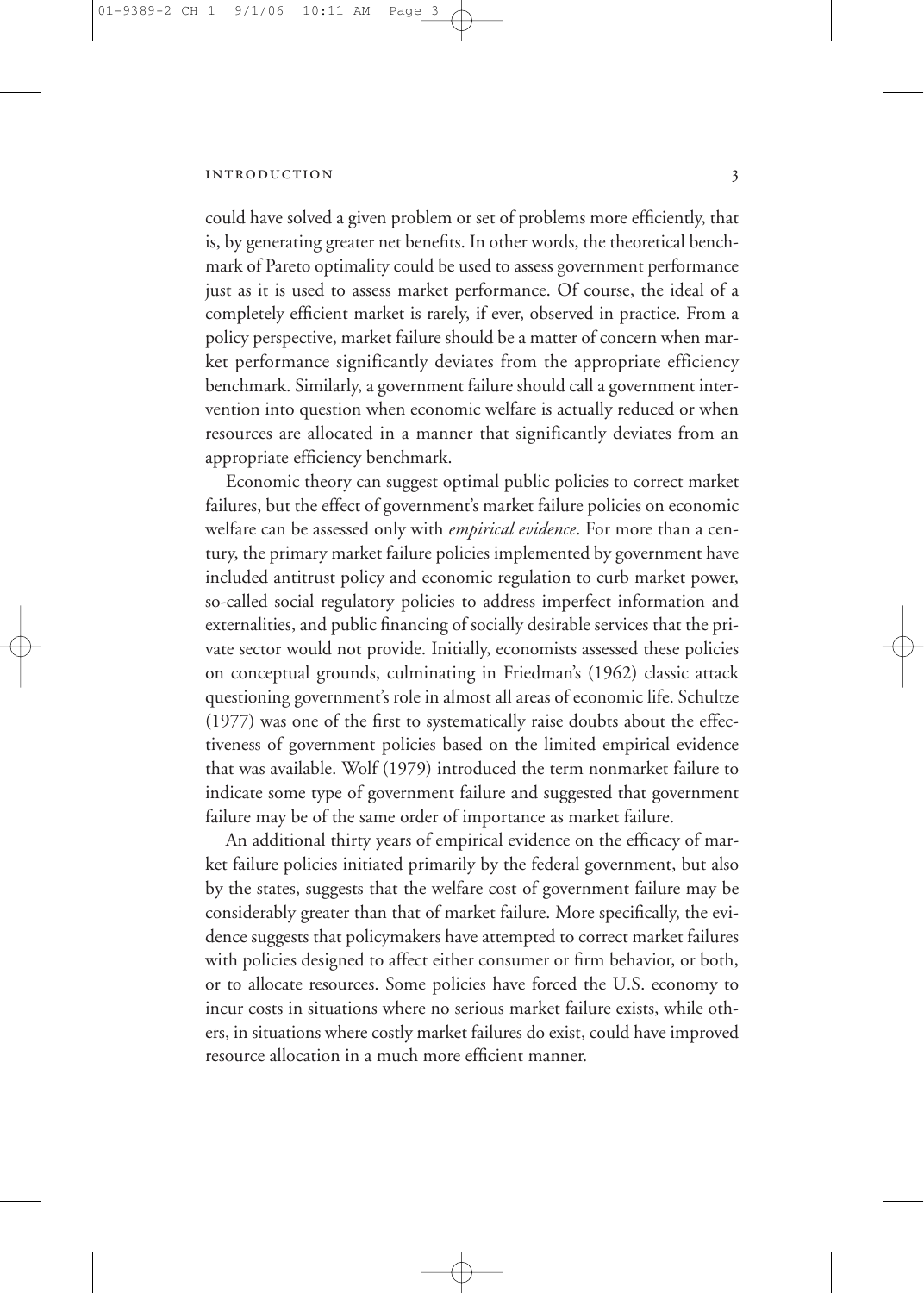could have solved a given problem or set of problems more efficiently, that is, by generating greater net benefits. In other words, the theoretical benchmark of Pareto optimality could be used to assess government performance just as it is used to assess market performance. Of course, the ideal of a completely efficient market is rarely, if ever, observed in practice. From a policy perspective, market failure should be a matter of concern when market performance significantly deviates from the appropriate efficiency benchmark. Similarly, a government failure should call a government intervention into question when economic welfare is actually reduced or when resources are allocated in a manner that significantly deviates from an appropriate efficiency benchmark.

Economic theory can suggest optimal public policies to correct market failures, but the effect of government's market failure policies on economic welfare can be assessed only with *empirical evidence*. For more than a century, the primary market failure policies implemented by government have included antitrust policy and economic regulation to curb market power, so-called social regulatory policies to address imperfect information and externalities, and public financing of socially desirable services that the private sector would not provide. Initially, economists assessed these policies on conceptual grounds, culminating in Friedman's (1962) classic attack questioning government's role in almost all areas of economic life. Schultze (1977) was one of the first to systematically raise doubts about the effectiveness of government policies based on the limited empirical evidence that was available. Wolf (1979) introduced the term nonmarket failure to indicate some type of government failure and suggested that government failure may be of the same order of importance as market failure.

An additional thirty years of empirical evidence on the efficacy of market failure policies initiated primarily by the federal government, but also by the states, suggests that the welfare cost of government failure may be considerably greater than that of market failure. More specifically, the evidence suggests that policymakers have attempted to correct market failures with policies designed to affect either consumer or firm behavior, or both, or to allocate resources. Some policies have forced the U.S. economy to incur costs in situations where no serious market failure exists, while others, in situations where costly market failures do exist, could have improved resource allocation in a much more efficient manner.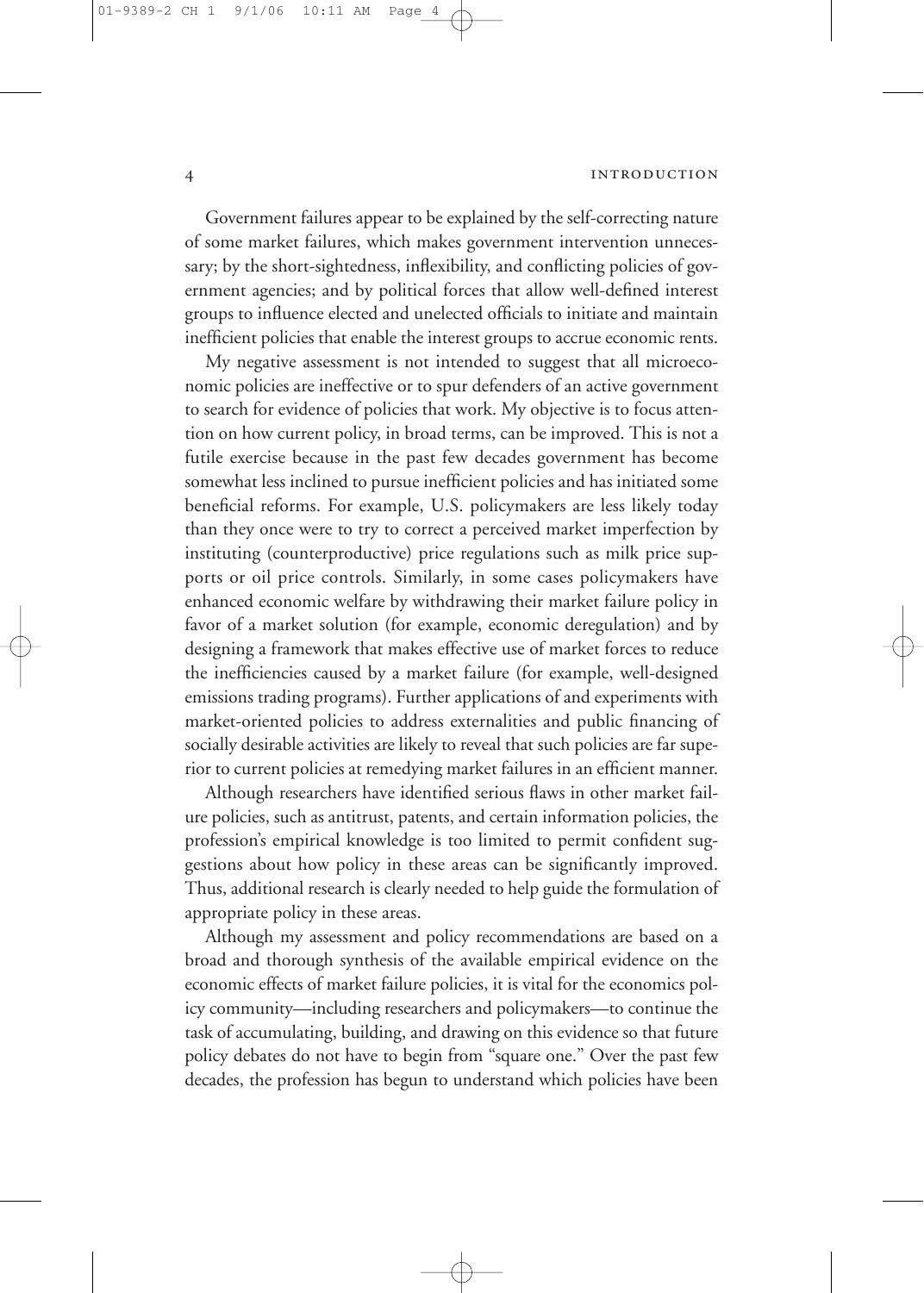Government failures appear to be explained by the self-correcting nature of some market failures, which makes government intervention unnecessary; by the short-sightedness, inflexibility, and conflicting policies of government agencies; and by political forces that allow well-defined interest groups to influence elected and unelected officials to initiate and maintain inefficient policies that enable the interest groups to accrue economic rents.

My negative assessment is not intended to suggest that all microeconomic policies are ineffective or to spur defenders of an active government to search for evidence of policies that work. My objective is to focus attention on how current policy, in broad terms, can be improved. This is not a futile exercise because in the past few decades government has become somewhat less inclined to pursue inefficient policies and has initiated some beneficial reforms. For example, U.S. policymakers are less likely today than they once were to try to correct a perceived market imperfection by instituting (counterproductive) price regulations such as milk price supports or oil price controls. Similarly, in some cases policymakers have enhanced economic welfare by withdrawing their market failure policy in favor of a market solution (for example, economic deregulation) and by designing a framework that makes effective use of market forces to reduce the inefficiencies caused by a market failure (for example, well-designed emissions trading programs). Further applications of and experiments with market-oriented policies to address externalities and public financing of socially desirable activities are likely to reveal that such policies are far superior to current policies at remedying market failures in an efficient manner.

Although researchers have identified serious flaws in other market failure policies, such as antitrust, patents, and certain information policies, the profession's empirical knowledge is too limited to permit confident suggestions about how policy in these areas can be significantly improved. Thus, additional research is clearly needed to help guide the formulation of appropriate policy in these areas.

Although my assessment and policy recommendations are based on a broad and thorough synthesis of the available empirical evidence on the economic effects of market failure policies, it is vital for the economics policy community—including researchers and policymakers—to continue the task of accumulating, building, and drawing on this evidence so that future policy debates do not have to begin from "square one." Over the past few decades, the profession has begun to understand which policies have been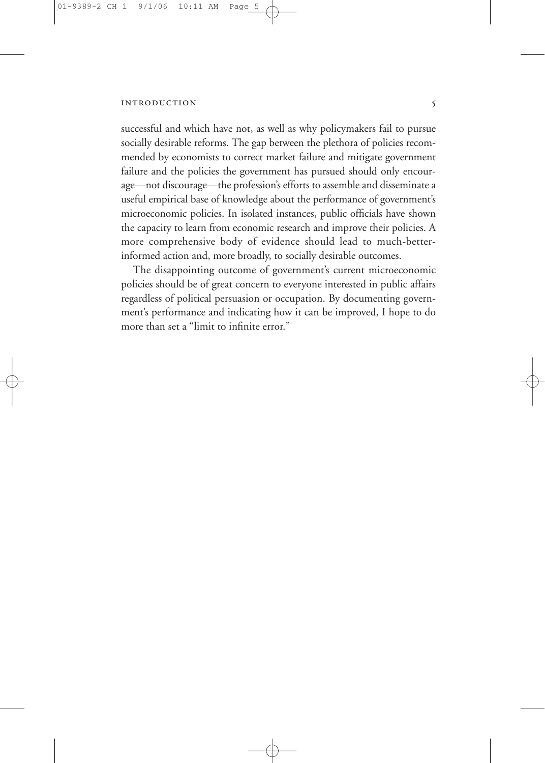successful and which have not, as well as why policymakers fail to pursue socially desirable reforms. The gap between the plethora of policies recommended by economists to correct market failure and mitigate government failure and the policies the government has pursued should only encourage—not discourage—the profession's efforts to assemble and disseminate a useful empirical base of knowledge about the performance of government's microeconomic policies. In isolated instances, public officials have shown the capacity to learn from economic research and improve their policies. A more comprehensive body of evidence should lead to much-better-informed action and, more broadly, to socially desirable outcomes.

The disappointing outcome of government's current microeconomic policies should be of great concern to everyone interested in public affairs regardless of political persuasion or occupation. By documenting government's performance and indicating how it can be improved, I hope to do more than set a "limit to infinite error."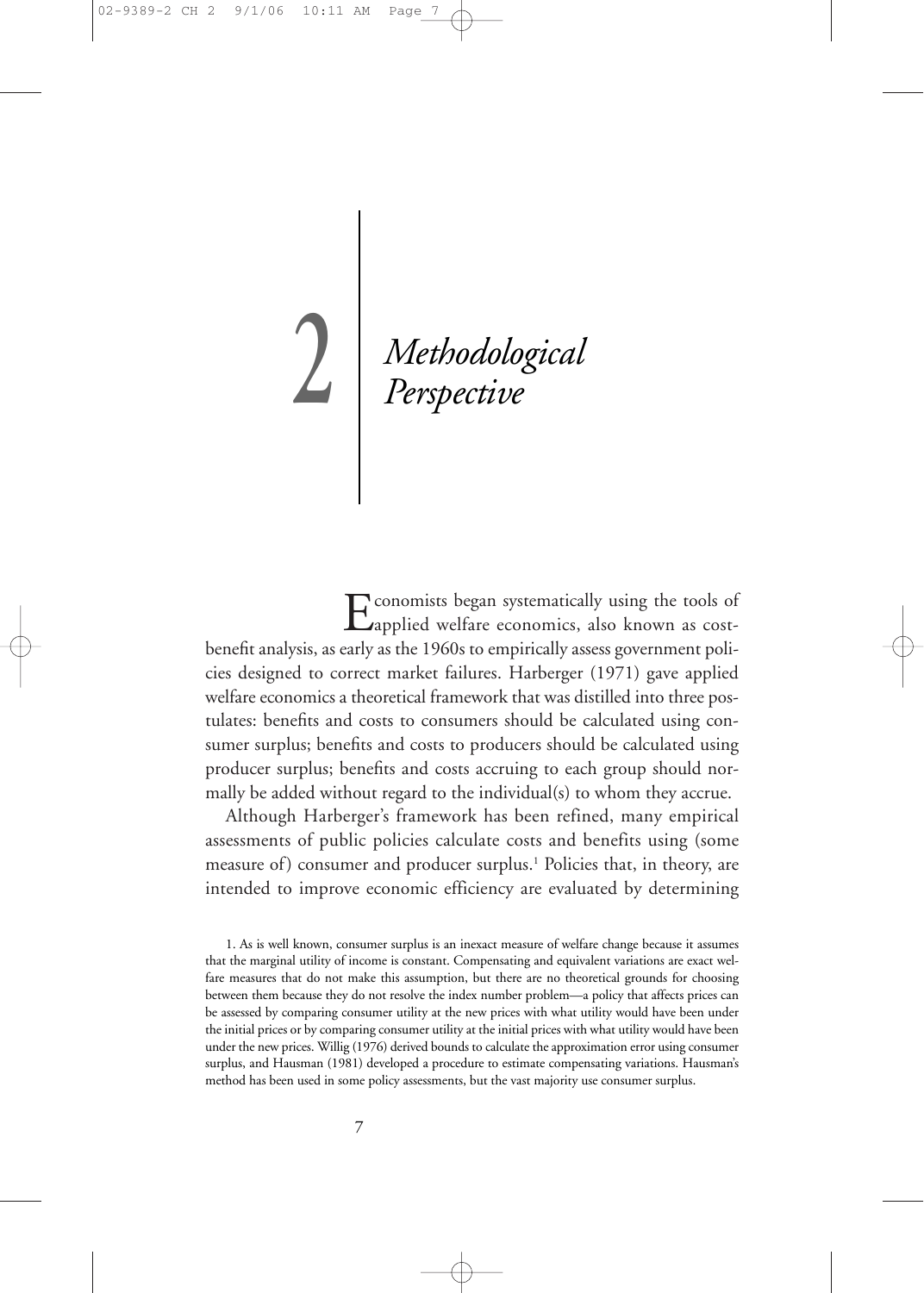# 2 Methodological Perspective

Economists began systematically using the tools of applied welfare economics, also known as cost-benefit analysis, as early as the 1960s to empirically assess government policies designed to correct market failures. Harberger (1971) gave applied welfare economics a theoretical framework that was distilled into three postulates: benefits and costs to consumers should be calculated using consumer surplus; benefits and costs to producers should be calculated using producer surplus; benefits and costs accruing to each group should normally be added without regard to the individual(s) to whom they accrue.

Although Harberger's framework has been refined, many empirical assessments of public policies calculate costs and benefits using (some measure of) consumer and producer surplus.[1] Policies that, in theory, are intended to improve economic efficiency are evaluated by determining

1. As is well known, consumer surplus is an inexact measure of welfare change because it assumes that the marginal utility of income is constant. Compensating and equivalent variations are exact welfare measures that do not make this assumption, but there are no theoretical grounds for choosing between them because they do not resolve the index number problem—a policy that affects prices can be assessed by comparing consumer utility at the new prices with what utility would have been under the initial prices or by comparing consumer utility at the initial prices with what utility would have been under the new prices. Willig (1976) derived bounds to calculate the approximation error using consumer surplus, and Hausman (1981) developed a procedure to estimate compensating variations. Hausman's method has been used in some policy assessments, but the vast majority use consumer surplus.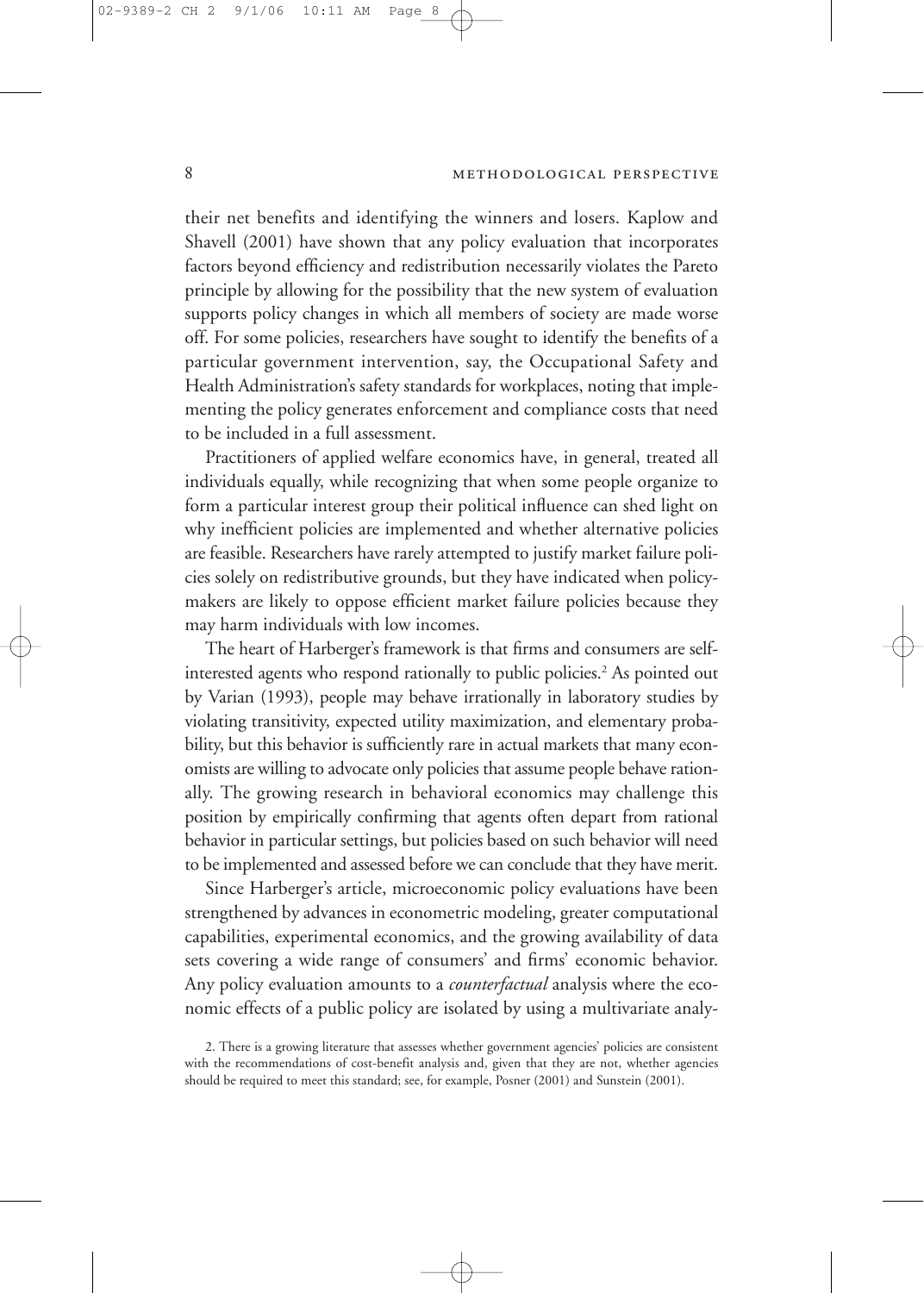their net benefits and identifying the winners and losers. Kaplow and Shavell (2001) have shown that any policy evaluation that incorporates factors beyond efficiency and redistribution necessarily violates the Pareto principle by allowing for the possibility that the new system of evaluation supports policy changes in which all members of society are made worse off. For some policies, researchers have sought to identify the benefits of a particular government intervention, say, the Occupational Safety and Health Administration's safety standards for workplaces, noting that implementing the policy generates enforcement and compliance costs that need to be included in a full assessment.

Practitioners of applied welfare economics have, in general, treated all individuals equally, while recognizing that when some people organize to form a particular interest group their political influence can shed light on why inefficient policies are implemented and whether alternative policies are feasible. Researchers have rarely attempted to justify market failure policies solely on redistributive grounds, but they have indicated when policymakers are likely to oppose efficient market failure policies because they may harm individuals with low incomes.

The heart of Harberger's framework is that firms and consumers are self-interested agents who respond rationally to public policies.[2] As pointed out by Varian (1993), people may behave irrationally in laboratory studies by violating transitivity, expected utility maximization, and elementary probability, but this behavior is sufficiently rare in actual markets that many economists are willing to advocate only policies that assume people behave rationally. The growing research in behavioral economics may challenge this position by empirically confirming that agents often depart from rational behavior in particular settings, but policies based on such behavior will need to be implemented and assessed before we can conclude that they have merit.

Since Harberger's article, microeconomic policy evaluations have been strengthened by advances in econometric modeling, greater computational capabilities, experimental economics, and the growing availability of data sets covering a wide range of consumers' and firms' economic behavior. Any policy evaluation amounts to a *counterfactual* analysis where the economic effects of a public policy are isolated by using a multivariate analy-

2. There is a growing literature that assesses whether government agencies' policies are consistent with the recommendations of cost-benefit analysis and, given that they are not, whether agencies should be required to meet this standard; see, for example, Posner (2001) and Sunstein (2001).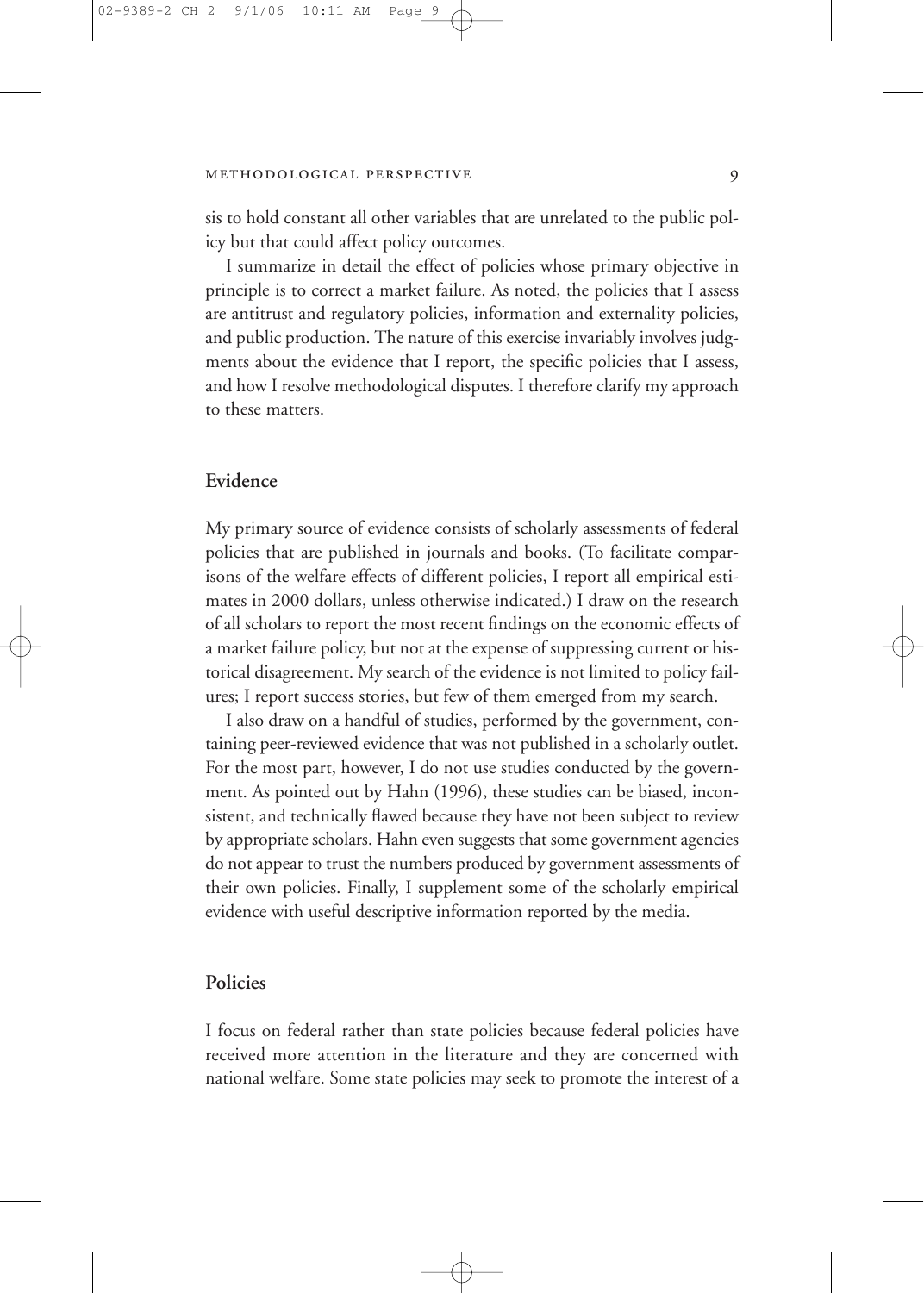sis to hold constant all other variables that are unrelated to the public policy but that could affect policy outcomes.

I summarize in detail the effect of policies whose primary objective in principle is to correct a market failure. As noted, the policies that I assess are antitrust and regulatory policies, information and externality policies, and public production. The nature of this exercise invariably involves judgments about the evidence that I report, the specific policies that I assess, and how I resolve methodological disputes. I therefore clarify my approach to these matters.

## Evidence

My primary source of evidence consists of scholarly assessments of federal policies that are published in journals and books. (To facilitate comparisons of the welfare effects of different policies, I report all empirical estimates in 2000 dollars, unless otherwise indicated.) I draw on the research of all scholars to report the most recent findings on the economic effects of a market failure policy, but not at the expense of suppressing current or historical disagreement. My search of the evidence is not limited to policy failures; I report success stories, but few of them emerged from my search.

I also draw on a handful of studies, performed by the government, containing peer-reviewed evidence that was not published in a scholarly outlet. For the most part, however, I do not use studies conducted by the government. As pointed out by Hahn (1996), these studies can be biased, inconsistent, and technically flawed because they have not been subject to review by appropriate scholars. Hahn even suggests that some government agencies do not appear to trust the numbers produced by government assessments of their own policies. Finally, I supplement some of the scholarly empirical evidence with useful descriptive information reported by the media.

## Policies

I focus on federal rather than state policies because federal policies have received more attention in the literature and they are concerned with national welfare. Some state policies may seek to promote the interest of a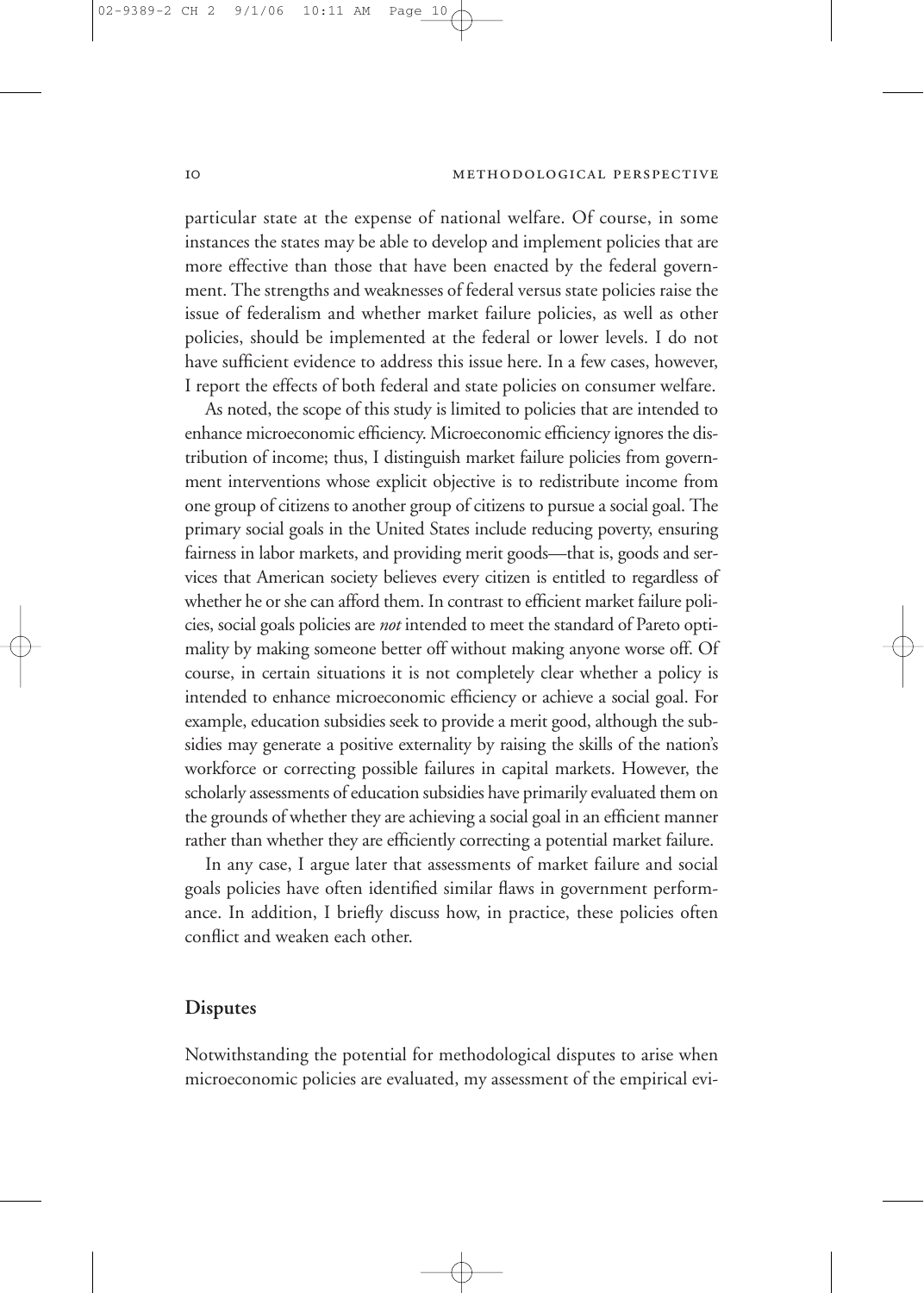particular state at the expense of national welfare. Of course, in some instances the states may be able to develop and implement policies that are more effective than those that have been enacted by the federal government. The strengths and weaknesses of federal versus state policies raise the issue of federalism and whether market failure policies, as well as other policies, should be implemented at the federal or lower levels. I do not have sufficient evidence to address this issue here. In a few cases, however, I report the effects of both federal and state policies on consumer welfare.

As noted, the scope of this study is limited to policies that are intended to enhance microeconomic efficiency. Microeconomic efficiency ignores the distribution of income; thus, I distinguish market failure policies from government interventions whose explicit objective is to redistribute income from one group of citizens to another group of citizens to pursue a social goal. The primary social goals in the United States include reducing poverty, ensuring fairness in labor markets, and providing merit goods—that is, goods and services that American society believes every citizen is entitled to regardless of whether he or she can afford them. In contrast to efficient market failure policies, social goals policies are *not* intended to meet the standard of Pareto optimality by making someone better off without making anyone worse off. Of course, in certain situations it is not completely clear whether a policy is intended to enhance microeconomic efficiency or achieve a social goal. For example, education subsidies seek to provide a merit good, although the subsidies may generate a positive externality by raising the skills of the nation's workforce or correcting possible failures in capital markets. However, the scholarly assessments of education subsidies have primarily evaluated them on the grounds of whether they are achieving a social goal in an efficient manner rather than whether they are efficiently correcting a potential market failure.

In any case, I argue later that assessments of market failure and social goals policies have often identified similar flaws in government performance. In addition, I briefly discuss how, in practice, these policies often conflict and weaken each other.

## Disputes

Notwithstanding the potential for methodological disputes to arise when microeconomic policies are evaluated, my assessment of the empirical evi-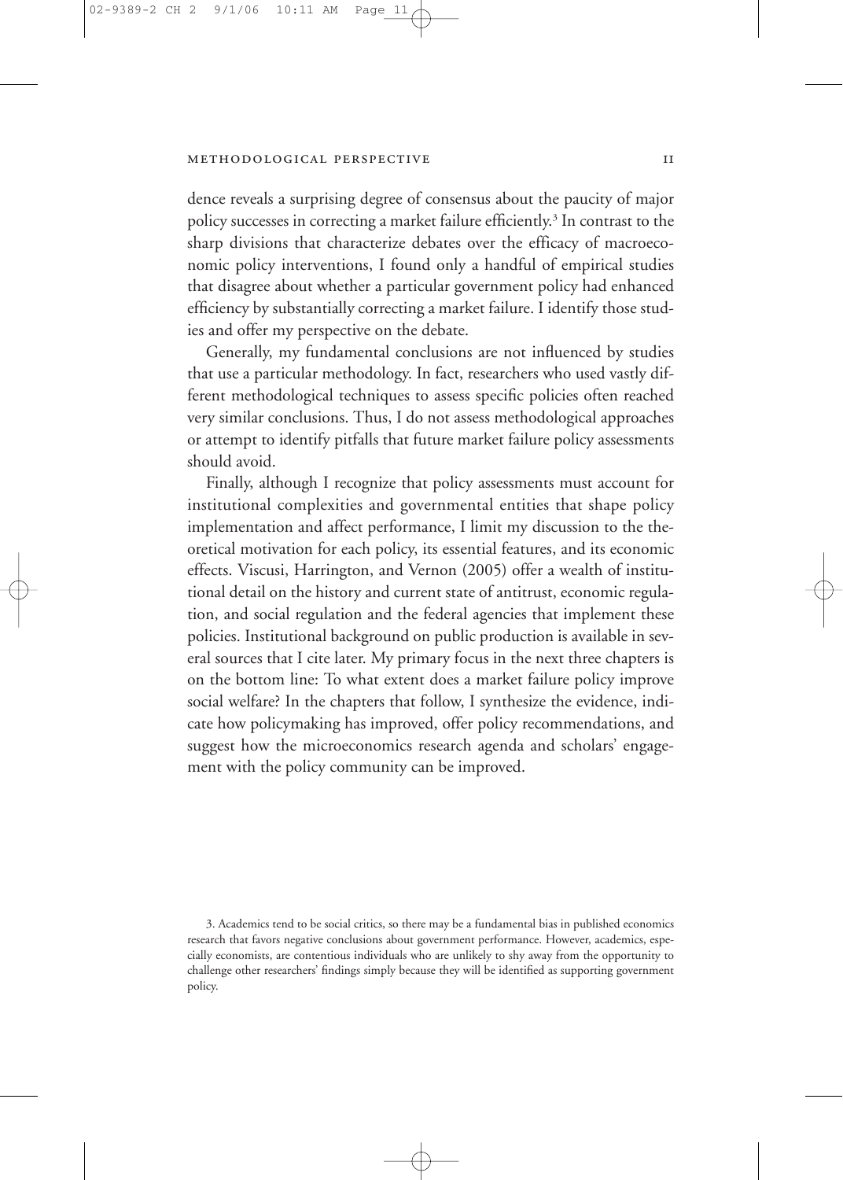dence reveals a surprising degree of consensus about the paucity of major policy successes in correcting a market failure efficiently.[3] In contrast to the sharp divisions that characterize debates over the efficacy of macroeconomic policy interventions, I found only a handful of empirical studies that disagree about whether a particular government policy had enhanced efficiency by substantially correcting a market failure. I identify those studies and offer my perspective on the debate.

Generally, my fundamental conclusions are not influenced by studies that use a particular methodology. In fact, researchers who used vastly different methodological techniques to assess specific policies often reached very similar conclusions. Thus, I do not assess methodological approaches or attempt to identify pitfalls that future market failure policy assessments should avoid.

Finally, although I recognize that policy assessments must account for institutional complexities and governmental entities that shape policy implementation and affect performance, I limit my discussion to the theoretical motivation for each policy, its essential features, and its economic effects. Viscusi, Harrington, and Vernon (2005) offer a wealth of institutional detail on the history and current state of antitrust, economic regulation, and social regulation and the federal agencies that implement these policies. Institutional background on public production is available in several sources that I cite later. My primary focus in the next three chapters is on the bottom line: To what extent does a market failure policy improve social welfare? In the chapters that follow, I synthesize the evidence, indicate how policymaking has improved, offer policy recommendations, and suggest how the microeconomics research agenda and scholars' engagement with the policy community can be improved.

3. Academics tend to be social critics, so there may be a fundamental bias in published economics research that favors negative conclusions about government performance. However, academics, especially economists, are contentious individuals who are unlikely to shy away from the opportunity to challenge other researchers' findings simply because they will be identified as supporting government policy.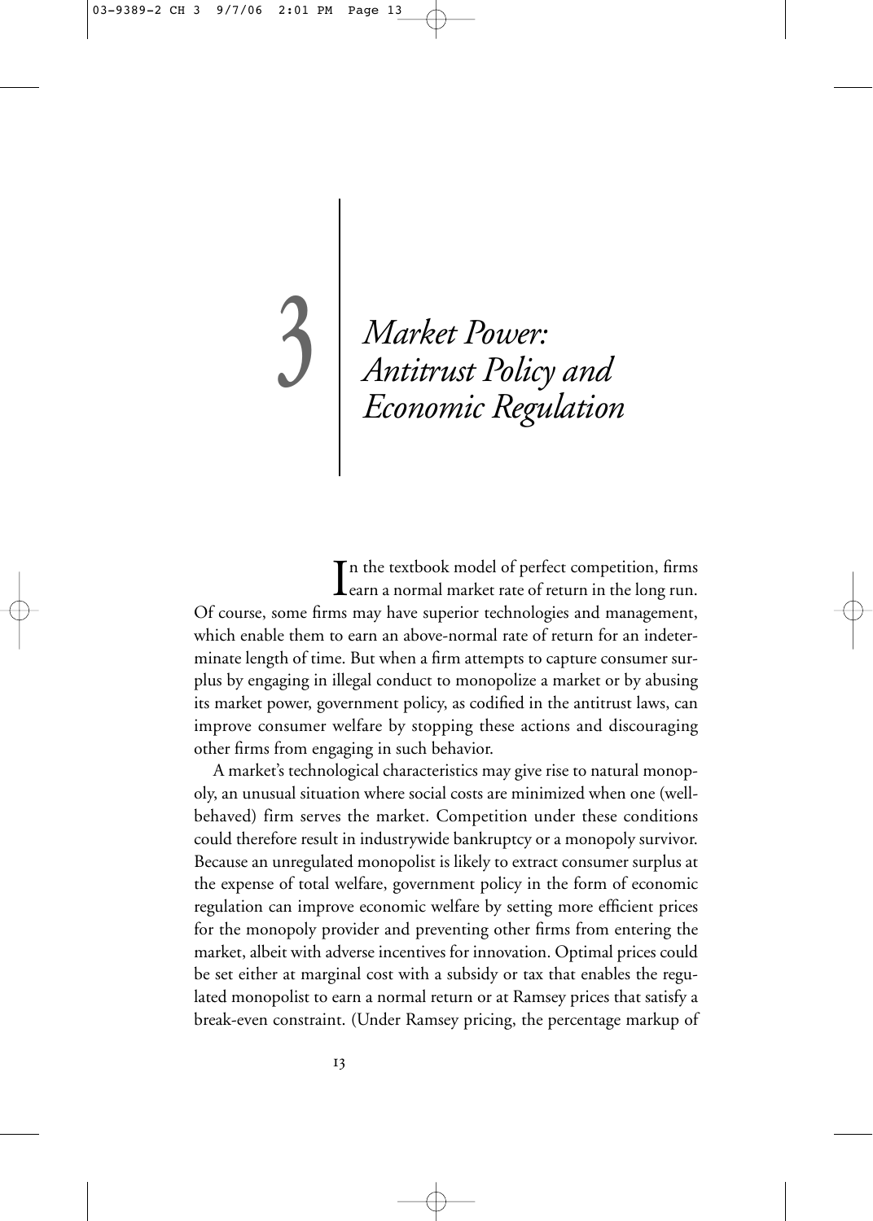# 3 Market Power: Antitrust Policy and Economic Regulation

In the textbook model of perfect competition, firms earn a normal market rate of return in the long run. Of course, some firms may have superior technologies and management, which enable them to earn an above-normal rate of return for an indeterminate length of time. But when a firm attempts to capture consumer surplus by engaging in illegal conduct to monopolize a market or by abusing its market power, government policy, as codified in the antitrust laws, can improve consumer welfare by stopping these actions and discouraging other firms from engaging in such behavior.

A market's technological characteristics may give rise to natural monopoly, an unusual situation where social costs are minimized when one (well-behaved) firm serves the market. Competition under these conditions could therefore result in industrywide bankruptcy or a monopoly survivor. Because an unregulated monopolist is likely to extract consumer surplus at the expense of total welfare, government policy in the form of economic regulation can improve economic welfare by setting more efficient prices for the monopoly provider and preventing other firms from entering the market, albeit with adverse incentives for innovation. Optimal prices could be set either at marginal cost with a subsidy or tax that enables the regulated monopolist to earn a normal return or at Ramsey prices that satisfy a break-even constraint. (Under Ramsey pricing, the percentage markup of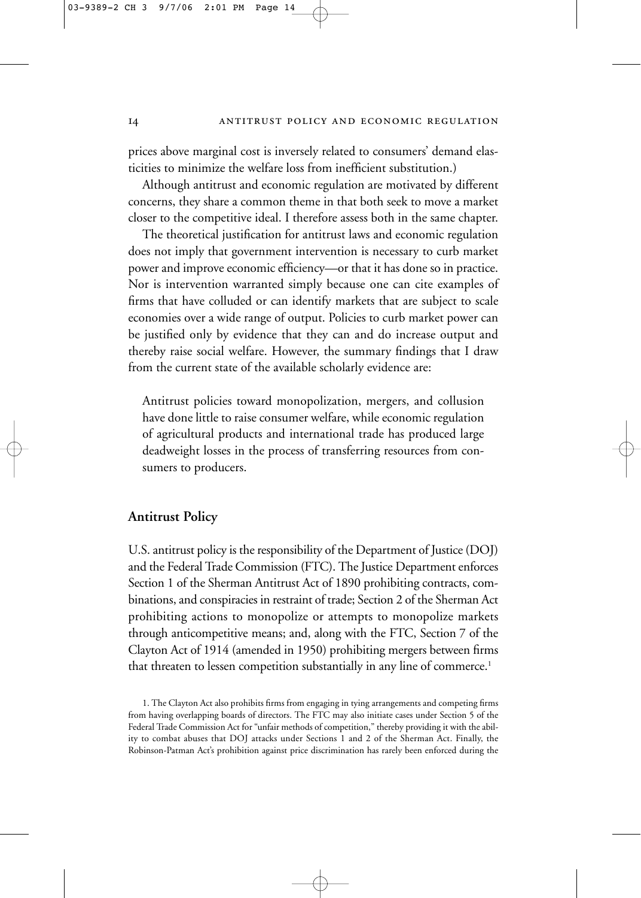prices above marginal cost is inversely related to consumers' demand elasticities to minimize the welfare loss from inefficient substitution.)

Although antitrust and economic regulation are motivated by different concerns, they share a common theme in that both seek to move a market closer to the competitive ideal. I therefore assess both in the same chapter.

The theoretical justification for antitrust laws and economic regulation does not imply that government intervention is necessary to curb market power and improve economic efficiency—or that it has done so in practice. Nor is intervention warranted simply because one can cite examples of firms that have colluded or can identify markets that are subject to scale economies over a wide range of output. Policies to curb market power can be justified only by evidence that they can and do increase output and thereby raise social welfare. However, the summary findings that I draw from the current state of the available scholarly evidence are:

> Antitrust policies toward monopolization, mergers, and collusion have done little to raise consumer welfare, while economic regulation of agricultural products and international trade has produced large deadweight losses in the process of transferring resources from consumers to producers.

## Antitrust Policy

U.S. antitrust policy is the responsibility of the Department of Justice (DOJ) and the Federal Trade Commission (FTC). The Justice Department enforces Section 1 of the Sherman Antitrust Act of 1890 prohibiting contracts, combinations, and conspiracies in restraint of trade; Section 2 of the Sherman Act prohibiting actions to monopolize or attempts to monopolize markets through anticompetitive means; and, along with the FTC, Section 7 of the Clayton Act of 1914 (amended in 1950) prohibiting mergers between firms that threaten to lessen competition substantially in any line of commerce.[1]

1. The Clayton Act also prohibits firms from engaging in tying arrangements and competing firms from having overlapping boards of directors. The FTC may also initiate cases under Section 5 of the Federal Trade Commission Act for "unfair methods of competition," thereby providing it with the ability to combat abuses that DOJ attacks under Sections 1 and 2 of the Sherman Act. Finally, the Robinson-Patman Act's prohibition against price discrimination has rarely been enforced during the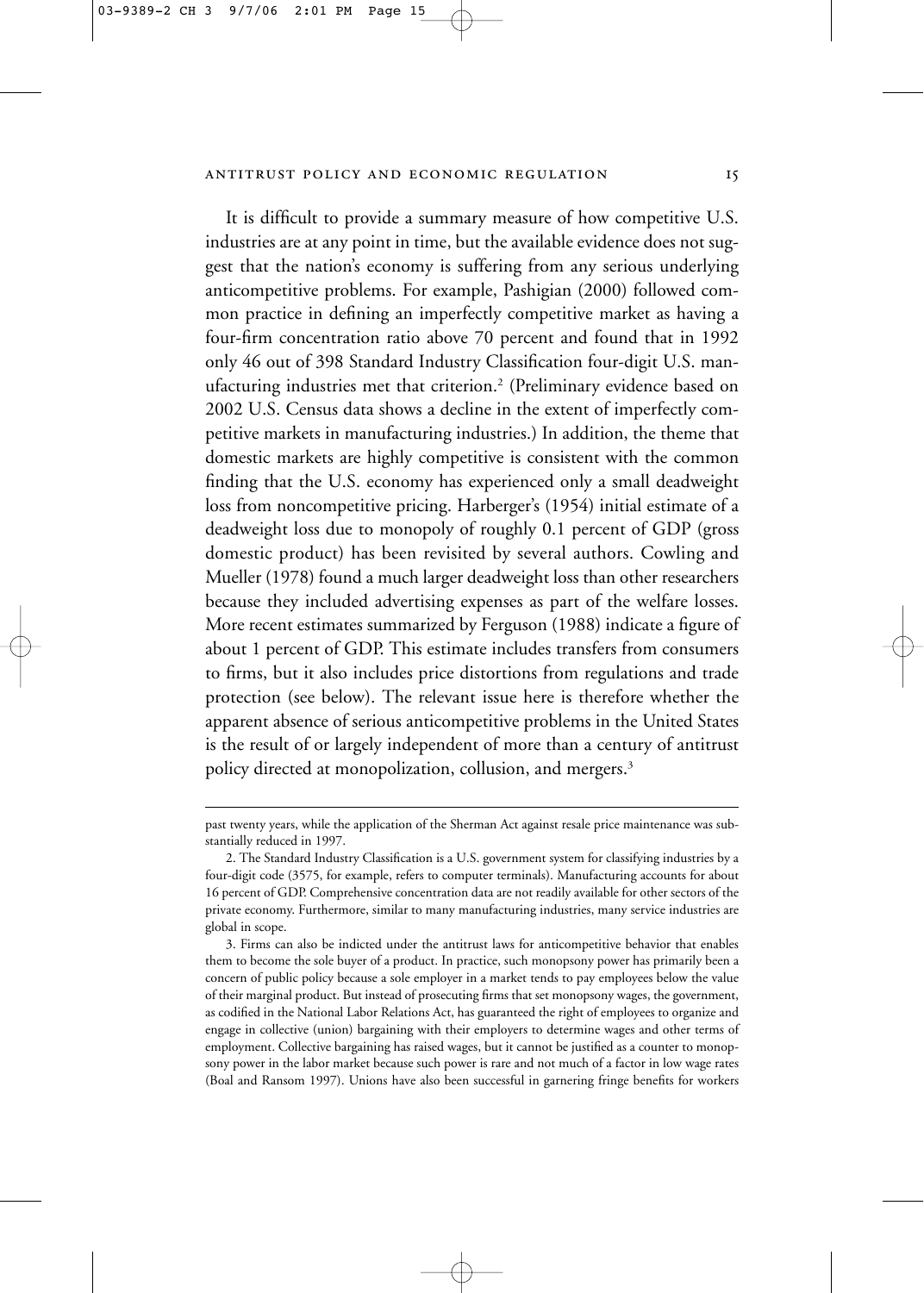It is difficult to provide a summary measure of how competitive U.S. industries are at any point in time, but the available evidence does not suggest that the nation's economy is suffering from any serious underlying anticompetitive problems. For example, Pashigian (2000) followed common practice in defining an imperfectly competitive market as having a four-firm concentration ratio above 70 percent and found that in 1992 only 46 out of 398 Standard Industry Classification four-digit U.S. manufacturing industries met that criterion.[2] (Preliminary evidence based on 2002 U.S. Census data shows a decline in the extent of imperfectly competitive markets in manufacturing industries.) In addition, the theme that domestic markets are highly competitive is consistent with the common finding that the U.S. economy has experienced only a small deadweight loss from noncompetitive pricing. Harberger's (1954) initial estimate of a deadweight loss due to monopoly of roughly 0.1 percent of GDP (gross domestic product) has been revisited by several authors. Cowling and Mueller (1978) found a much larger deadweight loss than other researchers because they included advertising expenses as part of the welfare losses. More recent estimates summarized by Ferguson (1988) indicate a figure of about 1 percent of GDP. This estimate includes transfers from consumers to firms, but it also includes price distortions from regulations and trade protection (see below). The relevant issue here is therefore whether the apparent absence of serious anticompetitive problems in the United States is the result of or largely independent of more than a century of antitrust policy directed at monopolization, collusion, and mergers.[3]

past twenty years, while the application of the Sherman Act against resale price maintenance was substantially reduced in 1997.

2. The Standard Industry Classification is a U.S. government system for classifying industries by a four-digit code (3575, for example, refers to computer terminals). Manufacturing accounts for about 16 percent of GDP. Comprehensive concentration data are not readily available for other sectors of the private economy. Furthermore, similar to many manufacturing industries, many service industries are global in scope.

3. Firms can also be indicted under the antitrust laws for anticompetitive behavior that enables them to become the sole buyer of a product. In practice, such monopsony power has primarily been a concern of public policy because a sole employer in a market tends to pay employees below the value of their marginal product. But instead of prosecuting firms that set monopsony wages, the government, as codified in the National Labor Relations Act, has guaranteed the right of employees to organize and engage in collective (union) bargaining with their employers to determine wages and other terms of employment. Collective bargaining has raised wages, but it cannot be justified as a counter to monopsony power in the labor market because such power is rare and not much of a factor in low wage rates (Boal and Ransom 1997). Unions have also been successful in garnering fringe benefits for workers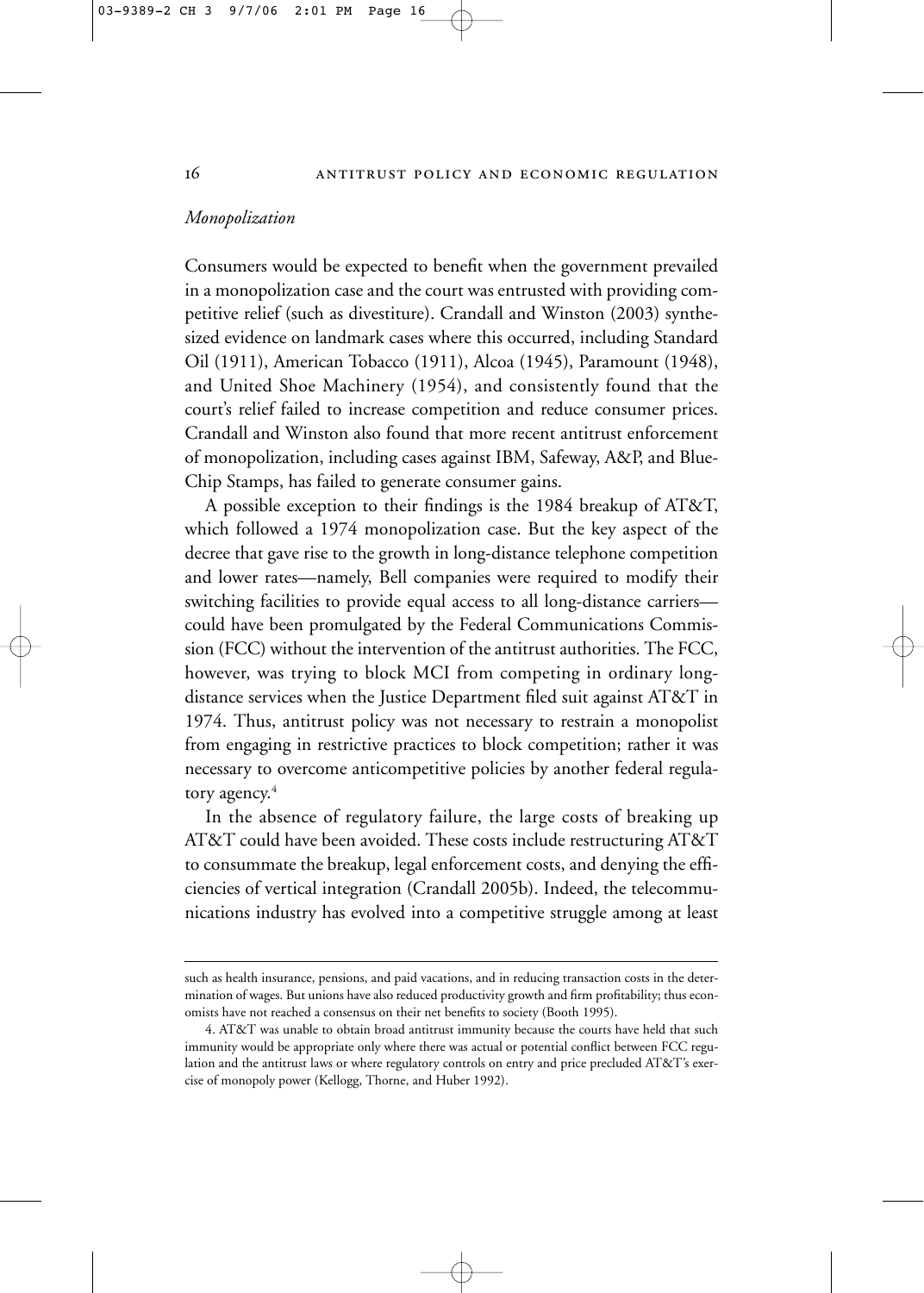### *Monopolization*

Consumers would be expected to benefit when the government prevailed in a monopolization case and the court was entrusted with providing competitive relief (such as divestiture). Crandall and Winston (2003) synthesized evidence on landmark cases where this occurred, including Standard Oil (1911), American Tobacco (1911), Alcoa (1945), Paramount (1948), and United Shoe Machinery (1954), and consistently found that the court's relief failed to increase competition and reduce consumer prices. Crandall and Winston also found that more recent antitrust enforcement of monopolization, including cases against IBM, Safeway, A&P, and Blue-Chip Stamps, has failed to generate consumer gains.

A possible exception to their findings is the 1984 breakup of AT&T, which followed a 1974 monopolization case. But the key aspect of the decree that gave rise to the growth in long-distance telephone competition and lower rates—namely, Bell companies were required to modify their switching facilities to provide equal access to all long-distance carriers—could have been promulgated by the Federal Communications Commission (FCC) without the intervention of the antitrust authorities. The FCC, however, was trying to block MCI from competing in ordinary long-distance services when the Justice Department filed suit against AT&T in 1974. Thus, antitrust policy was not necessary to restrain a monopolist from engaging in restrictive practices to block competition; rather it was necessary to overcome anticompetitive policies by another federal regulatory agency.[4]

In the absence of regulatory failure, the large costs of breaking up AT&T could have been avoided. These costs include restructuring AT&T to consummate the breakup, legal enforcement costs, and denying the efficiencies of vertical integration (Crandall 2005b). Indeed, the telecommunications industry has evolved into a competitive struggle among at least

---

such as health insurance, pensions, and paid vacations, and in reducing transaction costs in the determination of wages. But unions have also reduced productivity growth and firm profitability; thus economists have not reached a consensus on their net benefits to society (Booth 1995).

4. AT&T was unable to obtain broad antitrust immunity because the courts have held that such immunity would be appropriate only where there was actual or potential conflict between FCC regulation and the antitrust laws or where regulatory controls on entry and price precluded AT&T's exercise of monopoly power (Kellogg, Thorne, and Huber 1992).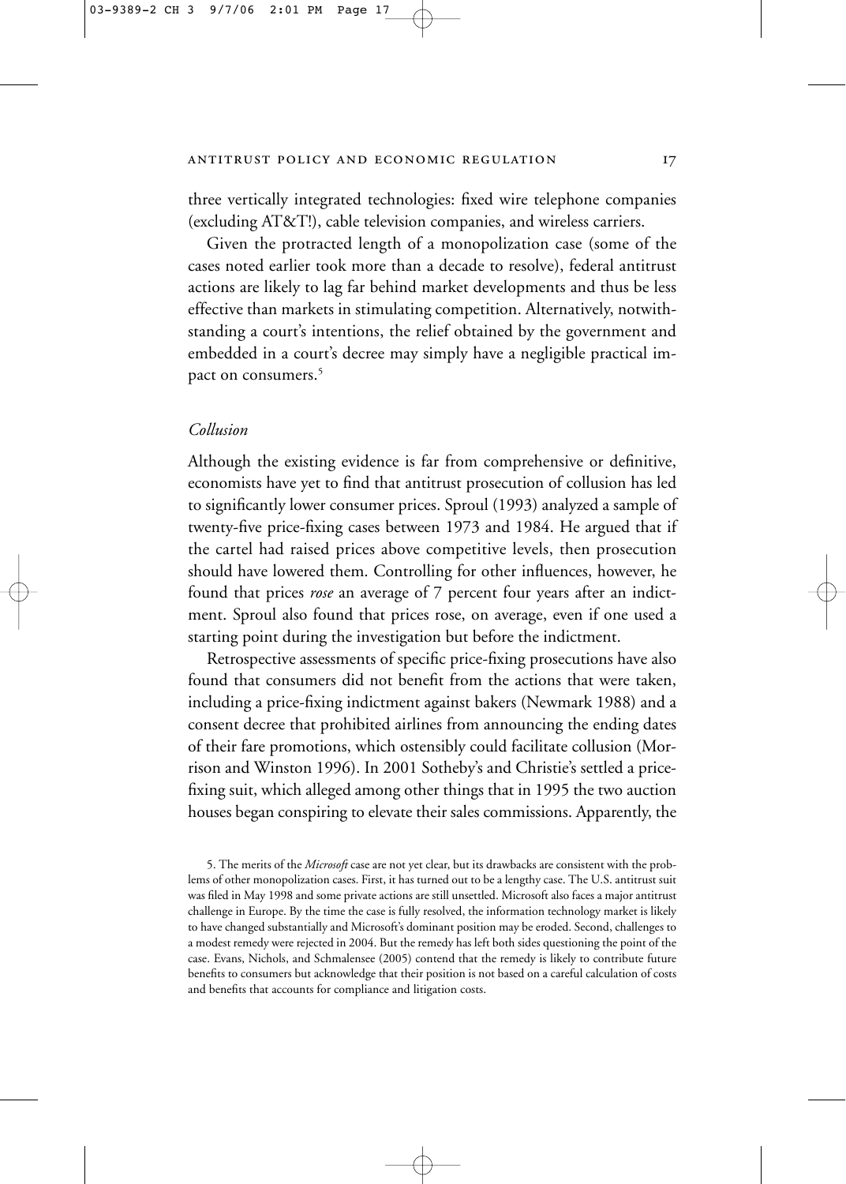three vertically integrated technologies: fixed wire telephone companies (excluding AT&T!), cable television companies, and wireless carriers.

Given the protracted length of a monopolization case (some of the cases noted earlier took more than a decade to resolve), federal antitrust actions are likely to lag far behind market developments and thus be less effective than markets in stimulating competition. Alternatively, notwithstanding a court's intentions, the relief obtained by the government and embedded in a court's decree may simply have a negligible practical impact on consumers.[5]

### *Collusion*

Although the existing evidence is far from comprehensive or definitive, economists have yet to find that antitrust prosecution of collusion has led to significantly lower consumer prices. Sproul (1993) analyzed a sample of twenty-five price-fixing cases between 1973 and 1984. He argued that if the cartel had raised prices above competitive levels, then prosecution should have lowered them. Controlling for other influences, however, he found that prices *rose* an average of 7 percent four years after an indictment. Sproul also found that prices rose, on average, even if one used a starting point during the investigation but before the indictment.

Retrospective assessments of specific price-fixing prosecutions have also found that consumers did not benefit from the actions that were taken, including a price-fixing indictment against bakers (Newmark 1988) and a consent decree that prohibited airlines from announcing the ending dates of their fare promotions, which ostensibly could facilitate collusion (Morrison and Winston 1996). In 2001 Sotheby's and Christie's settled a price-fixing suit, which alleged among other things that in 1995 the two auction houses began conspiring to elevate their sales commissions. Apparently, the

5. The merits of the *Microsoft* case are not yet clear, but its drawbacks are consistent with the problems of other monopolization cases. First, it has turned out to be a lengthy case. The U.S. antitrust suit was filed in May 1998 and some private actions are still unsettled. Microsoft also faces a major antitrust challenge in Europe. By the time the case is fully resolved, the information technology market is likely to have changed substantially and Microsoft's dominant position may be eroded. Second, challenges to a modest remedy were rejected in 2004. But the remedy has left both sides questioning the point of the case. Evans, Nichols, and Schmalensee (2005) contend that the remedy is likely to contribute future benefits to consumers but acknowledge that their position is not based on a careful calculation of costs and benefits that accounts for compliance and litigation costs.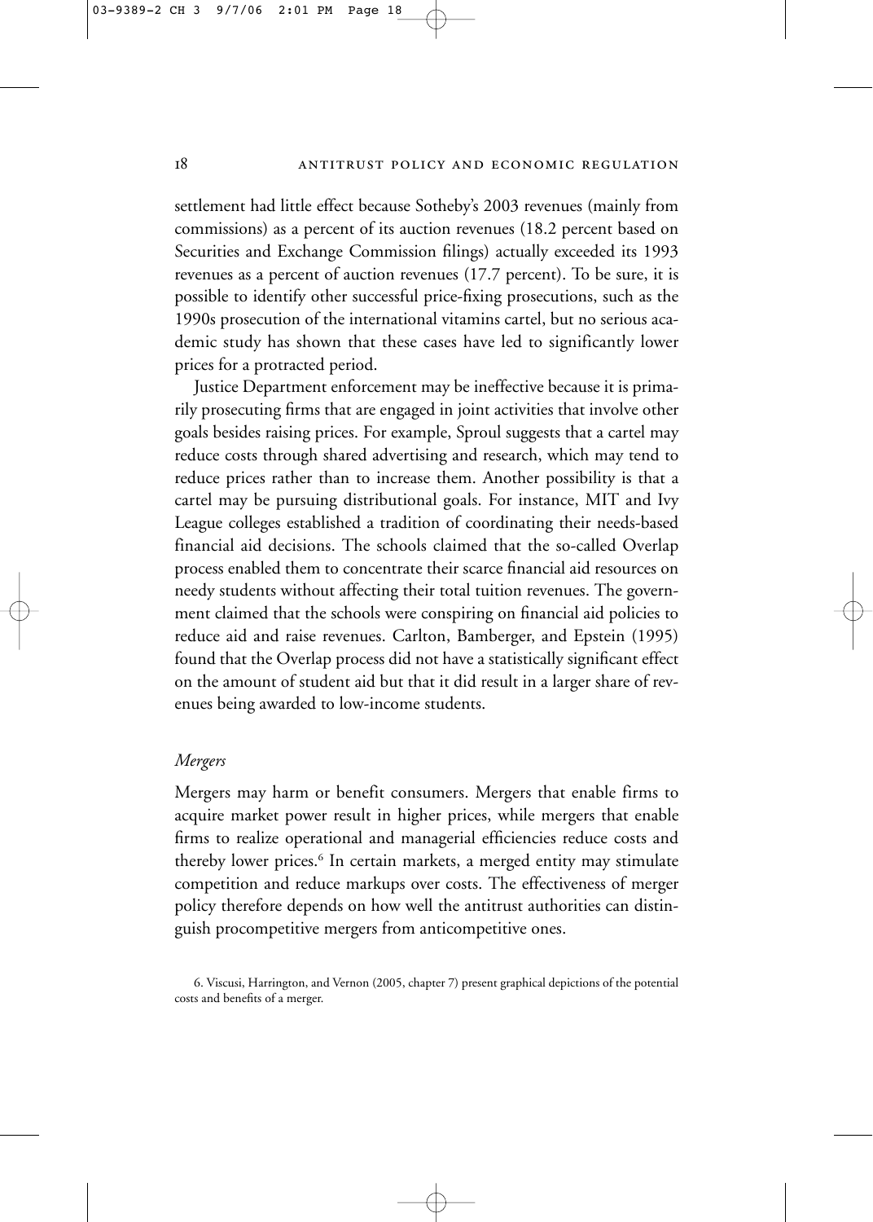settlement had little effect because Sotheby's 2003 revenues (mainly from commissions) as a percent of its auction revenues (18.2 percent based on Securities and Exchange Commission filings) actually exceeded its 1993 revenues as a percent of auction revenues (17.7 percent). To be sure, it is possible to identify other successful price-fixing prosecutions, such as the 1990s prosecution of the international vitamins cartel, but no serious academic study has shown that these cases have led to significantly lower prices for a protracted period.

Justice Department enforcement may be ineffective because it is primarily prosecuting firms that are engaged in joint activities that involve other goals besides raising prices. For example, Sproul suggests that a cartel may reduce costs through shared advertising and research, which may tend to reduce prices rather than to increase them. Another possibility is that a cartel may be pursuing distributional goals. For instance, MIT and Ivy League colleges established a tradition of coordinating their needs-based financial aid decisions. The schools claimed that the so-called Overlap process enabled them to concentrate their scarce financial aid resources on needy students without affecting their total tuition revenues. The government claimed that the schools were conspiring on financial aid policies to reduce aid and raise revenues. Carlton, Bamberger, and Epstein (1995) found that the Overlap process did not have a statistically significant effect on the amount of student aid but that it did result in a larger share of revenues being awarded to low-income students.

### *Mergers*

Mergers may harm or benefit consumers. Mergers that enable firms to acquire market power result in higher prices, while mergers that enable firms to realize operational and managerial efficiencies reduce costs and thereby lower prices.[6] In certain markets, a merged entity may stimulate competition and reduce markups over costs. The effectiveness of merger policy therefore depends on how well the antitrust authorities can distinguish procompetitive mergers from anticompetitive ones.

6. Viscusi, Harrington, and Vernon (2005, chapter 7) present graphical depictions of the potential costs and benefits of a merger.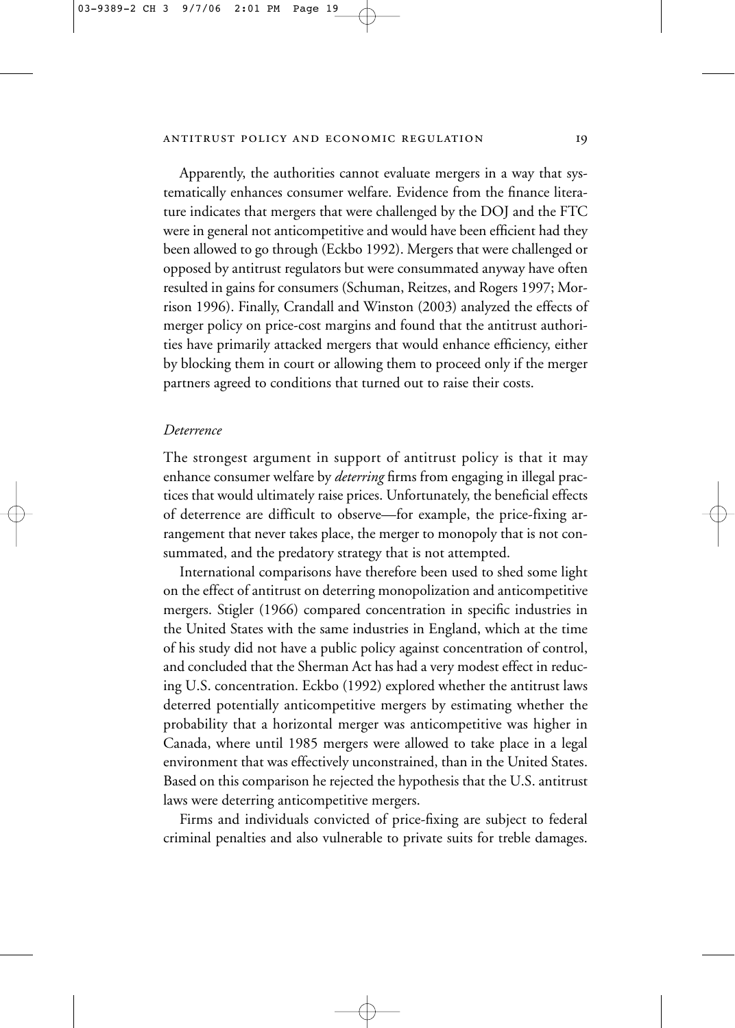Apparently, the authorities cannot evaluate mergers in a way that systematically enhances consumer welfare. Evidence from the finance literature indicates that mergers that were challenged by the DOJ and the FTC were in general not anticompetitive and would have been efficient had they been allowed to go through (Eckbo 1992). Mergers that were challenged or opposed by antitrust regulators but were consummated anyway have often resulted in gains for consumers (Schuman, Reitzes, and Rogers 1997; Morrison 1996). Finally, Crandall and Winston (2003) analyzed the effects of merger policy on price-cost margins and found that the antitrust authorities have primarily attacked mergers that would enhance efficiency, either by blocking them in court or allowing them to proceed only if the merger partners agreed to conditions that turned out to raise their costs.

### *Deterrence*

The strongest argument in support of antitrust policy is that it may enhance consumer welfare by *deterring* firms from engaging in illegal practices that would ultimately raise prices. Unfortunately, the beneficial effects of deterrence are difficult to observe—for example, the price-fixing arrangement that never takes place, the merger to monopoly that is not consummated, and the predatory strategy that is not attempted.

International comparisons have therefore been used to shed some light on the effect of antitrust on deterring monopolization and anticompetitive mergers. Stigler (1966) compared concentration in specific industries in the United States with the same industries in England, which at the time of his study did not have a public policy against concentration of control, and concluded that the Sherman Act has had a very modest effect in reducing U.S. concentration. Eckbo (1992) explored whether the antitrust laws deterred potentially anticompetitive mergers by estimating whether the probability that a horizontal merger was anticompetitive was higher in Canada, where until 1985 mergers were allowed to take place in a legal environment that was effectively unconstrained, than in the United States. Based on this comparison he rejected the hypothesis that the U.S. antitrust laws were deterring anticompetitive mergers.

Firms and individuals convicted of price-fixing are subject to federal criminal penalties and also vulnerable to private suits for treble damages.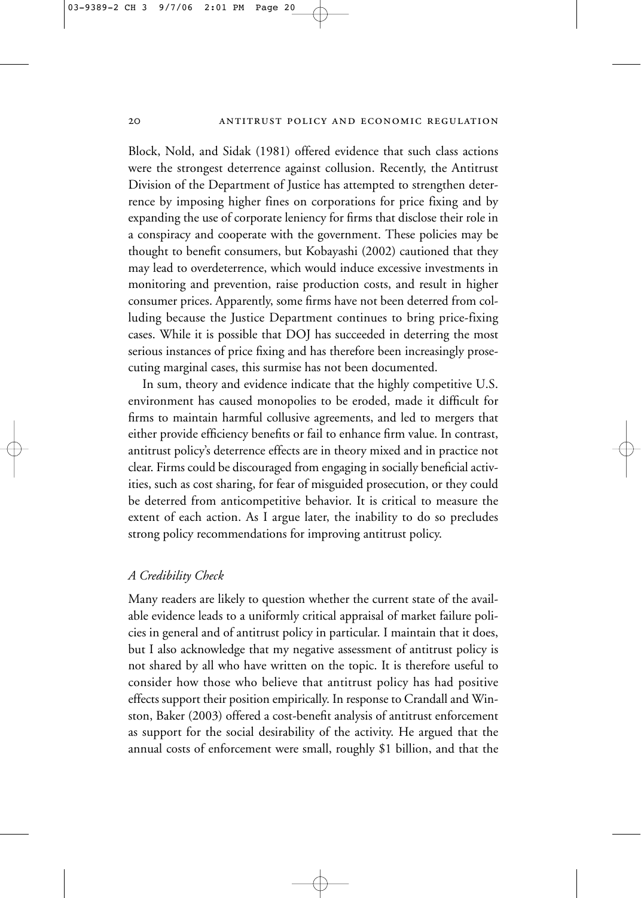Block, Nold, and Sidak (1981) offered evidence that such class actions were the strongest deterrence against collusion. Recently, the Antitrust Division of the Department of Justice has attempted to strengthen deterrence by imposing higher fines on corporations for price fixing and by expanding the use of corporate leniency for firms that disclose their role in a conspiracy and cooperate with the government. These policies may be thought to benefit consumers, but Kobayashi (2002) cautioned that they may lead to overdeterrence, which would induce excessive investments in monitoring and prevention, raise production costs, and result in higher consumer prices. Apparently, some firms have not been deterred from colluding because the Justice Department continues to bring price-fixing cases. While it is possible that DOJ has succeeded in deterring the most serious instances of price fixing and has therefore been increasingly prosecuting marginal cases, this surmise has not been documented.

In sum, theory and evidence indicate that the highly competitive U.S. environment has caused monopolies to be eroded, made it difficult for firms to maintain harmful collusive agreements, and led to mergers that either provide efficiency benefits or fail to enhance firm value. In contrast, antitrust policy's deterrence effects are in theory mixed and in practice not clear. Firms could be discouraged from engaging in socially beneficial activities, such as cost sharing, for fear of misguided prosecution, or they could be deterred from anticompetitive behavior. It is critical to measure the extent of each action. As I argue later, the inability to do so precludes strong policy recommendations for improving antitrust policy.

### *A Credibility Check*

Many readers are likely to question whether the current state of the available evidence leads to a uniformly critical appraisal of market failure policies in general and of antitrust policy in particular. I maintain that it does, but I also acknowledge that my negative assessment of antitrust policy is not shared by all who have written on the topic. It is therefore useful to consider how those who believe that antitrust policy has had positive effects support their position empirically. In response to Crandall and Winston, Baker (2003) offered a cost-benefit analysis of antitrust enforcement as support for the social desirability of the activity. He argued that the annual costs of enforcement were small, roughly $1 billion, and that the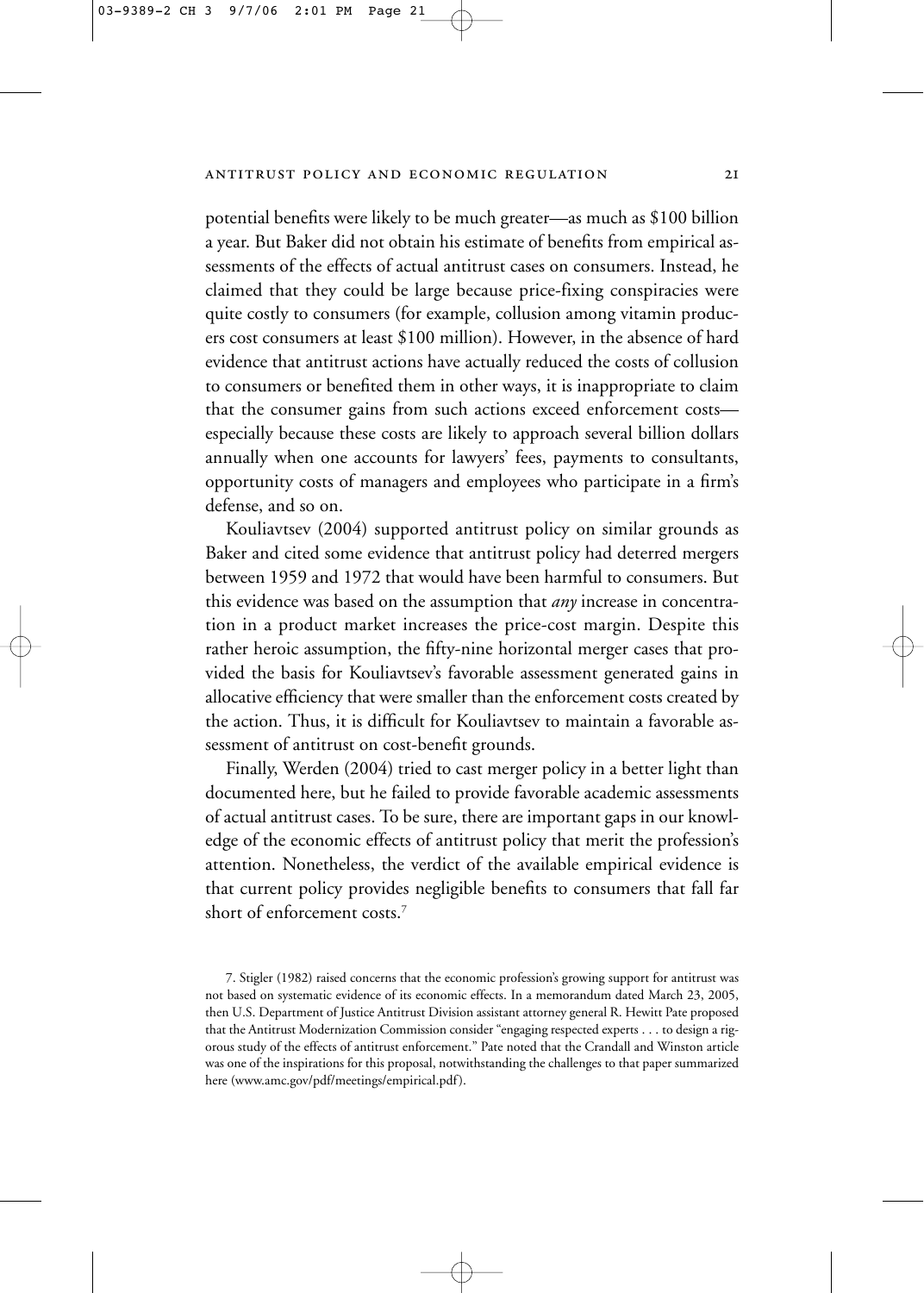potential benefits were likely to be much greater—as much as $100 billion a year. But Baker did not obtain his estimate of benefits from empirical assessments of the effects of actual antitrust cases on consumers. Instead, he claimed that they could be large because price-fixing conspiracies were quite costly to consumers (for example, collusion among vitamin producers cost consumers at least $100 million). However, in the absence of hard evidence that antitrust actions have actually reduced the costs of collusion to consumers or benefited them in other ways, it is inappropriate to claim that the consumer gains from such actions exceed enforcement costs—especially because these costs are likely to approach several billion dollars annually when one accounts for lawyers' fees, payments to consultants, opportunity costs of managers and employees who participate in a firm's defense, and so on.

Kouliavtsev (2004) supported antitrust policy on similar grounds as Baker and cited some evidence that antitrust policy had deterred mergers between 1959 and 1972 that would have been harmful to consumers. But this evidence was based on the assumption that *any* increase in concentration in a product market increases the price-cost margin. Despite this rather heroic assumption, the fifty-nine horizontal merger cases that provided the basis for Kouliavtsev's favorable assessment generated gains in allocative efficiency that were smaller than the enforcement costs created by the action. Thus, it is difficult for Kouliavtsev to maintain a favorable assessment of antitrust on cost-benefit grounds.

Finally, Werden (2004) tried to cast merger policy in a better light than documented here, but he failed to provide favorable academic assessments of actual antitrust cases. To be sure, there are important gaps in our knowledge of the economic effects of antitrust policy that merit the profession's attention. Nonetheless, the verdict of the available empirical evidence is that current policy provides negligible benefits to consumers that fall far short of enforcement costs.[7]

7. Stigler (1982) raised concerns that the economic profession's growing support for antitrust was not based on systematic evidence of its economic effects. In a memorandum dated March 23, 2005, then U.S. Department of Justice Antitrust Division assistant attorney general R. Hewitt Pate proposed that the Antitrust Modernization Commission consider "engaging respected experts . . . to design a rigorous study of the effects of antitrust enforcement." Pate noted that the Crandall and Winston article was one of the inspirations for this proposal, notwithstanding the challenges to that paper summarized here (www.amc.gov/pdf/meetings/empirical.pdf).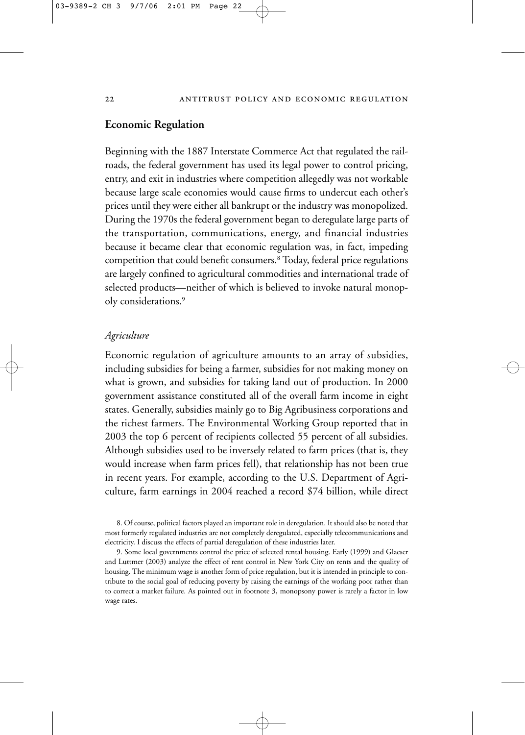## Economic Regulation

Beginning with the 1887 Interstate Commerce Act that regulated the railroads, the federal government has used its legal power to control pricing, entry, and exit in industries where competition allegedly was not workable because large scale economies would cause firms to undercut each other's prices until they were either all bankrupt or the industry was monopolized. During the 1970s the federal government began to deregulate large parts of the transportation, communications, energy, and financial industries because it became clear that economic regulation was, in fact, impeding competition that could benefit consumers.[8] Today, federal price regulations are largely confined to agricultural commodities and international trade of selected products—neither of which is believed to invoke natural monopoly considerations.[9]

### *Agriculture*

Economic regulation of agriculture amounts to an array of subsidies, including subsidies for being a farmer, subsidies for not making money on what is grown, and subsidies for taking land out of production. In 2000 government assistance constituted all of the overall farm income in eight states. Generally, subsidies mainly go to Big Agribusiness corporations and the richest farmers. The Environmental Working Group reported that in 2003 the top 6 percent of recipients collected 55 percent of all subsidies. Although subsidies used to be inversely related to farm prices (that is, they would increase when farm prices fell), that relationship has not been true in recent years. For example, according to the U.S. Department of Agriculture, farm earnings in 2004 reached a record $74 billion, while direct

8. Of course, political factors played an important role in deregulation. It should also be noted that most formerly regulated industries are not completely deregulated, especially telecommunications and electricity. I discuss the effects of partial deregulation of these industries later.

9. Some local governments control the price of selected rental housing. Early (1999) and Glaeser and Luttmer (2003) analyze the effect of rent control in New York City on rents and the quality of housing. The minimum wage is another form of price regulation, but it is intended in principle to contribute to the social goal of reducing poverty by raising the earnings of the working poor rather than to correct a market failure. As pointed out in footnote 3, monopsony power is rarely a factor in low wage rates.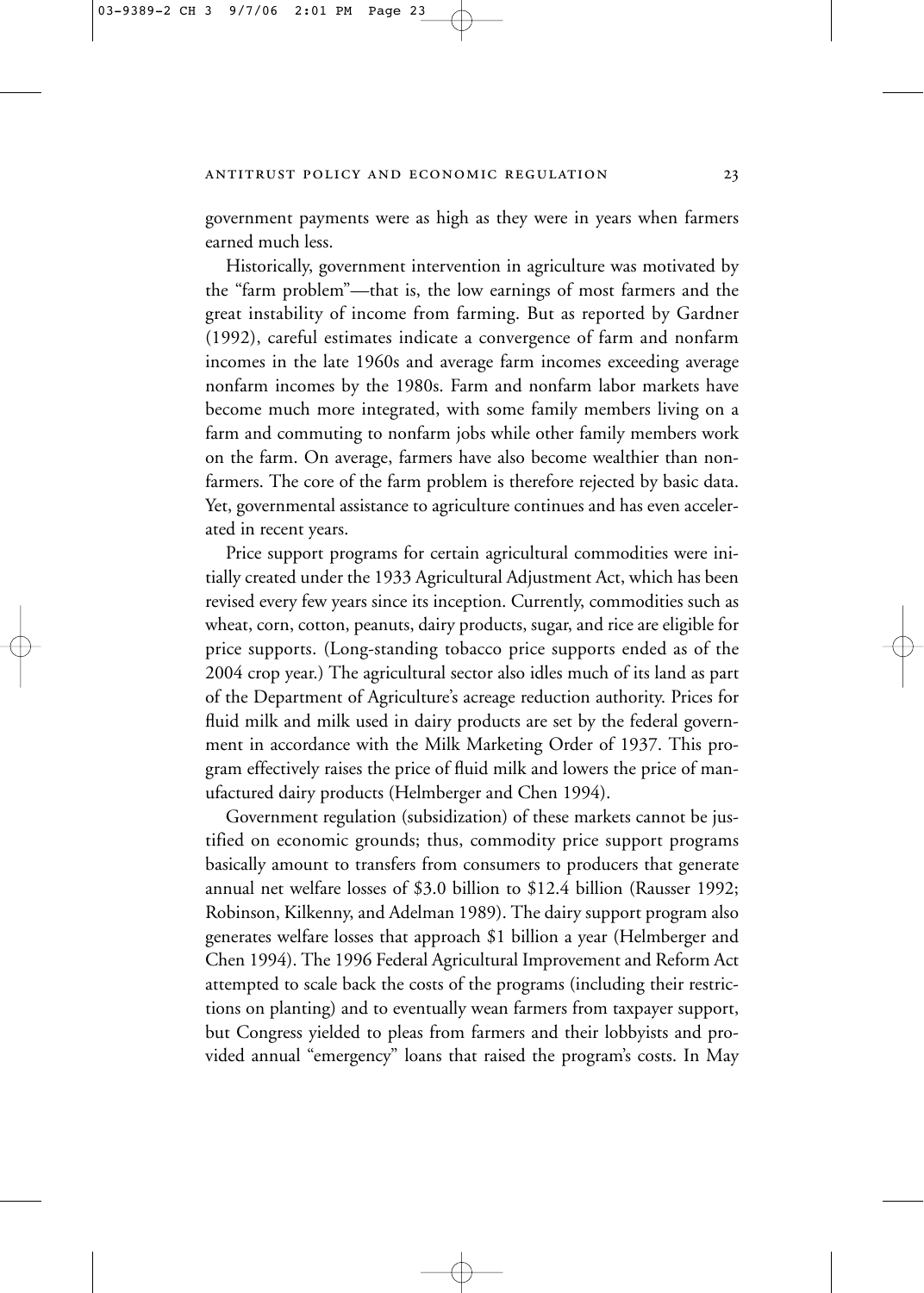government payments were as high as they were in years when farmers earned much less.

Historically, government intervention in agriculture was motivated by the "farm problem"—that is, the low earnings of most farmers and the great instability of income from farming. But as reported by Gardner (1992), careful estimates indicate a convergence of farm and nonfarm incomes in the late 1960s and average farm incomes exceeding average nonfarm incomes by the 1980s. Farm and nonfarm labor markets have become much more integrated, with some family members living on a farm and commuting to nonfarm jobs while other family members work on the farm. On average, farmers have also become wealthier than nonfarmers. The core of the farm problem is therefore rejected by basic data. Yet, governmental assistance to agriculture continues and has even accelerated in recent years.

Price support programs for certain agricultural commodities were initially created under the 1933 Agricultural Adjustment Act, which has been revised every few years since its inception. Currently, commodities such as wheat, corn, cotton, peanuts, dairy products, sugar, and rice are eligible for price supports. (Long-standing tobacco price supports ended as of the 2004 crop year.) The agricultural sector also idles much of its land as part of the Department of Agriculture's acreage reduction authority. Prices for fluid milk and milk used in dairy products are set by the federal government in accordance with the Milk Marketing Order of 1937. This program effectively raises the price of fluid milk and lowers the price of manufactured dairy products (Helmberger and Chen 1994).

Government regulation (subsidization) of these markets cannot be justified on economic grounds; thus, commodity price support programs basically amount to transfers from consumers to producers that generate annual net welfare losses of \$3.0 billion to \$12.4 billion (Rausser 1992; Robinson, Kilkenny, and Adelman 1989). The dairy support program also generates welfare losses that approach \$1 billion a year (Helmberger and Chen 1994). The 1996 Federal Agricultural Improvement and Reform Act attempted to scale back the costs of the programs (including their restrictions on planting) and to eventually wean farmers from taxpayer support, but Congress yielded to pleas from farmers and their lobbyists and provided annual "emergency" loans that raised the program's costs. In May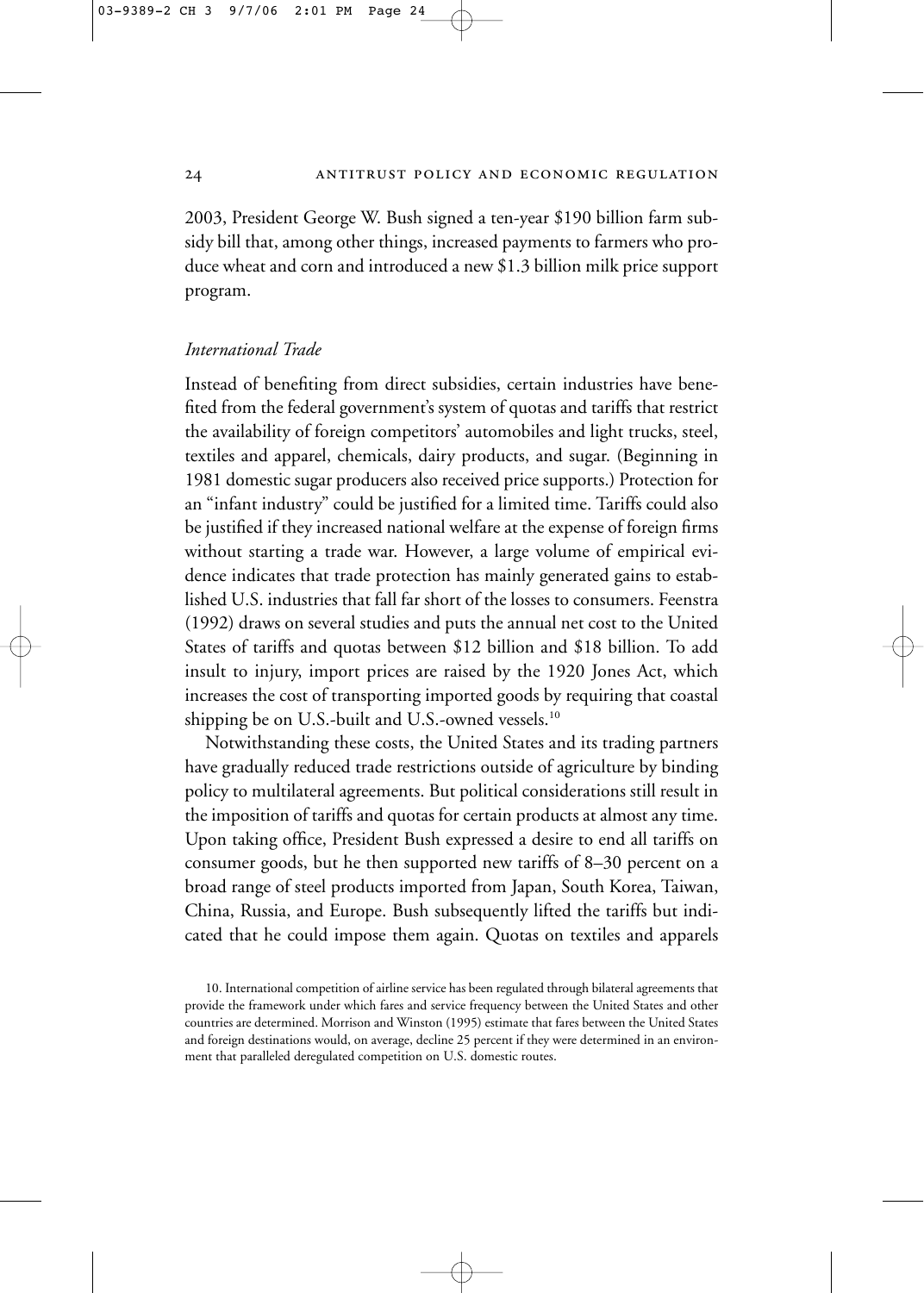2003, President George W. Bush signed a ten-year $190 billion farm subsidy bill that, among other things, increased payments to farmers who produce wheat and corn and introduced a new $1.3 billion milk price support program.

### *International Trade*

Instead of benefiting from direct subsidies, certain industries have benefited from the federal government's system of quotas and tariffs that restrict the availability of foreign competitors' automobiles and light trucks, steel, textiles and apparel, chemicals, dairy products, and sugar. (Beginning in 1981 domestic sugar producers also received price supports.) Protection for an "infant industry" could be justified for a limited time. Tariffs could also be justified if they increased national welfare at the expense of foreign firms without starting a trade war. However, a large volume of empirical evidence indicates that trade protection has mainly generated gains to established U.S. industries that fall far short of the losses to consumers. Feenstra (1992) draws on several studies and puts the annual net cost to the United States of tariffs and quotas between $12 billion and $18 billion. To add insult to injury, import prices are raised by the 1920 Jones Act, which increases the cost of transporting imported goods by requiring that coastal shipping be on U.S.-built and U.S.-owned vessels.[10]

Notwithstanding these costs, the United States and its trading partners have gradually reduced trade restrictions outside of agriculture by binding policy to multilateral agreements. But political considerations still result in the imposition of tariffs and quotas for certain products at almost any time. Upon taking office, President Bush expressed a desire to end all tariffs on consumer goods, but he then supported new tariffs of 8–30 percent on a broad range of steel products imported from Japan, South Korea, Taiwan, China, Russia, and Europe. Bush subsequently lifted the tariffs but indicated that he could impose them again. Quotas on textiles and apparels

10. International competition of airline service has been regulated through bilateral agreements that provide the framework under which fares and service frequency between the United States and other countries are determined. Morrison and Winston (1995) estimate that fares between the United States and foreign destinations would, on average, decline 25 percent if they were determined in an environment that paralleled deregulated competition on U.S. domestic routes.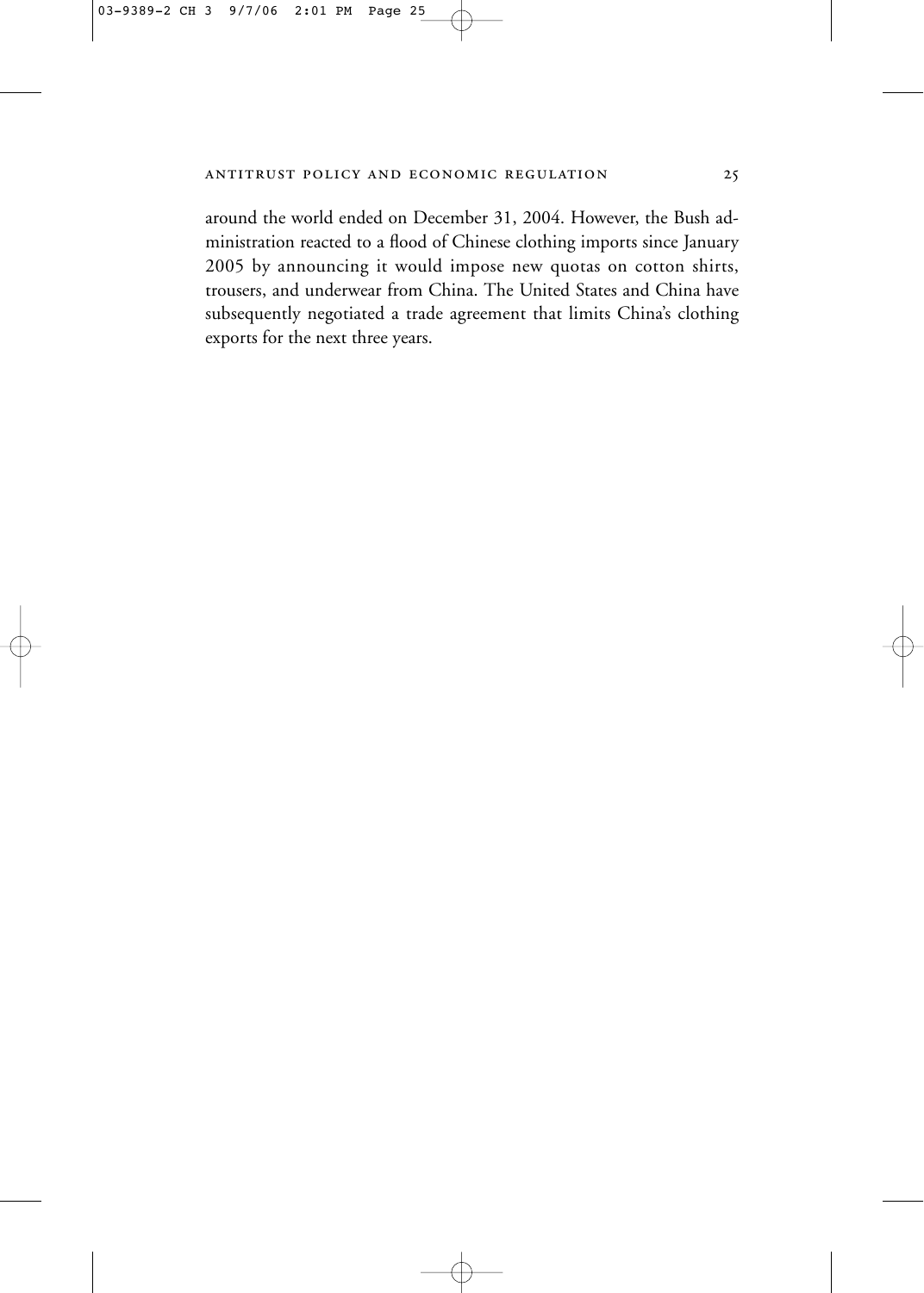around the world ended on December 31, 2004. However, the Bush administration reacted to a flood of Chinese clothing imports since January 2005 by announcing it would impose new quotas on cotton shirts, trousers, and underwear from China. The United States and China have subsequently negotiated a trade agreement that limits China's clothing exports for the next three years.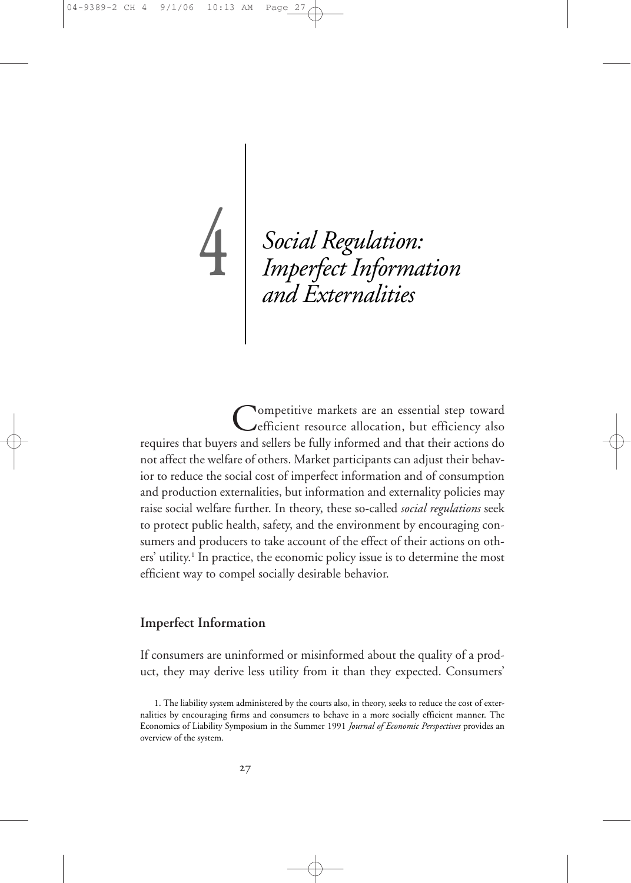# 4 Social Regulation: Imperfect Information and Externalities

Competitive markets are an essential step toward efficient resource allocation, but efficiency also requires that buyers and sellers be fully informed and that their actions do not affect the welfare of others. Market participants can adjust their behavior to reduce the social cost of imperfect information and of consumption and production externalities, but information and externality policies may raise social welfare further. In theory, these so-called *social regulations* seek to protect public health, safety, and the environment by encouraging consumers and producers to take account of the effect of their actions on others' utility.[1] In practice, the economic policy issue is to determine the most efficient way to compel socially desirable behavior.

## Imperfect Information

If consumers are uninformed or misinformed about the quality of a product, they may derive less utility from it than they expected. Consumers'

1. The liability system administered by the courts also, in theory, seeks to reduce the cost of externalities by encouraging firms and consumers to behave in a more socially efficient manner. The Economics of Liability Symposium in the Summer 1991 *Journal of Economic Perspectives* provides an overview of the system.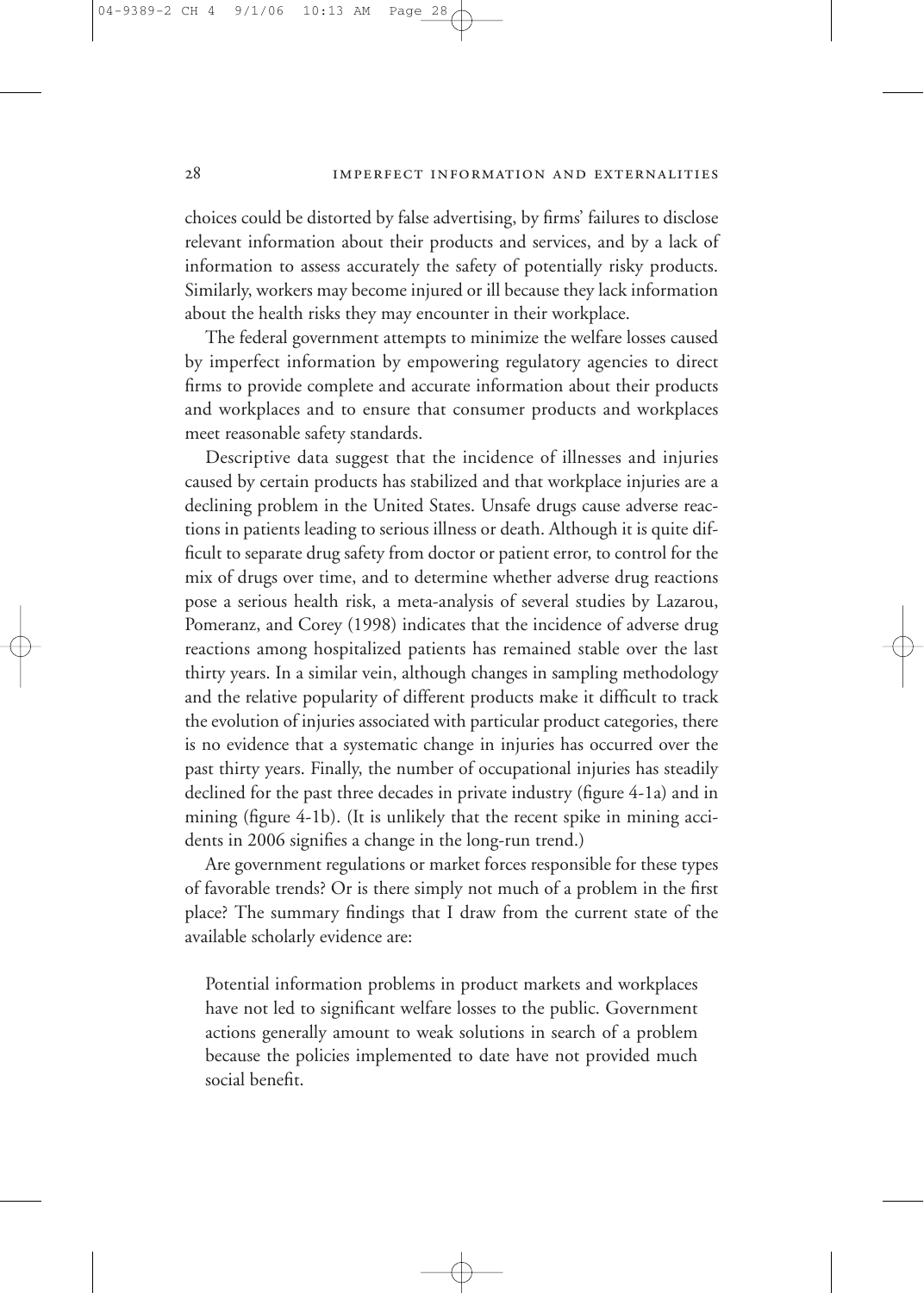choices could be distorted by false advertising, by firms' failures to disclose relevant information about their products and services, and by a lack of information to assess accurately the safety of potentially risky products. Similarly, workers may become injured or ill because they lack information about the health risks they may encounter in their workplace.

The federal government attempts to minimize the welfare losses caused by imperfect information by empowering regulatory agencies to direct firms to provide complete and accurate information about their products and workplaces and to ensure that consumer products and workplaces meet reasonable safety standards.

Descriptive data suggest that the incidence of illnesses and injuries caused by certain products has stabilized and that workplace injuries are a declining problem in the United States. Unsafe drugs cause adverse reactions in patients leading to serious illness or death. Although it is quite difficult to separate drug safety from doctor or patient error, to control for the mix of drugs over time, and to determine whether adverse drug reactions pose a serious health risk, a meta-analysis of several studies by Lazarou, Pomeranz, and Corey (1998) indicates that the incidence of adverse drug reactions among hospitalized patients has remained stable over the last thirty years. In a similar vein, although changes in sampling methodology and the relative popularity of different products make it difficult to track the evolution of injuries associated with particular product categories, there is no evidence that a systematic change in injuries has occurred over the past thirty years. Finally, the number of occupational injuries has steadily declined for the past three decades in private industry (figure 4-1a) and in mining (figure 4-1b). (It is unlikely that the recent spike in mining accidents in 2006 signifies a change in the long-run trend.)

Are government regulations or market forces responsible for these types of favorable trends? Or is there simply not much of a problem in the first place? The summary findings that I draw from the current state of the available scholarly evidence are:

> Potential information problems in product markets and workplaces have not led to significant welfare losses to the public. Government actions generally amount to weak solutions in search of a problem because the policies implemented to date have not provided much social benefit.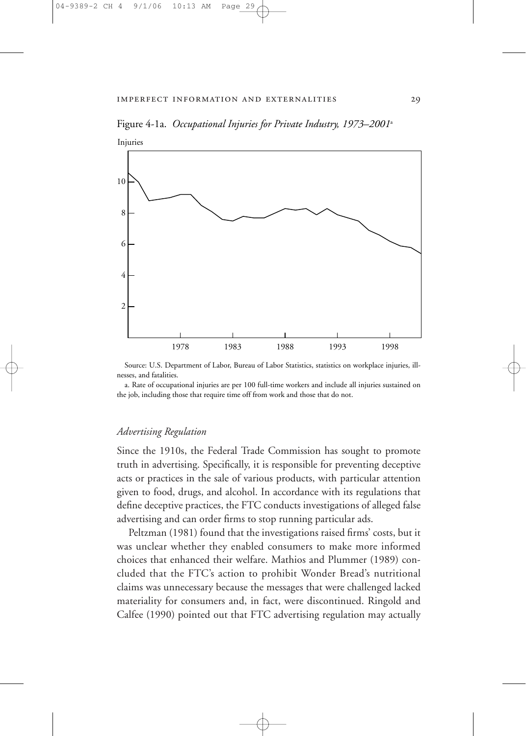Figure 4-1a. *Occupational Injuries for Private Industry, 1973–2001*[a]

Source: U.S. Department of Labor, Bureau of Labor Statistics, statistics on workplace injuries, illnesses, and fatalities.

a. Rate of occupational injuries are per 100 full-time workers and include all injuries sustained on the job, including those that require time off from work and those that do not.

### *Advertising Regulation*

Since the 1910s, the Federal Trade Commission has sought to promote truth in advertising. Specifically, it is responsible for preventing deceptive acts or practices in the sale of various products, with particular attention given to food, drugs, and alcohol. In accordance with its regulations that define deceptive practices, the FTC conducts investigations of alleged false advertising and can order firms to stop running particular ads.

Peltzman (1981) found that the investigations raised firms' costs, but it was unclear whether they enabled consumers to make more informed choices that enhanced their welfare. Mathios and Plummer (1989) concluded that the FTC's action to prohibit Wonder Bread's nutritional claims was unnecessary because the messages that were challenged lacked materiality for consumers and, in fact, were discontinued. Ringold and Calfee (1990) pointed out that FTC advertising regulation may actually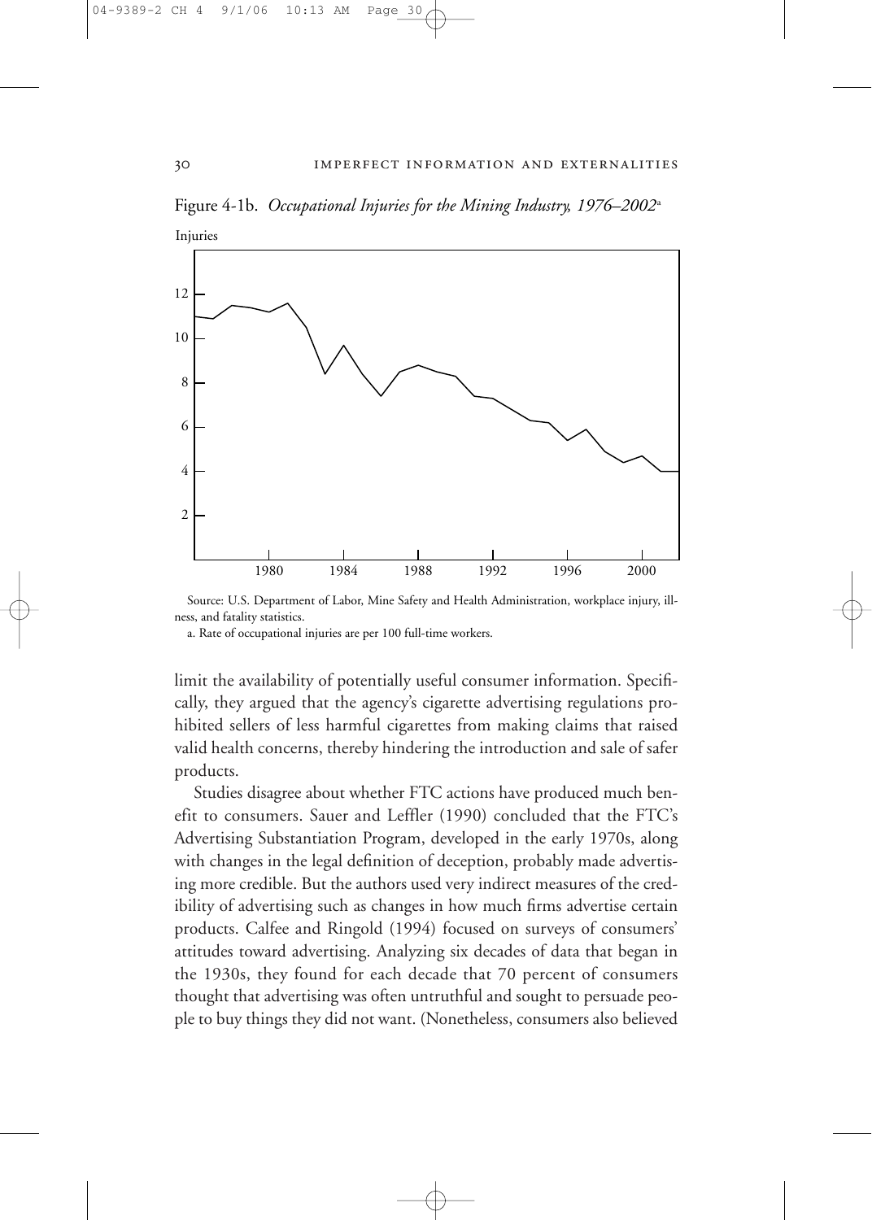Figure 4-1b. *Occupational Injuries for the Mining Industry, 1976–2002*[a]

Source: U.S. Department of Labor, Mine Safety and Health Administration, workplace injury, illness, and fatality statistics.

a. Rate of occupational injuries are per 100 full-time workers.

limit the availability of potentially useful consumer information. Specifically, they argued that the agency's cigarette advertising regulations prohibited sellers of less harmful cigarettes from making claims that raised valid health concerns, thereby hindering the introduction and sale of safer products.

Studies disagree about whether FTC actions have produced much benefit to consumers. Sauer and Leffler (1990) concluded that the FTC's Advertising Substantiation Program, developed in the early 1970s, along with changes in the legal definition of deception, probably made advertising more credible. But the authors used very indirect measures of the credibility of advertising such as changes in how much firms advertise certain products. Calfee and Ringold (1994) focused on surveys of consumers' attitudes toward advertising. Analyzing six decades of data that began in the 1930s, they found for each decade that 70 percent of consumers thought that advertising was often untruthful and sought to persuade people to buy things they did not want. (Nonetheless, consumers also believed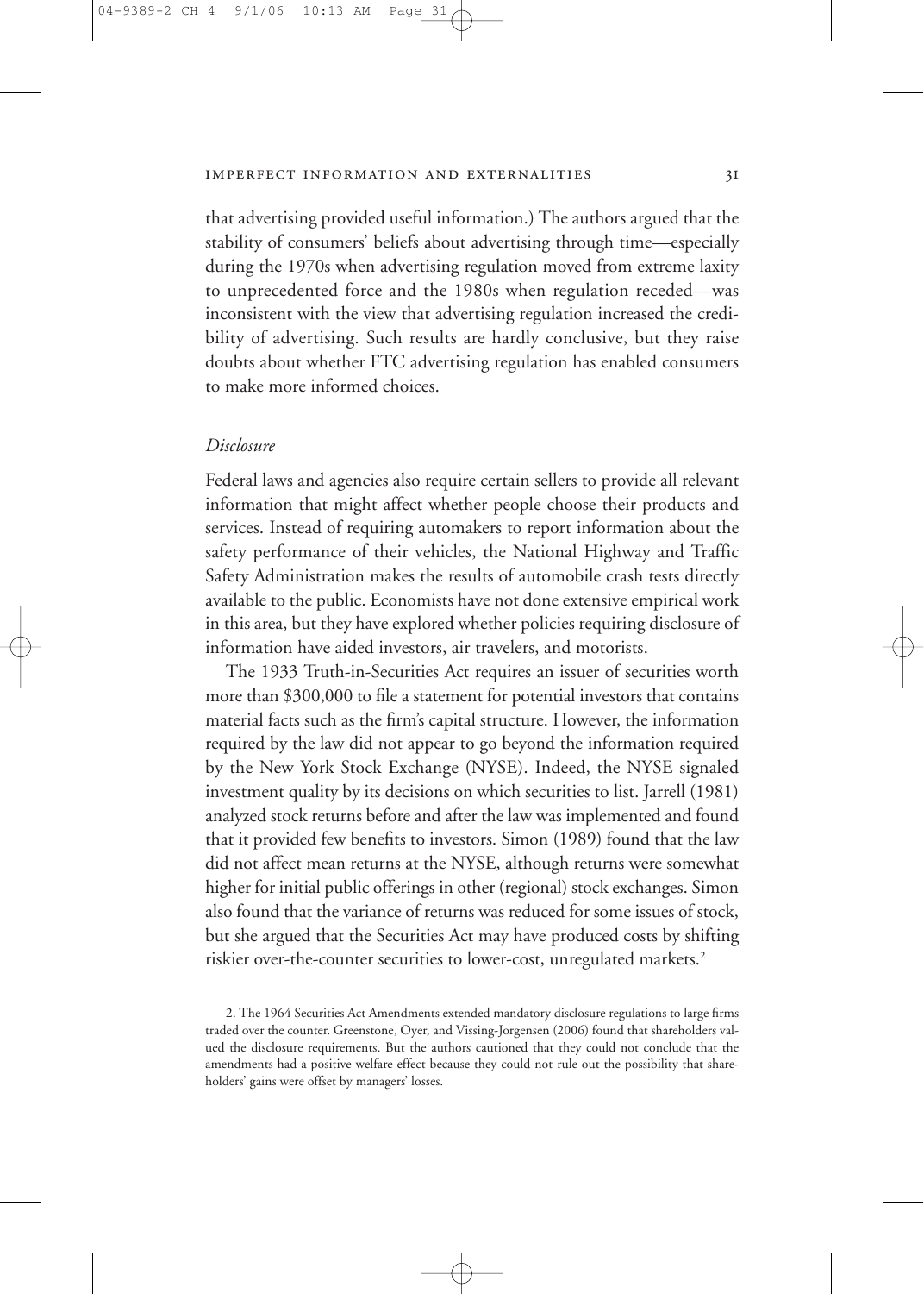that advertising provided useful information.) The authors argued that the stability of consumers' beliefs about advertising through time—especially during the 1970s when advertising regulation moved from extreme laxity to unprecedented force and the 1980s when regulation receded—was inconsistent with the view that advertising regulation increased the credibility of advertising. Such results are hardly conclusive, but they raise doubts about whether FTC advertising regulation has enabled consumers to make more informed choices.

### *Disclosure*

Federal laws and agencies also require certain sellers to provide all relevant information that might affect whether people choose their products and services. Instead of requiring automakers to report information about the safety performance of their vehicles, the National Highway and Traffic Safety Administration makes the results of automobile crash tests directly available to the public. Economists have not done extensive empirical work in this area, but they have explored whether policies requiring disclosure of information have aided investors, air travelers, and motorists.

The 1933 Truth-in-Securities Act requires an issuer of securities worth more than $300,000 to file a statement for potential investors that contains material facts such as the firm's capital structure. However, the information required by the law did not appear to go beyond the information required by the New York Stock Exchange (NYSE). Indeed, the NYSE signaled investment quality by its decisions on which securities to list. Jarrell (1981) analyzed stock returns before and after the law was implemented and found that it provided few benefits to investors. Simon (1989) found that the law did not affect mean returns at the NYSE, although returns were somewhat higher for initial public offerings in other (regional) stock exchanges. Simon also found that the variance of returns was reduced for some issues of stock, but she argued that the Securities Act may have produced costs by shifting riskier over-the-counter securities to lower-cost, unregulated markets.[2]

2. The 1964 Securities Act Amendments extended mandatory disclosure regulations to large firms traded over the counter. Greenstone, Oyer, and Vissing-Jorgensen (2006) found that shareholders valued the disclosure requirements. But the authors cautioned that they could not conclude that the amendments had a positive welfare effect because they could not rule out the possibility that shareholders' gains were offset by managers' losses.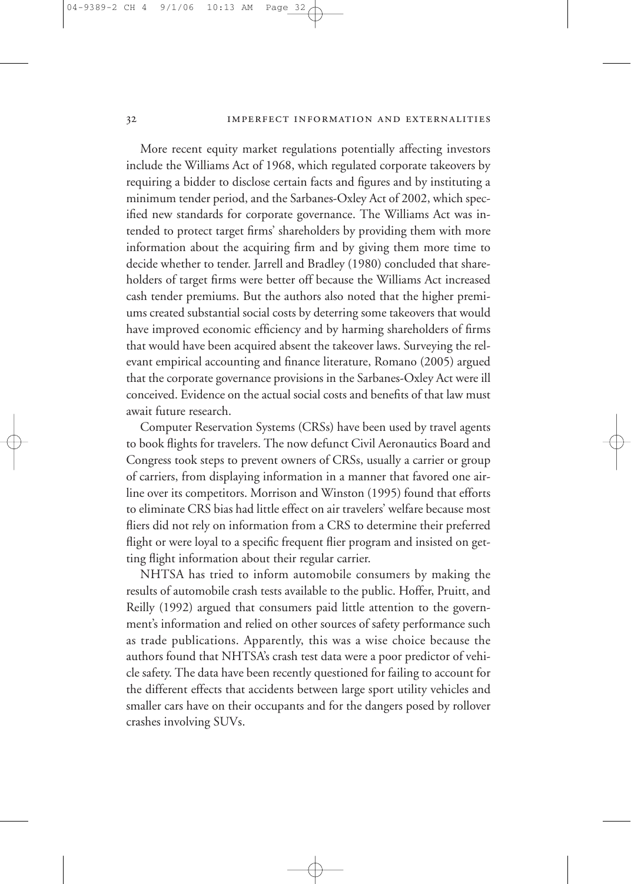More recent equity market regulations potentially affecting investors include the Williams Act of 1968, which regulated corporate takeovers by requiring a bidder to disclose certain facts and figures and by instituting a minimum tender period, and the Sarbanes-Oxley Act of 2002, which specified new standards for corporate governance. The Williams Act was intended to protect target firms' shareholders by providing them with more information about the acquiring firm and by giving them more time to decide whether to tender. Jarrell and Bradley (1980) concluded that shareholders of target firms were better off because the Williams Act increased cash tender premiums. But the authors also noted that the higher premiums created substantial social costs by deterring some takeovers that would have improved economic efficiency and by harming shareholders of firms that would have been acquired absent the takeover laws. Surveying the relevant empirical accounting and finance literature, Romano (2005) argued that the corporate governance provisions in the Sarbanes-Oxley Act were ill conceived. Evidence on the actual social costs and benefits of that law must await future research.

Computer Reservation Systems (CRSs) have been used by travel agents to book flights for travelers. The now defunct Civil Aeronautics Board and Congress took steps to prevent owners of CRSs, usually a carrier or group of carriers, from displaying information in a manner that favored one airline over its competitors. Morrison and Winston (1995) found that efforts to eliminate CRS bias had little effect on air travelers' welfare because most fliers did not rely on information from a CRS to determine their preferred flight or were loyal to a specific frequent flier program and insisted on getting flight information about their regular carrier.

NHTSA has tried to inform automobile consumers by making the results of automobile crash tests available to the public. Hoffer, Pruitt, and Reilly (1992) argued that consumers paid little attention to the government's information and relied on other sources of safety performance such as trade publications. Apparently, this was a wise choice because the authors found that NHTSA's crash test data were a poor predictor of vehicle safety. The data have been recently questioned for failing to account for the different effects that accidents between large sport utility vehicles and smaller cars have on their occupants and for the dangers posed by rollover crashes involving SUVs.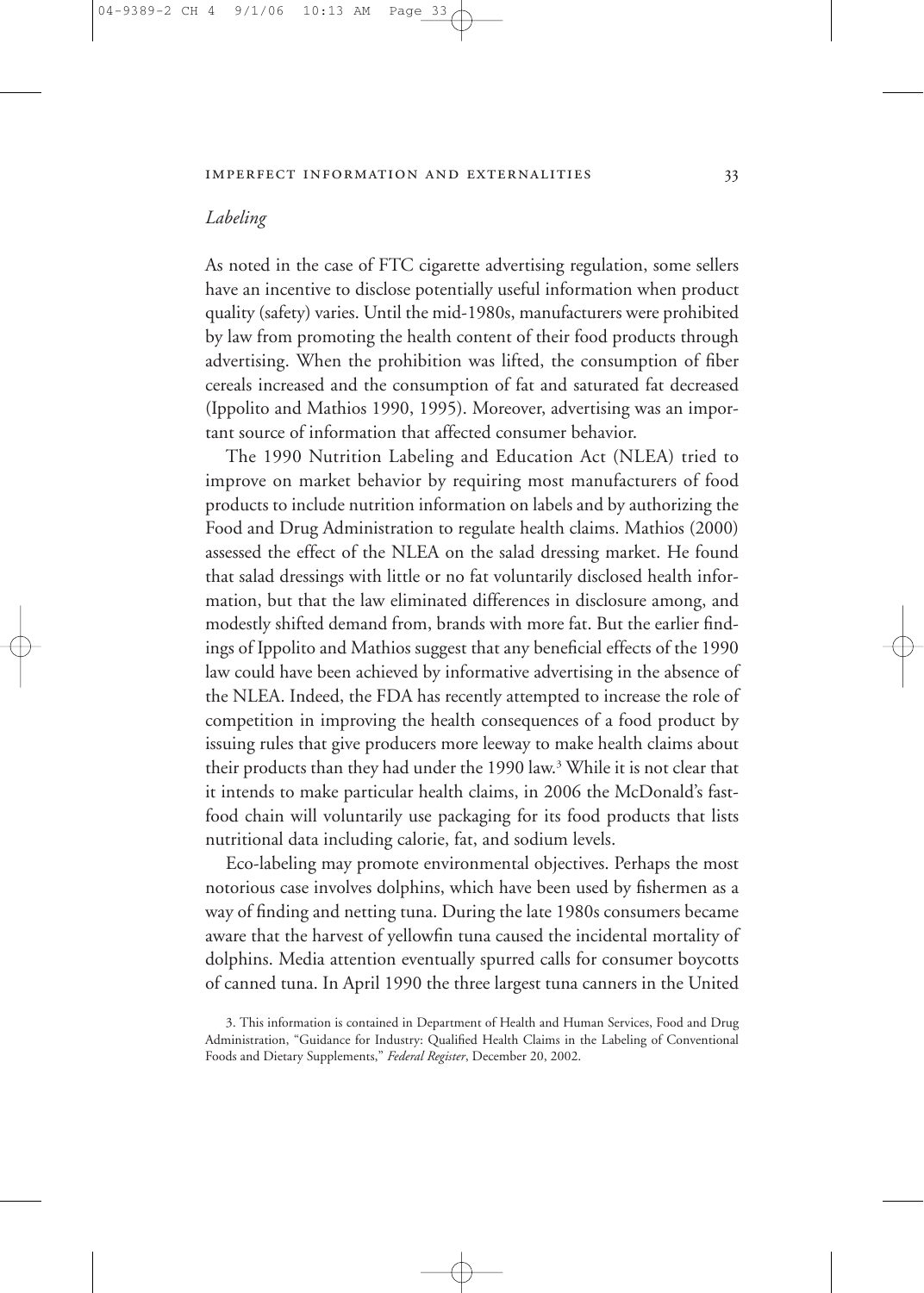*Labeling*

As noted in the case of FTC cigarette advertising regulation, some sellers have an incentive to disclose potentially useful information when product quality (safety) varies. Until the mid-1980s, manufacturers were prohibited by law from promoting the health content of their food products through advertising. When the prohibition was lifted, the consumption of fiber cereals increased and the consumption of fat and saturated fat decreased (Ippolito and Mathios 1990, 1995). Moreover, advertising was an important source of information that affected consumer behavior.

The 1990 Nutrition Labeling and Education Act (NLEA) tried to improve on market behavior by requiring most manufacturers of food products to include nutrition information on labels and by authorizing the Food and Drug Administration to regulate health claims. Mathios (2000) assessed the effect of the NLEA on the salad dressing market. He found that salad dressings with little or no fat voluntarily disclosed health information, but that the law eliminated differences in disclosure among, and modestly shifted demand from, brands with more fat. But the earlier findings of Ippolito and Mathios suggest that any beneficial effects of the 1990 law could have been achieved by informative advertising in the absence of the NLEA. Indeed, the FDA has recently attempted to increase the role of competition in improving the health consequences of a food product by issuing rules that give producers more leeway to make health claims about their products than they had under the 1990 law.[3] While it is not clear that it intends to make particular health claims, in 2006 the McDonald's fast-food chain will voluntarily use packaging for its food products that lists nutritional data including calorie, fat, and sodium levels.

Eco-labeling may promote environmental objectives. Perhaps the most notorious case involves dolphins, which have been used by fishermen as a way of finding and netting tuna. During the late 1980s consumers became aware that the harvest of yellowfin tuna caused the incidental mortality of dolphins. Media attention eventually spurred calls for consumer boycotts of canned tuna. In April 1990 the three largest tuna canners in the United

3. This information is contained in Department of Health and Human Services, Food and Drug Administration, "Guidance for Industry: Qualified Health Claims in the Labeling of Conventional Foods and Dietary Supplements," *Federal Register*, December 20, 2002.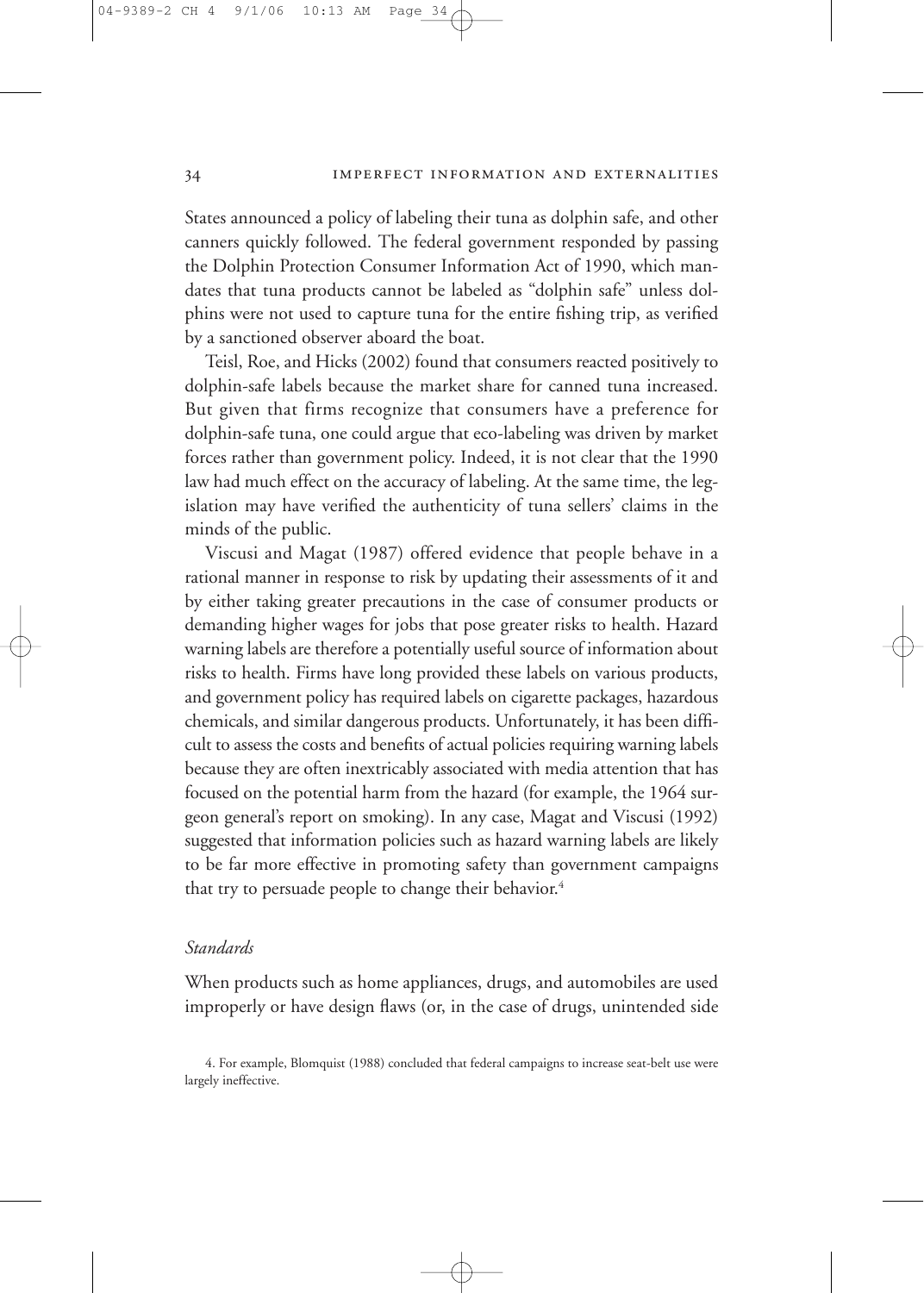States announced a policy of labeling their tuna as dolphin safe, and other canners quickly followed. The federal government responded by passing the Dolphin Protection Consumer Information Act of 1990, which mandates that tuna products cannot be labeled as "dolphin safe" unless dolphins were not used to capture tuna for the entire fishing trip, as verified by a sanctioned observer aboard the boat.

Teisl, Roe, and Hicks (2002) found that consumers reacted positively to dolphin-safe labels because the market share for canned tuna increased. But given that firms recognize that consumers have a preference for dolphin-safe tuna, one could argue that eco-labeling was driven by market forces rather than government policy. Indeed, it is not clear that the 1990 law had much effect on the accuracy of labeling. At the same time, the legislation may have verified the authenticity of tuna sellers' claims in the minds of the public.

Viscusi and Magat (1987) offered evidence that people behave in a rational manner in response to risk by updating their assessments of it and by either taking greater precautions in the case of consumer products or demanding higher wages for jobs that pose greater risks to health. Hazard warning labels are therefore a potentially useful source of information about risks to health. Firms have long provided these labels on various products, and government policy has required labels on cigarette packages, hazardous chemicals, and similar dangerous products. Unfortunately, it has been difficult to assess the costs and benefits of actual policies requiring warning labels because they are often inextricably associated with media attention that has focused on the potential harm from the hazard (for example, the 1964 surgeon general's report on smoking). In any case, Magat and Viscusi (1992) suggested that information policies such as hazard warning labels are likely to be far more effective in promoting safety than government campaigns that try to persuade people to change their behavior.[4]

### *Standards*

When products such as home appliances, drugs, and automobiles are used improperly or have design flaws (or, in the case of drugs, unintended side

---

4. For example, Blomquist (1988) concluded that federal campaigns to increase seat-belt use were largely ineffective.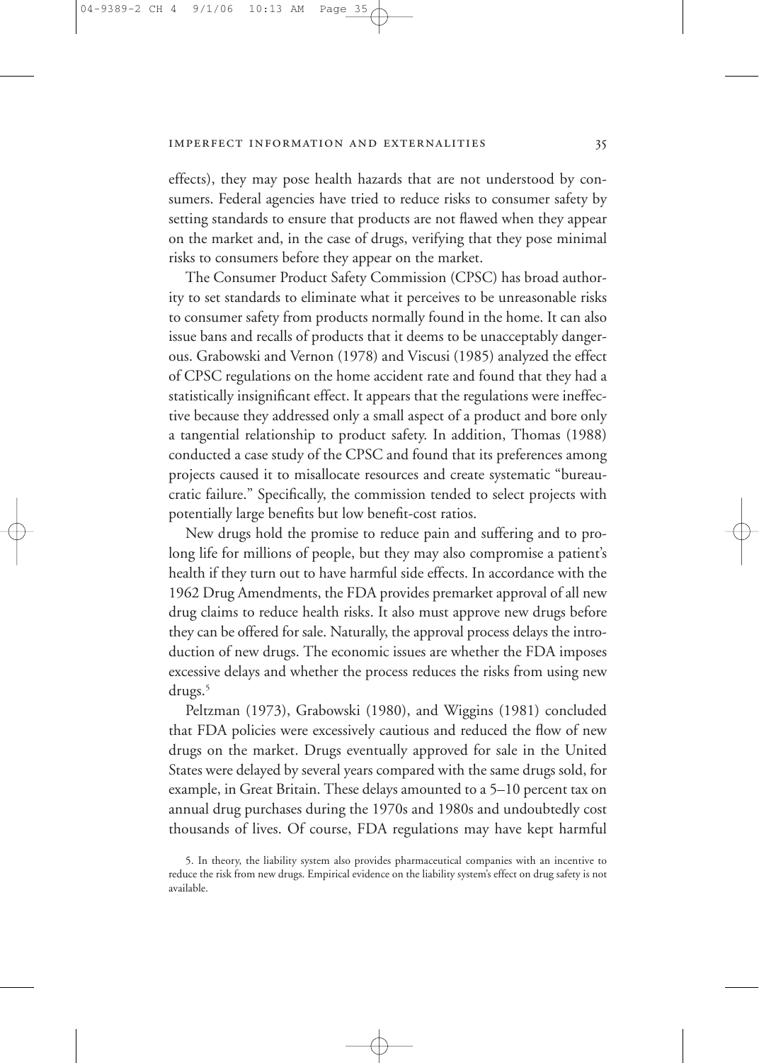effects), they may pose health hazards that are not understood by consumers. Federal agencies have tried to reduce risks to consumer safety by setting standards to ensure that products are not flawed when they appear on the market and, in the case of drugs, verifying that they pose minimal risks to consumers before they appear on the market.

The Consumer Product Safety Commission (CPSC) has broad authority to set standards to eliminate what it perceives to be unreasonable risks to consumer safety from products normally found in the home. It can also issue bans and recalls of products that it deems to be unacceptably dangerous. Grabowski and Vernon (1978) and Viscusi (1985) analyzed the effect of CPSC regulations on the home accident rate and found that they had a statistically insignificant effect. It appears that the regulations were ineffective because they addressed only a small aspect of a product and bore only a tangential relationship to product safety. In addition, Thomas (1988) conducted a case study of the CPSC and found that its preferences among projects caused it to misallocate resources and create systematic "bureaucratic failure." Specifically, the commission tended to select projects with potentially large benefits but low benefit-cost ratios.

New drugs hold the promise to reduce pain and suffering and to prolong life for millions of people, but they may also compromise a patient's health if they turn out to have harmful side effects. In accordance with the 1962 Drug Amendments, the FDA provides premarket approval of all new drug claims to reduce health risks. It also must approve new drugs before they can be offered for sale. Naturally, the approval process delays the introduction of new drugs. The economic issues are whether the FDA imposes excessive delays and whether the process reduces the risks from using new drugs.[5]

Peltzman (1973), Grabowski (1980), and Wiggins (1981) concluded that FDA policies were excessively cautious and reduced the flow of new drugs on the market. Drugs eventually approved for sale in the United States were delayed by several years compared with the same drugs sold, for example, in Great Britain. These delays amounted to a 5–10 percent tax on annual drug purchases during the 1970s and 1980s and undoubtedly cost thousands of lives. Of course, FDA regulations may have kept harmful

5. In theory, the liability system also provides pharmaceutical companies with an incentive to reduce the risk from new drugs. Empirical evidence on the liability system's effect on drug safety is not available.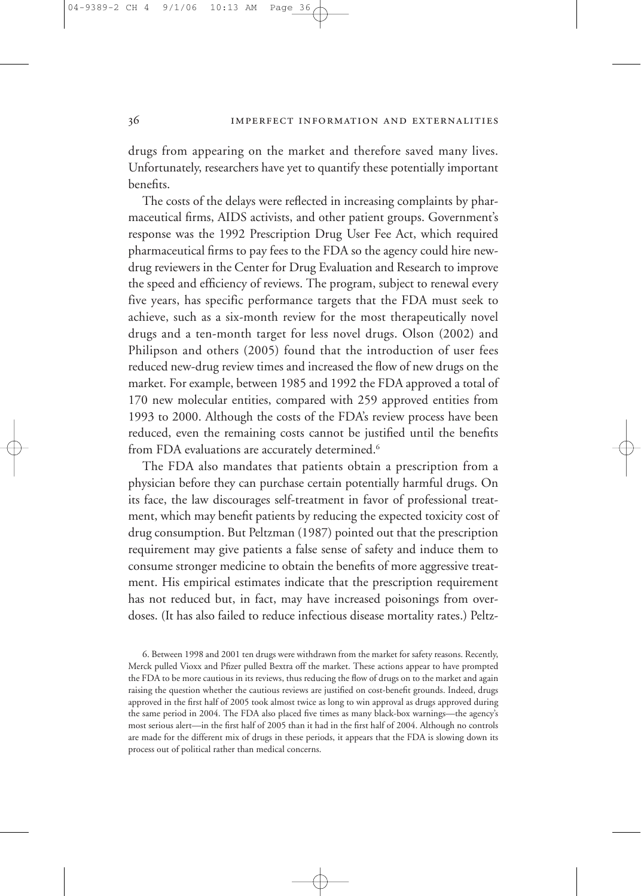drugs from appearing on the market and therefore saved many lives. Unfortunately, researchers have yet to quantify these potentially important benefits.

The costs of the delays were reflected in increasing complaints by pharmaceutical firms, AIDS activists, and other patient groups. Government's response was the 1992 Prescription Drug User Fee Act, which required pharmaceutical firms to pay fees to the FDA so the agency could hire new-drug reviewers in the Center for Drug Evaluation and Research to improve the speed and efficiency of reviews. The program, subject to renewal every five years, has specific performance targets that the FDA must seek to achieve, such as a six-month review for the most therapeutically novel drugs and a ten-month target for less novel drugs. Olson (2002) and Philipson and others (2005) found that the introduction of user fees reduced new-drug review times and increased the flow of new drugs on the market. For example, between 1985 and 1992 the FDA approved a total of 170 new molecular entities, compared with 259 approved entities from 1993 to 2000. Although the costs of the FDA's review process have been reduced, even the remaining costs cannot be justified until the benefits from FDA evaluations are accurately determined.[6]

The FDA also mandates that patients obtain a prescription from a physician before they can purchase certain potentially harmful drugs. On its face, the law discourages self-treatment in favor of professional treatment, which may benefit patients by reducing the expected toxicity cost of drug consumption. But Peltzman (1987) pointed out that the prescription requirement may give patients a false sense of safety and induce them to consume stronger medicine to obtain the benefits of more aggressive treatment. His empirical estimates indicate that the prescription requirement has not reduced but, in fact, may have increased poisonings from overdoses. (It has also failed to reduce infectious disease mortality rates.) Peltz-

6. Between 1998 and 2001 ten drugs were withdrawn from the market for safety reasons. Recently, Merck pulled Vioxx and Pfizer pulled Bextra off the market. These actions appear to have prompted the FDA to be more cautious in its reviews, thus reducing the flow of drugs on to the market and again raising the question whether the cautious reviews are justified on cost-benefit grounds. Indeed, drugs approved in the first half of 2005 took almost twice as long to win approval as drugs approved during the same period in 2004. The FDA also placed five times as many black-box warnings—the agency's most serious alert—in the first half of 2005 than it had in the first half of 2004. Although no controls are made for the different mix of drugs in these periods, it appears that the FDA is slowing down its process out of political rather than medical concerns.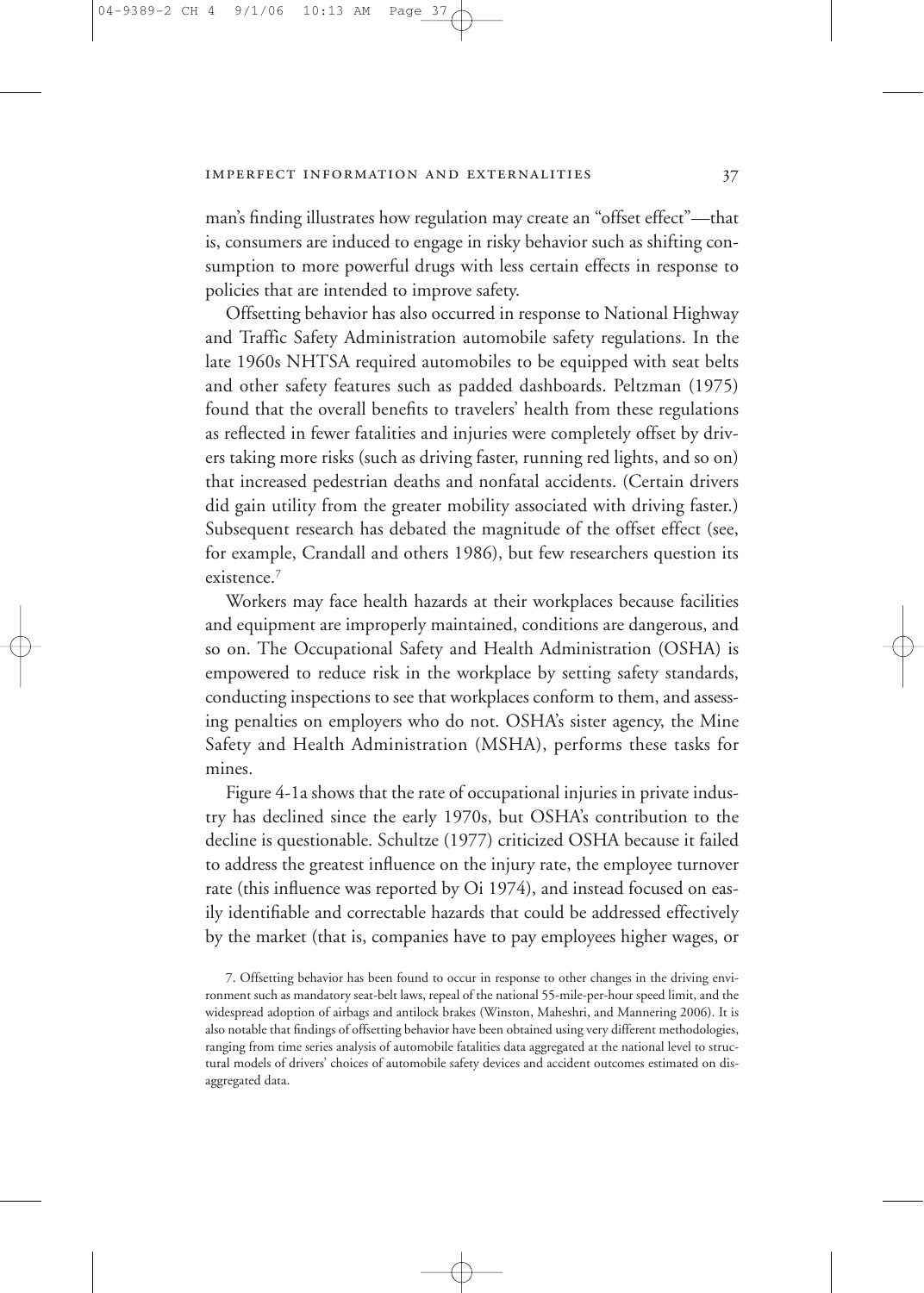man's finding illustrates how regulation may create an "offset effect"—that is, consumers are induced to engage in risky behavior such as shifting consumption to more powerful drugs with less certain effects in response to policies that are intended to improve safety.

Offsetting behavior has also occurred in response to National Highway and Traffic Safety Administration automobile safety regulations. In the late 1960s NHTSA required automobiles to be equipped with seat belts and other safety features such as padded dashboards. Peltzman (1975) found that the overall benefits to travelers' health from these regulations as reflected in fewer fatalities and injuries were completely offset by drivers taking more risks (such as driving faster, running red lights, and so on) that increased pedestrian deaths and nonfatal accidents. (Certain drivers did gain utility from the greater mobility associated with driving faster.) Subsequent research has debated the magnitude of the offset effect (see, for example, Crandall and others 1986), but few researchers question its existence.[7]

Workers may face health hazards at their workplaces because facilities and equipment are improperly maintained, conditions are dangerous, and so on. The Occupational Safety and Health Administration (OSHA) is empowered to reduce risk in the workplace by setting safety standards, conducting inspections to see that workplaces conform to them, and assessing penalties on employers who do not. OSHA's sister agency, the Mine Safety and Health Administration (MSHA), performs these tasks for mines.

Figure 4-1a shows that the rate of occupational injuries in private industry has declined since the early 1970s, but OSHA's contribution to the decline is questionable. Schultze (1977) criticized OSHA because it failed to address the greatest influence on the injury rate, the employee turnover rate (this influence was reported by Oi 1974), and instead focused on easily identifiable and correctable hazards that could be addressed effectively by the market (that is, companies have to pay employees higher wages, or

7. Offsetting behavior has been found to occur in response to other changes in the driving environment such as mandatory seat-belt laws, repeal of the national 55-mile-per-hour speed limit, and the widespread adoption of airbags and antilock brakes (Winston, Maheshri, and Mannering 2006). It is also notable that findings of offsetting behavior have been obtained using very different methodologies, ranging from time series analysis of automobile fatalities data aggregated at the national level to structural models of drivers' choices of automobile safety devices and accident outcomes estimated on disaggregated data.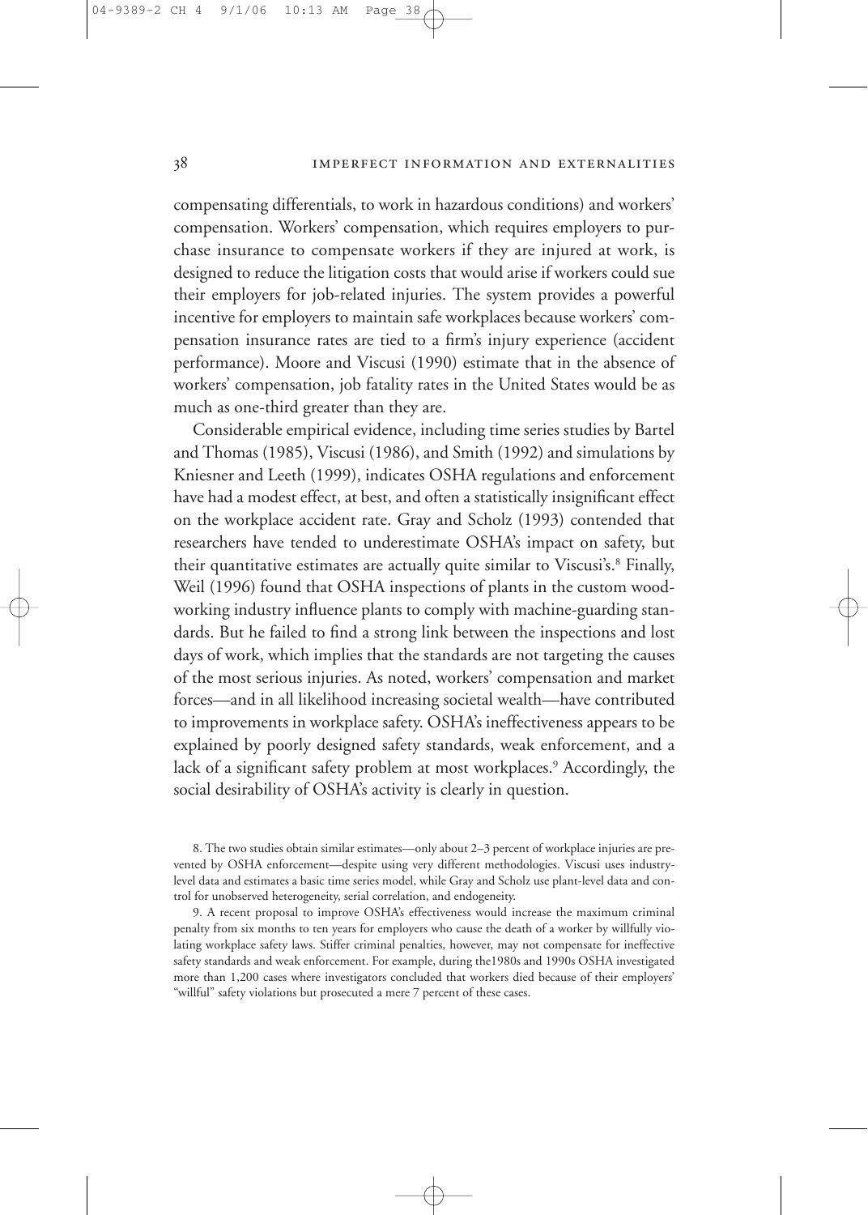compensating differentials, to work in hazardous conditions) and workers' compensation. Workers' compensation, which requires employers to purchase insurance to compensate workers if they are injured at work, is designed to reduce the litigation costs that would arise if workers could sue their employers for job-related injuries. The system provides a powerful incentive for employers to maintain safe workplaces because workers' compensation insurance rates are tied to a firm's injury experience (accident performance). Moore and Viscusi (1990) estimate that in the absence of workers' compensation, job fatality rates in the United States would be as much as one-third greater than they are.

Considerable empirical evidence, including time series studies by Bartel and Thomas (1985), Viscusi (1986), and Smith (1992) and simulations by Kniesner and Leeth (1999), indicates OSHA regulations and enforcement have had a modest effect, at best, and often a statistically insignificant effect on the workplace accident rate. Gray and Scholz (1993) contended that researchers have tended to underestimate OSHA's impact on safety, but their quantitative estimates are actually quite similar to Viscusi's.[8] Finally, Weil (1996) found that OSHA inspections of plants in the custom woodworking industry influence plants to comply with machine-guarding standards. But he failed to find a strong link between the inspections and lost days of work, which implies that the standards are not targeting the causes of the most serious injuries. As noted, workers' compensation and market forces—and in all likelihood increasing societal wealth—have contributed to improvements in workplace safety. OSHA's ineffectiveness appears to be explained by poorly designed safety standards, weak enforcement, and a lack of a significant safety problem at most workplaces.[9] Accordingly, the social desirability of OSHA's activity is clearly in question.

8. The two studies obtain similar estimates—only about 2–3 percent of workplace injuries are prevented by OSHA enforcement—despite using very different methodologies. Viscusi uses industry-level data and estimates a basic time series model, while Gray and Scholz use plant-level data and control for unobserved heterogeneity, serial correlation, and endogeneity.

9. A recent proposal to improve OSHA's effectiveness would increase the maximum criminal penalty from six months to ten years for employers who cause the death of a worker by willfully violating workplace safety laws. Stiffer criminal penalties, however, may not compensate for ineffective safety standards and weak enforcement. For example, during the1980s and 1990s OSHA investigated more than 1,200 cases where investigators concluded that workers died because of their employers' "willful" safety violations but prosecuted a mere 7 percent of these cases.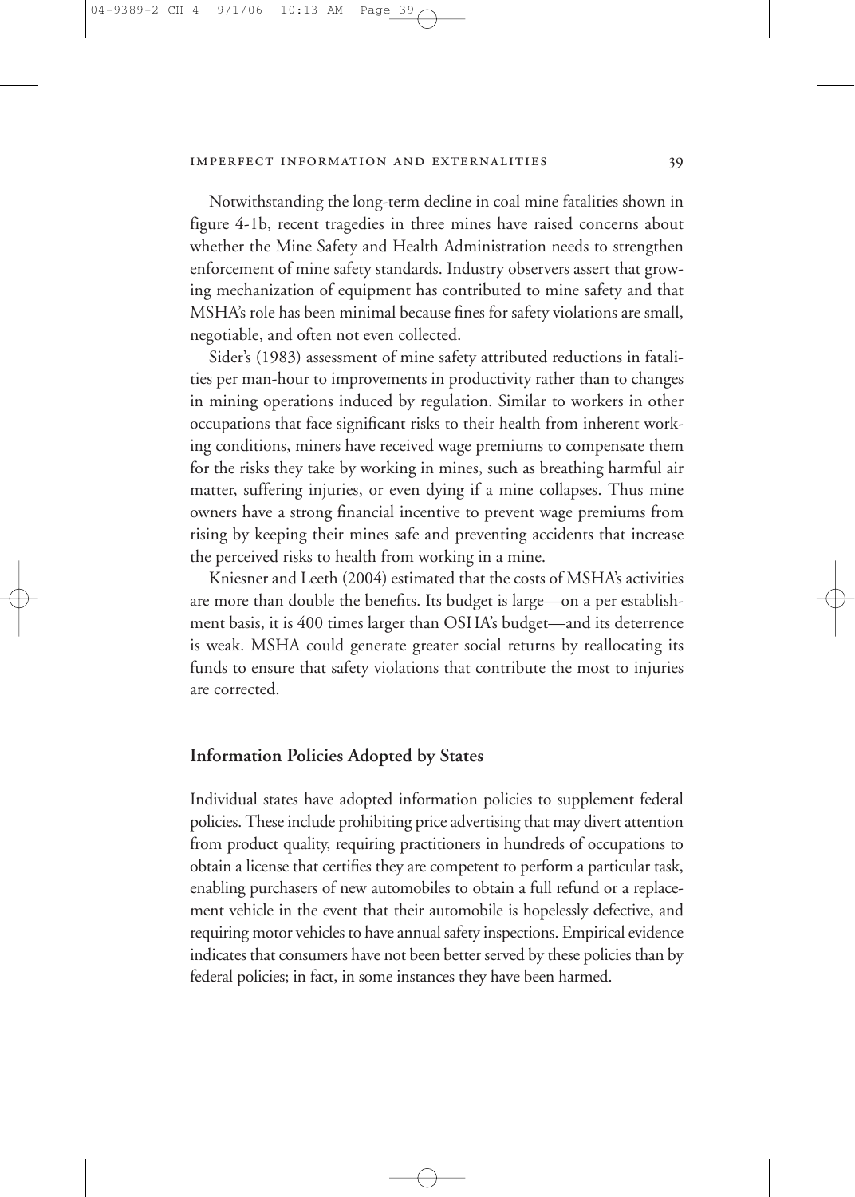Notwithstanding the long-term decline in coal mine fatalities shown in figure 4-1b, recent tragedies in three mines have raised concerns about whether the Mine Safety and Health Administration needs to strengthen enforcement of mine safety standards. Industry observers assert that growing mechanization of equipment has contributed to mine safety and that MSHA's role has been minimal because fines for safety violations are small, negotiable, and often not even collected.

Sider's (1983) assessment of mine safety attributed reductions in fatalities per man-hour to improvements in productivity rather than to changes in mining operations induced by regulation. Similar to workers in other occupations that face significant risks to their health from inherent working conditions, miners have received wage premiums to compensate them for the risks they take by working in mines, such as breathing harmful air matter, suffering injuries, or even dying if a mine collapses. Thus mine owners have a strong financial incentive to prevent wage premiums from rising by keeping their mines safe and preventing accidents that increase the perceived risks to health from working in a mine.

Kniesner and Leeth (2004) estimated that the costs of MSHA's activities are more than double the benefits. Its budget is large—on a per establishment basis, it is 400 times larger than OSHA's budget—and its deterrence is weak. MSHA could generate greater social returns by reallocating its funds to ensure that safety violations that contribute the most to injuries are corrected.

## Information Policies Adopted by States

Individual states have adopted information policies to supplement federal policies. These include prohibiting price advertising that may divert attention from product quality, requiring practitioners in hundreds of occupations to obtain a license that certifies they are competent to perform a particular task, enabling purchasers of new automobiles to obtain a full refund or a replacement vehicle in the event that their automobile is hopelessly defective, and requiring motor vehicles to have annual safety inspections. Empirical evidence indicates that consumers have not been better served by these policies than by federal policies; in fact, in some instances they have been harmed.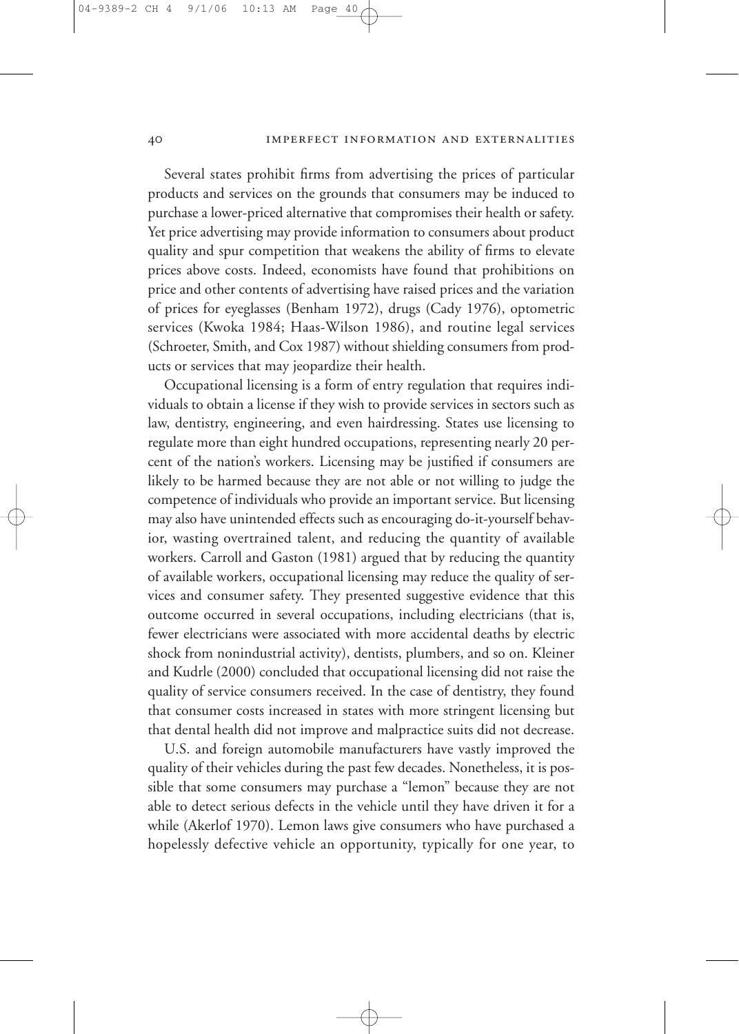Several states prohibit firms from advertising the prices of particular products and services on the grounds that consumers may be induced to purchase a lower-priced alternative that compromises their health or safety. Yet price advertising may provide information to consumers about product quality and spur competition that weakens the ability of firms to elevate prices above costs. Indeed, economists have found that prohibitions on price and other contents of advertising have raised prices and the variation of prices for eyeglasses (Benham 1972), drugs (Cady 1976), optometric services (Kwoka 1984; Haas-Wilson 1986), and routine legal services (Schroeter, Smith, and Cox 1987) without shielding consumers from products or services that may jeopardize their health.

Occupational licensing is a form of entry regulation that requires individuals to obtain a license if they wish to provide services in sectors such as law, dentistry, engineering, and even hairdressing. States use licensing to regulate more than eight hundred occupations, representing nearly 20 percent of the nation's workers. Licensing may be justified if consumers are likely to be harmed because they are not able or not willing to judge the competence of individuals who provide an important service. But licensing may also have unintended effects such as encouraging do-it-yourself behavior, wasting overtrained talent, and reducing the quantity of available workers. Carroll and Gaston (1981) argued that by reducing the quantity of available workers, occupational licensing may reduce the quality of services and consumer safety. They presented suggestive evidence that this outcome occurred in several occupations, including electricians (that is, fewer electricians were associated with more accidental deaths by electric shock from nonindustrial activity), dentists, plumbers, and so on. Kleiner and Kudrle (2000) concluded that occupational licensing did not raise the quality of service consumers received. In the case of dentistry, they found that consumer costs increased in states with more stringent licensing but that dental health did not improve and malpractice suits did not decrease.

U.S. and foreign automobile manufacturers have vastly improved the quality of their vehicles during the past few decades. Nonetheless, it is possible that some consumers may purchase a "lemon" because they are not able to detect serious defects in the vehicle until they have driven it for a while (Akerlof 1970). Lemon laws give consumers who have purchased a hopelessly defective vehicle an opportunity, typically for one year, to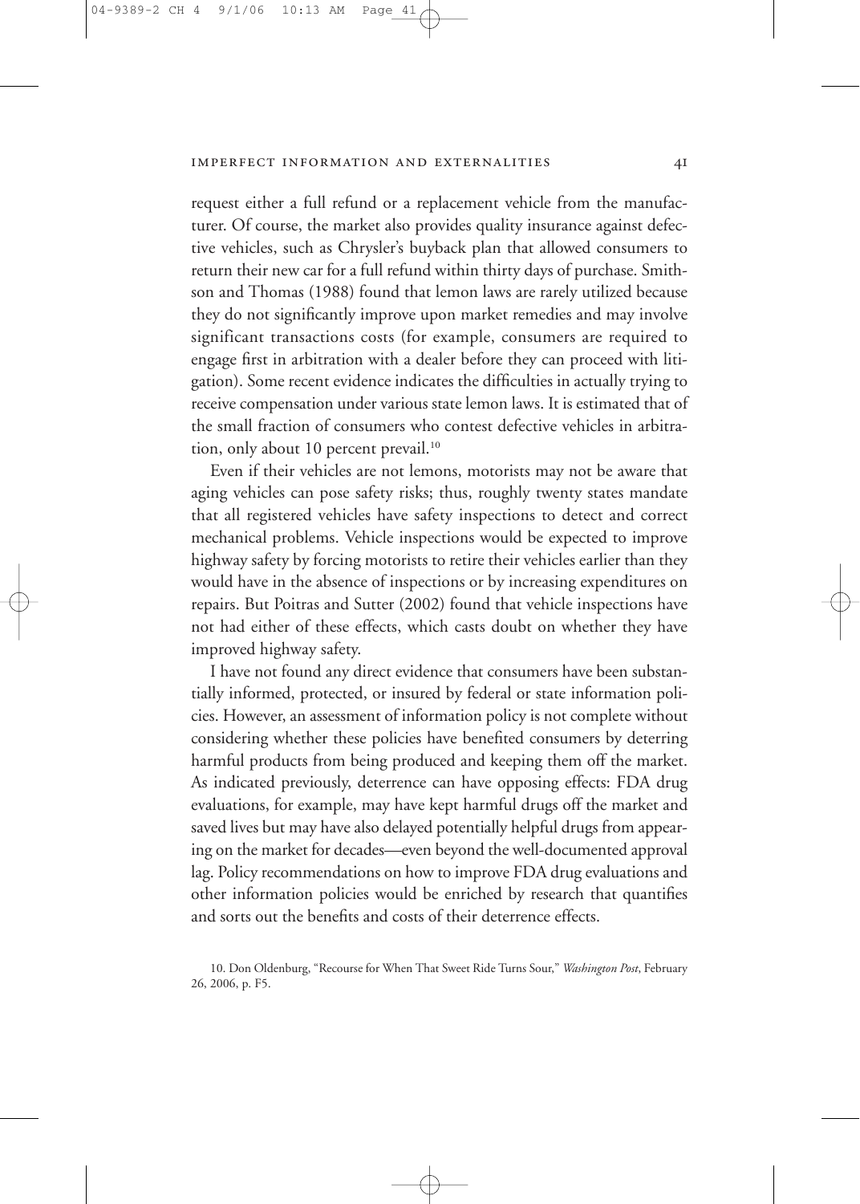request either a full refund or a replacement vehicle from the manufacturer. Of course, the market also provides quality insurance against defective vehicles, such as Chrysler's buyback plan that allowed consumers to return their new car for a full refund within thirty days of purchase. Smithson and Thomas (1988) found that lemon laws are rarely utilized because they do not significantly improve upon market remedies and may involve significant transactions costs (for example, consumers are required to engage first in arbitration with a dealer before they can proceed with litigation). Some recent evidence indicates the difficulties in actually trying to receive compensation under various state lemon laws. It is estimated that of the small fraction of consumers who contest defective vehicles in arbitration, only about 10 percent prevail.[10]

Even if their vehicles are not lemons, motorists may not be aware that aging vehicles can pose safety risks; thus, roughly twenty states mandate that all registered vehicles have safety inspections to detect and correct mechanical problems. Vehicle inspections would be expected to improve highway safety by forcing motorists to retire their vehicles earlier than they would have in the absence of inspections or by increasing expenditures on repairs. But Poitras and Sutter (2002) found that vehicle inspections have not had either of these effects, which casts doubt on whether they have improved highway safety.

I have not found any direct evidence that consumers have been substantially informed, protected, or insured by federal or state information policies. However, an assessment of information policy is not complete without considering whether these policies have benefited consumers by deterring harmful products from being produced and keeping them off the market. As indicated previously, deterrence can have opposing effects: FDA drug evaluations, for example, may have kept harmful drugs off the market and saved lives but may have also delayed potentially helpful drugs from appearing on the market for decades—even beyond the well-documented approval lag. Policy recommendations on how to improve FDA drug evaluations and other information policies would be enriched by research that quantifies and sorts out the benefits and costs of their deterrence effects.

10. Don Oldenburg, "Recourse for When That Sweet Ride Turns Sour," *Washington Post*, February 26, 2006, p. F5.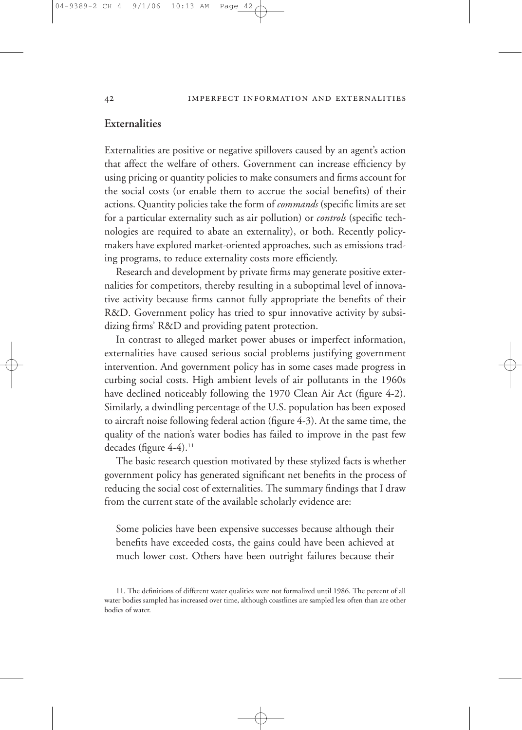## Externalities

Externalities are positive or negative spillovers caused by an agent's action that affect the welfare of others. Government can increase efficiency by using pricing or quantity policies to make consumers and firms account for the social costs (or enable them to accrue the social benefits) of their actions. Quantity policies take the form of *commands* (specific limits are set for a particular externality such as air pollution) or *controls* (specific technologies are required to abate an externality), or both. Recently policymakers have explored market-oriented approaches, such as emissions trading programs, to reduce externality costs more efficiently.

Research and development by private firms may generate positive externalities for competitors, thereby resulting in a suboptimal level of innovative activity because firms cannot fully appropriate the benefits of their R&D. Government policy has tried to spur innovative activity by subsidizing firms' R&D and providing patent protection.

In contrast to alleged market power abuses or imperfect information, externalities have caused serious social problems justifying government intervention. And government policy has in some cases made progress in curbing social costs. High ambient levels of air pollutants in the 1960s have declined noticeably following the 1970 Clean Air Act (figure 4-2). Similarly, a dwindling percentage of the U.S. population has been exposed to aircraft noise following federal action (figure 4-3). At the same time, the quality of the nation's water bodies has failed to improve in the past few decades (figure 4-4).[11]

The basic research question motivated by these stylized facts is whether government policy has generated significant net benefits in the process of reducing the social cost of externalities. The summary findings that I draw from the current state of the available scholarly evidence are:

> Some policies have been expensive successes because although their benefits have exceeded costs, the gains could have been achieved at much lower cost. Others have been outright failures because their

11. The definitions of different water qualities were not formalized until 1986. The percent of all water bodies sampled has increased over time, although coastlines are sampled less often than are other bodies of water.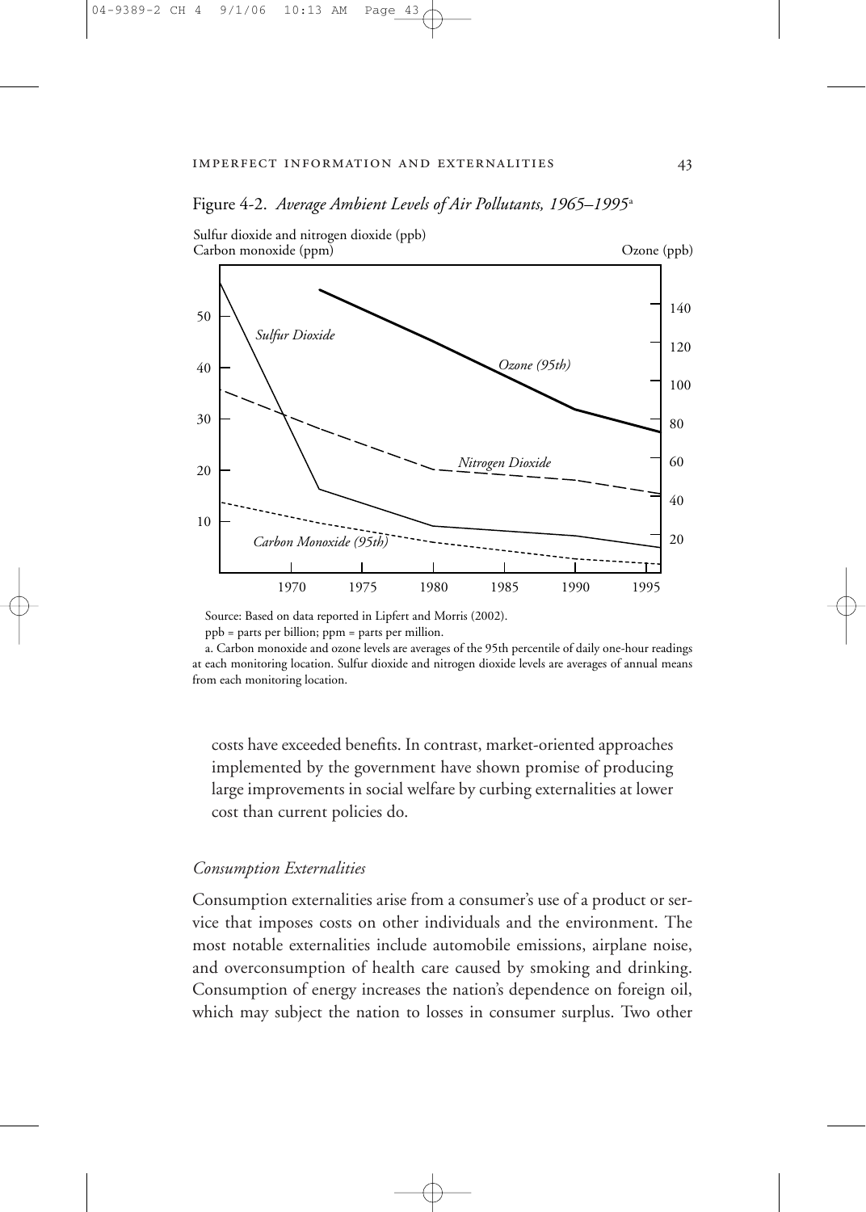Figure 4-2. *Average Ambient Levels of Air Pollutants, 1965–1995*[a]

Source: Based on data reported in Lipfert and Morris (2002).

ppb = parts per billion; ppm = parts per million.

a. Carbon monoxide and ozone levels are averages of the 95th percentile of daily one-hour readings at each monitoring location. Sulfur dioxide and nitrogen dioxide levels are averages of annual means from each monitoring location.

costs have exceeded benefits. In contrast, market-oriented approaches implemented by the government have shown promise of producing large improvements in social welfare by curbing externalities at lower cost than current policies do.

### *Consumption Externalities*

Consumption externalities arise from a consumer's use of a product or service that imposes costs on other individuals and the environment. The most notable externalities include automobile emissions, airplane noise, and overconsumption of health care caused by smoking and drinking. Consumption of energy increases the nation's dependence on foreign oil, which may subject the nation to losses in consumer surplus. Two other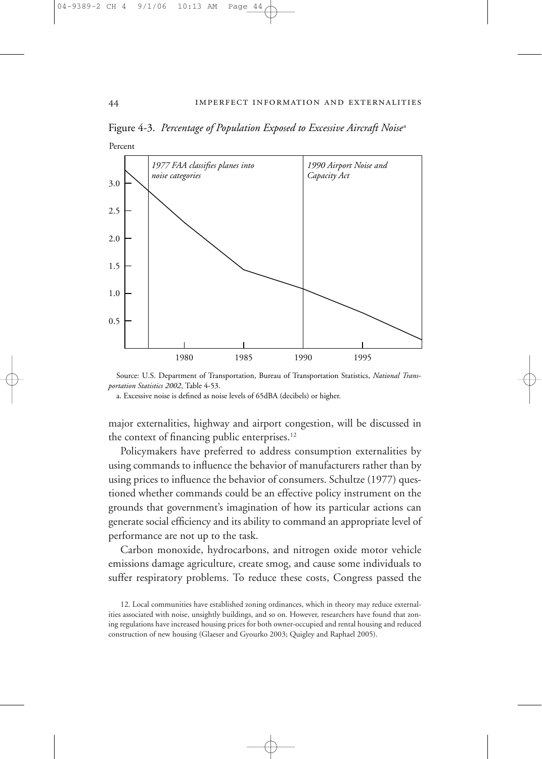Figure 4-3. *Percentage of Population Exposed to Excessive Aircraft Noise*[a]

Source: U.S. Department of Transportation, Bureau of Transportation Statistics, *National Transportation Statistics 2002*, Table 4-53.

a. Excessive noise is defined as noise levels of 65dBA (decibels) or higher.

major externalities, highway and airport congestion, will be discussed in the context of financing public enterprises.[12]

Policymakers have preferred to address consumption externalities by using commands to influence the behavior of manufacturers rather than by using prices to influence the behavior of consumers. Schultze (1977) questioned whether commands could be an effective policy instrument on the grounds that government's imagination of how its particular actions can generate social efficiency and its ability to command an appropriate level of performance are not up to the task.

Carbon monoxide, hydrocarbons, and nitrogen oxide motor vehicle emissions damage agriculture, create smog, and cause some individuals to suffer respiratory problems. To reduce these costs, Congress passed the

12. Local communities have established zoning ordinances, which in theory may reduce externalities associated with noise, unsightly buildings, and so on. However, researchers have found that zoning regulations have increased housing prices for both owner-occupied and rental housing and reduced construction of new housing (Glaeser and Gyourko 2003; Quigley and Raphael 2005).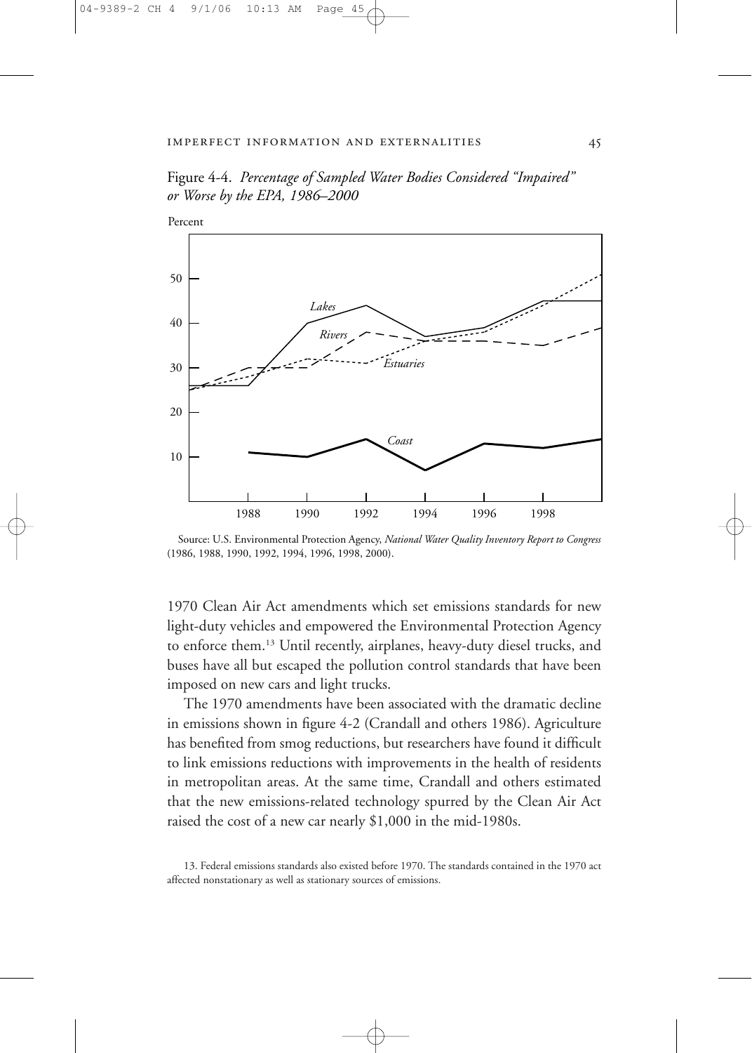Figure 4-4. *Percentage of Sampled Water Bodies Considered "Impaired" or Worse by the EPA, 1986–2000*

Source: U.S. Environmental Protection Agency, *National Water Quality Inventory Report to Congress* (1986, 1988, 1990, 1992, 1994, 1996, 1998, 2000).

1970 Clean Air Act amendments which set emissions standards for new light-duty vehicles and empowered the Environmental Protection Agency to enforce them.[13] Until recently, airplanes, heavy-duty diesel trucks, and buses have all but escaped the pollution control standards that have been imposed on new cars and light trucks.

The 1970 amendments have been associated with the dramatic decline in emissions shown in figure 4-2 (Crandall and others 1986). Agriculture has benefited from smog reductions, but researchers have found it difficult to link emissions reductions with improvements in the health of residents in metropolitan areas. At the same time, Crandall and others estimated that the new emissions-related technology spurred by the Clean Air Act raised the cost of a new car nearly $1,000 in the mid-1980s.

13. Federal emissions standards also existed before 1970. The standards contained in the 1970 act affected nonstationary as well as stationary sources of emissions.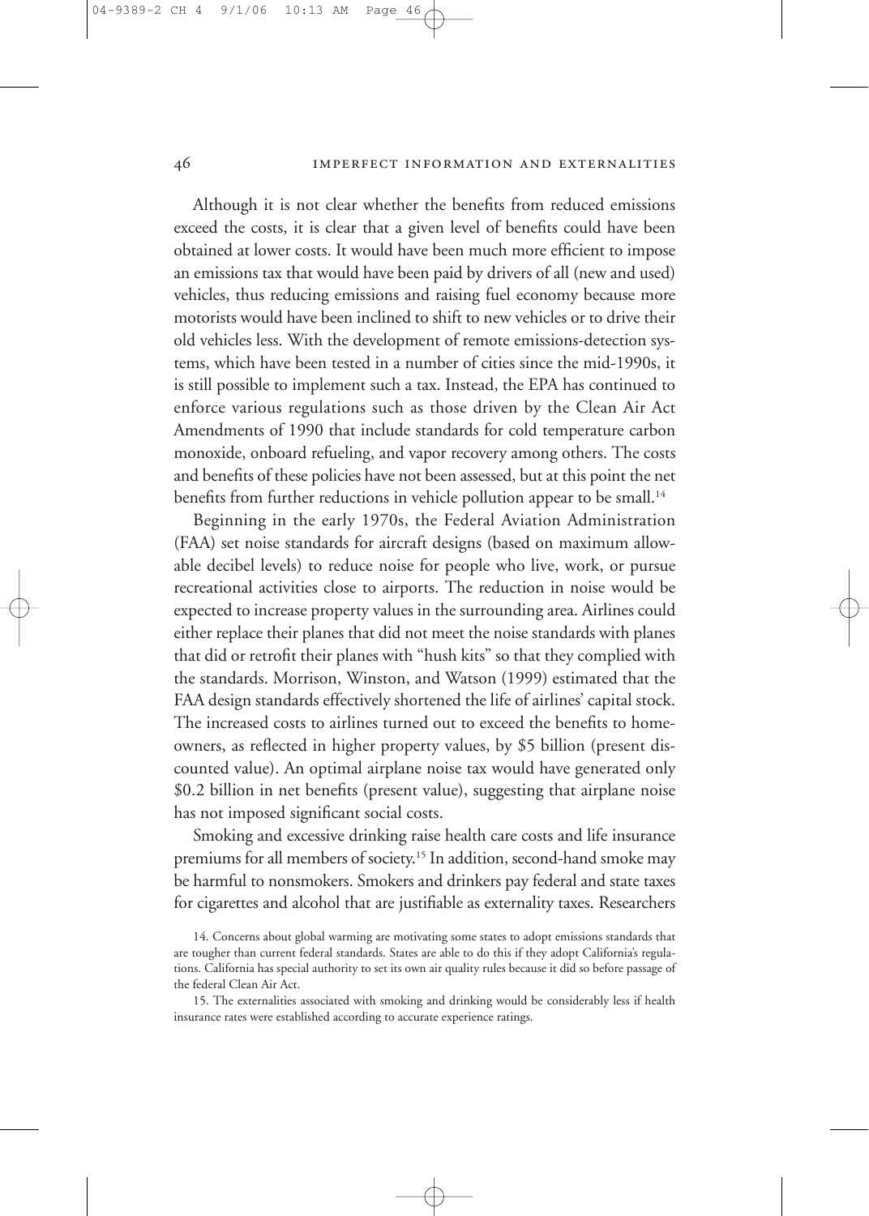Although it is not clear whether the benefits from reduced emissions exceed the costs, it is clear that a given level of benefits could have been obtained at lower costs. It would have been much more efficient to impose an emissions tax that would have been paid by drivers of all (new and used) vehicles, thus reducing emissions and raising fuel economy because more motorists would have been inclined to shift to new vehicles or to drive their old vehicles less. With the development of remote emissions-detection systems, which have been tested in a number of cities since the mid-1990s, it is still possible to implement such a tax. Instead, the EPA has continued to enforce various regulations such as those driven by the Clean Air Act Amendments of 1990 that include standards for cold temperature carbon monoxide, onboard refueling, and vapor recovery among others. The costs and benefits of these policies have not been assessed, but at this point the net benefits from further reductions in vehicle pollution appear to be small.[14]

Beginning in the early 1970s, the Federal Aviation Administration (FAA) set noise standards for aircraft designs (based on maximum allowable decibel levels) to reduce noise for people who live, work, or pursue recreational activities close to airports. The reduction in noise would be expected to increase property values in the surrounding area. Airlines could either replace their planes that did not meet the noise standards with planes that did or retrofit their planes with "hush kits" so that they complied with the standards. Morrison, Winston, and Watson (1999) estimated that the FAA design standards effectively shortened the life of airlines' capital stock. The increased costs to airlines turned out to exceed the benefits to homeowners, as reflected in higher property values, by $5 billion (present discounted value). An optimal airplane noise tax would have generated only $0.2 billion in net benefits (present value), suggesting that airplane noise has not imposed significant social costs.

Smoking and excessive drinking raise health care costs and life insurance premiums for all members of society.[15] In addition, second-hand smoke may be harmful to nonsmokers. Smokers and drinkers pay federal and state taxes for cigarettes and alcohol that are justifiable as externality taxes. Researchers

14. Concerns about global warming are motivating some states to adopt emissions standards that are tougher than current federal standards. States are able to do this if they adopt California's regulations. California has special authority to set its own air quality rules because it did so before passage of the federal Clean Air Act.

15. The externalities associated with smoking and drinking would be considerably less if health insurance rates were established according to accurate experience ratings.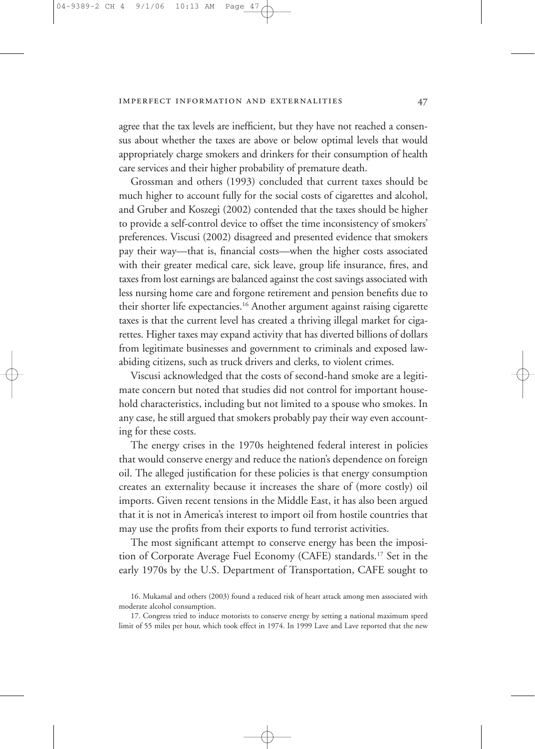agree that the tax levels are inefficient, but they have not reached a consensus about whether the taxes are above or below optimal levels that would appropriately charge smokers and drinkers for their consumption of health care services and their higher probability of premature death.

Grossman and others (1993) concluded that current taxes should be much higher to account fully for the social costs of cigarettes and alcohol, and Gruber and Koszegi (2002) contended that the taxes should be higher to provide a self-control device to offset the time inconsistency of smokers' preferences. Viscusi (2002) disagreed and presented evidence that smokers pay their way—that is, financial costs—when the higher costs associated with their greater medical care, sick leave, group life insurance, fires, and taxes from lost earnings are balanced against the cost savings associated with less nursing home care and forgone retirement and pension benefits due to their shorter life expectancies.[16] Another argument against raising cigarette taxes is that the current level has created a thriving illegal market for cigarettes. Higher taxes may expand activity that has diverted billions of dollars from legitimate businesses and government to criminals and exposed law-abiding citizens, such as truck drivers and clerks, to violent crimes.

Viscusi acknowledged that the costs of second-hand smoke are a legitimate concern but noted that studies did not control for important household characteristics, including but not limited to a spouse who smokes. In any case, he still argued that smokers probably pay their way even accounting for these costs.

The energy crises in the 1970s heightened federal interest in policies that would conserve energy and reduce the nation's dependence on foreign oil. The alleged justification for these policies is that energy consumption creates an externality because it increases the share of (more costly) oil imports. Given recent tensions in the Middle East, it has also been argued that it is not in America's interest to import oil from hostile countries that may use the profits from their exports to fund terrorist activities.

The most significant attempt to conserve energy has been the imposition of Corporate Average Fuel Economy (CAFE) standards.[17] Set in the early 1970s by the U.S. Department of Transportation, CAFE sought to

16. Mukamal and others (2003) found a reduced risk of heart attack among men associated with moderate alcohol consumption.

17. Congress tried to induce motorists to conserve energy by setting a national maximum speed limit of 55 miles per hour, which took effect in 1974. In 1999 Lave and Lave reported that the new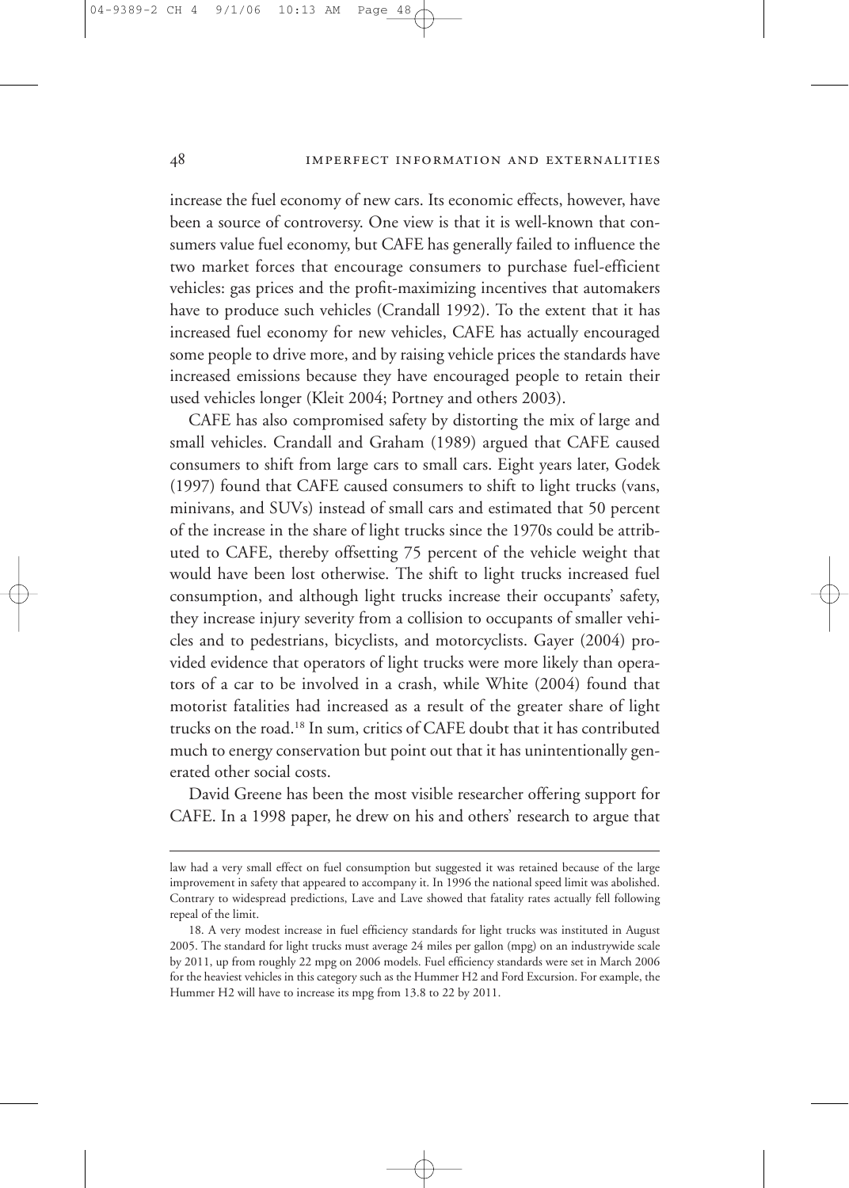increase the fuel economy of new cars. Its economic effects, however, have been a source of controversy. One view is that it is well-known that consumers value fuel economy, but CAFE has generally failed to influence the two market forces that encourage consumers to purchase fuel-efficient vehicles: gas prices and the profit-maximizing incentives that automakers have to produce such vehicles (Crandall 1992). To the extent that it has increased fuel economy for new vehicles, CAFE has actually encouraged some people to drive more, and by raising vehicle prices the standards have increased emissions because they have encouraged people to retain their used vehicles longer (Kleit 2004; Portney and others 2003).

CAFE has also compromised safety by distorting the mix of large and small vehicles. Crandall and Graham (1989) argued that CAFE caused consumers to shift from large cars to small cars. Eight years later, Godek (1997) found that CAFE caused consumers to shift to light trucks (vans, minivans, and SUVs) instead of small cars and estimated that 50 percent of the increase in the share of light trucks since the 1970s could be attributed to CAFE, thereby offsetting 75 percent of the vehicle weight that would have been lost otherwise. The shift to light trucks increased fuel consumption, and although light trucks increase their occupants' safety, they increase injury severity from a collision to occupants of smaller vehicles and to pedestrians, bicyclists, and motorcyclists. Gayer (2004) provided evidence that operators of light trucks were more likely than operators of a car to be involved in a crash, while White (2004) found that motorist fatalities had increased as a result of the greater share of light trucks on the road.[18] In sum, critics of CAFE doubt that it has contributed much to energy conservation but point out that it has unintentionally generated other social costs.

David Greene has been the most visible researcher offering support for CAFE. In a 1998 paper, he drew on his and others' research to argue that

---

law had a very small effect on fuel consumption but suggested it was retained because of the large improvement in safety that appeared to accompany it. In 1996 the national speed limit was abolished. Contrary to widespread predictions, Lave and Lave showed that fatality rates actually fell following repeal of the limit.

18. A very modest increase in fuel efficiency standards for light trucks was instituted in August 2005. The standard for light trucks must average 24 miles per gallon (mpg) on an industrywide scale by 2011, up from roughly 22 mpg on 2006 models. Fuel efficiency standards were set in March 2006 for the heaviest vehicles in this category such as the Hummer H2 and Ford Excursion. For example, the Hummer H2 will have to increase its mpg from 13.8 to 22 by 2011.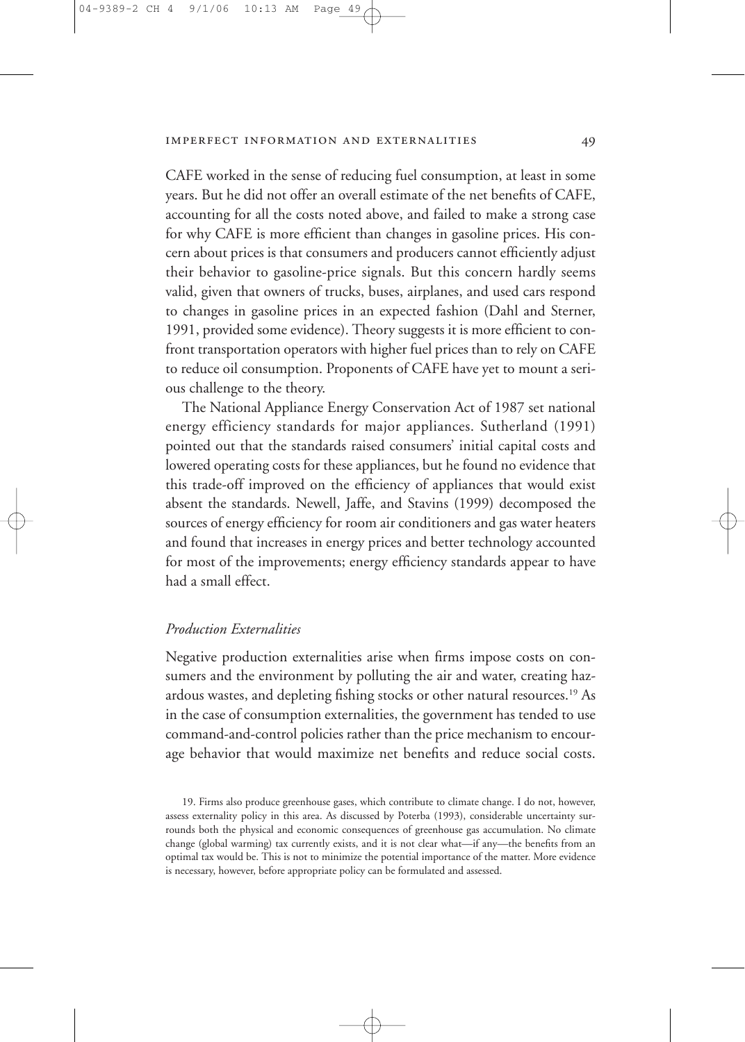CAFE worked in the sense of reducing fuel consumption, at least in some years. But he did not offer an overall estimate of the net benefits of CAFE, accounting for all the costs noted above, and failed to make a strong case for why CAFE is more efficient than changes in gasoline prices. His concern about prices is that consumers and producers cannot efficiently adjust their behavior to gasoline-price signals. But this concern hardly seems valid, given that owners of trucks, buses, airplanes, and used cars respond to changes in gasoline prices in an expected fashion (Dahl and Sterner, 1991, provided some evidence). Theory suggests it is more efficient to confront transportation operators with higher fuel prices than to rely on CAFE to reduce oil consumption. Proponents of CAFE have yet to mount a serious challenge to the theory.

The National Appliance Energy Conservation Act of 1987 set national energy efficiency standards for major appliances. Sutherland (1991) pointed out that the standards raised consumers' initial capital costs and lowered operating costs for these appliances, but he found no evidence that this trade-off improved on the efficiency of appliances that would exist absent the standards. Newell, Jaffe, and Stavins (1999) decomposed the sources of energy efficiency for room air conditioners and gas water heaters and found that increases in energy prices and better technology accounted for most of the improvements; energy efficiency standards appear to have had a small effect.

*Production Externalities*

Negative production externalities arise when firms impose costs on consumers and the environment by polluting the air and water, creating hazardous wastes, and depleting fishing stocks or other natural resources.[19] As in the case of consumption externalities, the government has tended to use command-and-control policies rather than the price mechanism to encourage behavior that would maximize net benefits and reduce social costs.

19. Firms also produce greenhouse gases, which contribute to climate change. I do not, however, assess externality policy in this area. As discussed by Poterba (1993), considerable uncertainty surrounds both the physical and economic consequences of greenhouse gas accumulation. No climate change (global warming) tax currently exists, and it is not clear what—if any—the benefits from an optimal tax would be. This is not to minimize the potential importance of the matter. More evidence is necessary, however, before appropriate policy can be formulated and assessed.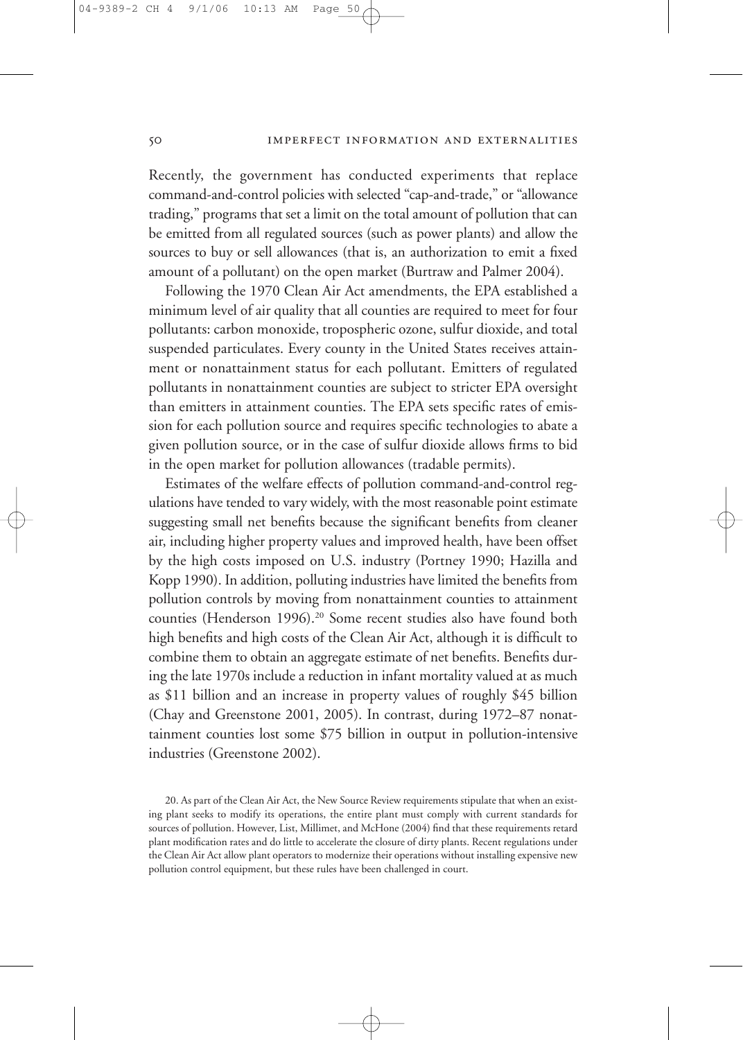Recently, the government has conducted experiments that replace command-and-control policies with selected "cap-and-trade," or "allowance trading," programs that set a limit on the total amount of pollution that can be emitted from all regulated sources (such as power plants) and allow the sources to buy or sell allowances (that is, an authorization to emit a fixed amount of a pollutant) on the open market (Burtraw and Palmer 2004).

Following the 1970 Clean Air Act amendments, the EPA established a minimum level of air quality that all counties are required to meet for four pollutants: carbon monoxide, tropospheric ozone, sulfur dioxide, and total suspended particulates. Every county in the United States receives attainment or nonattainment status for each pollutant. Emitters of regulated pollutants in nonattainment counties are subject to stricter EPA oversight than emitters in attainment counties. The EPA sets specific rates of emission for each pollution source and requires specific technologies to abate a given pollution source, or in the case of sulfur dioxide allows firms to bid in the open market for pollution allowances (tradable permits).

Estimates of the welfare effects of pollution command-and-control regulations have tended to vary widely, with the most reasonable point estimate suggesting small net benefits because the significant benefits from cleaner air, including higher property values and improved health, have been offset by the high costs imposed on U.S. industry (Portney 1990; Hazilla and Kopp 1990). In addition, polluting industries have limited the benefits from pollution controls by moving from nonattainment counties to attainment counties (Henderson 1996).[20] Some recent studies also have found both high benefits and high costs of the Clean Air Act, although it is difficult to combine them to obtain an aggregate estimate of net benefits. Benefits during the late 1970s include a reduction in infant mortality valued at as much as \$11 billion and an increase in property values of roughly \$45 billion (Chay and Greenstone 2001, 2005). In contrast, during 1972–87 nonattainment counties lost some \$75 billion in output in pollution-intensive industries (Greenstone 2002).

20. As part of the Clean Air Act, the New Source Review requirements stipulate that when an existing plant seeks to modify its operations, the entire plant must comply with current standards for sources of pollution. However, List, Millimet, and McHone (2004) find that these requirements retard plant modification rates and do little to accelerate the closure of dirty plants. Recent regulations under the Clean Air Act allow plant operators to modernize their operations without installing expensive new pollution control equipment, but these rules have been challenged in court.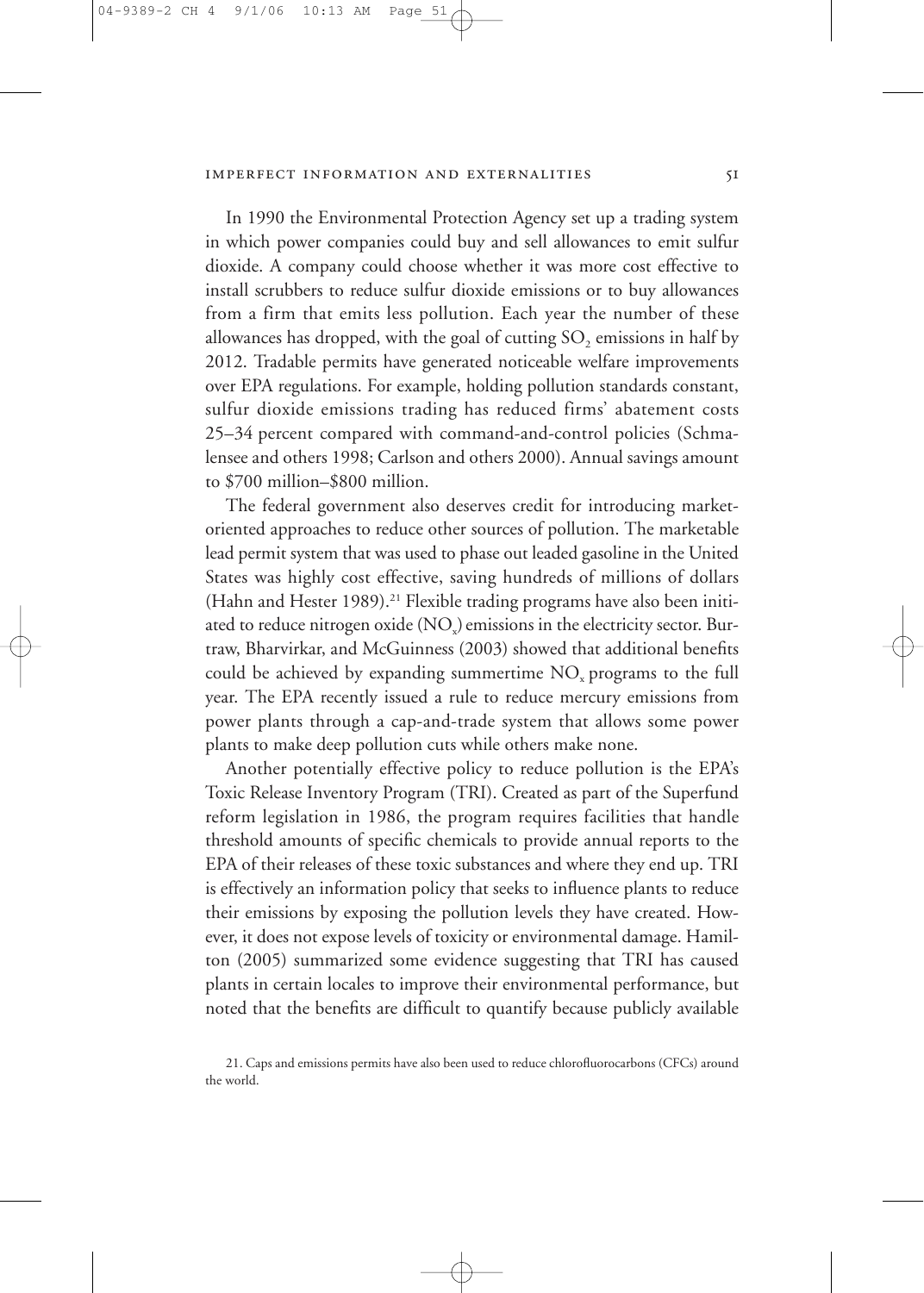In 1990 the Environmental Protection Agency set up a trading system in which power companies could buy and sell allowances to emit sulfur dioxide. A company could choose whether it was more cost effective to install scrubbers to reduce sulfur dioxide emissions or to buy allowances from a firm that emits less pollution. Each year the number of these allowances has dropped, with the goal of cutting $SO_2$ emissions in half by 2012. Tradable permits have generated noticeable welfare improvements over EPA regulations. For example, holding pollution standards constant, sulfur dioxide emissions trading has reduced firms' abatement costs 25–34 percent compared with command-and-control policies (Schmalensee and others 1998; Carlson and others 2000). Annual savings amount to \$700 million–\$800 million.

The federal government also deserves credit for introducing market-oriented approaches to reduce other sources of pollution. The marketable lead permit system that was used to phase out leaded gasoline in the United States was highly cost effective, saving hundreds of millions of dollars (Hahn and Hester 1989).[21] Flexible trading programs have also been initiated to reduce nitrogen oxide ($NO_x$) emissions in the electricity sector. Burtraw, Bharvirkar, and McGuinness (2003) showed that additional benefits could be achieved by expanding summertime $NO_x$ programs to the full year. The EPA recently issued a rule to reduce mercury emissions from power plants through a cap-and-trade system that allows some power plants to make deep pollution cuts while others make none.

Another potentially effective policy to reduce pollution is the EPA's Toxic Release Inventory Program (TRI). Created as part of the Superfund reform legislation in 1986, the program requires facilities that handle threshold amounts of specific chemicals to provide annual reports to the EPA of their releases of these toxic substances and where they end up. TRI is effectively an information policy that seeks to influence plants to reduce their emissions by exposing the pollution levels they have created. However, it does not expose levels of toxicity or environmental damage. Hamilton (2005) summarized some evidence suggesting that TRI has caused plants in certain locales to improve their environmental performance, but noted that the benefits are difficult to quantify because publicly available

21. Caps and emissions permits have also been used to reduce chlorofluorocarbons (CFCs) around the world.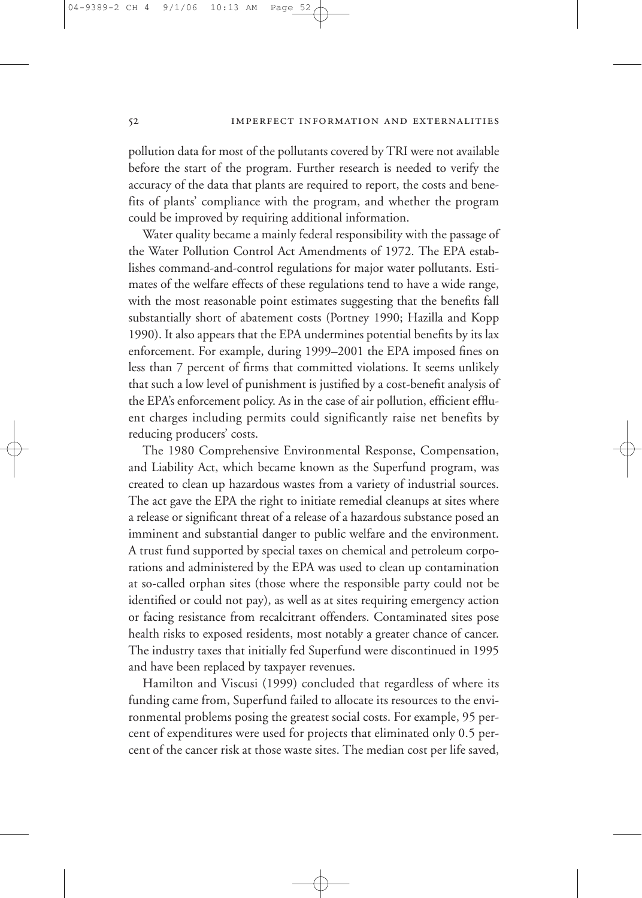pollution data for most of the pollutants covered by TRI were not available before the start of the program. Further research is needed to verify the accuracy of the data that plants are required to report, the costs and benefits of plants' compliance with the program, and whether the program could be improved by requiring additional information.

Water quality became a mainly federal responsibility with the passage of the Water Pollution Control Act Amendments of 1972. The EPA establishes command-and-control regulations for major water pollutants. Estimates of the welfare effects of these regulations tend to have a wide range, with the most reasonable point estimates suggesting that the benefits fall substantially short of abatement costs (Portney 1990; Hazilla and Kopp 1990). It also appears that the EPA undermines potential benefits by its lax enforcement. For example, during 1999–2001 the EPA imposed fines on less than 7 percent of firms that committed violations. It seems unlikely that such a low level of punishment is justified by a cost-benefit analysis of the EPA's enforcement policy. As in the case of air pollution, efficient effluent charges including permits could significantly raise net benefits by reducing producers' costs.

The 1980 Comprehensive Environmental Response, Compensation, and Liability Act, which became known as the Superfund program, was created to clean up hazardous wastes from a variety of industrial sources. The act gave the EPA the right to initiate remedial cleanups at sites where a release or significant threat of a release of a hazardous substance posed an imminent and substantial danger to public welfare and the environment. A trust fund supported by special taxes on chemical and petroleum corporations and administered by the EPA was used to clean up contamination at so-called orphan sites (those where the responsible party could not be identified or could not pay), as well as at sites requiring emergency action or facing resistance from recalcitrant offenders. Contaminated sites pose health risks to exposed residents, most notably a greater chance of cancer. The industry taxes that initially fed Superfund were discontinued in 1995 and have been replaced by taxpayer revenues.

Hamilton and Viscusi (1999) concluded that regardless of where its funding came from, Superfund failed to allocate its resources to the environmental problems posing the greatest social costs. For example, 95 percent of expenditures were used for projects that eliminated only 0.5 percent of the cancer risk at those waste sites. The median cost per life saved,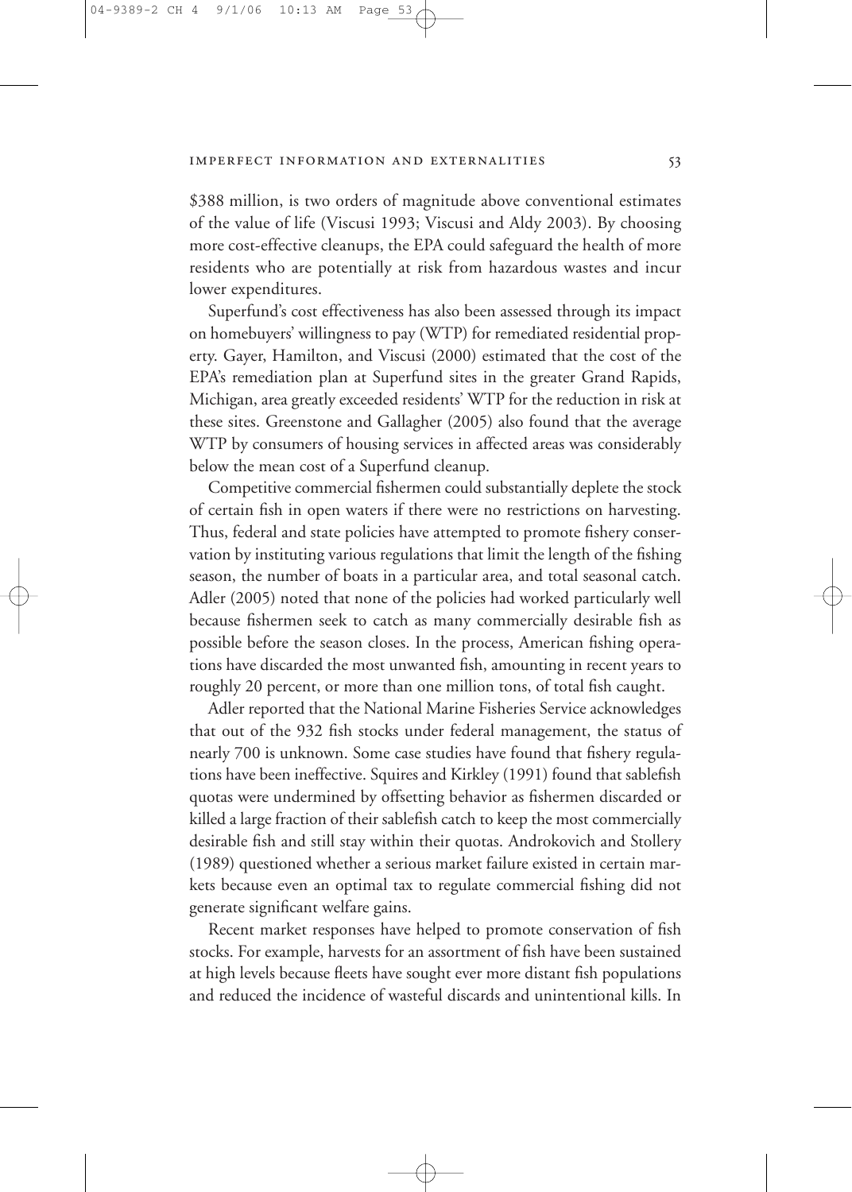$388 million, is two orders of magnitude above conventional estimates of the value of life (Viscusi 1993; Viscusi and Aldy 2003). By choosing more cost-effective cleanups, the EPA could safeguard the health of more residents who are potentially at risk from hazardous wastes and incur lower expenditures.

Superfund's cost effectiveness has also been assessed through its impact on homebuyers' willingness to pay (WTP) for remediated residential property. Gayer, Hamilton, and Viscusi (2000) estimated that the cost of the EPA's remediation plan at Superfund sites in the greater Grand Rapids, Michigan, area greatly exceeded residents' WTP for the reduction in risk at these sites. Greenstone and Gallagher (2005) also found that the average WTP by consumers of housing services in affected areas was considerably below the mean cost of a Superfund cleanup.

Competitive commercial fishermen could substantially deplete the stock of certain fish in open waters if there were no restrictions on harvesting. Thus, federal and state policies have attempted to promote fishery conservation by instituting various regulations that limit the length of the fishing season, the number of boats in a particular area, and total seasonal catch. Adler (2005) noted that none of the policies had worked particularly well because fishermen seek to catch as many commercially desirable fish as possible before the season closes. In the process, American fishing operations have discarded the most unwanted fish, amounting in recent years to roughly 20 percent, or more than one million tons, of total fish caught.

Adler reported that the National Marine Fisheries Service acknowledges that out of the 932 fish stocks under federal management, the status of nearly 700 is unknown. Some case studies have found that fishery regulations have been ineffective. Squires and Kirkley (1991) found that sablefish quotas were undermined by offsetting behavior as fishermen discarded or killed a large fraction of their sablefish catch to keep the most commercially desirable fish and still stay within their quotas. Androkovich and Stollery (1989) questioned whether a serious market failure existed in certain markets because even an optimal tax to regulate commercial fishing did not generate significant welfare gains.

Recent market responses have helped to promote conservation of fish stocks. For example, harvests for an assortment of fish have been sustained at high levels because fleets have sought ever more distant fish populations and reduced the incidence of wasteful discards and unintentional kills. In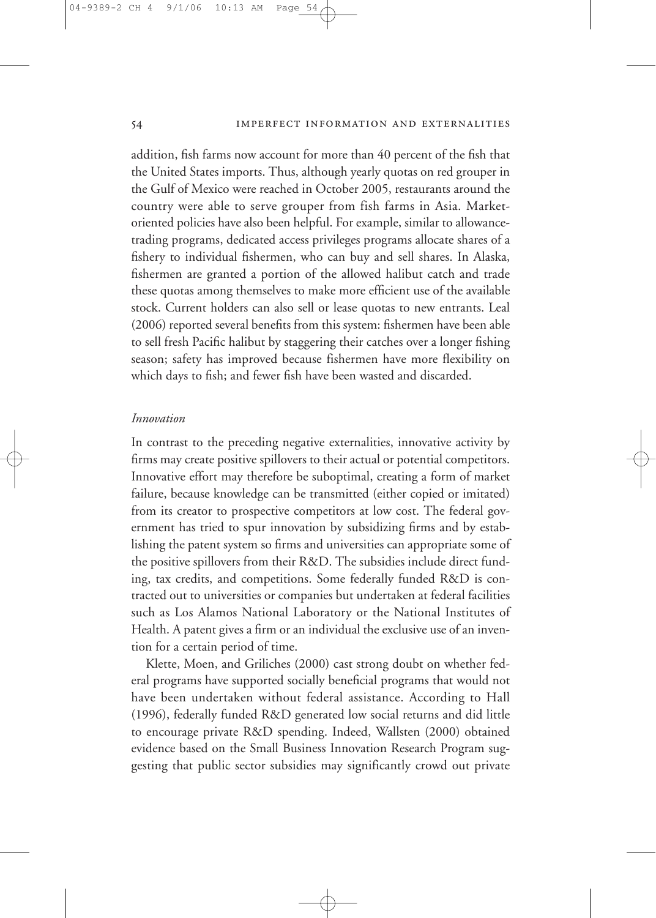addition, fish farms now account for more than 40 percent of the fish that the United States imports. Thus, although yearly quotas on red grouper in the Gulf of Mexico were reached in October 2005, restaurants around the country were able to serve grouper from fish farms in Asia. Market-oriented policies have also been helpful. For example, similar to allowance-trading programs, dedicated access privileges programs allocate shares of a fishery to individual fishermen, who can buy and sell shares. In Alaska, fishermen are granted a portion of the allowed halibut catch and trade these quotas among themselves to make more efficient use of the available stock. Current holders can also sell or lease quotas to new entrants. Leal (2006) reported several benefits from this system: fishermen have been able to sell fresh Pacific halibut by staggering their catches over a longer fishing season; safety has improved because fishermen have more flexibility on which days to fish; and fewer fish have been wasted and discarded.

*Innovation*

In contrast to the preceding negative externalities, innovative activity by firms may create positive spillovers to their actual or potential competitors. Innovative effort may therefore be suboptimal, creating a form of market failure, because knowledge can be transmitted (either copied or imitated) from its creator to prospective competitors at low cost. The federal government has tried to spur innovation by subsidizing firms and by establishing the patent system so firms and universities can appropriate some of the positive spillovers from their R&D. The subsidies include direct funding, tax credits, and competitions. Some federally funded R&D is contracted out to universities or companies but undertaken at federal facilities such as Los Alamos National Laboratory or the National Institutes of Health. A patent gives a firm or an individual the exclusive use of an invention for a certain period of time.

Klette, Moen, and Griliches (2000) cast strong doubt on whether federal programs have supported socially beneficial programs that would not have been undertaken without federal assistance. According to Hall (1996), federally funded R&D generated low social returns and did little to encourage private R&D spending. Indeed, Wallsten (2000) obtained evidence based on the Small Business Innovation Research Program suggesting that public sector subsidies may significantly crowd out private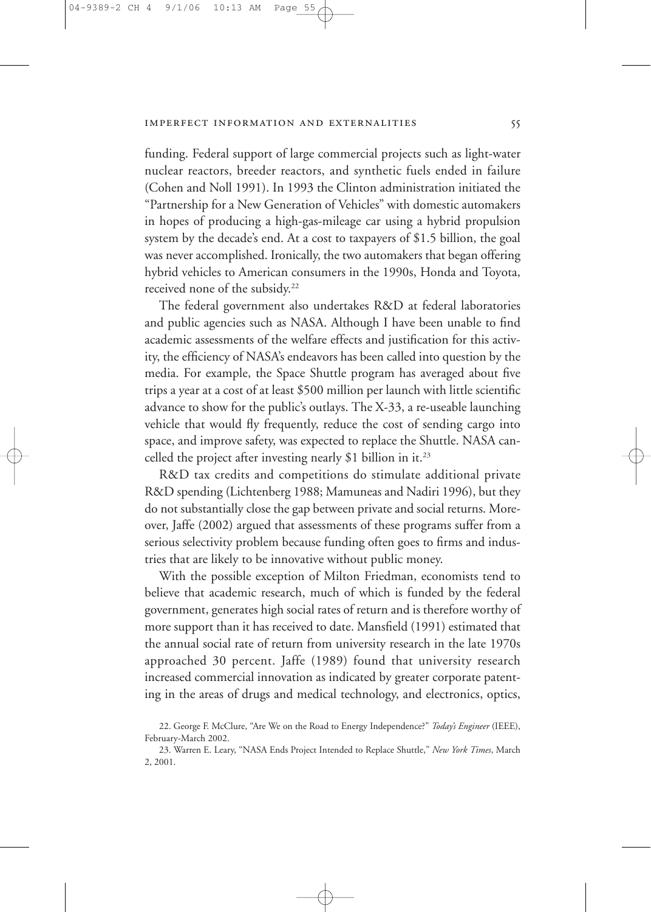funding. Federal support of large commercial projects such as light-water nuclear reactors, breeder reactors, and synthetic fuels ended in failure (Cohen and Noll 1991). In 1993 the Clinton administration initiated the "Partnership for a New Generation of Vehicles" with domestic automakers in hopes of producing a high-gas-mileage car using a hybrid propulsion system by the decade's end. At a cost to taxpayers of $1.5 billion, the goal was never accomplished. Ironically, the two automakers that began offering hybrid vehicles to American consumers in the 1990s, Honda and Toyota, received none of the subsidy.[22]

The federal government also undertakes R&D at federal laboratories and public agencies such as NASA. Although I have been unable to find academic assessments of the welfare effects and justification for this activity, the efficiency of NASA's endeavors has been called into question by the media. For example, the Space Shuttle program has averaged about five trips a year at a cost of at least $500 million per launch with little scientific advance to show for the public's outlays. The X-33, a re-useable launching vehicle that would fly frequently, reduce the cost of sending cargo into space, and improve safety, was expected to replace the Shuttle. NASA cancelled the project after investing nearly $1 billion in it.[23]

R&D tax credits and competitions do stimulate additional private R&D spending (Lichtenberg 1988; Mamuneas and Nadiri 1996), but they do not substantially close the gap between private and social returns. Moreover, Jaffe (2002) argued that assessments of these programs suffer from a serious selectivity problem because funding often goes to firms and industries that are likely to be innovative without public money.

With the possible exception of Milton Friedman, economists tend to believe that academic research, much of which is funded by the federal government, generates high social rates of return and is therefore worthy of more support than it has received to date. Mansfield (1991) estimated that the annual social rate of return from university research in the late 1970s approached 30 percent. Jaffe (1989) found that university research increased commercial innovation as indicated by greater corporate patenting in the areas of drugs and medical technology, and electronics, optics,

22. George F. McClure, "Are We on the Road to Energy Independence?" *Today's Engineer* (IEEE), February-March 2002.

23. Warren E. Leary, "NASA Ends Project Intended to Replace Shuttle," *New York Times*, March 2, 2001.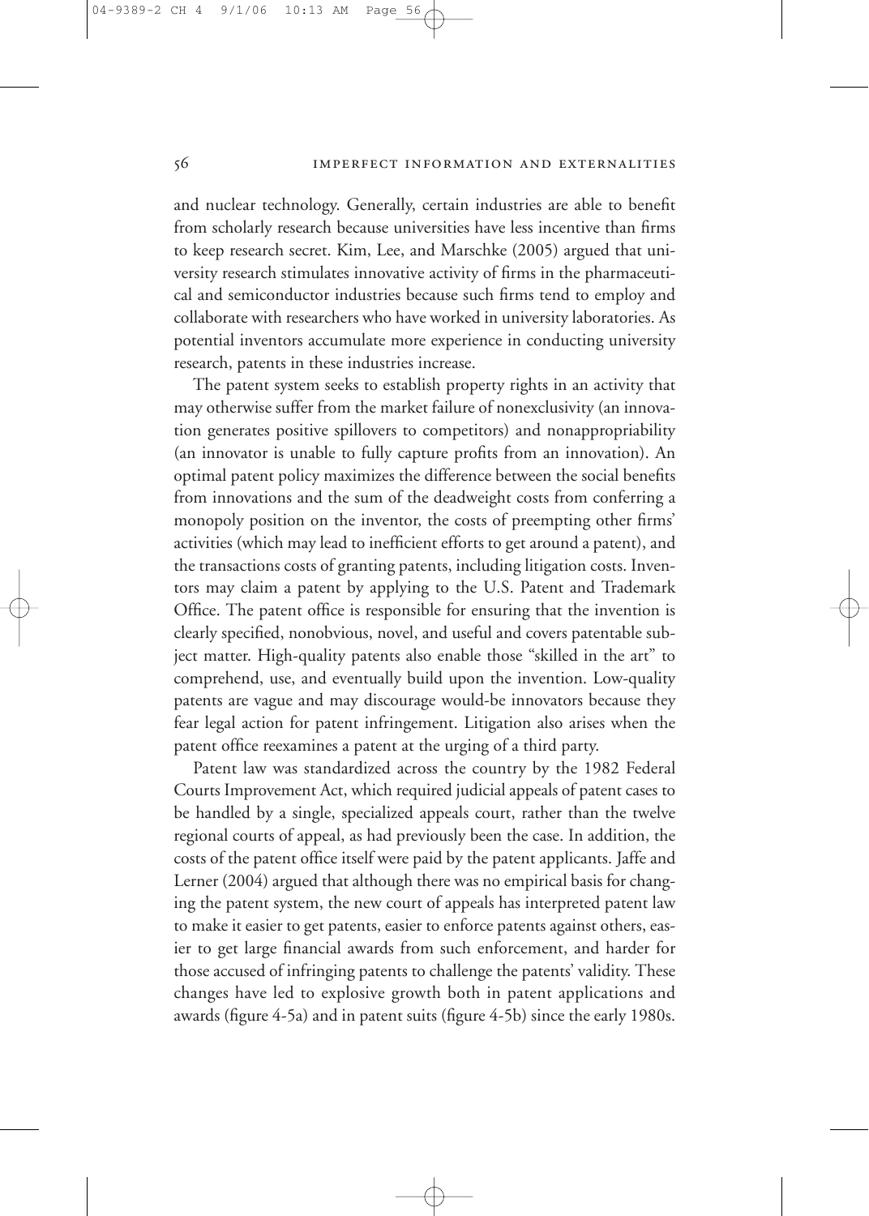and nuclear technology. Generally, certain industries are able to benefit from scholarly research because universities have less incentive than firms to keep research secret. Kim, Lee, and Marschke (2005) argued that university research stimulates innovative activity of firms in the pharmaceutical and semiconductor industries because such firms tend to employ and collaborate with researchers who have worked in university laboratories. As potential inventors accumulate more experience in conducting university research, patents in these industries increase.

The patent system seeks to establish property rights in an activity that may otherwise suffer from the market failure of nonexclusivity (an innovation generates positive spillovers to competitors) and nonappropriability (an innovator is unable to fully capture profits from an innovation). An optimal patent policy maximizes the difference between the social benefits from innovations and the sum of the deadweight costs from conferring a monopoly position on the inventor, the costs of preempting other firms' activities (which may lead to inefficient efforts to get around a patent), and the transactions costs of granting patents, including litigation costs. Inventors may claim a patent by applying to the U.S. Patent and Trademark Office. The patent office is responsible for ensuring that the invention is clearly specified, nonobvious, novel, and useful and covers patentable subject matter. High-quality patents also enable those "skilled in the art" to comprehend, use, and eventually build upon the invention. Low-quality patents are vague and may discourage would-be innovators because they fear legal action for patent infringement. Litigation also arises when the patent office reexamines a patent at the urging of a third party.

Patent law was standardized across the country by the 1982 Federal Courts Improvement Act, which required judicial appeals of patent cases to be handled by a single, specialized appeals court, rather than the twelve regional courts of appeal, as had previously been the case. In addition, the costs of the patent office itself were paid by the patent applicants. Jaffe and Lerner (2004) argued that although there was no empirical basis for changing the patent system, the new court of appeals has interpreted patent law to make it easier to get patents, easier to enforce patents against others, easier to get large financial awards from such enforcement, and harder for those accused of infringing patents to challenge the patents' validity. These changes have led to explosive growth both in patent applications and awards (figure 4-5a) and in patent suits (figure 4-5b) since the early 1980s.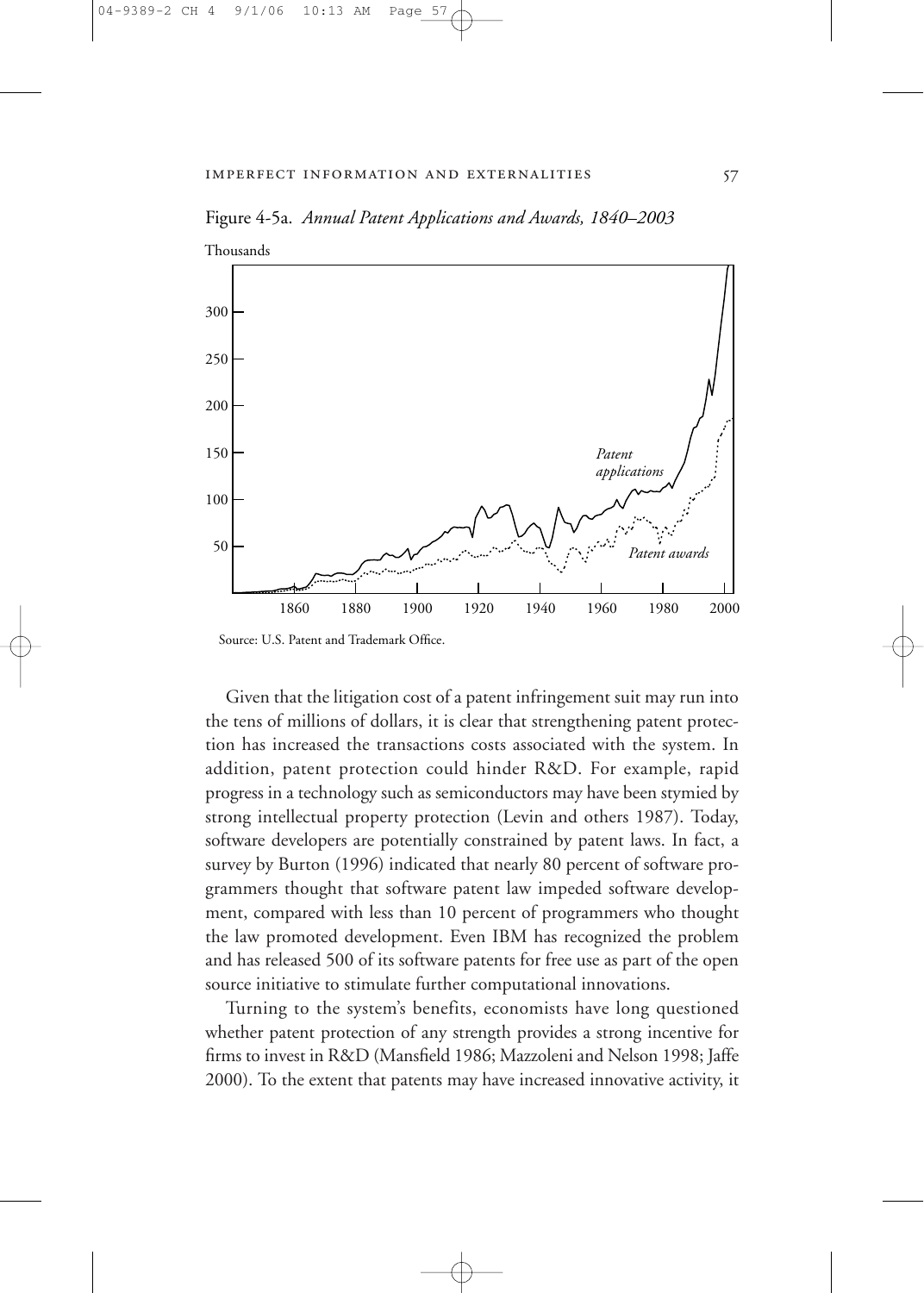Figure 4-5a. *Annual Patent Applications and Awards, 1840–2003*

Source: U.S. Patent and Trademark Office.

Given that the litigation cost of a patent infringement suit may run into the tens of millions of dollars, it is clear that strengthening patent protection has increased the transactions costs associated with the system. In addition, patent protection could hinder R&D. For example, rapid progress in a technology such as semiconductors may have been stymied by strong intellectual property protection (Levin and others 1987). Today, software developers are potentially constrained by patent laws. In fact, a survey by Burton (1996) indicated that nearly 80 percent of software programmers thought that software patent law impeded software development, compared with less than 10 percent of programmers who thought the law promoted development. Even IBM has recognized the problem and has released 500 of its software patents for free use as part of the open source initiative to stimulate further computational innovations.

Turning to the system's benefits, economists have long questioned whether patent protection of any strength provides a strong incentive for firms to invest in R&D (Mansfield 1986; Mazzoleni and Nelson 1998; Jaffe 2000). To the extent that patents may have increased innovative activity, it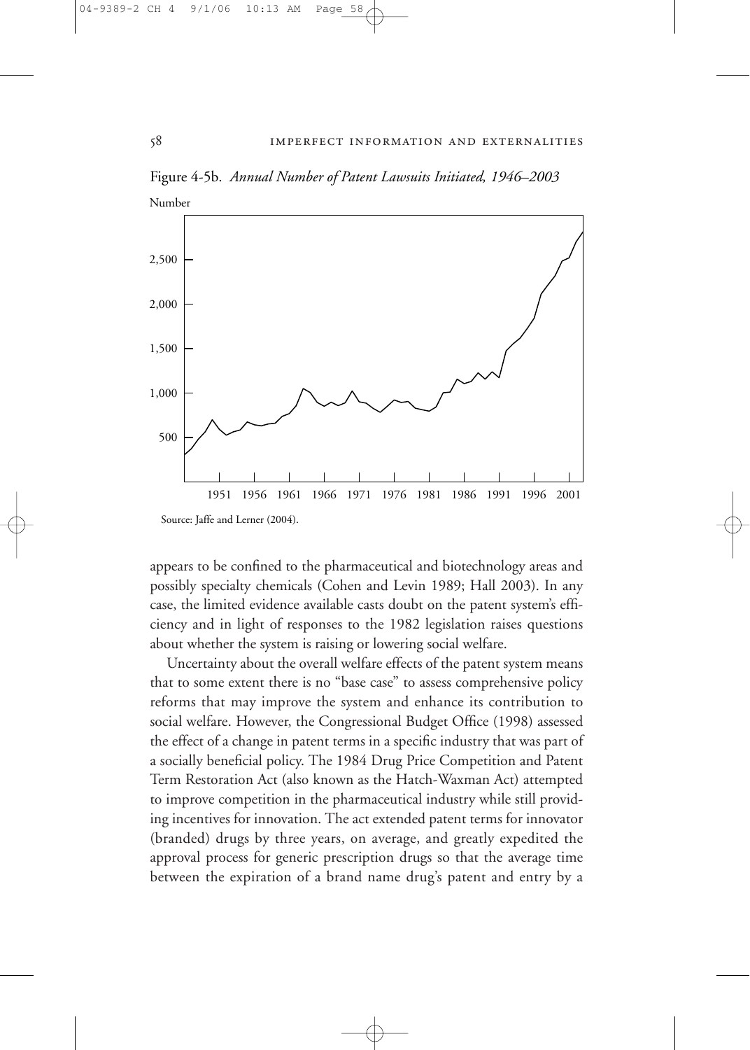Figure 4-5b. *Annual Number of Patent Lawsuits Initiated, 1946–2003*

Source: Jaffe and Lerner (2004).

appears to be confined to the pharmaceutical and biotechnology areas and possibly specialty chemicals (Cohen and Levin 1989; Hall 2003). In any case, the limited evidence available casts doubt on the patent system's efficiency and in light of responses to the 1982 legislation raises questions about whether the system is raising or lowering social welfare.

Uncertainty about the overall welfare effects of the patent system means that to some extent there is no "base case" to assess comprehensive policy reforms that may improve the system and enhance its contribution to social welfare. However, the Congressional Budget Office (1998) assessed the effect of a change in patent terms in a specific industry that was part of a socially beneficial policy. The 1984 Drug Price Competition and Patent Term Restoration Act (also known as the Hatch-Waxman Act) attempted to improve competition in the pharmaceutical industry while still providing incentives for innovation. The act extended patent terms for innovator (branded) drugs by three years, on average, and greatly expedited the approval process for generic prescription drugs so that the average time between the expiration of a brand name drug's patent and entry by a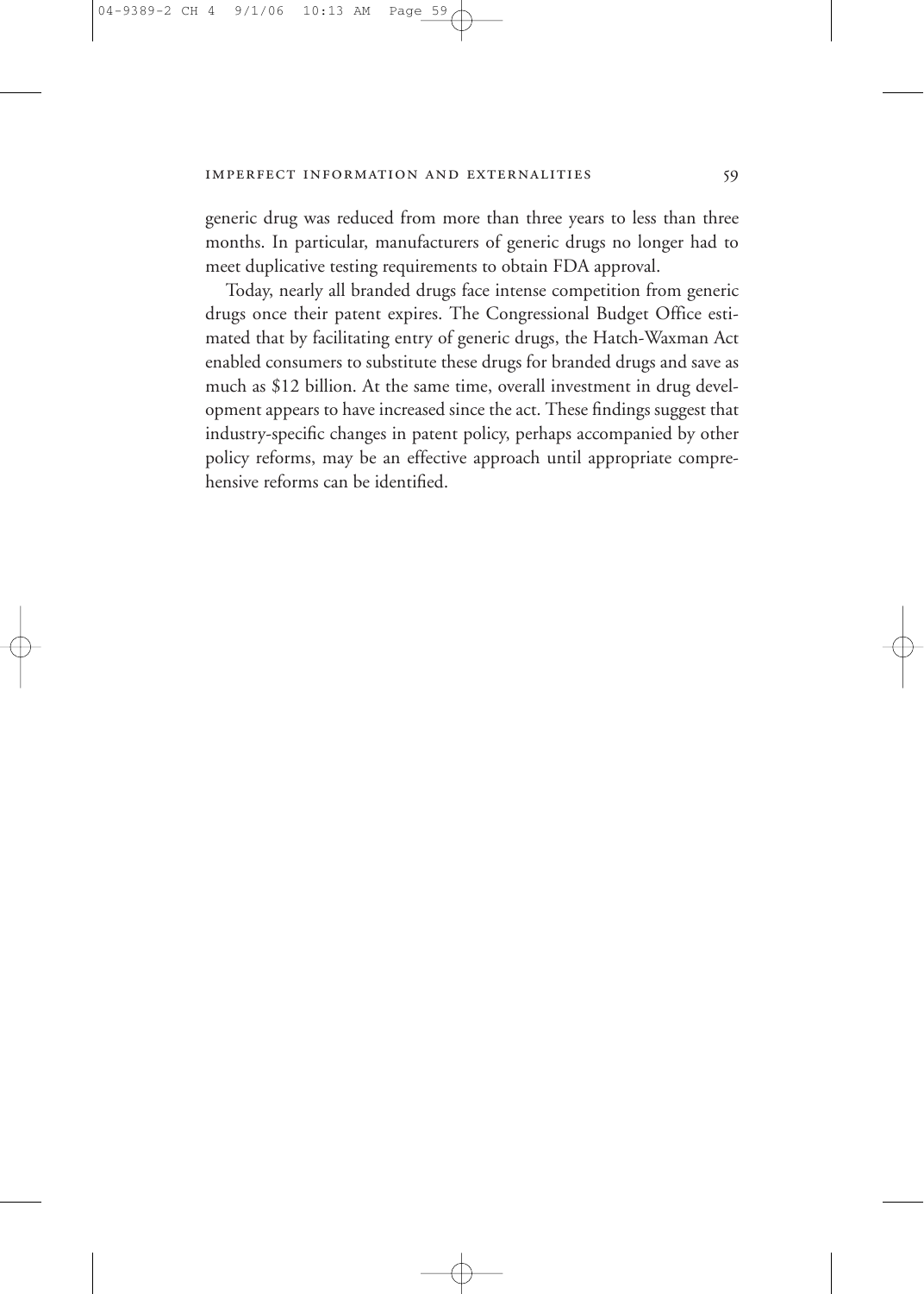generic drug was reduced from more than three years to less than three months. In particular, manufacturers of generic drugs no longer had to meet duplicative testing requirements to obtain FDA approval.

Today, nearly all branded drugs face intense competition from generic drugs once their patent expires. The Congressional Budget Office estimated that by facilitating entry of generic drugs, the Hatch-Waxman Act enabled consumers to substitute these drugs for branded drugs and save as much as $12 billion. At the same time, overall investment in drug development appears to have increased since the act. These findings suggest that industry-specific changes in patent policy, perhaps accompanied by other policy reforms, may be an effective approach until appropriate comprehensive reforms can be identified.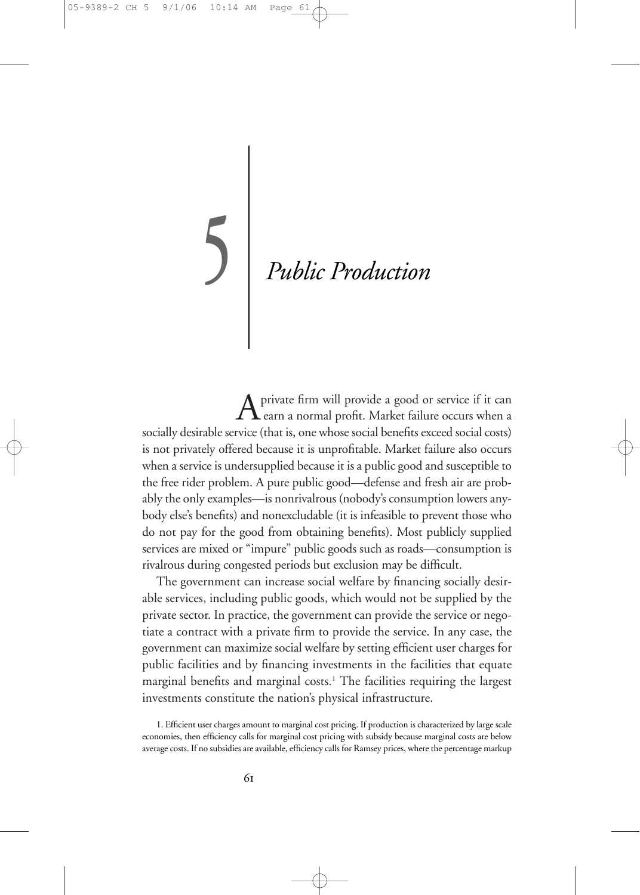# 5 *Public Production*

A private firm will provide a good or service if it can earn a normal profit. Market failure occurs when a socially desirable service (that is, one whose social benefits exceed social costs) is not privately offered because it is unprofitable. Market failure also occurs when a service is undersupplied because it is a public good and susceptible to the free rider problem. A pure public good—defense and fresh air are probably the only examples—is nonrivalrous (nobody's consumption lowers anybody else's benefits) and nonexcludable (it is infeasible to prevent those who do not pay for the good from obtaining benefits). Most publicly supplied services are mixed or "impure" public goods such as roads—consumption is rivalrous during congested periods but exclusion may be difficult.

The government can increase social welfare by financing socially desirable services, including public goods, which would not be supplied by the private sector. In practice, the government can provide the service or negotiate a contract with a private firm to provide the service. In any case, the government can maximize social welfare by setting efficient user charges for public facilities and by financing investments in the facilities that equate marginal benefits and marginal costs.[1] The facilities requiring the largest investments constitute the nation's physical infrastructure.

1. Efficient user charges amount to marginal cost pricing. If production is characterized by large scale economies, then efficiency calls for marginal cost pricing with subsidy because marginal costs are below average costs. If no subsidies are available, efficiency calls for Ramsey prices, where the percentage markup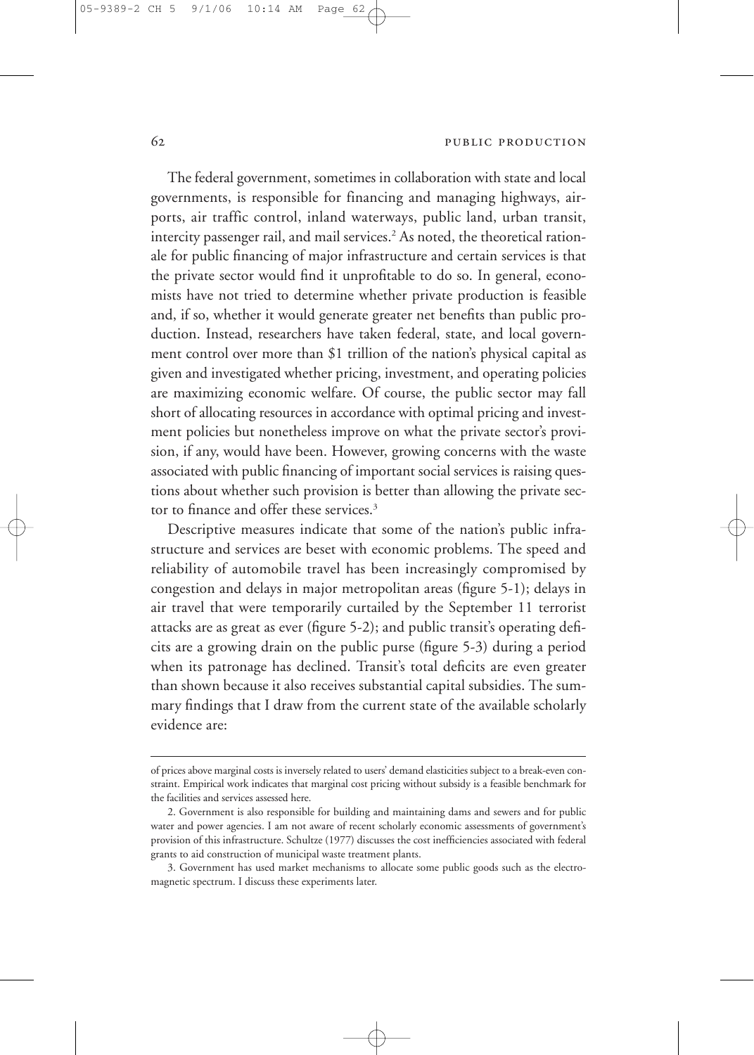The federal government, sometimes in collaboration with state and local governments, is responsible for financing and managing highways, airports, air traffic control, inland waterways, public land, urban transit, intercity passenger rail, and mail services.[2] As noted, the theoretical rationale for public financing of major infrastructure and certain services is that the private sector would find it unprofitable to do so. In general, economists have not tried to determine whether private production is feasible and, if so, whether it would generate greater net benefits than public production. Instead, researchers have taken federal, state, and local government control over more than $1 trillion of the nation's physical capital as given and investigated whether pricing, investment, and operating policies are maximizing economic welfare. Of course, the public sector may fall short of allocating resources in accordance with optimal pricing and investment policies but nonetheless improve on what the private sector's provision, if any, would have been. However, growing concerns with the waste associated with public financing of important social services is raising questions about whether such provision is better than allowing the private sector to finance and offer these services.[3]

Descriptive measures indicate that some of the nation's public infrastructure and services are beset with economic problems. The speed and reliability of automobile travel has been increasingly compromised by congestion and delays in major metropolitan areas (figure 5-1); delays in air travel that were temporarily curtailed by the September 11 terrorist attacks are as great as ever (figure 5-2); and public transit's operating deficits are a growing drain on the public purse (figure 5-3) during a period when its patronage has declined. Transit's total deficits are even greater than shown because it also receives substantial capital subsidies. The summary findings that I draw from the current state of the available scholarly evidence are:

---

of prices above marginal costs is inversely related to users' demand elasticities subject to a break-even constraint. Empirical work indicates that marginal cost pricing without subsidy is a feasible benchmark for the facilities and services assessed here.

2. Government is also responsible for building and maintaining dams and sewers and for public water and power agencies. I am not aware of recent scholarly economic assessments of government's provision of this infrastructure. Schultze (1977) discusses the cost inefficiencies associated with federal grants to aid construction of municipal waste treatment plants.

3. Government has used market mechanisms to allocate some public goods such as the electromagnetic spectrum. I discuss these experiments later.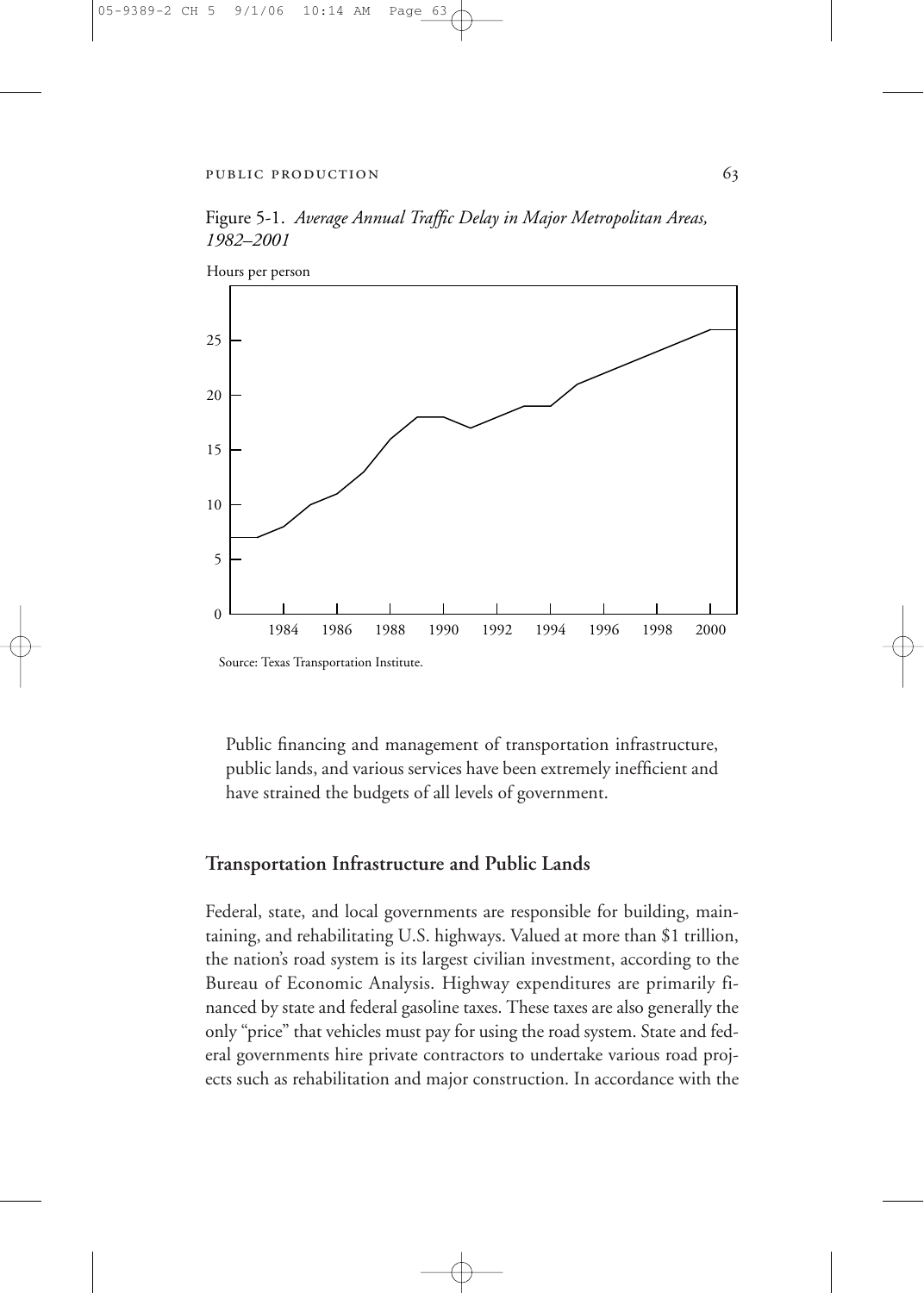Figure 5-1. *Average Annual Traffic Delay in Major Metropolitan Areas, 1982–2001*

Source: Texas Transportation Institute.

Public financing and management of transportation infrastructure, public lands, and various services have been extremely inefficient and have strained the budgets of all levels of government.

## Transportation Infrastructure and Public Lands

Federal, state, and local governments are responsible for building, maintaining, and rehabilitating U.S. highways. Valued at more than $1 trillion, the nation's road system is its largest civilian investment, according to the Bureau of Economic Analysis. Highway expenditures are primarily financed by state and federal gasoline taxes. These taxes are also generally the only "price" that vehicles must pay for using the road system. State and federal governments hire private contractors to undertake various road projects such as rehabilitation and major construction. In accordance with the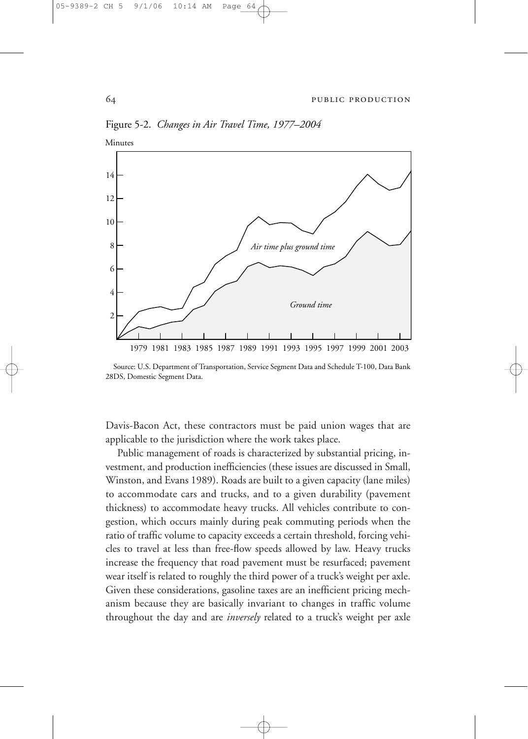Figure 5-2. *Changes in Air Travel Time, 1977–2004*

Source: U.S. Department of Transportation, Service Segment Data and Schedule T-100, Data Bank 28DS, Domestic Segment Data.

Davis-Bacon Act, these contractors must be paid union wages that are applicable to the jurisdiction where the work takes place.

Public management of roads is characterized by substantial pricing, investment, and production inefficiencies (these issues are discussed in Small, Winston, and Evans 1989). Roads are built to a given capacity (lane miles) to accommodate cars and trucks, and to a given durability (pavement thickness) to accommodate heavy trucks. All vehicles contribute to congestion, which occurs mainly during peak commuting periods when the ratio of traffic volume to capacity exceeds a certain threshold, forcing vehicles to travel at less than free-flow speeds allowed by law. Heavy trucks increase the frequency that road pavement must be resurfaced; pavement wear itself is related to roughly the third power of a truck's weight per axle. Given these considerations, gasoline taxes are an inefficient pricing mechanism because they are basically invariant to changes in traffic volume throughout the day and are *inversely* related to a truck's weight per axle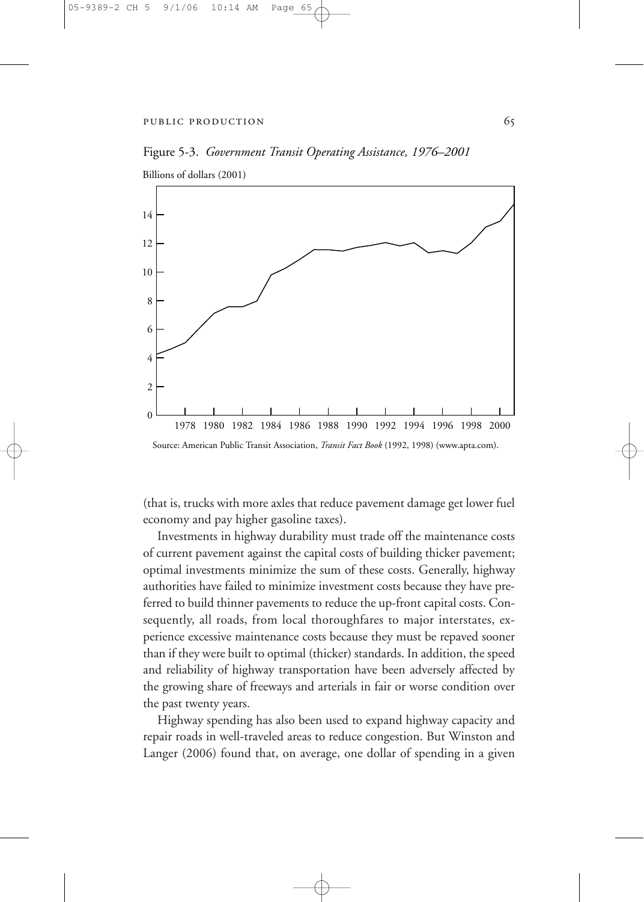Figure 5-3. *Government Transit Operating Assistance, 1976–2001*

Billions of dollars (2001)

Source: American Public Transit Association, *Transit Fact Book* (1992, 1998) (www.apta.com).

(that is, trucks with more axles that reduce pavement damage get lower fuel economy and pay higher gasoline taxes).

Investments in highway durability must trade off the maintenance costs of current pavement against the capital costs of building thicker pavement; optimal investments minimize the sum of these costs. Generally, highway authorities have failed to minimize investment costs because they have preferred to build thinner pavements to reduce the up-front capital costs. Consequently, all roads, from local thoroughfares to major interstates, experience excessive maintenance costs because they must be repaved sooner than if they were built to optimal (thicker) standards. In addition, the speed and reliability of highway transportation have been adversely affected by the growing share of freeways and arterials in fair or worse condition over the past twenty years.

Highway spending has also been used to expand highway capacity and repair roads in well-traveled areas to reduce congestion. But Winston and Langer (2006) found that, on average, one dollar of spending in a given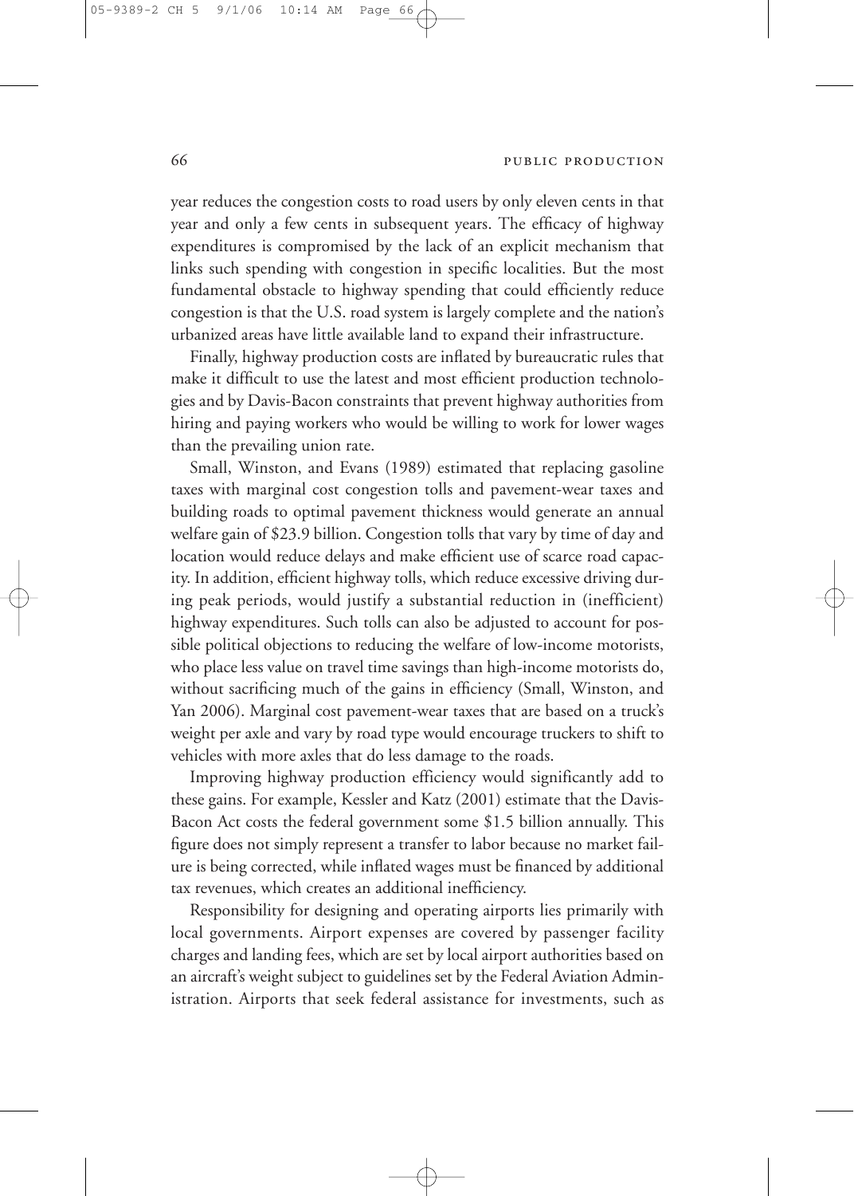year reduces the congestion costs to road users by only eleven cents in that year and only a few cents in subsequent years. The efficacy of highway expenditures is compromised by the lack of an explicit mechanism that links such spending with congestion in specific localities. But the most fundamental obstacle to highway spending that could efficiently reduce congestion is that the U.S. road system is largely complete and the nation's urbanized areas have little available land to expand their infrastructure.

Finally, highway production costs are inflated by bureaucratic rules that make it difficult to use the latest and most efficient production technologies and by Davis-Bacon constraints that prevent highway authorities from hiring and paying workers who would be willing to work for lower wages than the prevailing union rate.

Small, Winston, and Evans (1989) estimated that replacing gasoline taxes with marginal cost congestion tolls and pavement-wear taxes and building roads to optimal pavement thickness would generate an annual welfare gain of $23.9 billion. Congestion tolls that vary by time of day and location would reduce delays and make efficient use of scarce road capacity. In addition, efficient highway tolls, which reduce excessive driving during peak periods, would justify a substantial reduction in (inefficient) highway expenditures. Such tolls can also be adjusted to account for possible political objections to reducing the welfare of low-income motorists, who place less value on travel time savings than high-income motorists do, without sacrificing much of the gains in efficiency (Small, Winston, and Yan 2006). Marginal cost pavement-wear taxes that are based on a truck's weight per axle and vary by road type would encourage truckers to shift to vehicles with more axles that do less damage to the roads.

Improving highway production efficiency would significantly add to these gains. For example, Kessler and Katz (2001) estimate that the Davis-Bacon Act costs the federal government some $1.5 billion annually. This figure does not simply represent a transfer to labor because no market failure is being corrected, while inflated wages must be financed by additional tax revenues, which creates an additional inefficiency.

Responsibility for designing and operating airports lies primarily with local governments. Airport expenses are covered by passenger facility charges and landing fees, which are set by local airport authorities based on an aircraft's weight subject to guidelines set by the Federal Aviation Administration. Airports that seek federal assistance for investments, such as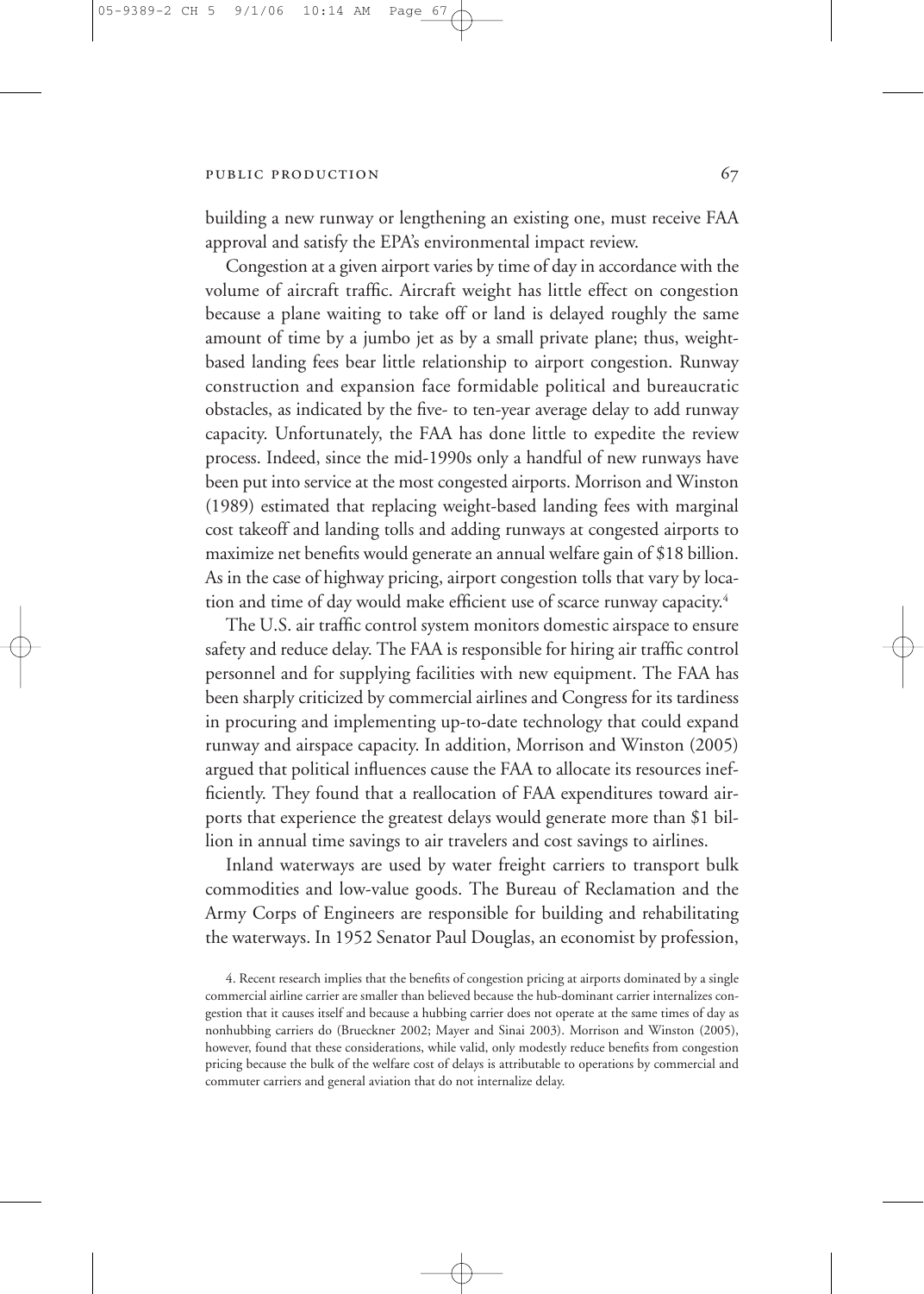building a new runway or lengthening an existing one, must receive FAA approval and satisfy the EPA's environmental impact review.

Congestion at a given airport varies by time of day in accordance with the volume of aircraft traffic. Aircraft weight has little effect on congestion because a plane waiting to take off or land is delayed roughly the same amount of time by a jumbo jet as by a small private plane; thus, weight-based landing fees bear little relationship to airport congestion. Runway construction and expansion face formidable political and bureaucratic obstacles, as indicated by the five- to ten-year average delay to add runway capacity. Unfortunately, the FAA has done little to expedite the review process. Indeed, since the mid-1990s only a handful of new runways have been put into service at the most congested airports. Morrison and Winston (1989) estimated that replacing weight-based landing fees with marginal cost takeoff and landing tolls and adding runways at congested airports to maximize net benefits would generate an annual welfare gain of $18 billion. As in the case of highway pricing, airport congestion tolls that vary by location and time of day would make efficient use of scarce runway capacity.[4]

The U.S. air traffic control system monitors domestic airspace to ensure safety and reduce delay. The FAA is responsible for hiring air traffic control personnel and for supplying facilities with new equipment. The FAA has been sharply criticized by commercial airlines and Congress for its tardiness in procuring and implementing up-to-date technology that could expand runway and airspace capacity. In addition, Morrison and Winston (2005) argued that political influences cause the FAA to allocate its resources inefficiently. They found that a reallocation of FAA expenditures toward airports that experience the greatest delays would generate more than $1 billion in annual time savings to air travelers and cost savings to airlines.

Inland waterways are used by water freight carriers to transport bulk commodities and low-value goods. The Bureau of Reclamation and the Army Corps of Engineers are responsible for building and rehabilitating the waterways. In 1952 Senator Paul Douglas, an economist by profession,

4. Recent research implies that the benefits of congestion pricing at airports dominated by a single commercial airline carrier are smaller than believed because the hub-dominant carrier internalizes congestion that it causes itself and because a hubbing carrier does not operate at the same times of day as nonhubbing carriers do (Brueckner 2002; Mayer and Sinai 2003). Morrison and Winston (2005), however, found that these considerations, while valid, only modestly reduce benefits from congestion pricing because the bulk of the welfare cost of delays is attributable to operations by commercial and commuter carriers and general aviation that do not internalize delay.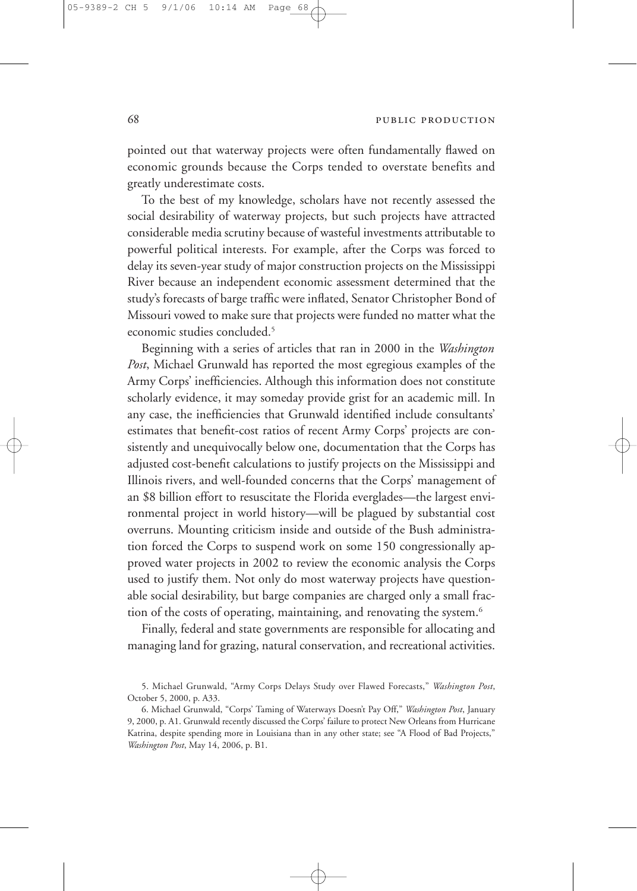pointed out that waterway projects were often fundamentally flawed on economic grounds because the Corps tended to overstate benefits and greatly underestimate costs.

To the best of my knowledge, scholars have not recently assessed the social desirability of waterway projects, but such projects have attracted considerable media scrutiny because of wasteful investments attributable to powerful political interests. For example, after the Corps was forced to delay its seven-year study of major construction projects on the Mississippi River because an independent economic assessment determined that the study's forecasts of barge traffic were inflated, Senator Christopher Bond of Missouri vowed to make sure that projects were funded no matter what the economic studies concluded.[5]

Beginning with a series of articles that ran in 2000 in the *Washington Post*, Michael Grunwald has reported the most egregious examples of the Army Corps' inefficiencies. Although this information does not constitute scholarly evidence, it may someday provide grist for an academic mill. In any case, the inefficiencies that Grunwald identified include consultants' estimates that benefit-cost ratios of recent Army Corps' projects are consistently and unequivocally below one, documentation that the Corps has adjusted cost-benefit calculations to justify projects on the Mississippi and Illinois rivers, and well-founded concerns that the Corps' management of an $8 billion effort to resuscitate the Florida everglades—the largest environmental project in world history—will be plagued by substantial cost overruns. Mounting criticism inside and outside of the Bush administration forced the Corps to suspend work on some 150 congressionally approved water projects in 2002 to review the economic analysis the Corps used to justify them. Not only do most waterway projects have questionable social desirability, but barge companies are charged only a small fraction of the costs of operating, maintaining, and renovating the system.[6]

Finally, federal and state governments are responsible for allocating and managing land for grazing, natural conservation, and recreational activities.

5. Michael Grunwald, "Army Corps Delays Study over Flawed Forecasts," *Washington Post*, October 5, 2000, p. A33.

6. Michael Grunwald, "Corps' Taming of Waterways Doesn't Pay Off," *Washington Post*, January 9, 2000, p. A1. Grunwald recently discussed the Corps' failure to protect New Orleans from Hurricane Katrina, despite spending more in Louisiana than in any other state; see "A Flood of Bad Projects," *Washington Post*, May 14, 2006, p. B1.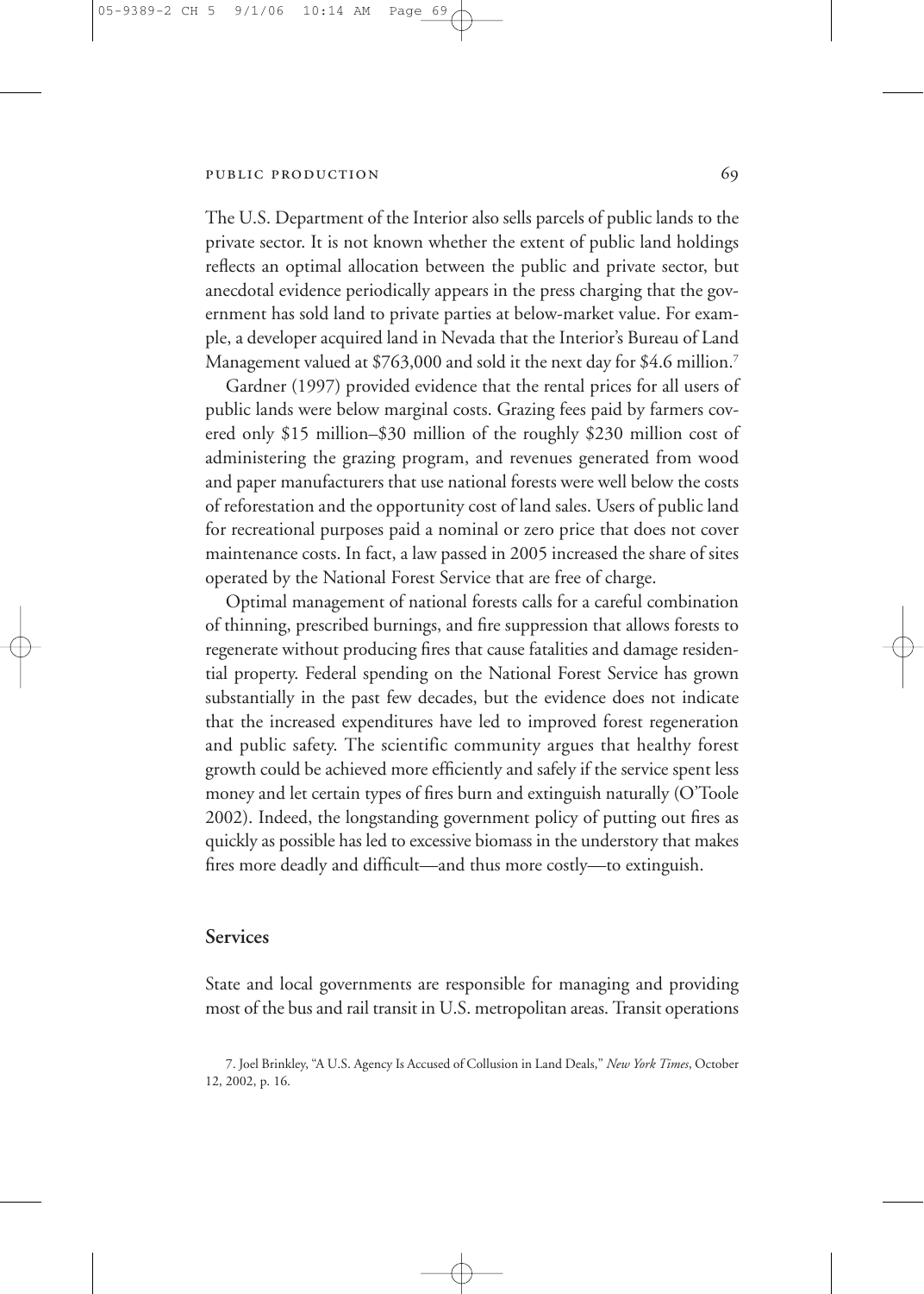The U.S. Department of the Interior also sells parcels of public lands to the private sector. It is not known whether the extent of public land holdings reflects an optimal allocation between the public and private sector, but anecdotal evidence periodically appears in the press charging that the government has sold land to private parties at below-market value. For example, a developer acquired land in Nevada that the Interior's Bureau of Land Management valued at $763,000 and sold it the next day for $4.6 million.[7]

Gardner (1997) provided evidence that the rental prices for all users of public lands were below marginal costs. Grazing fees paid by farmers covered only $15 million–$30 million of the roughly $230 million cost of administering the grazing program, and revenues generated from wood and paper manufacturers that use national forests were well below the costs of reforestation and the opportunity cost of land sales. Users of public land for recreational purposes paid a nominal or zero price that does not cover maintenance costs. In fact, a law passed in 2005 increased the share of sites operated by the National Forest Service that are free of charge.

Optimal management of national forests calls for a careful combination of thinning, prescribed burnings, and fire suppression that allows forests to regenerate without producing fires that cause fatalities and damage residential property. Federal spending on the National Forest Service has grown substantially in the past few decades, but the evidence does not indicate that the increased expenditures have led to improved forest regeneration and public safety. The scientific community argues that healthy forest growth could be achieved more efficiently and safely if the service spent less money and let certain types of fires burn and extinguish naturally (O'Toole 2002). Indeed, the longstanding government policy of putting out fires as quickly as possible has led to excessive biomass in the understory that makes fires more deadly and difficult—and thus more costly—to extinguish.

## Services

State and local governments are responsible for managing and providing most of the bus and rail transit in U.S. metropolitan areas. Transit operations

7. Joel Brinkley, "A U.S. Agency Is Accused of Collusion in Land Deals," *New York Times*, October 12, 2002, p. 16.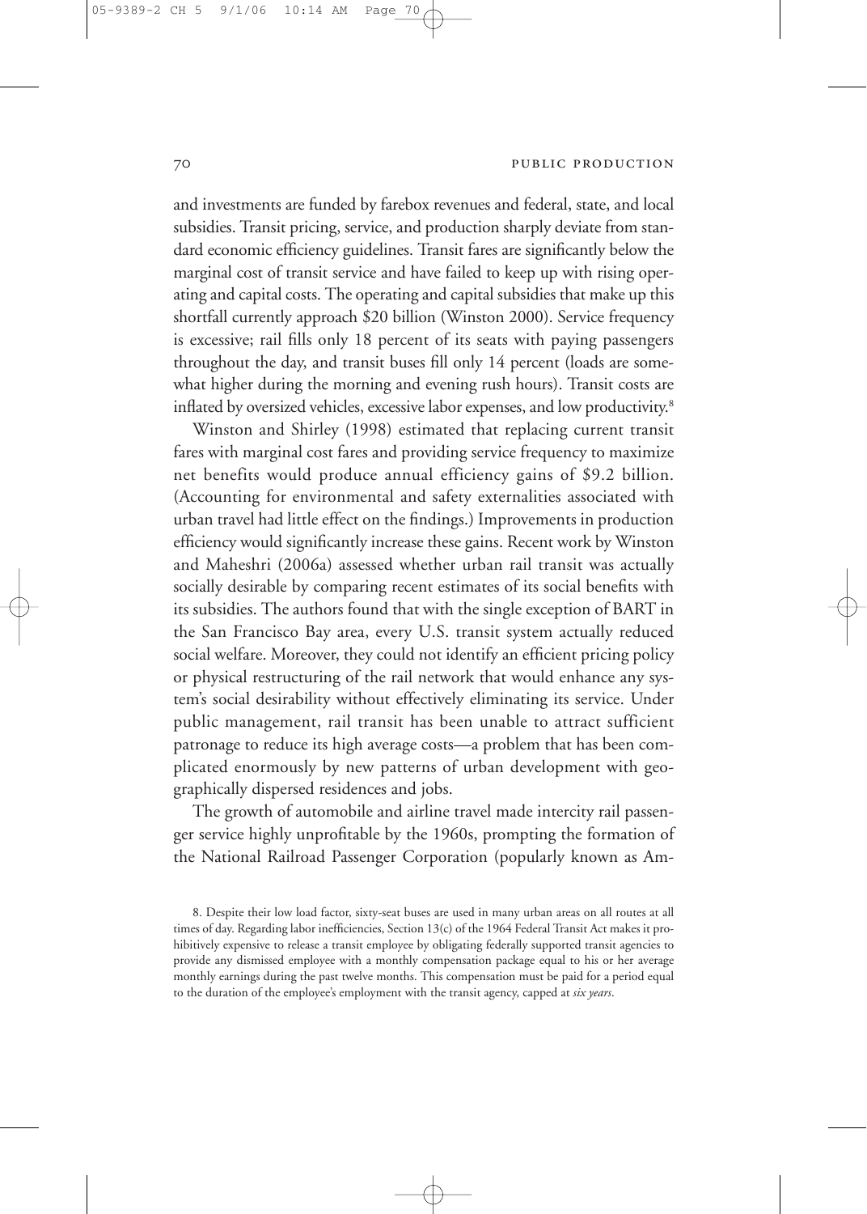and investments are funded by farebox revenues and federal, state, and local subsidies. Transit pricing, service, and production sharply deviate from standard economic efficiency guidelines. Transit fares are significantly below the marginal cost of transit service and have failed to keep up with rising operating and capital costs. The operating and capital subsidies that make up this shortfall currently approach $20 billion (Winston 2000). Service frequency is excessive; rail fills only 18 percent of its seats with paying passengers throughout the day, and transit buses fill only 14 percent (loads are somewhat higher during the morning and evening rush hours). Transit costs are inflated by oversized vehicles, excessive labor expenses, and low productivity.[8]

Winston and Shirley (1998) estimated that replacing current transit fares with marginal cost fares and providing service frequency to maximize net benefits would produce annual efficiency gains of $9.2 billion. (Accounting for environmental and safety externalities associated with urban travel had little effect on the findings.) Improvements in production efficiency would significantly increase these gains. Recent work by Winston and Maheshri (2006a) assessed whether urban rail transit was actually socially desirable by comparing recent estimates of its social benefits with its subsidies. The authors found that with the single exception of BART in the San Francisco Bay area, every U.S. transit system actually reduced social welfare. Moreover, they could not identify an efficient pricing policy or physical restructuring of the rail network that would enhance any system's social desirability without effectively eliminating its service. Under public management, rail transit has been unable to attract sufficient patronage to reduce its high average costs—a problem that has been complicated enormously by new patterns of urban development with geographically dispersed residences and jobs.

The growth of automobile and airline travel made intercity rail passenger service highly unprofitable by the 1960s, prompting the formation of the National Railroad Passenger Corporation (popularly known as Am-

8. Despite their low load factor, sixty-seat buses are used in many urban areas on all routes at all times of day. Regarding labor inefficiencies, Section 13(c) of the 1964 Federal Transit Act makes it prohibitively expensive to release a transit employee by obligating federally supported transit agencies to provide any dismissed employee with a monthly compensation package equal to his or her average monthly earnings during the past twelve months. This compensation must be paid for a period equal to the duration of the employee's employment with the transit agency, capped at *six years*.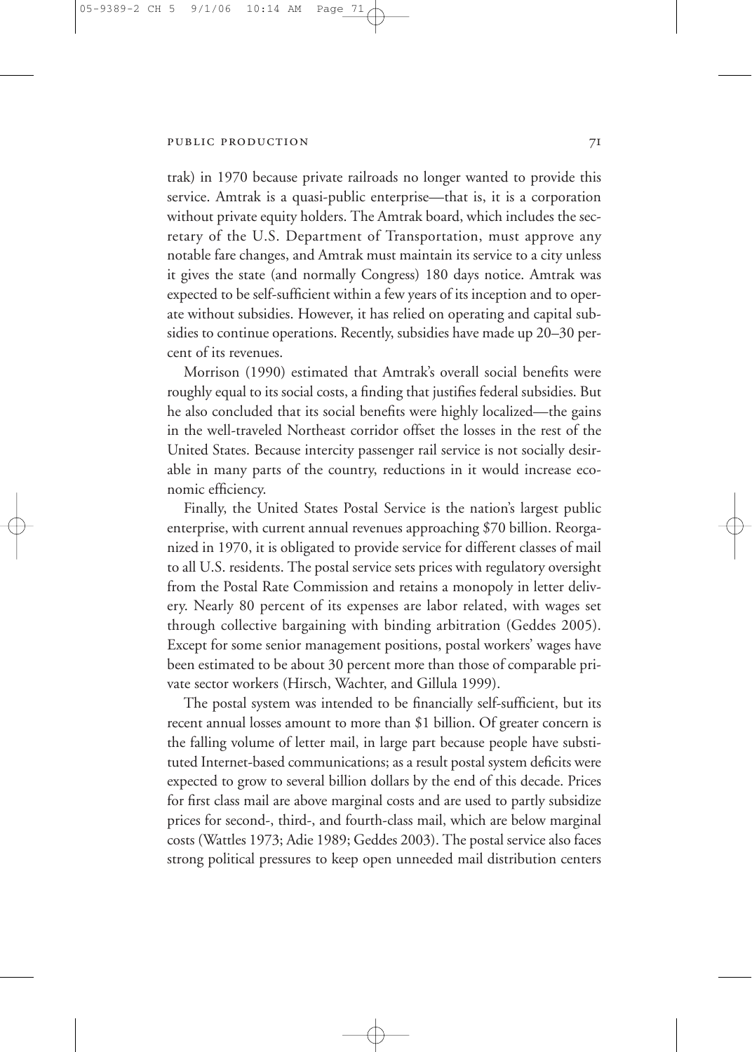trak) in 1970 because private railroads no longer wanted to provide this service. Amtrak is a quasi-public enterprise—that is, it is a corporation without private equity holders. The Amtrak board, which includes the secretary of the U.S. Department of Transportation, must approve any notable fare changes, and Amtrak must maintain its service to a city unless it gives the state (and normally Congress) 180 days notice. Amtrak was expected to be self-sufficient within a few years of its inception and to operate without subsidies. However, it has relied on operating and capital subsidies to continue operations. Recently, subsidies have made up 20–30 percent of its revenues.

Morrison (1990) estimated that Amtrak's overall social benefits were roughly equal to its social costs, a finding that justifies federal subsidies. But he also concluded that its social benefits were highly localized—the gains in the well-traveled Northeast corridor offset the losses in the rest of the United States. Because intercity passenger rail service is not socially desirable in many parts of the country, reductions in it would increase economic efficiency.

Finally, the United States Postal Service is the nation's largest public enterprise, with current annual revenues approaching $70 billion. Reorganized in 1970, it is obligated to provide service for different classes of mail to all U.S. residents. The postal service sets prices with regulatory oversight from the Postal Rate Commission and retains a monopoly in letter delivery. Nearly 80 percent of its expenses are labor related, with wages set through collective bargaining with binding arbitration (Geddes 2005). Except for some senior management positions, postal workers' wages have been estimated to be about 30 percent more than those of comparable private sector workers (Hirsch, Wachter, and Gillula 1999).

The postal system was intended to be financially self-sufficient, but its recent annual losses amount to more than $1 billion. Of greater concern is the falling volume of letter mail, in large part because people have substituted Internet-based communications; as a result postal system deficits were expected to grow to several billion dollars by the end of this decade. Prices for first class mail are above marginal costs and are used to partly subsidize prices for second-, third-, and fourth-class mail, which are below marginal costs (Wattles 1973; Adie 1989; Geddes 2003). The postal service also faces strong political pressures to keep open unneeded mail distribution centers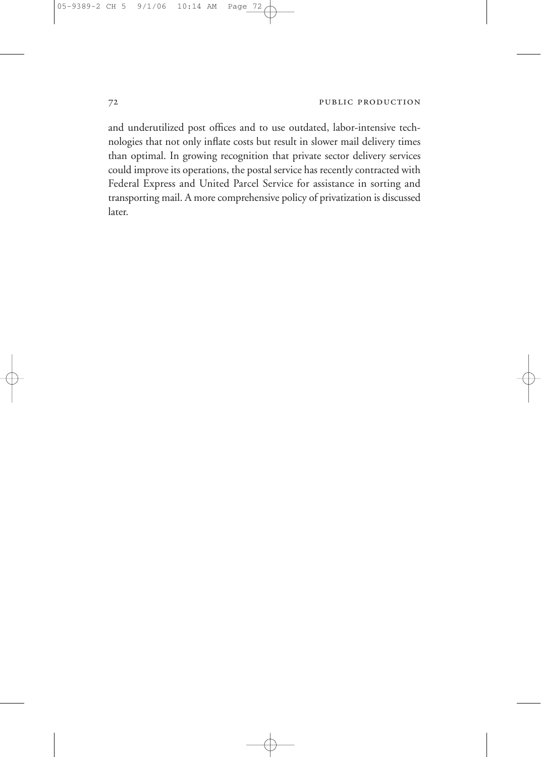and underutilized post offices and to use outdated, labor-intensive technologies that not only inflate costs but result in slower mail delivery times than optimal. In growing recognition that private sector delivery services could improve its operations, the postal service has recently contracted with Federal Express and United Parcel Service for assistance in sorting and transporting mail. A more comprehensive policy of privatization is discussed later.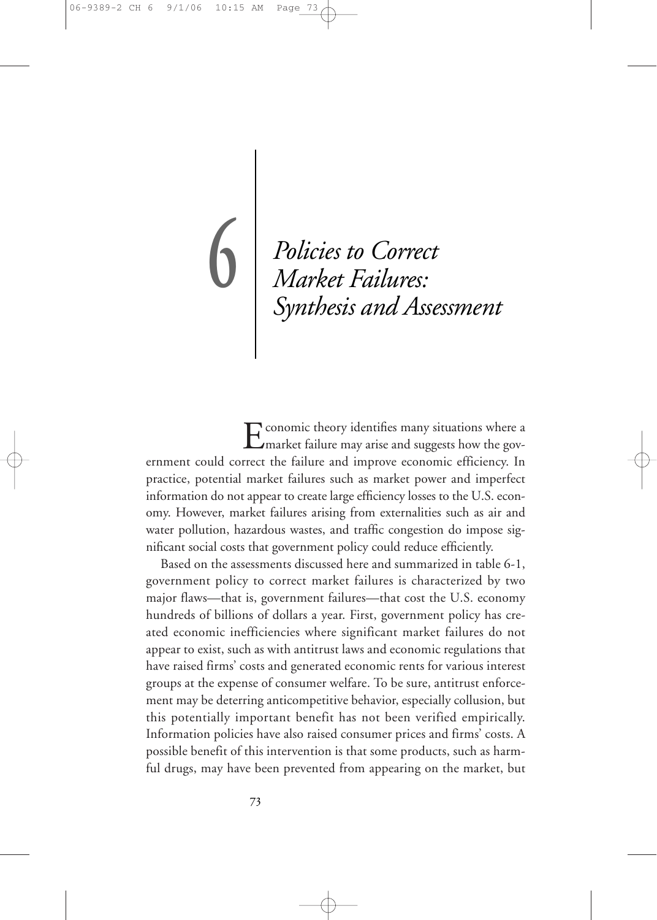# 6 Policies to Correct Market Failures: Synthesis and Assessment

Economic theory identifies many situations where a market failure may arise and suggests how the government could correct the failure and improve economic efficiency. In practice, potential market failures such as market power and imperfect information do not appear to create large efficiency losses to the U.S. economy. However, market failures arising from externalities such as air and water pollution, hazardous wastes, and traffic congestion do impose significant social costs that government policy could reduce efficiently.

Based on the assessments discussed here and summarized in table 6-1, government policy to correct market failures is characterized by two major flaws—that is, government failures—that cost the U.S. economy hundreds of billions of dollars a year. First, government policy has created economic inefficiencies where significant market failures do not appear to exist, such as with antitrust laws and economic regulations that have raised firms' costs and generated economic rents for various interest groups at the expense of consumer welfare. To be sure, antitrust enforcement may be deterring anticompetitive behavior, especially collusion, but this potentially important benefit has not been verified empirically. Information policies have also raised consumer prices and firms' costs. A possible benefit of this intervention is that some products, such as harmful drugs, may have been prevented from appearing on the market, but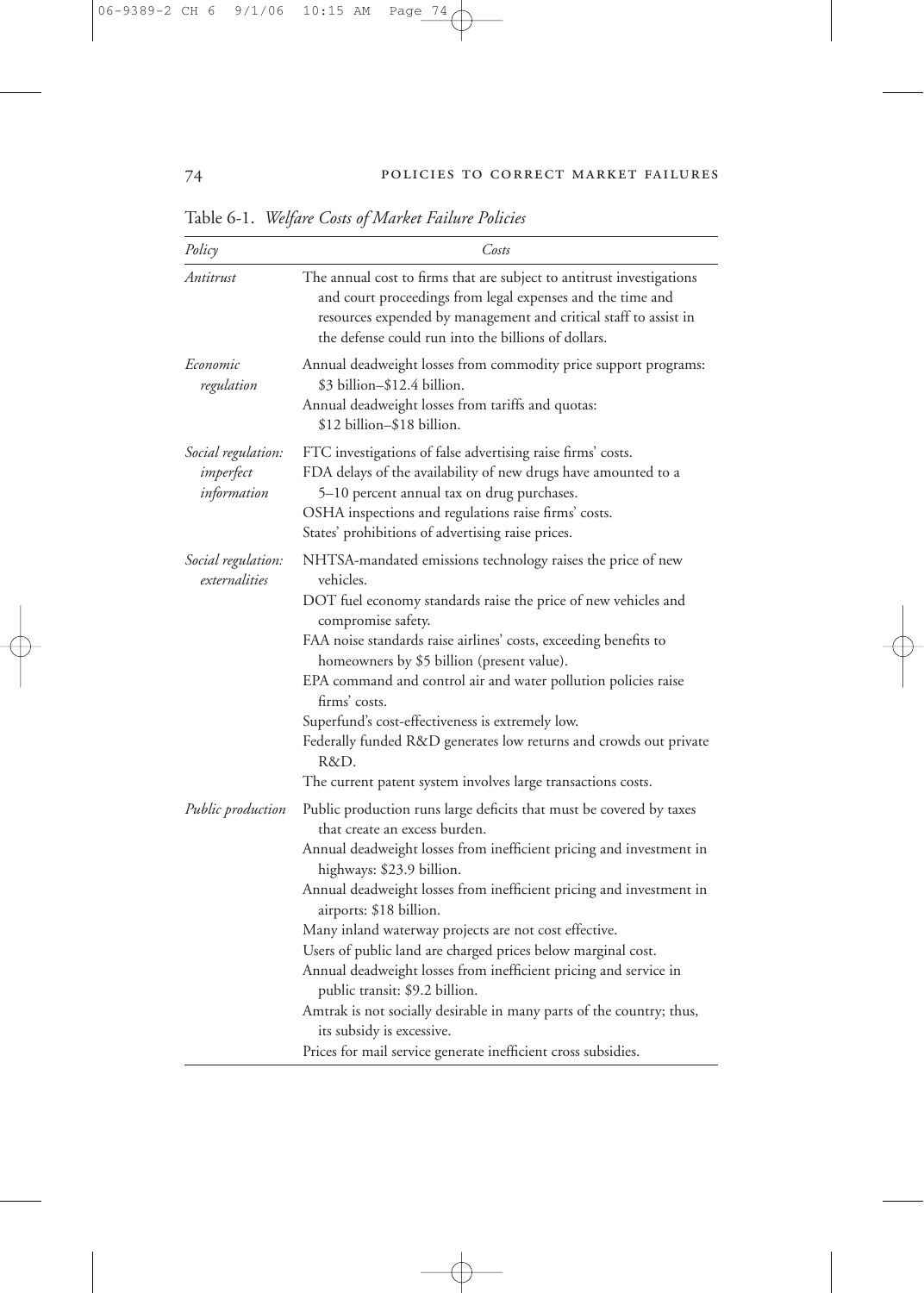Table 6-1. *Welfare Costs of Market Failure Policies*

| *Policy* | *Costs* |
|---|---|
| *Antitrust* | The annual cost to firms that are subject to antitrust investigations and court proceedings from legal expenses and the time and resources expended by management and critical staff to assist in the defense could run into the billions of dollars. |
| *Economic regulation* | Annual deadweight losses from commodity price support programs: \$3 billion–\$12.4 billion.<br>Annual deadweight losses from tariffs and quotas: \$12 billion–\$18 billion. |
| *Social regulation: imperfect information* | FTC investigations of false advertising raise firms' costs.<br>FDA delays of the availability of new drugs have amounted to a 5–10 percent annual tax on drug purchases.<br>OSHA inspections and regulations raise firms' costs.<br>States' prohibitions of advertising raise prices. |
| *Social regulation: externalities* | NHTSA-mandated emissions technology raises the price of new vehicles.<br>DOT fuel economy standards raise the price of new vehicles and compromise safety.<br>FAA noise standards raise airlines' costs, exceeding benefits to homeowners by \$5 billion (present value).<br>EPA command and control air and water pollution policies raise firms' costs.<br>Superfund's cost-effectiveness is extremely low.<br>Federally funded R&D generates low returns and crowds out private R&D.<br>The current patent system involves large transactions costs. |
| *Public production* | Public production runs large deficits that must be covered by taxes that create an excess burden.<br>Annual deadweight losses from inefficient pricing and investment in highways: \$23.9 billion.<br>Annual deadweight losses from inefficient pricing and investment in airports: \$18 billion.<br>Many inland waterway projects are not cost effective.<br>Users of public land are charged prices below marginal cost.<br>Annual deadweight losses from inefficient pricing and service in public transit: \$9.2 billion.<br>Amtrak is not socially desirable in many parts of the country; thus, its subsidy is excessive.<br>Prices for mail service generate inefficient cross subsidies. |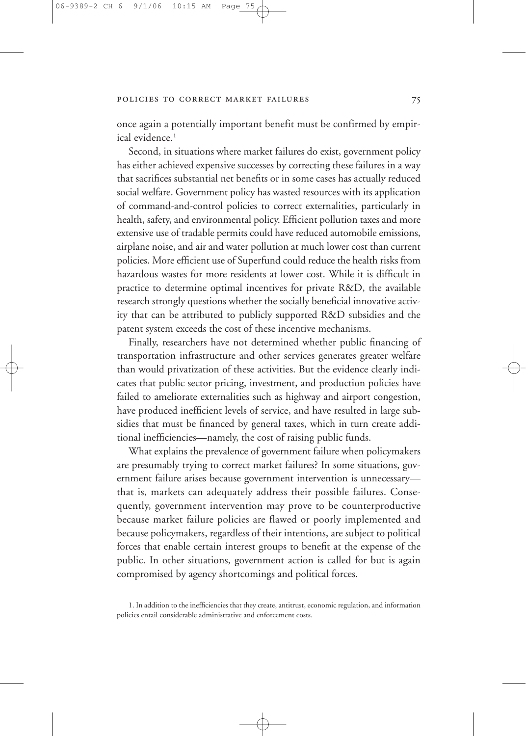once again a potentially important benefit must be confirmed by empirical evidence.[1]

Second, in situations where market failures do exist, government policy has either achieved expensive successes by correcting these failures in a way that sacrifices substantial net benefits or in some cases has actually reduced social welfare. Government policy has wasted resources with its application of command-and-control policies to correct externalities, particularly in health, safety, and environmental policy. Efficient pollution taxes and more extensive use of tradable permits could have reduced automobile emissions, airplane noise, and air and water pollution at much lower cost than current policies. More efficient use of Superfund could reduce the health risks from hazardous wastes for more residents at lower cost. While it is difficult in practice to determine optimal incentives for private R&D, the available research strongly questions whether the socially beneficial innovative activity that can be attributed to publicly supported R&D subsidies and the patent system exceeds the cost of these incentive mechanisms.

Finally, researchers have not determined whether public financing of transportation infrastructure and other services generates greater welfare than would privatization of these activities. But the evidence clearly indicates that public sector pricing, investment, and production policies have failed to ameliorate externalities such as highway and airport congestion, have produced inefficient levels of service, and have resulted in large subsidies that must be financed by general taxes, which in turn create additional inefficiencies—namely, the cost of raising public funds.

What explains the prevalence of government failure when policymakers are presumably trying to correct market failures? In some situations, government failure arises because government intervention is unnecessary—that is, markets can adequately address their possible failures. Consequently, government intervention may prove to be counterproductive because market failure policies are flawed or poorly implemented and because policymakers, regardless of their intentions, are subject to political forces that enable certain interest groups to benefit at the expense of the public. In other situations, government action is called for but is again compromised by agency shortcomings and political forces.

1. In addition to the inefficiencies that they create, antitrust, economic regulation, and information policies entail considerable administrative and enforcement costs.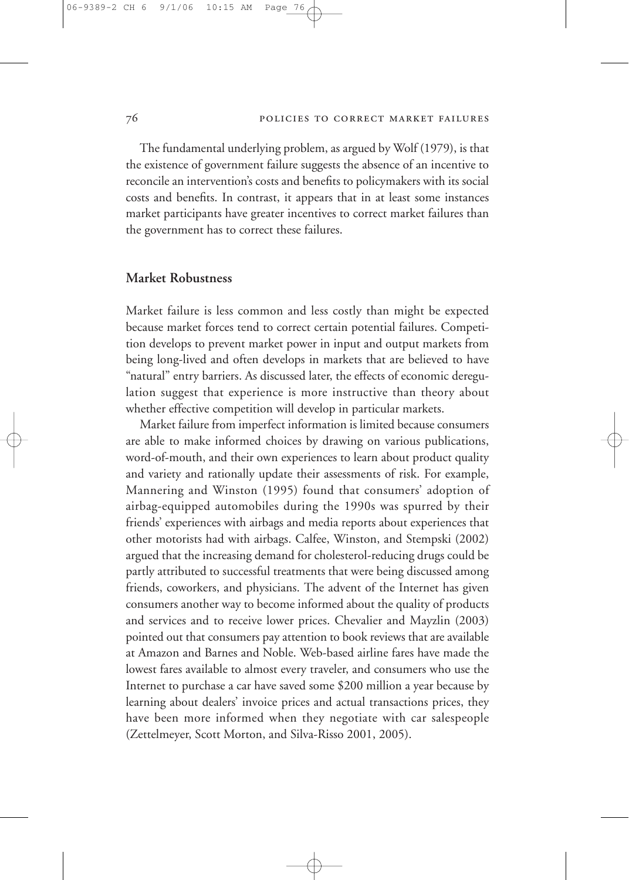The fundamental underlying problem, as argued by Wolf (1979), is that the existence of government failure suggests the absence of an incentive to reconcile an intervention's costs and benefits to policymakers with its social costs and benefits. In contrast, it appears that in at least some instances market participants have greater incentives to correct market failures than the government has to correct these failures.

## Market Robustness

Market failure is less common and less costly than might be expected because market forces tend to correct certain potential failures. Competition develops to prevent market power in input and output markets from being long-lived and often develops in markets that are believed to have "natural" entry barriers. As discussed later, the effects of economic deregulation suggest that experience is more instructive than theory about whether effective competition will develop in particular markets.

Market failure from imperfect information is limited because consumers are able to make informed choices by drawing on various publications, word-of-mouth, and their own experiences to learn about product quality and variety and rationally update their assessments of risk. For example, Mannering and Winston (1995) found that consumers' adoption of airbag-equipped automobiles during the 1990s was spurred by their friends' experiences with airbags and media reports about experiences that other motorists had with airbags. Calfee, Winston, and Stempski (2002) argued that the increasing demand for cholesterol-reducing drugs could be partly attributed to successful treatments that were being discussed among friends, coworkers, and physicians. The advent of the Internet has given consumers another way to become informed about the quality of products and services and to receive lower prices. Chevalier and Mayzlin (2003) pointed out that consumers pay attention to book reviews that are available at Amazon and Barnes and Noble. Web-based airline fares have made the lowest fares available to almost every traveler, and consumers who use the Internet to purchase a car have saved some $200 million a year because by learning about dealers' invoice prices and actual transactions prices, they have been more informed when they negotiate with car salespeople (Zettelmeyer, Scott Morton, and Silva-Risso 2001, 2005).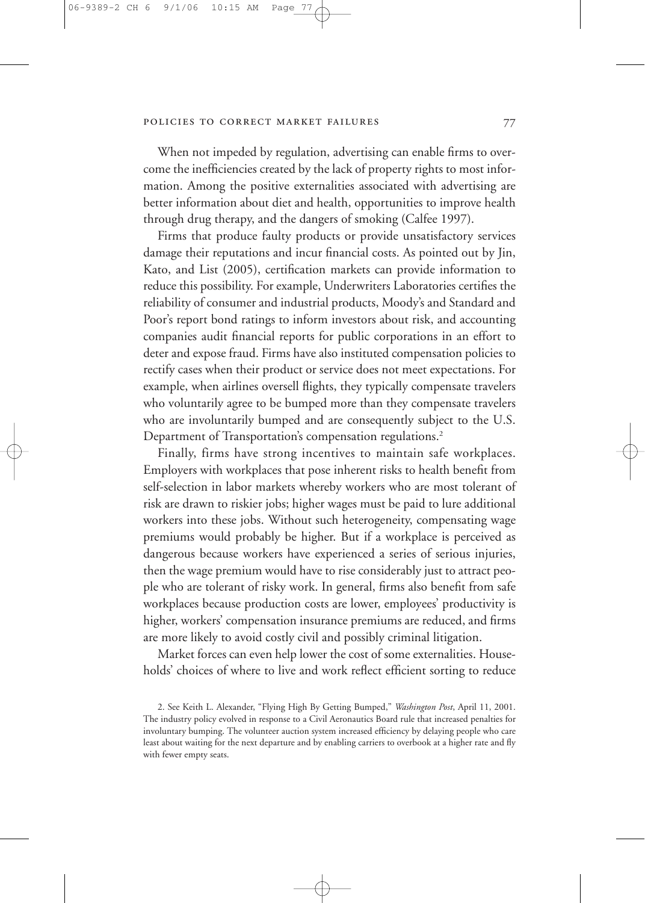When not impeded by regulation, advertising can enable firms to overcome the inefficiencies created by the lack of property rights to most information. Among the positive externalities associated with advertising are better information about diet and health, opportunities to improve health through drug therapy, and the dangers of smoking (Calfee 1997).

Firms that produce faulty products or provide unsatisfactory services damage their reputations and incur financial costs. As pointed out by Jin, Kato, and List (2005), certification markets can provide information to reduce this possibility. For example, Underwriters Laboratories certifies the reliability of consumer and industrial products, Moody's and Standard and Poor's report bond ratings to inform investors about risk, and accounting companies audit financial reports for public corporations in an effort to deter and expose fraud. Firms have also instituted compensation policies to rectify cases when their product or service does not meet expectations. For example, when airlines oversell flights, they typically compensate travelers who voluntarily agree to be bumped more than they compensate travelers who are involuntarily bumped and are consequently subject to the U.S. Department of Transportation's compensation regulations.[2]

Finally, firms have strong incentives to maintain safe workplaces. Employers with workplaces that pose inherent risks to health benefit from self-selection in labor markets whereby workers who are most tolerant of risk are drawn to riskier jobs; higher wages must be paid to lure additional workers into these jobs. Without such heterogeneity, compensating wage premiums would probably be higher. But if a workplace is perceived as dangerous because workers have experienced a series of serious injuries, then the wage premium would have to rise considerably just to attract people who are tolerant of risky work. In general, firms also benefit from safe workplaces because production costs are lower, employees' productivity is higher, workers' compensation insurance premiums are reduced, and firms are more likely to avoid costly civil and possibly criminal litigation.

Market forces can even help lower the cost of some externalities. Households' choices of where to live and work reflect efficient sorting to reduce

2. See Keith L. Alexander, "Flying High By Getting Bumped," *Washington Post*, April 11, 2001. The industry policy evolved in response to a Civil Aeronautics Board rule that increased penalties for involuntary bumping. The volunteer auction system increased efficiency by delaying people who care least about waiting for the next departure and by enabling carriers to overbook at a higher rate and fly with fewer empty seats.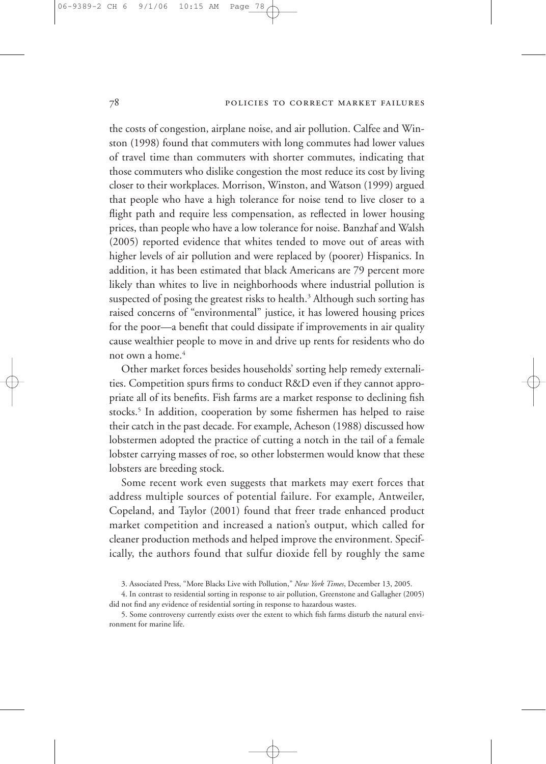the costs of congestion, airplane noise, and air pollution. Calfee and Winston (1998) found that commuters with long commutes had lower values of travel time than commuters with shorter commutes, indicating that those commuters who dislike congestion the most reduce its cost by living closer to their workplaces. Morrison, Winston, and Watson (1999) argued that people who have a high tolerance for noise tend to live closer to a flight path and require less compensation, as reflected in lower housing prices, than people who have a low tolerance for noise. Banzhaf and Walsh (2005) reported evidence that whites tended to move out of areas with higher levels of air pollution and were replaced by (poorer) Hispanics. In addition, it has been estimated that black Americans are 79 percent more likely than whites to live in neighborhoods where industrial pollution is suspected of posing the greatest risks to health.[3] Although such sorting has raised concerns of "environmental" justice, it has lowered housing prices for the poor—a benefit that could dissipate if improvements in air quality cause wealthier people to move in and drive up rents for residents who do not own a home.[4]

Other market forces besides households' sorting help remedy externalities. Competition spurs firms to conduct R&D even if they cannot appropriate all of its benefits. Fish farms are a market response to declining fish stocks.[5] In addition, cooperation by some fishermen has helped to raise their catch in the past decade. For example, Acheson (1988) discussed how lobstermen adopted the practice of cutting a notch in the tail of a female lobster carrying masses of roe, so other lobstermen would know that these lobsters are breeding stock.

Some recent work even suggests that markets may exert forces that address multiple sources of potential failure. For example, Antweiler, Copeland, and Taylor (2001) found that freer trade enhanced product market competition and increased a nation's output, which called for cleaner production methods and helped improve the environment. Specifically, the authors found that sulfur dioxide fell by roughly the same

3. Associated Press, "More Blacks Live with Pollution," *New York Times*, December 13, 2005.

4. In contrast to residential sorting in response to air pollution, Greenstone and Gallagher (2005) did not find any evidence of residential sorting in response to hazardous wastes.

5. Some controversy currently exists over the extent to which fish farms disturb the natural environment for marine life.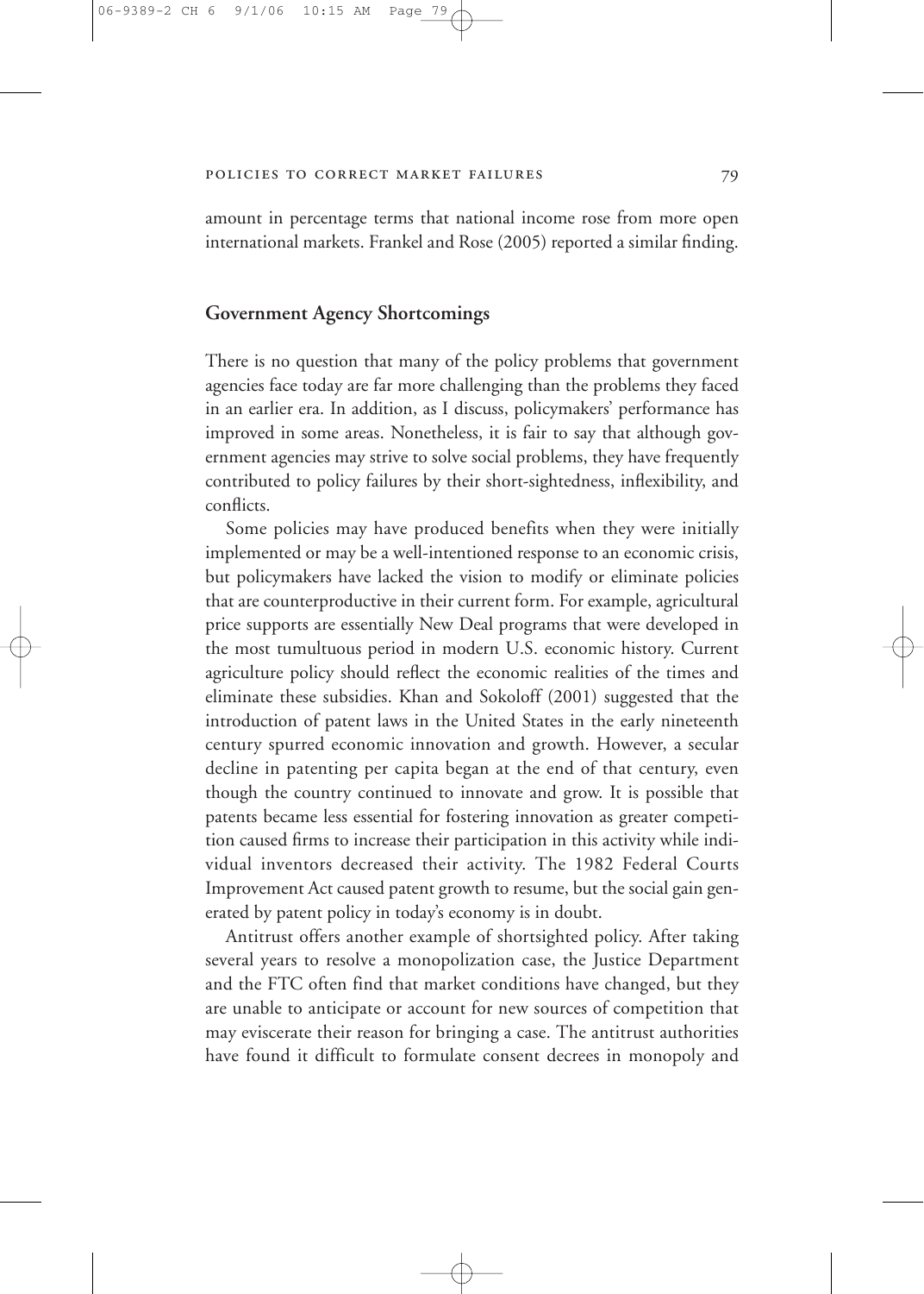amount in percentage terms that national income rose from more open international markets. Frankel and Rose (2005) reported a similar finding.

## Government Agency Shortcomings

There is no question that many of the policy problems that government agencies face today are far more challenging than the problems they faced in an earlier era. In addition, as I discuss, policymakers' performance has improved in some areas. Nonetheless, it is fair to say that although government agencies may strive to solve social problems, they have frequently contributed to policy failures by their short-sightedness, inflexibility, and conflicts.

Some policies may have produced benefits when they were initially implemented or may be a well-intentioned response to an economic crisis, but policymakers have lacked the vision to modify or eliminate policies that are counterproductive in their current form. For example, agricultural price supports are essentially New Deal programs that were developed in the most tumultuous period in modern U.S. economic history. Current agriculture policy should reflect the economic realities of the times and eliminate these subsidies. Khan and Sokoloff (2001) suggested that the introduction of patent laws in the United States in the early nineteenth century spurred economic innovation and growth. However, a secular decline in patenting per capita began at the end of that century, even though the country continued to innovate and grow. It is possible that patents became less essential for fostering innovation as greater competition caused firms to increase their participation in this activity while individual inventors decreased their activity. The 1982 Federal Courts Improvement Act caused patent growth to resume, but the social gain generated by patent policy in today's economy is in doubt.

Antitrust offers another example of shortsighted policy. After taking several years to resolve a monopolization case, the Justice Department and the FTC often find that market conditions have changed, but they are unable to anticipate or account for new sources of competition that may eviscerate their reason for bringing a case. The antitrust authorities have found it difficult to formulate consent decrees in monopoly and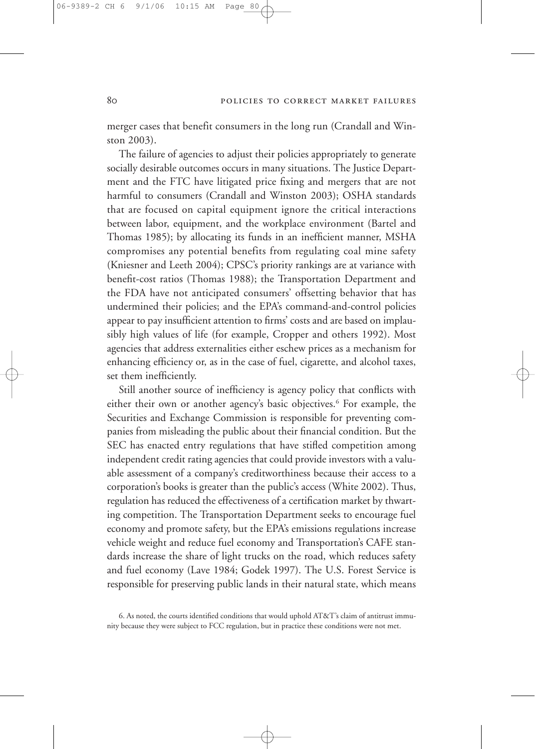merger cases that benefit consumers in the long run (Crandall and Winston 2003).

The failure of agencies to adjust their policies appropriately to generate socially desirable outcomes occurs in many situations. The Justice Department and the FTC have litigated price fixing and mergers that are not harmful to consumers (Crandall and Winston 2003); OSHA standards that are focused on capital equipment ignore the critical interactions between labor, equipment, and the workplace environment (Bartel and Thomas 1985); by allocating its funds in an inefficient manner, MSHA compromises any potential benefits from regulating coal mine safety (Kniesner and Leeth 2004); CPSC's priority rankings are at variance with benefit-cost ratios (Thomas 1988); the Transportation Department and the FDA have not anticipated consumers' offsetting behavior that has undermined their policies; and the EPA's command-and-control policies appear to pay insufficient attention to firms' costs and are based on implausibly high values of life (for example, Cropper and others 1992). Most agencies that address externalities either eschew prices as a mechanism for enhancing efficiency or, as in the case of fuel, cigarette, and alcohol taxes, set them inefficiently.

Still another source of inefficiency is agency policy that conflicts with either their own or another agency's basic objectives.[6] For example, the Securities and Exchange Commission is responsible for preventing companies from misleading the public about their financial condition. But the SEC has enacted entry regulations that have stifled competition among independent credit rating agencies that could provide investors with a valuable assessment of a company's creditworthiness because their access to a corporation's books is greater than the public's access (White 2002). Thus, regulation has reduced the effectiveness of a certification market by thwarting competition. The Transportation Department seeks to encourage fuel economy and promote safety, but the EPA's emissions regulations increase vehicle weight and reduce fuel economy and Transportation's CAFE standards increase the share of light trucks on the road, which reduces safety and fuel economy (Lave 1984; Godek 1997). The U.S. Forest Service is responsible for preserving public lands in their natural state, which means

6. As noted, the courts identified conditions that would uphold AT&T's claim of antitrust immunity because they were subject to FCC regulation, but in practice these conditions were not met.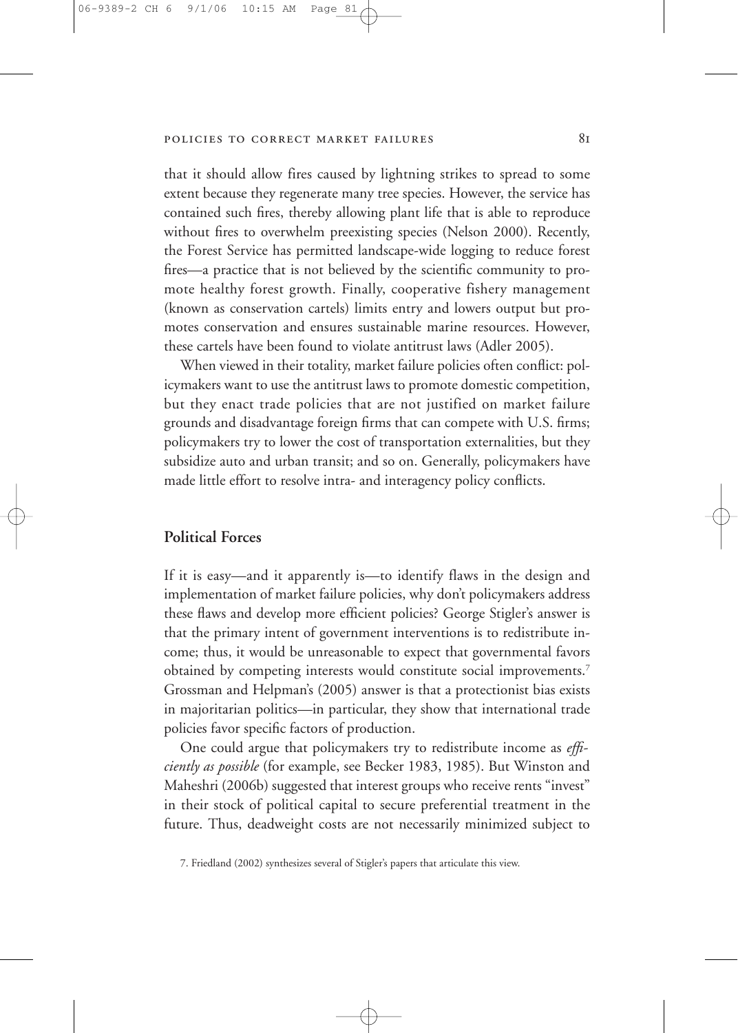that it should allow fires caused by lightning strikes to spread to some extent because they regenerate many tree species. However, the service has contained such fires, thereby allowing plant life that is able to reproduce without fires to overwhelm preexisting species (Nelson 2000). Recently, the Forest Service has permitted landscape-wide logging to reduce forest fires—a practice that is not believed by the scientific community to promote healthy forest growth. Finally, cooperative fishery management (known as conservation cartels) limits entry and lowers output but promotes conservation and ensures sustainable marine resources. However, these cartels have been found to violate antitrust laws (Adler 2005).

When viewed in their totality, market failure policies often conflict: policymakers want to use the antitrust laws to promote domestic competition, but they enact trade policies that are not justified on market failure grounds and disadvantage foreign firms that can compete with U.S. firms; policymakers try to lower the cost of transportation externalities, but they subsidize auto and urban transit; and so on. Generally, policymakers have made little effort to resolve intra- and interagency policy conflicts.

## Political Forces

If it is easy—and it apparently is—to identify flaws in the design and implementation of market failure policies, why don't policymakers address these flaws and develop more efficient policies? George Stigler's answer is that the primary intent of government interventions is to redistribute income; thus, it would be unreasonable to expect that governmental favors obtained by competing interests would constitute social improvements.[7] Grossman and Helpman's (2005) answer is that a protectionist bias exists in majoritarian politics—in particular, they show that international trade policies favor specific factors of production.

One could argue that policymakers try to redistribute income as *efficiently as possible* (for example, see Becker 1983, 1985). But Winston and Maheshri (2006b) suggested that interest groups who receive rents "invest" in their stock of political capital to secure preferential treatment in the future. Thus, deadweight costs are not necessarily minimized subject to

7. Friedland (2002) synthesizes several of Stigler's papers that articulate this view.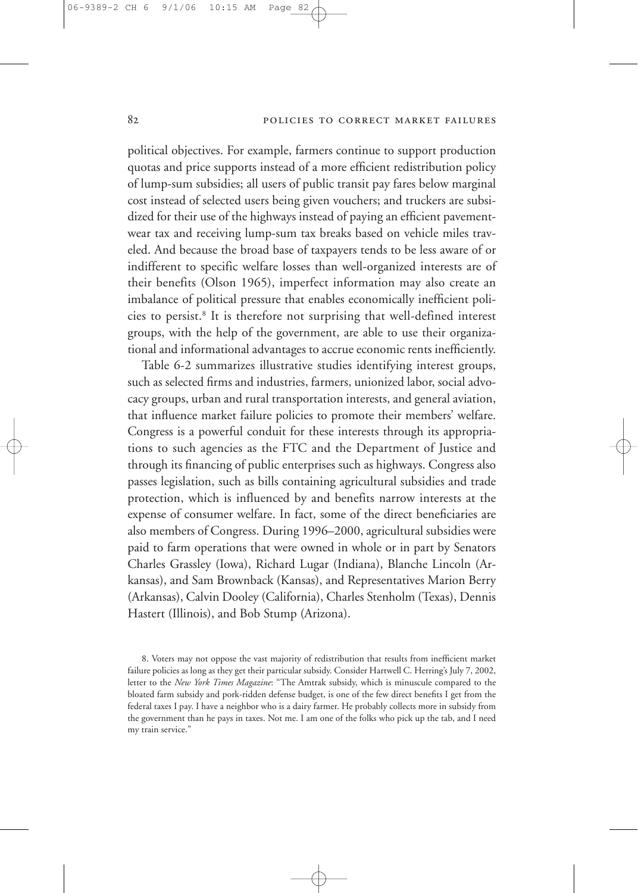political objectives. For example, farmers continue to support production quotas and price supports instead of a more efficient redistribution policy of lump-sum subsidies; all users of public transit pay fares below marginal cost instead of selected users being given vouchers; and truckers are subsidized for their use of the highways instead of paying an efficient pavement-wear tax and receiving lump-sum tax breaks based on vehicle miles traveled. And because the broad base of taxpayers tends to be less aware of or indifferent to specific welfare losses than well-organized interests are of their benefits (Olson 1965), imperfect information may also create an imbalance of political pressure that enables economically inefficient policies to persist.[8] It is therefore not surprising that well-defined interest groups, with the help of the government, are able to use their organizational and informational advantages to accrue economic rents inefficiently.

Table 6-2 summarizes illustrative studies identifying interest groups, such as selected firms and industries, farmers, unionized labor, social advocacy groups, urban and rural transportation interests, and general aviation, that influence market failure policies to promote their members' welfare. Congress is a powerful conduit for these interests through its appropriations to such agencies as the FTC and the Department of Justice and through its financing of public enterprises such as highways. Congress also passes legislation, such as bills containing agricultural subsidies and trade protection, which is influenced by and benefits narrow interests at the expense of consumer welfare. In fact, some of the direct beneficiaries are also members of Congress. During 1996–2000, agricultural subsidies were paid to farm operations that were owned in whole or in part by Senators Charles Grassley (Iowa), Richard Lugar (Indiana), Blanche Lincoln (Arkansas), and Sam Brownback (Kansas), and Representatives Marion Berry (Arkansas), Calvin Dooley (California), Charles Stenholm (Texas), Dennis Hastert (Illinois), and Bob Stump (Arizona).

8. Voters may not oppose the vast majority of redistribution that results from inefficient market failure policies as long as they get their particular subsidy. Consider Hartwell C. Herring's July 7, 2002, letter to the *New York Times Magazine*: "The Amtrak subsidy, which is minuscule compared to the bloated farm subsidy and pork-ridden defense budget, is one of the few direct benefits I get from the federal taxes I pay. I have a neighbor who is a dairy farmer. He probably collects more in subsidy from the government than he pays in taxes. Not me. I am one of the folks who pick up the tab, and I need my train service."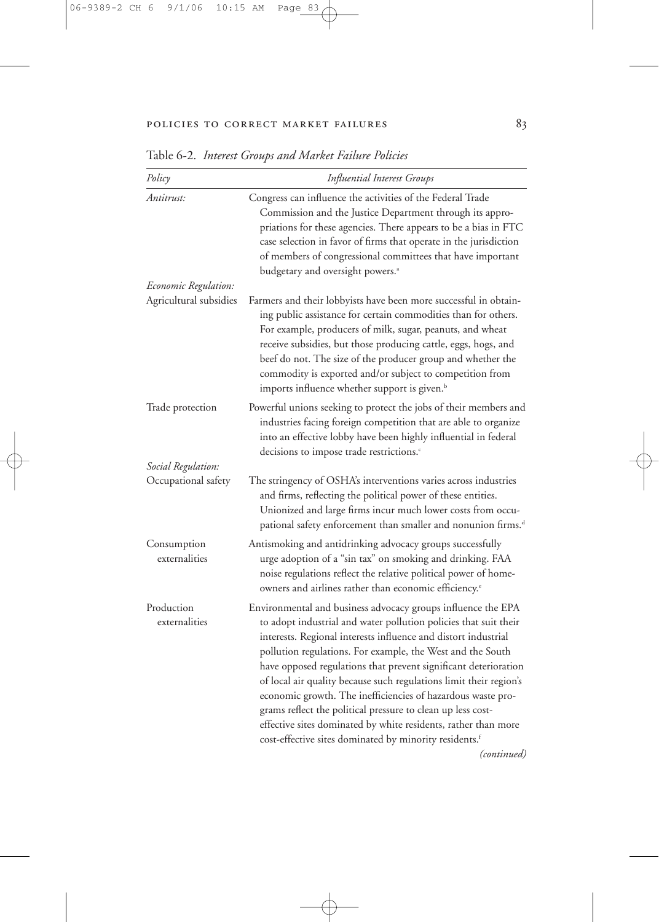Table 6-2. *Interest Groups and Market Failure Policies*

| *Policy* | *Influential Interest Groups* |
|---|---|
| *Antitrust:* | Congress can influence the activities of the Federal Trade Commission and the Justice Department through its appropriations for these agencies. There appears to be a bias in FTC case selection in favor of firms that operate in the jurisdiction of members of congressional committees that have important budgetary and oversight powers.[a] |
| *Economic Regulation:* | |
| Agricultural subsidies | Farmers and their lobbyists have been more successful in obtaining public assistance for certain commodities than for others. For example, producers of milk, sugar, peanuts, and wheat receive subsidies, but those producing cattle, eggs, hogs, and beef do not. The size of the producer group and whether the commodity is exported and/or subject to competition from imports influence whether support is given.[b] |
| Trade protection | Powerful unions seeking to protect the jobs of their members and industries facing foreign competition that are able to organize into an effective lobby have been highly influential in federal decisions to impose trade restrictions.[c] |
| *Social Regulation:* | |
| Occupational safety | The stringency of OSHA's interventions varies across industries and firms, reflecting the political power of these entities. Unionized and large firms incur much lower costs from occupational safety enforcement than smaller and nonunion firms.[d] |
| Consumption externalities | Antismoking and antidrinking advocacy groups successfully urge adoption of a "sin tax" on smoking and drinking. FAA noise regulations reflect the relative political power of homeowners and airlines rather than economic efficiency.[e] |
| Production externalities | Environmental and business advocacy groups influence the EPA to adopt industrial and water pollution policies that suit their interests. Regional interests influence and distort industrial pollution regulations. For example, the West and the South have opposed regulations that prevent significant deterioration of local air quality because such regulations limit their region's economic growth. The inefficiencies of hazardous waste programs reflect the political pressure to clean up less cost-effective sites dominated by white residents, rather than more cost-effective sites dominated by minority residents.[f] |

*(continued)*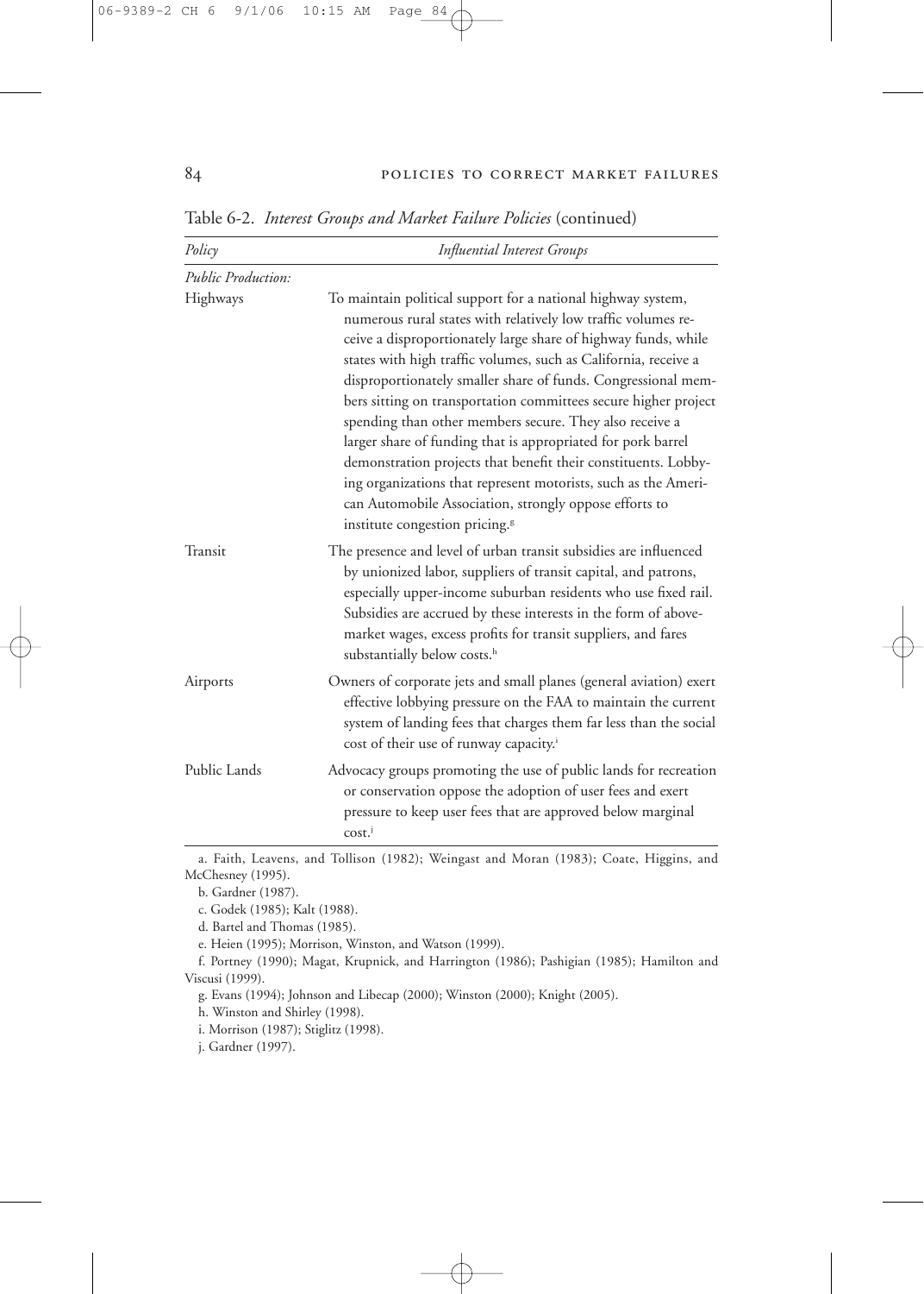Table 6-2. *Interest Groups and Market Failure Policies* (continued)

| *Policy* | *Influential Interest Groups* |
| --- | --- |
| *Public Production:* | |
| Highways | To maintain political support for a national highway system, numerous rural states with relatively low traffic volumes receive a disproportionately large share of highway funds, while states with high traffic volumes, such as California, receive a disproportionately smaller share of funds. Congressional members sitting on transportation committees secure higher project spending than other members secure. They also receive a larger share of funding that is appropriated for pork barrel demonstration projects that benefit their constituents. Lobbying organizations that represent motorists, such as the American Automobile Association, strongly oppose efforts to institute congestion pricing.[g] |
| Transit | The presence and level of urban transit subsidies are influenced by unionized labor, suppliers of transit capital, and patrons, especially upper-income suburban residents who use fixed rail. Subsidies are accrued by these interests in the form of above-market wages, excess profits for transit suppliers, and fares substantially below costs.[h] |
| Airports | Owners of corporate jets and small planes (general aviation) exert effective lobbying pressure on the FAA to maintain the current system of landing fees that charges them far less than the social cost of their use of runway capacity.[i] |
| Public Lands | Advocacy groups promoting the use of public lands for recreation or conservation oppose the adoption of user fees and exert pressure to keep user fees that are approved below marginal cost.[j] |

a. Faith, Leavens, and Tollison (1982); Weingast and Moran (1983); Coate, Higgins, and McChesney (1995).

b. Gardner (1987).

c. Godek (1985); Kalt (1988).

d. Bartel and Thomas (1985).

e. Heien (1995); Morrison, Winston, and Watson (1999).

f. Portney (1990); Magat, Krupnick, and Harrington (1986); Pashigian (1985); Hamilton and Viscusi (1999).

g. Evans (1994); Johnson and Libecap (2000); Winston (2000); Knight (2005).

h. Winston and Shirley (1998).

i. Morrison (1987); Stiglitz (1998).

j. Gardner (1997).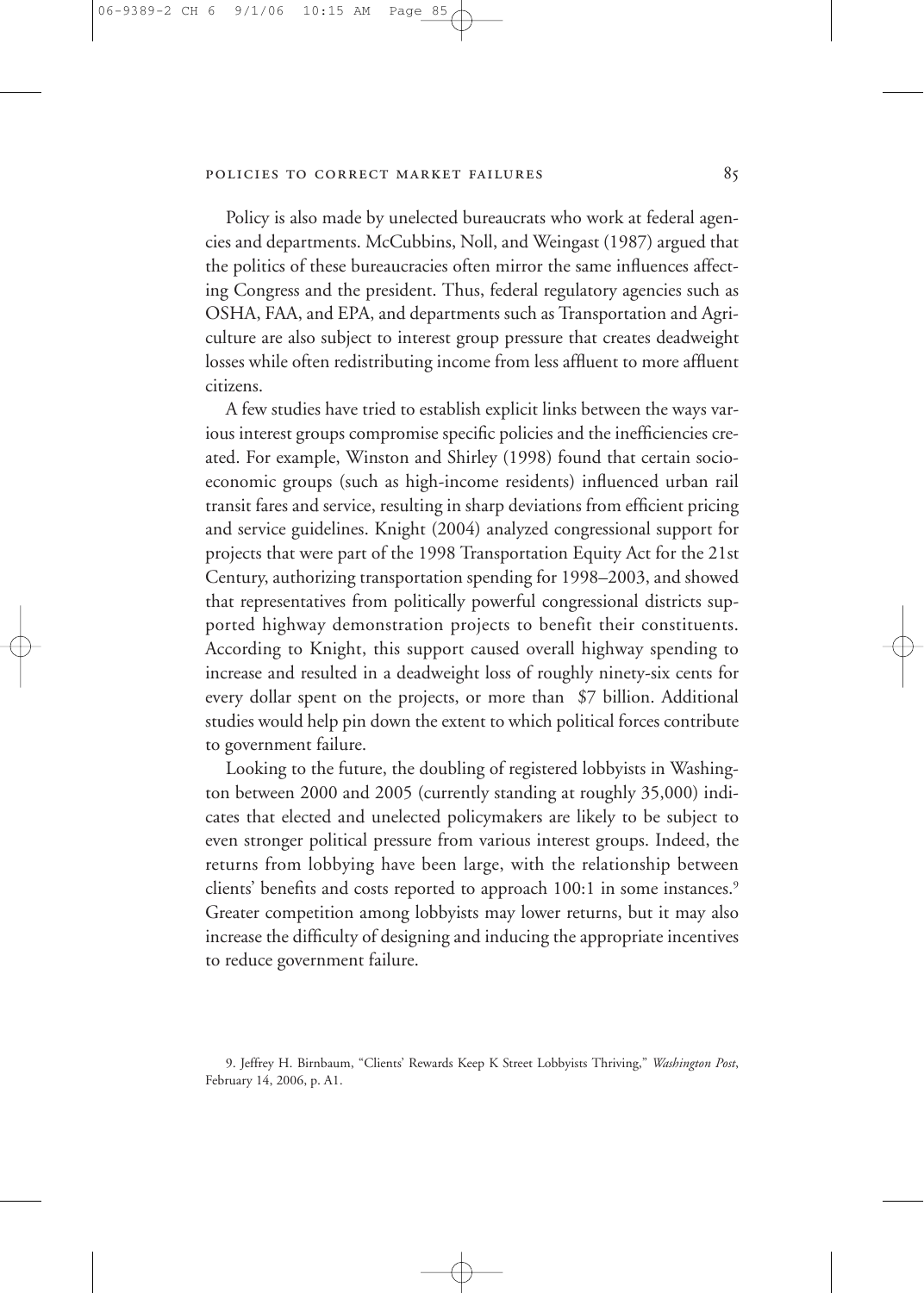Policy is also made by unelected bureaucrats who work at federal agencies and departments. McCubbins, Noll, and Weingast (1987) argued that the politics of these bureaucracies often mirror the same influences affecting Congress and the president. Thus, federal regulatory agencies such as OSHA, FAA, and EPA, and departments such as Transportation and Agriculture are also subject to interest group pressure that creates deadweight losses while often redistributing income from less affluent to more affluent citizens.

A few studies have tried to establish explicit links between the ways various interest groups compromise specific policies and the inefficiencies created. For example, Winston and Shirley (1998) found that certain socioeconomic groups (such as high-income residents) influenced urban rail transit fares and service, resulting in sharp deviations from efficient pricing and service guidelines. Knight (2004) analyzed congressional support for projects that were part of the 1998 Transportation Equity Act for the 21st Century, authorizing transportation spending for 1998–2003, and showed that representatives from politically powerful congressional districts supported highway demonstration projects to benefit their constituents. According to Knight, this support caused overall highway spending to increase and resulted in a deadweight loss of roughly ninety-six cents for every dollar spent on the projects, or more than $7 billion. Additional studies would help pin down the extent to which political forces contribute to government failure.

Looking to the future, the doubling of registered lobbyists in Washington between 2000 and 2005 (currently standing at roughly 35,000) indicates that elected and unelected policymakers are likely to be subject to even stronger political pressure from various interest groups. Indeed, the returns from lobbying have been large, with the relationship between clients' benefits and costs reported to approach 100:1 in some instances.[9] Greater competition among lobbyists may lower returns, but it may also increase the difficulty of designing and inducing the appropriate incentives to reduce government failure.

9. Jeffrey H. Birnbaum, "Clients' Rewards Keep K Street Lobbyists Thriving," *Washington Post*, February 14, 2006, p. A1.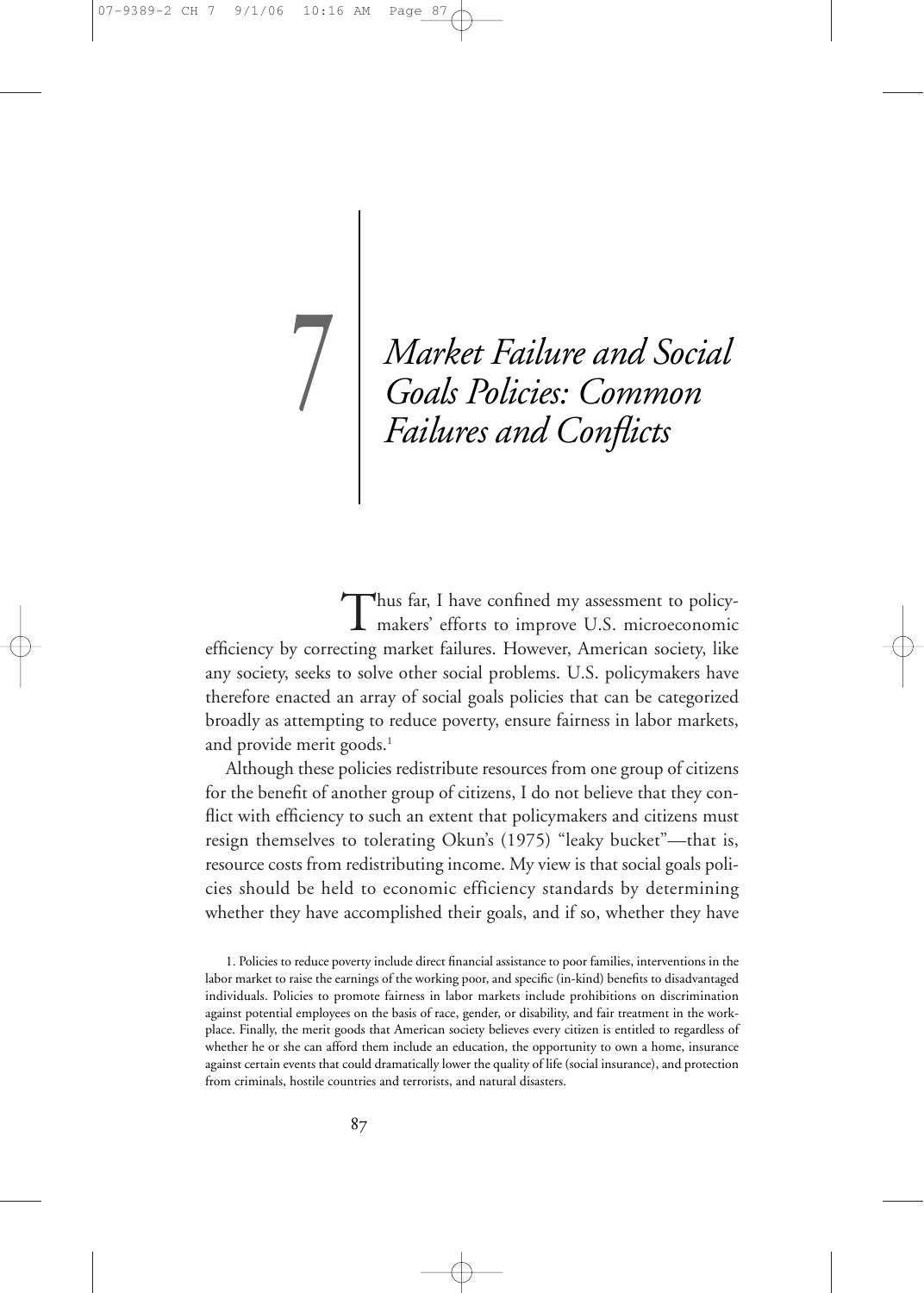# 7 Market Failure and Social Goals Policies: Common Failures and Conflicts

Thus far, I have confined my assessment to policymakers' efforts to improve U.S. microeconomic efficiency by correcting market failures. However, American society, like any society, seeks to solve other social problems. U.S. policymakers have therefore enacted an array of social goals policies that can be categorized broadly as attempting to reduce poverty, ensure fairness in labor markets, and provide merit goods.[1]

Although these policies redistribute resources from one group of citizens for the benefit of another group of citizens, I do not believe that they conflict with efficiency to such an extent that policymakers and citizens must resign themselves to tolerating Okun's (1975) "leaky bucket"—that is, resource costs from redistributing income. My view is that social goals policies should be held to economic efficiency standards by determining whether they have accomplished their goals, and if so, whether they have

1. Policies to reduce poverty include direct financial assistance to poor families, interventions in the labor market to raise the earnings of the working poor, and specific (in-kind) benefits to disadvantaged individuals. Policies to promote fairness in labor markets include prohibitions on discrimination against potential employees on the basis of race, gender, or disability, and fair treatment in the workplace. Finally, the merit goods that American society believes every citizen is entitled to regardless of whether he or she can afford them include an education, the opportunity to own a home, insurance against certain events that could dramatically lower the quality of life (social insurance), and protection from criminals, hostile countries and terrorists, and natural disasters.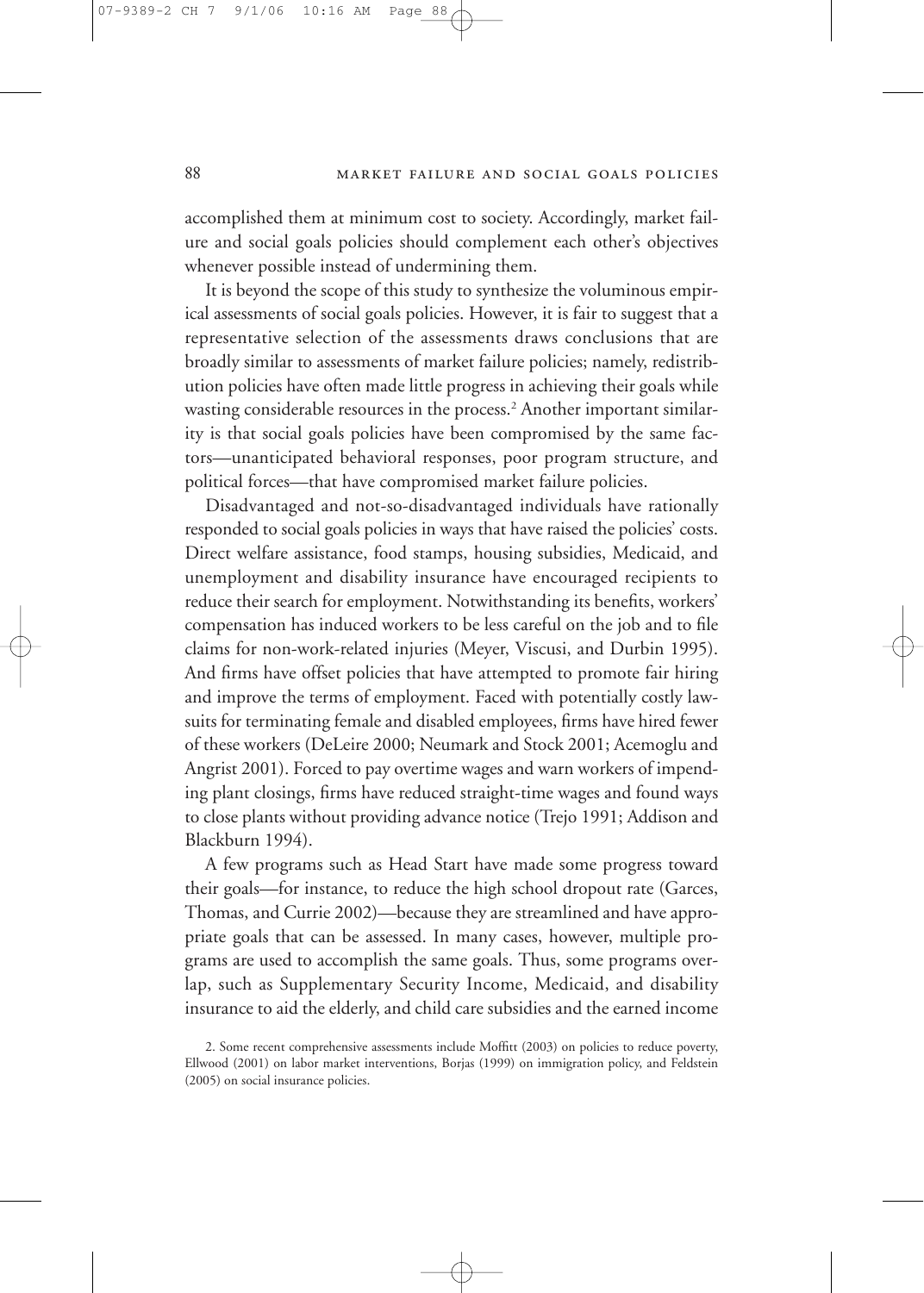accomplished them at minimum cost to society. Accordingly, market failure and social goals policies should complement each other's objectives whenever possible instead of undermining them.

It is beyond the scope of this study to synthesize the voluminous empirical assessments of social goals policies. However, it is fair to suggest that a representative selection of the assessments draws conclusions that are broadly similar to assessments of market failure policies; namely, redistribution policies have often made little progress in achieving their goals while wasting considerable resources in the process.[2] Another important similarity is that social goals policies have been compromised by the same factors—unanticipated behavioral responses, poor program structure, and political forces—that have compromised market failure policies.

Disadvantaged and not-so-disadvantaged individuals have rationally responded to social goals policies in ways that have raised the policies' costs. Direct welfare assistance, food stamps, housing subsidies, Medicaid, and unemployment and disability insurance have encouraged recipients to reduce their search for employment. Notwithstanding its benefits, workers' compensation has induced workers to be less careful on the job and to file claims for non-work-related injuries (Meyer, Viscusi, and Durbin 1995). And firms have offset policies that have attempted to promote fair hiring and improve the terms of employment. Faced with potentially costly lawsuits for terminating female and disabled employees, firms have hired fewer of these workers (DeLeire 2000; Neumark and Stock 2001; Acemoglu and Angrist 2001). Forced to pay overtime wages and warn workers of impending plant closings, firms have reduced straight-time wages and found ways to close plants without providing advance notice (Trejo 1991; Addison and Blackburn 1994).

A few programs such as Head Start have made some progress toward their goals—for instance, to reduce the high school dropout rate (Garces, Thomas, and Currie 2002)—because they are streamlined and have appropriate goals that can be assessed. In many cases, however, multiple programs are used to accomplish the same goals. Thus, some programs overlap, such as Supplementary Security Income, Medicaid, and disability insurance to aid the elderly, and child care subsidies and the earned income

2. Some recent comprehensive assessments include Moffitt (2003) on policies to reduce poverty, Ellwood (2001) on labor market interventions, Borjas (1999) on immigration policy, and Feldstein (2005) on social insurance policies.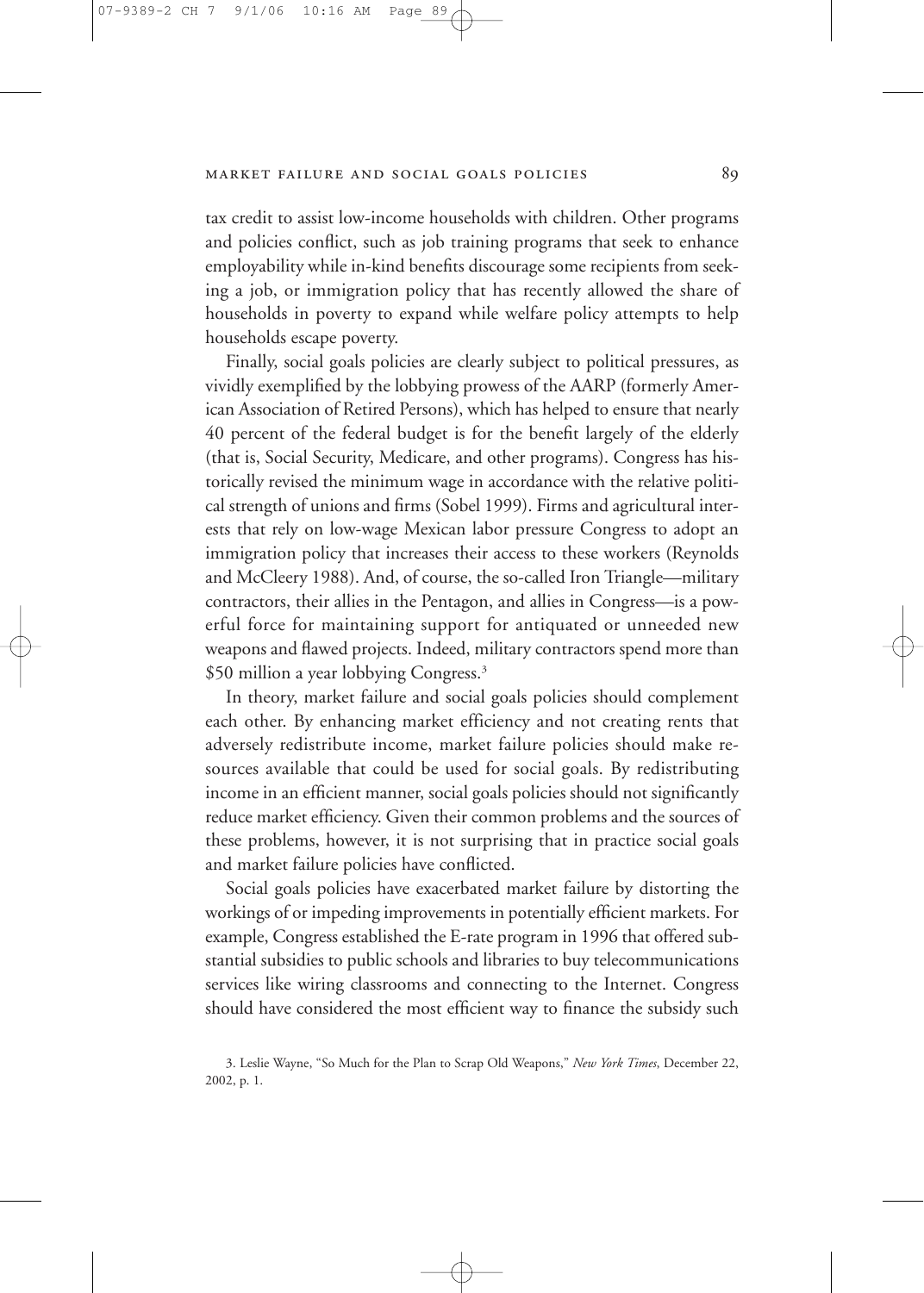tax credit to assist low-income households with children. Other programs and policies conflict, such as job training programs that seek to enhance employability while in-kind benefits discourage some recipients from seeking a job, or immigration policy that has recently allowed the share of households in poverty to expand while welfare policy attempts to help households escape poverty.

Finally, social goals policies are clearly subject to political pressures, as vividly exemplified by the lobbying prowess of the AARP (formerly American Association of Retired Persons), which has helped to ensure that nearly 40 percent of the federal budget is for the benefit largely of the elderly (that is, Social Security, Medicare, and other programs). Congress has historically revised the minimum wage in accordance with the relative political strength of unions and firms (Sobel 1999). Firms and agricultural interests that rely on low-wage Mexican labor pressure Congress to adopt an immigration policy that increases their access to these workers (Reynolds and McCleery 1988). And, of course, the so-called Iron Triangle—military contractors, their allies in the Pentagon, and allies in Congress—is a powerful force for maintaining support for antiquated or unneeded new weapons and flawed projects. Indeed, military contractors spend more than \$50 million a year lobbying Congress.[3]

In theory, market failure and social goals policies should complement each other. By enhancing market efficiency and not creating rents that adversely redistribute income, market failure policies should make resources available that could be used for social goals. By redistributing income in an efficient manner, social goals policies should not significantly reduce market efficiency. Given their common problems and the sources of these problems, however, it is not surprising that in practice social goals and market failure policies have conflicted.

Social goals policies have exacerbated market failure by distorting the workings of or impeding improvements in potentially efficient markets. For example, Congress established the E-rate program in 1996 that offered substantial subsidies to public schools and libraries to buy telecommunications services like wiring classrooms and connecting to the Internet. Congress should have considered the most efficient way to finance the subsidy such

3. Leslie Wayne, "So Much for the Plan to Scrap Old Weapons," *New York Times*, December 22, 2002, p. 1.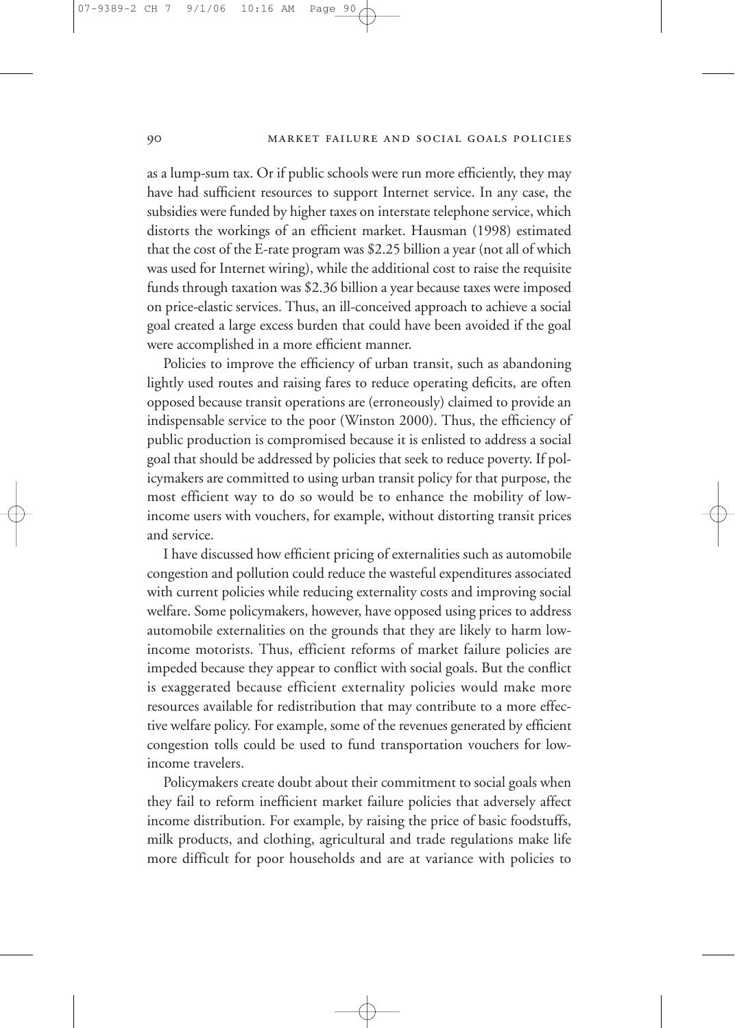as a lump-sum tax. Or if public schools were run more efficiently, they may have had sufficient resources to support Internet service. In any case, the subsidies were funded by higher taxes on interstate telephone service, which distorts the workings of an efficient market. Hausman (1998) estimated that the cost of the E-rate program was $2.25 billion a year (not all of which was used for Internet wiring), while the additional cost to raise the requisite funds through taxation was $2.36 billion a year because taxes were imposed on price-elastic services. Thus, an ill-conceived approach to achieve a social goal created a large excess burden that could have been avoided if the goal were accomplished in a more efficient manner.

Policies to improve the efficiency of urban transit, such as abandoning lightly used routes and raising fares to reduce operating deficits, are often opposed because transit operations are (erroneously) claimed to provide an indispensable service to the poor (Winston 2000). Thus, the efficiency of public production is compromised because it is enlisted to address a social goal that should be addressed by policies that seek to reduce poverty. If policymakers are committed to using urban transit policy for that purpose, the most efficient way to do so would be to enhance the mobility of low-income users with vouchers, for example, without distorting transit prices and service.

I have discussed how efficient pricing of externalities such as automobile congestion and pollution could reduce the wasteful expenditures associated with current policies while reducing externality costs and improving social welfare. Some policymakers, however, have opposed using prices to address automobile externalities on the grounds that they are likely to harm low-income motorists. Thus, efficient reforms of market failure policies are impeded because they appear to conflict with social goals. But the conflict is exaggerated because efficient externality policies would make more resources available for redistribution that may contribute to a more effective welfare policy. For example, some of the revenues generated by efficient congestion tolls could be used to fund transportation vouchers for low-income travelers.

Policymakers create doubt about their commitment to social goals when they fail to reform inefficient market failure policies that adversely affect income distribution. For example, by raising the price of basic foodstuffs, milk products, and clothing, agricultural and trade regulations make life more difficult for poor households and are at variance with policies to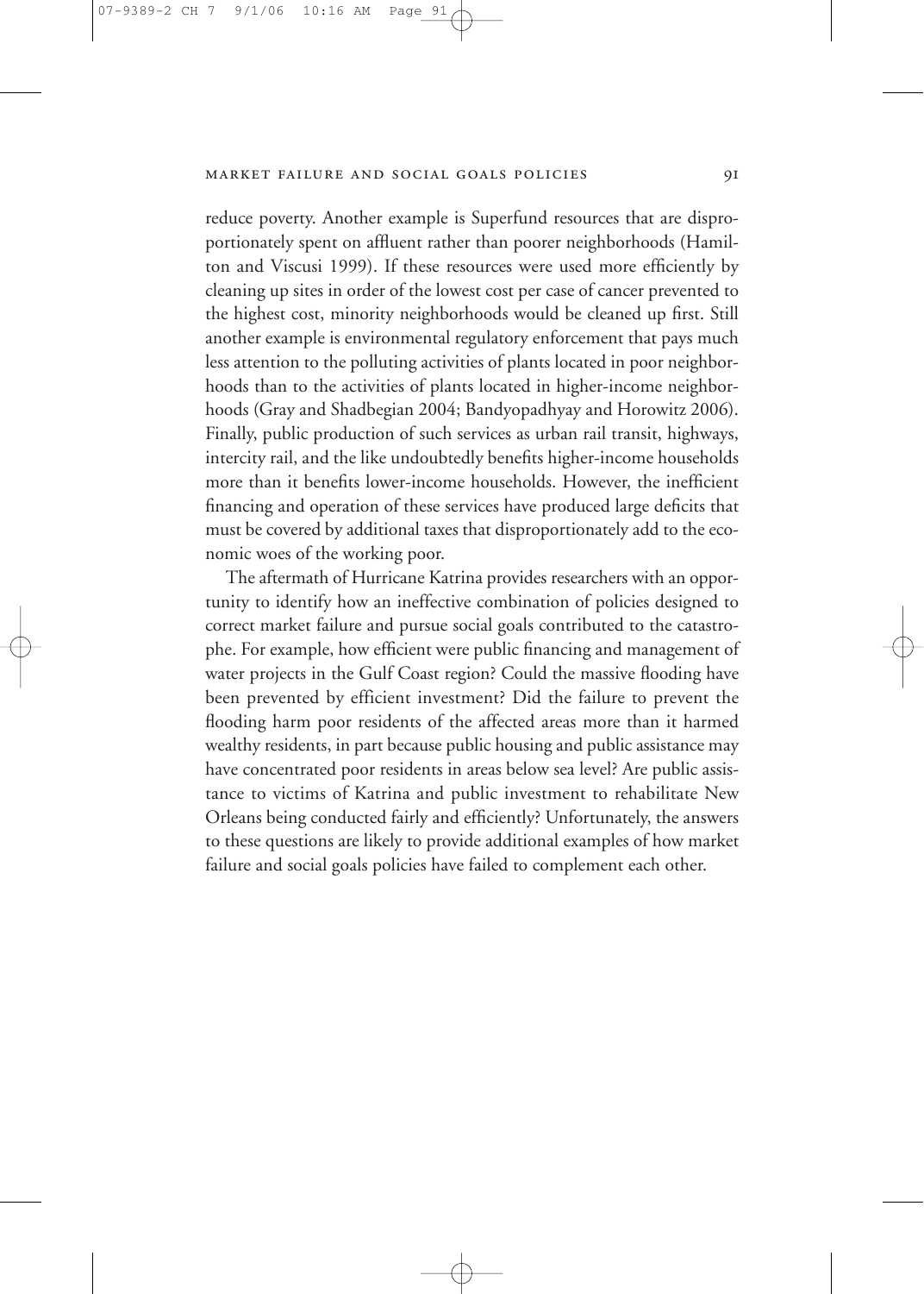reduce poverty. Another example is Superfund resources that are disproportionately spent on affluent rather than poorer neighborhoods (Hamilton and Viscusi 1999). If these resources were used more efficiently by cleaning up sites in order of the lowest cost per case of cancer prevented to the highest cost, minority neighborhoods would be cleaned up first. Still another example is environmental regulatory enforcement that pays much less attention to the polluting activities of plants located in poor neighborhoods than to the activities of plants located in higher-income neighborhoods (Gray and Shadbegian 2004; Bandyopadhyay and Horowitz 2006). Finally, public production of such services as urban rail transit, highways, intercity rail, and the like undoubtedly benefits higher-income households more than it benefits lower-income households. However, the inefficient financing and operation of these services have produced large deficits that must be covered by additional taxes that disproportionately add to the economic woes of the working poor.

The aftermath of Hurricane Katrina provides researchers with an opportunity to identify how an ineffective combination of policies designed to correct market failure and pursue social goals contributed to the catastrophe. For example, how efficient were public financing and management of water projects in the Gulf Coast region? Could the massive flooding have been prevented by efficient investment? Did the failure to prevent the flooding harm poor residents of the affected areas more than it harmed wealthy residents, in part because public housing and public assistance may have concentrated poor residents in areas below sea level? Are public assistance to victims of Katrina and public investment to rehabilitate New Orleans being conducted fairly and efficiently? Unfortunately, the answers to these questions are likely to provide additional examples of how market failure and social goals policies have failed to complement each other.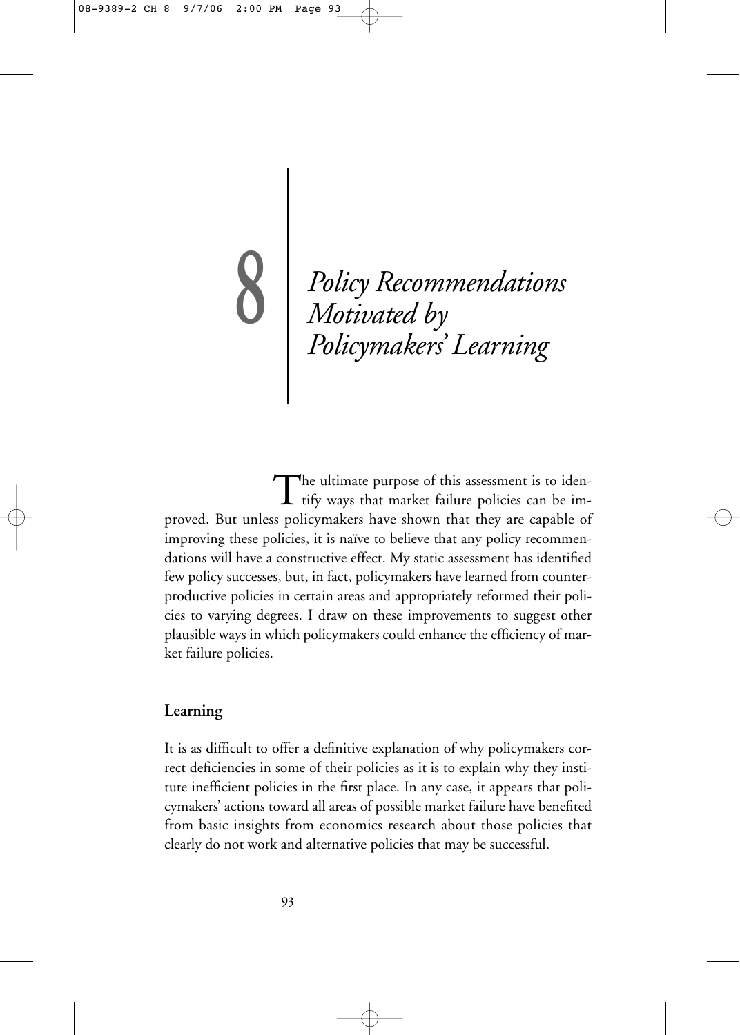# 8 Policy Recommendations Motivated by Policymakers' Learning

The ultimate purpose of this assessment is to identify ways that market failure policies can be improved. But unless policymakers have shown that they are capable of improving these policies, it is naïve to believe that any policy recommendations will have a constructive effect. My static assessment has identified few policy successes, but, in fact, policymakers have learned from counterproductive policies in certain areas and appropriately reformed their policies to varying degrees. I draw on these improvements to suggest other plausible ways in which policymakers could enhance the efficiency of market failure policies.

## Learning

It is as difficult to offer a definitive explanation of why policymakers correct deficiencies in some of their policies as it is to explain why they institute inefficient policies in the first place. In any case, it appears that policymakers' actions toward all areas of possible market failure have benefited from basic insights from economics research about those policies that clearly do not work and alternative policies that may be successful.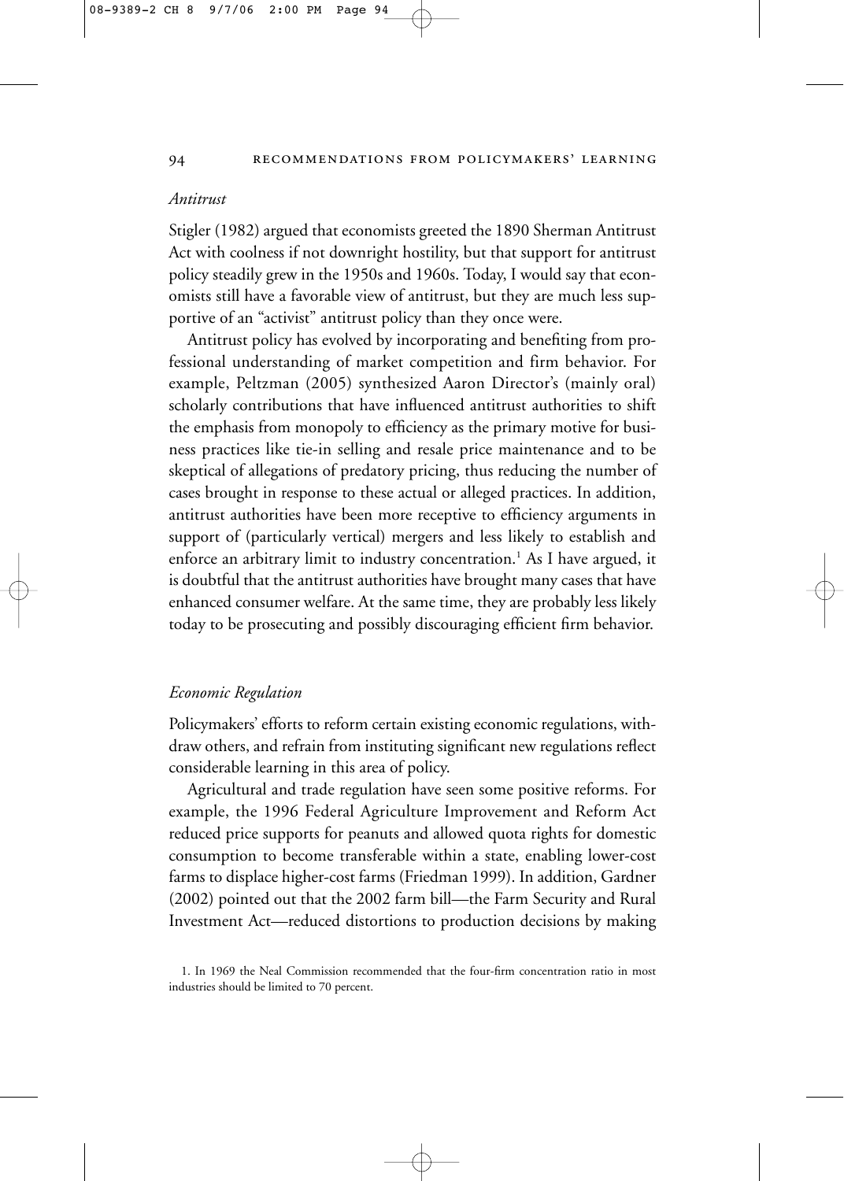*Antitrust*

Stigler (1982) argued that economists greeted the 1890 Sherman Antitrust Act with coolness if not downright hostility, but that support for antitrust policy steadily grew in the 1950s and 1960s. Today, I would say that economists still have a favorable view of antitrust, but they are much less supportive of an "activist" antitrust policy than they once were.

Antitrust policy has evolved by incorporating and benefiting from professional understanding of market competition and firm behavior. For example, Peltzman (2005) synthesized Aaron Director's (mainly oral) scholarly contributions that have influenced antitrust authorities to shift the emphasis from monopoly to efficiency as the primary motive for business practices like tie-in selling and resale price maintenance and to be skeptical of allegations of predatory pricing, thus reducing the number of cases brought in response to these actual or alleged practices. In addition, antitrust authorities have been more receptive to efficiency arguments in support of (particularly vertical) mergers and less likely to establish and enforce an arbitrary limit to industry concentration.[1] As I have argued, it is doubtful that the antitrust authorities have brought many cases that have enhanced consumer welfare. At the same time, they are probably less likely today to be prosecuting and possibly discouraging efficient firm behavior.

*Economic Regulation*

Policymakers' efforts to reform certain existing economic regulations, withdraw others, and refrain from instituting significant new regulations reflect considerable learning in this area of policy.

Agricultural and trade regulation have seen some positive reforms. For example, the 1996 Federal Agriculture Improvement and Reform Act reduced price supports for peanuts and allowed quota rights for domestic consumption to become transferable within a state, enabling lower-cost farms to displace higher-cost farms (Friedman 1999). In addition, Gardner (2002) pointed out that the 2002 farm bill—the Farm Security and Rural Investment Act—reduced distortions to production decisions by making

1. In 1969 the Neal Commission recommended that the four-firm concentration ratio in most industries should be limited to 70 percent.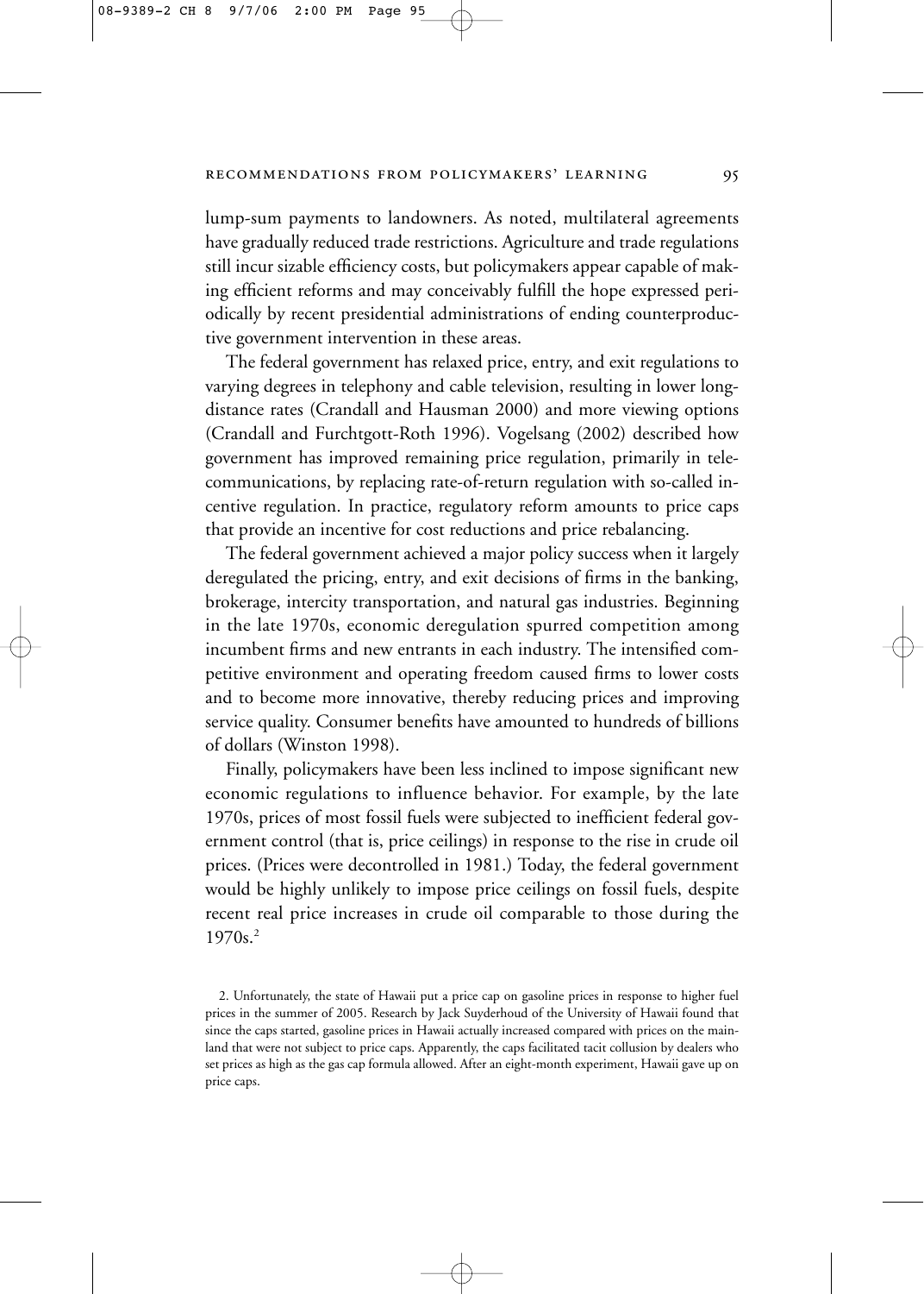lump-sum payments to landowners. As noted, multilateral agreements have gradually reduced trade restrictions. Agriculture and trade regulations still incur sizable efficiency costs, but policymakers appear capable of making efficient reforms and may conceivably fulfill the hope expressed periodically by recent presidential administrations of ending counterproductive government intervention in these areas.

The federal government has relaxed price, entry, and exit regulations to varying degrees in telephony and cable television, resulting in lower long-distance rates (Crandall and Hausman 2000) and more viewing options (Crandall and Furchtgott-Roth 1996). Vogelsang (2002) described how government has improved remaining price regulation, primarily in telecommunications, by replacing rate-of-return regulation with so-called incentive regulation. In practice, regulatory reform amounts to price caps that provide an incentive for cost reductions and price rebalancing.

The federal government achieved a major policy success when it largely deregulated the pricing, entry, and exit decisions of firms in the banking, brokerage, intercity transportation, and natural gas industries. Beginning in the late 1970s, economic deregulation spurred competition among incumbent firms and new entrants in each industry. The intensified competitive environment and operating freedom caused firms to lower costs and to become more innovative, thereby reducing prices and improving service quality. Consumer benefits have amounted to hundreds of billions of dollars (Winston 1998).

Finally, policymakers have been less inclined to impose significant new economic regulations to influence behavior. For example, by the late 1970s, prices of most fossil fuels were subjected to inefficient federal government control (that is, price ceilings) in response to the rise in crude oil prices. (Prices were decontrolled in 1981.) Today, the federal government would be highly unlikely to impose price ceilings on fossil fuels, despite recent real price increases in crude oil comparable to those during the 1970s.[2]

2. Unfortunately, the state of Hawaii put a price cap on gasoline prices in response to higher fuel prices in the summer of 2005. Research by Jack Suyderhoud of the University of Hawaii found that since the caps started, gasoline prices in Hawaii actually increased compared with prices on the mainland that were not subject to price caps. Apparently, the caps facilitated tacit collusion by dealers who set prices as high as the gas cap formula allowed. After an eight-month experiment, Hawaii gave up on price caps.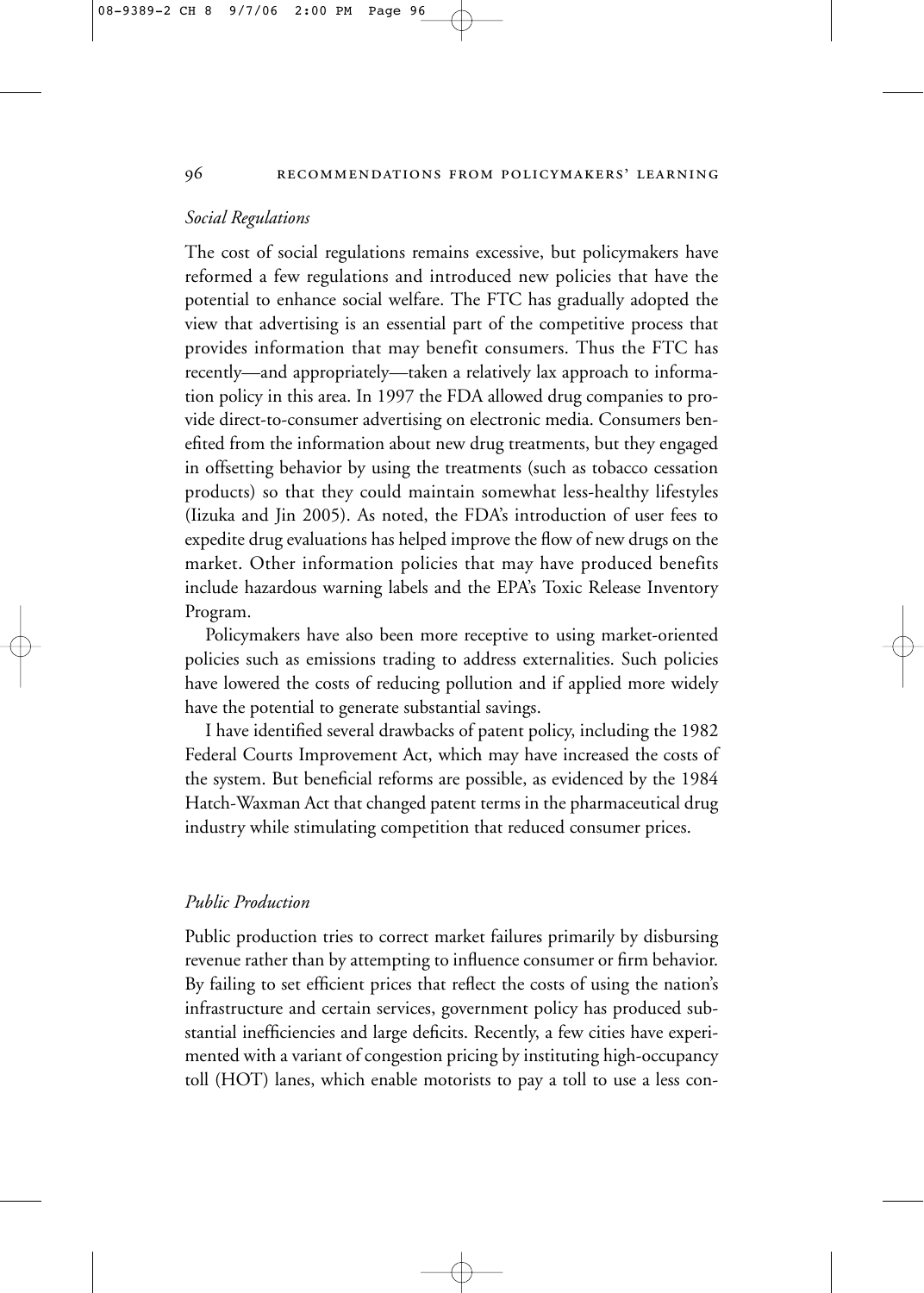### *Social Regulations*

The cost of social regulations remains excessive, but policymakers have reformed a few regulations and introduced new policies that have the potential to enhance social welfare. The FTC has gradually adopted the view that advertising is an essential part of the competitive process that provides information that may benefit consumers. Thus the FTC has recently—and appropriately—taken a relatively lax approach to information policy in this area. In 1997 the FDA allowed drug companies to provide direct-to-consumer advertising on electronic media. Consumers benefited from the information about new drug treatments, but they engaged in offsetting behavior by using the treatments (such as tobacco cessation products) so that they could maintain somewhat less-healthy lifestyles (Iizuka and Jin 2005). As noted, the FDA's introduction of user fees to expedite drug evaluations has helped improve the flow of new drugs on the market. Other information policies that may have produced benefits include hazardous warning labels and the EPA's Toxic Release Inventory Program.

Policymakers have also been more receptive to using market-oriented policies such as emissions trading to address externalities. Such policies have lowered the costs of reducing pollution and if applied more widely have the potential to generate substantial savings.

I have identified several drawbacks of patent policy, including the 1982 Federal Courts Improvement Act, which may have increased the costs of the system. But beneficial reforms are possible, as evidenced by the 1984 Hatch-Waxman Act that changed patent terms in the pharmaceutical drug industry while stimulating competition that reduced consumer prices.

### *Public Production*

Public production tries to correct market failures primarily by disbursing revenue rather than by attempting to influence consumer or firm behavior. By failing to set efficient prices that reflect the costs of using the nation's infrastructure and certain services, government policy has produced substantial inefficiencies and large deficits. Recently, a few cities have experimented with a variant of congestion pricing by instituting high-occupancy toll (HOT) lanes, which enable motorists to pay a toll to use a less con-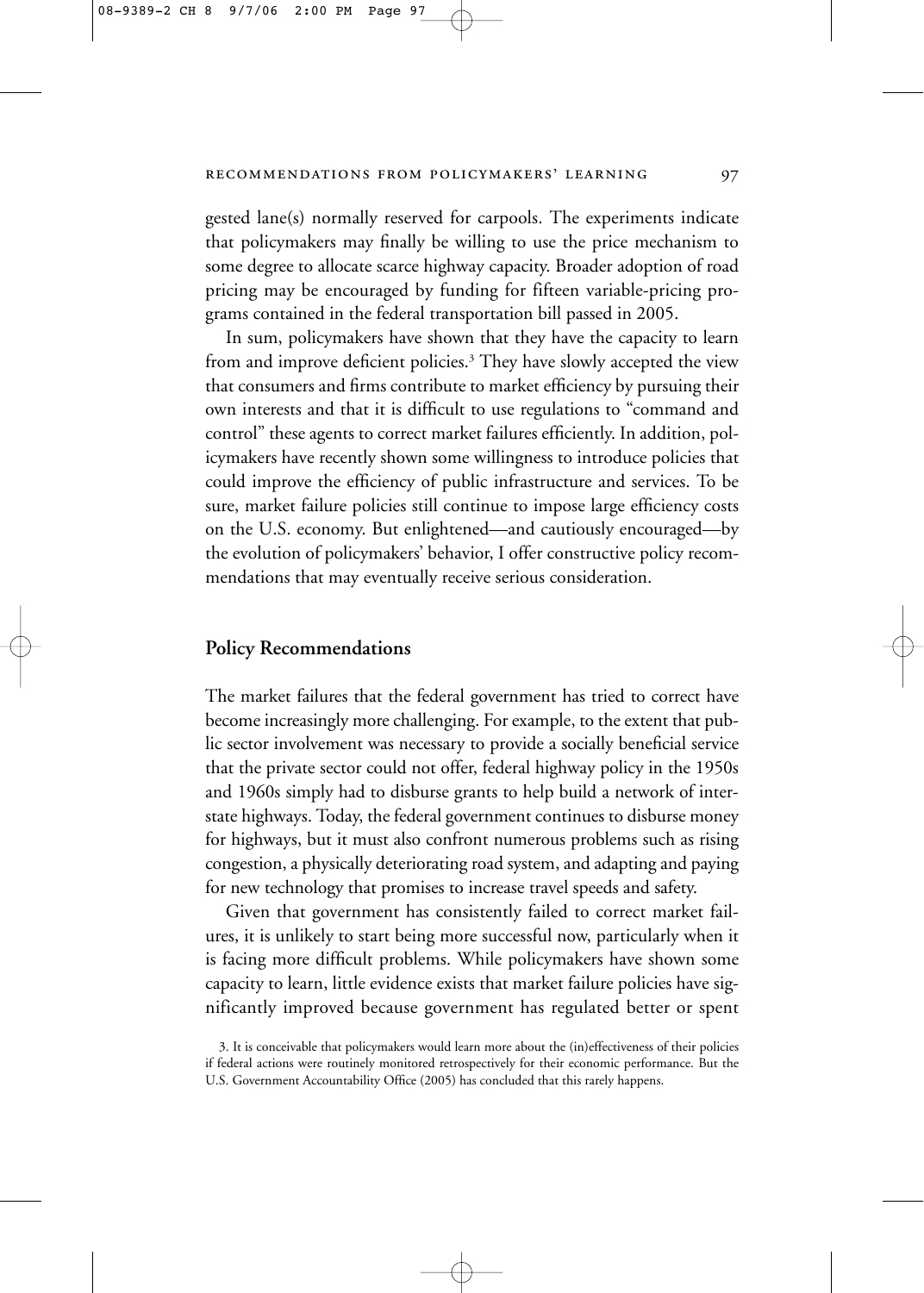gested lane(s) normally reserved for carpools. The experiments indicate that policymakers may finally be willing to use the price mechanism to some degree to allocate scarce highway capacity. Broader adoption of road pricing may be encouraged by funding for fifteen variable-pricing programs contained in the federal transportation bill passed in 2005.

In sum, policymakers have shown that they have the capacity to learn from and improve deficient policies.[3] They have slowly accepted the view that consumers and firms contribute to market efficiency by pursuing their own interests and that it is difficult to use regulations to "command and control" these agents to correct market failures efficiently. In addition, policymakers have recently shown some willingness to introduce policies that could improve the efficiency of public infrastructure and services. To be sure, market failure policies still continue to impose large efficiency costs on the U.S. economy. But enlightened—and cautiously encouraged—by the evolution of policymakers' behavior, I offer constructive policy recommendations that may eventually receive serious consideration.

## Policy Recommendations

The market failures that the federal government has tried to correct have become increasingly more challenging. For example, to the extent that public sector involvement was necessary to provide a socially beneficial service that the private sector could not offer, federal highway policy in the 1950s and 1960s simply had to disburse grants to help build a network of interstate highways. Today, the federal government continues to disburse money for highways, but it must also confront numerous problems such as rising congestion, a physically deteriorating road system, and adapting and paying for new technology that promises to increase travel speeds and safety.

Given that government has consistently failed to correct market failures, it is unlikely to start being more successful now, particularly when it is facing more difficult problems. While policymakers have shown some capacity to learn, little evidence exists that market failure policies have significantly improved because government has regulated better or spent

3. It is conceivable that policymakers would learn more about the (in)effectiveness of their policies if federal actions were routinely monitored retrospectively for their economic performance. But the U.S. Government Accountability Office (2005) has concluded that this rarely happens.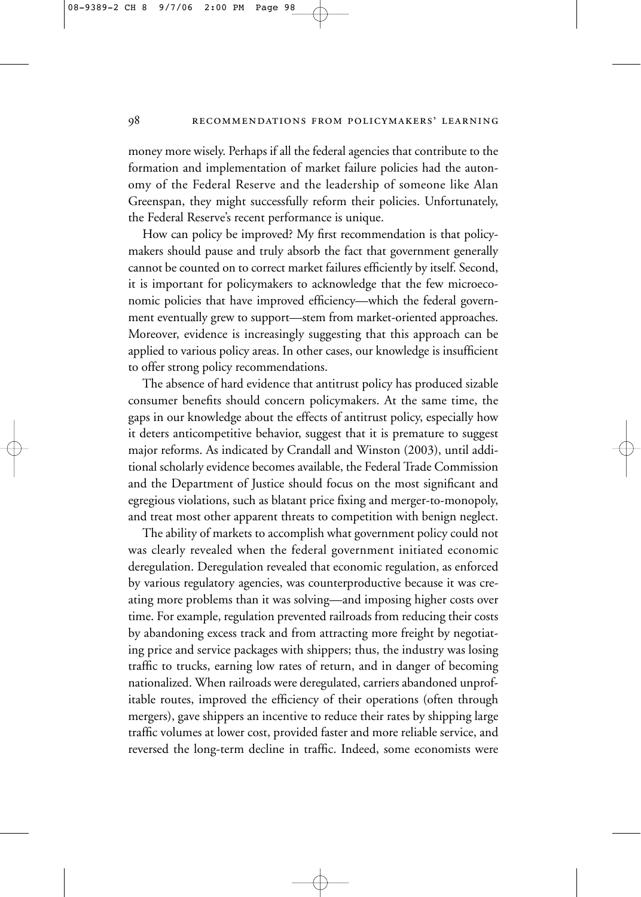money more wisely. Perhaps if all the federal agencies that contribute to the formation and implementation of market failure policies had the autonomy of the Federal Reserve and the leadership of someone like Alan Greenspan, they might successfully reform their policies. Unfortunately, the Federal Reserve's recent performance is unique.

How can policy be improved? My first recommendation is that policymakers should pause and truly absorb the fact that government generally cannot be counted on to correct market failures efficiently by itself. Second, it is important for policymakers to acknowledge that the few microeconomic policies that have improved efficiency—which the federal government eventually grew to support—stem from market-oriented approaches. Moreover, evidence is increasingly suggesting that this approach can be applied to various policy areas. In other cases, our knowledge is insufficient to offer strong policy recommendations.

The absence of hard evidence that antitrust policy has produced sizable consumer benefits should concern policymakers. At the same time, the gaps in our knowledge about the effects of antitrust policy, especially how it deters anticompetitive behavior, suggest that it is premature to suggest major reforms. As indicated by Crandall and Winston (2003), until additional scholarly evidence becomes available, the Federal Trade Commission and the Department of Justice should focus on the most significant and egregious violations, such as blatant price fixing and merger-to-monopoly, and treat most other apparent threats to competition with benign neglect.

The ability of markets to accomplish what government policy could not was clearly revealed when the federal government initiated economic deregulation. Deregulation revealed that economic regulation, as enforced by various regulatory agencies, was counterproductive because it was creating more problems than it was solving—and imposing higher costs over time. For example, regulation prevented railroads from reducing their costs by abandoning excess track and from attracting more freight by negotiating price and service packages with shippers; thus, the industry was losing traffic to trucks, earning low rates of return, and in danger of becoming nationalized. When railroads were deregulated, carriers abandoned unprofitable routes, improved the efficiency of their operations (often through mergers), gave shippers an incentive to reduce their rates by shipping large traffic volumes at lower cost, provided faster and more reliable service, and reversed the long-term decline in traffic. Indeed, some economists were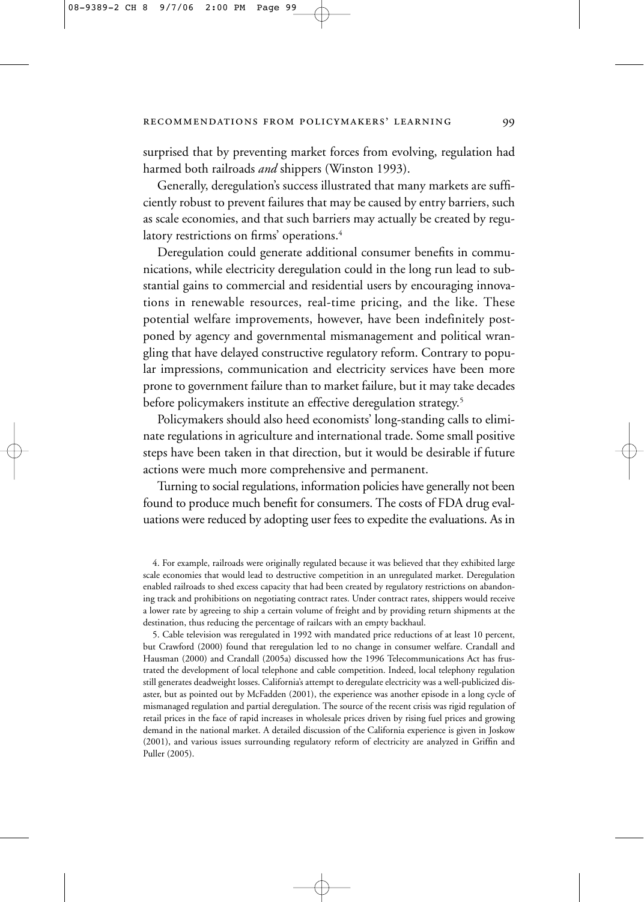surprised that by preventing market forces from evolving, regulation had harmed both railroads *and* shippers (Winston 1993).

Generally, deregulation's success illustrated that many markets are sufficiently robust to prevent failures that may be caused by entry barriers, such as scale economies, and that such barriers may actually be created by regulatory restrictions on firms' operations.[4]

Deregulation could generate additional consumer benefits in communications, while electricity deregulation could in the long run lead to substantial gains to commercial and residential users by encouraging innovations in renewable resources, real-time pricing, and the like. These potential welfare improvements, however, have been indefinitely postponed by agency and governmental mismanagement and political wrangling that have delayed constructive regulatory reform. Contrary to popular impressions, communication and electricity services have been more prone to government failure than to market failure, but it may take decades before policymakers institute an effective deregulation strategy.[5]

Policymakers should also heed economists' long-standing calls to eliminate regulations in agriculture and international trade. Some small positive steps have been taken in that direction, but it would be desirable if future actions were much more comprehensive and permanent.

Turning to social regulations, information policies have generally not been found to produce much benefit for consumers. The costs of FDA drug evaluations were reduced by adopting user fees to expedite the evaluations. As in

4. For example, railroads were originally regulated because it was believed that they exhibited large scale economies that would lead to destructive competition in an unregulated market. Deregulation enabled railroads to shed excess capacity that had been created by regulatory restrictions on abandoning track and prohibitions on negotiating contract rates. Under contract rates, shippers would receive a lower rate by agreeing to ship a certain volume of freight and by providing return shipments at the destination, thus reducing the percentage of railcars with an empty backhaul.

5. Cable television was reregulated in 1992 with mandated price reductions of at least 10 percent, but Crawford (2000) found that reregulation led to no change in consumer welfare. Crandall and Hausman (2000) and Crandall (2005a) discussed how the 1996 Telecommunications Act has frustrated the development of local telephone and cable competition. Indeed, local telephony regulation still generates deadweight losses. California's attempt to deregulate electricity was a well-publicized disaster, but as pointed out by McFadden (2001), the experience was another episode in a long cycle of mismanaged regulation and partial deregulation. The source of the recent crisis was rigid regulation of retail prices in the face of rapid increases in wholesale prices driven by rising fuel prices and growing demand in the national market. A detailed discussion of the California experience is given in Joskow (2001), and various issues surrounding regulatory reform of electricity are analyzed in Griffin and Puller (2005).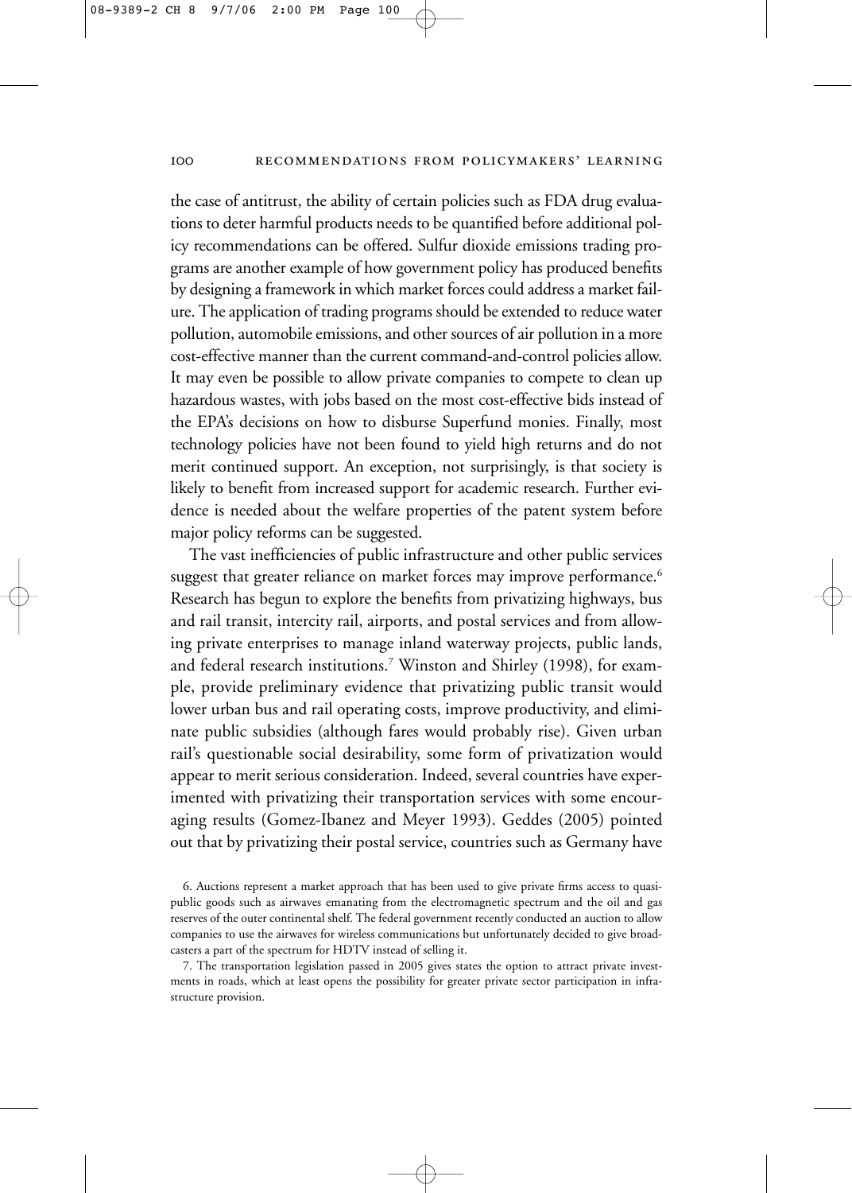the case of antitrust, the ability of certain policies such as FDA drug evaluations to deter harmful products needs to be quantified before additional policy recommendations can be offered. Sulfur dioxide emissions trading programs are another example of how government policy has produced benefits by designing a framework in which market forces could address a market failure. The application of trading programs should be extended to reduce water pollution, automobile emissions, and other sources of air pollution in a more cost-effective manner than the current command-and-control policies allow. It may even be possible to allow private companies to compete to clean up hazardous wastes, with jobs based on the most cost-effective bids instead of the EPA's decisions on how to disburse Superfund monies. Finally, most technology policies have not been found to yield high returns and do not merit continued support. An exception, not surprisingly, is that society is likely to benefit from increased support for academic research. Further evidence is needed about the welfare properties of the patent system before major policy reforms can be suggested.

The vast inefficiencies of public infrastructure and other public services suggest that greater reliance on market forces may improve performance.[6] Research has begun to explore the benefits from privatizing highways, bus and rail transit, intercity rail, airports, and postal services and from allowing private enterprises to manage inland waterway projects, public lands, and federal research institutions.[7] Winston and Shirley (1998), for example, provide preliminary evidence that privatizing public transit would lower urban bus and rail operating costs, improve productivity, and eliminate public subsidies (although fares would probably rise). Given urban rail's questionable social desirability, some form of privatization would appear to merit serious consideration. Indeed, several countries have experimented with privatizing their transportation services with some encouraging results (Gomez-Ibanez and Meyer 1993). Geddes (2005) pointed out that by privatizing their postal service, countries such as Germany have

6. Auctions represent a market approach that has been used to give private firms access to quasi-public goods such as airwaves emanating from the electromagnetic spectrum and the oil and gas reserves of the outer continental shelf. The federal government recently conducted an auction to allow companies to use the airwaves for wireless communications but unfortunately decided to give broadcasters a part of the spectrum for HDTV instead of selling it.

7. The transportation legislation passed in 2005 gives states the option to attract private investments in roads, which at least opens the possibility for greater private sector participation in infrastructure provision.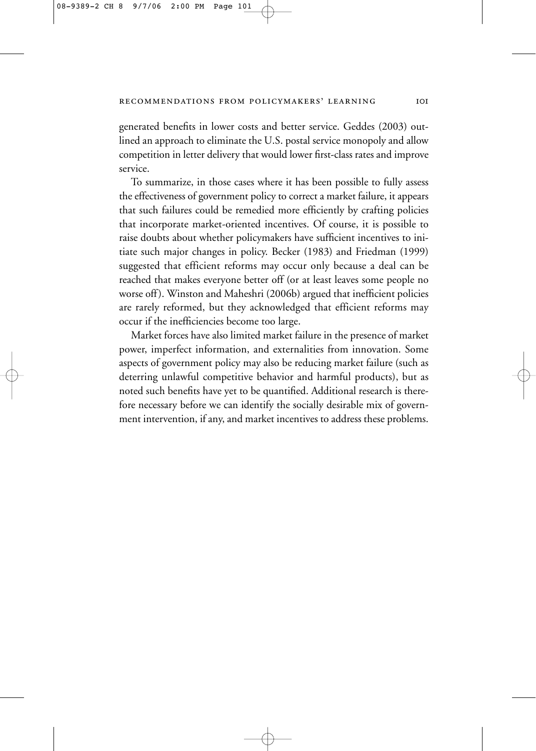generated benefits in lower costs and better service. Geddes (2003) outlined an approach to eliminate the U.S. postal service monopoly and allow competition in letter delivery that would lower first-class rates and improve service.

To summarize, in those cases where it has been possible to fully assess the effectiveness of government policy to correct a market failure, it appears that such failures could be remedied more efficiently by crafting policies that incorporate market-oriented incentives. Of course, it is possible to raise doubts about whether policymakers have sufficient incentives to initiate such major changes in policy. Becker (1983) and Friedman (1999) suggested that efficient reforms may occur only because a deal can be reached that makes everyone better off (or at least leaves some people no worse off). Winston and Maheshri (2006b) argued that inefficient policies are rarely reformed, but they acknowledged that efficient reforms may occur if the inefficiencies become too large.

Market forces have also limited market failure in the presence of market power, imperfect information, and externalities from innovation. Some aspects of government policy may also be reducing market failure (such as deterring unlawful competitive behavior and harmful products), but as noted such benefits have yet to be quantified. Additional research is therefore necessary before we can identify the socially desirable mix of government intervention, if any, and market incentives to address these problems.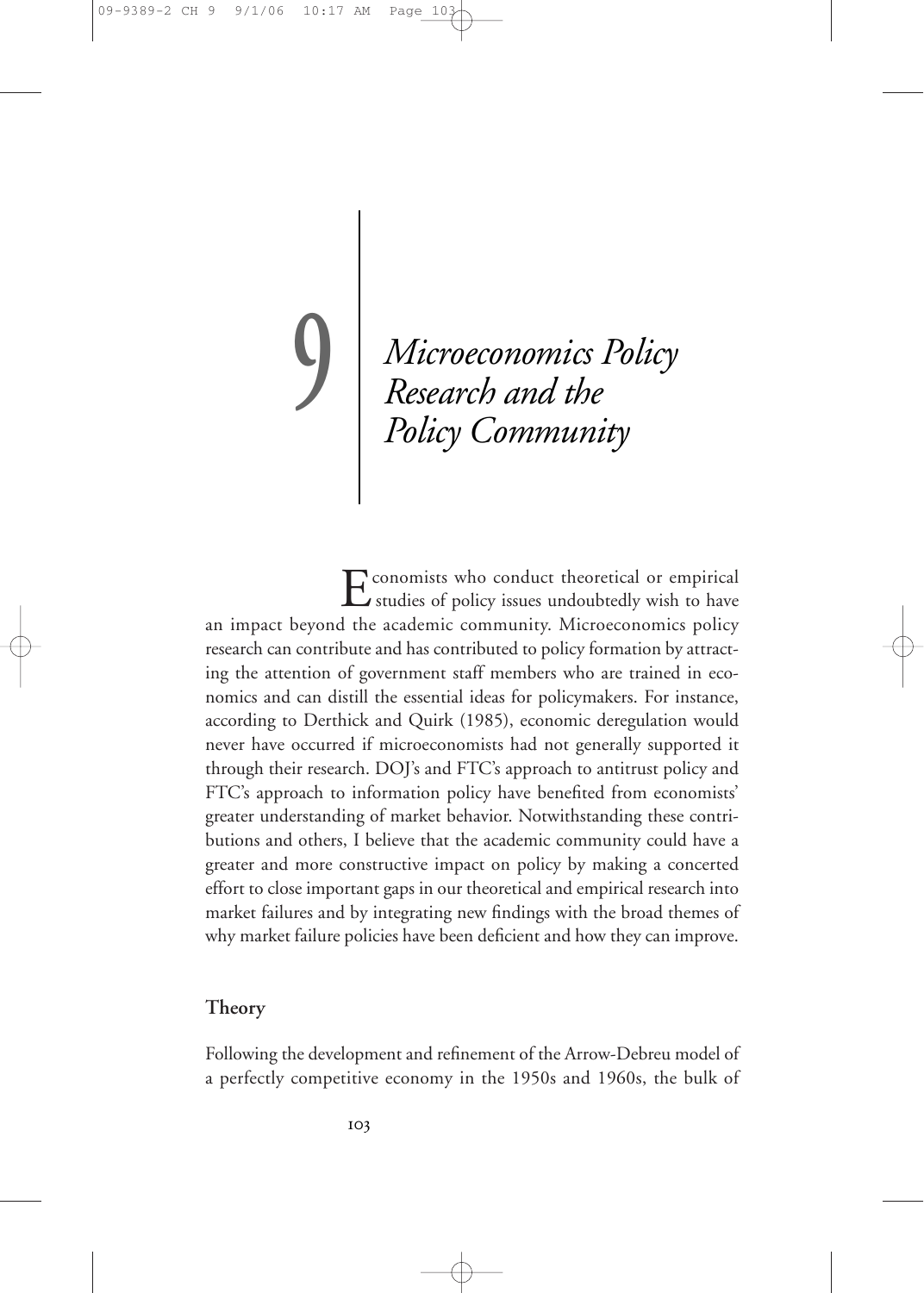# 9 Microeconomics Policy Research and the Policy Community

Economists who conduct theoretical or empirical studies of policy issues undoubtedly wish to have an impact beyond the academic community. Microeconomics policy research can contribute and has contributed to policy formation by attracting the attention of government staff members who are trained in economics and can distill the essential ideas for policymakers. For instance, according to Derthick and Quirk (1985), economic deregulation would never have occurred if microeconomists had not generally supported it through their research. DOJ's and FTC's approach to antitrust policy and FTC's approach to information policy have benefited from economists' greater understanding of market behavior. Notwithstanding these contributions and others, I believe that the academic community could have a greater and more constructive impact on policy by making a concerted effort to close important gaps in our theoretical and empirical research into market failures and by integrating new findings with the broad themes of why market failure policies have been deficient and how they can improve.

## Theory

Following the development and refinement of the Arrow-Debreu model of a perfectly competitive economy in the 1950s and 1960s, the bulk of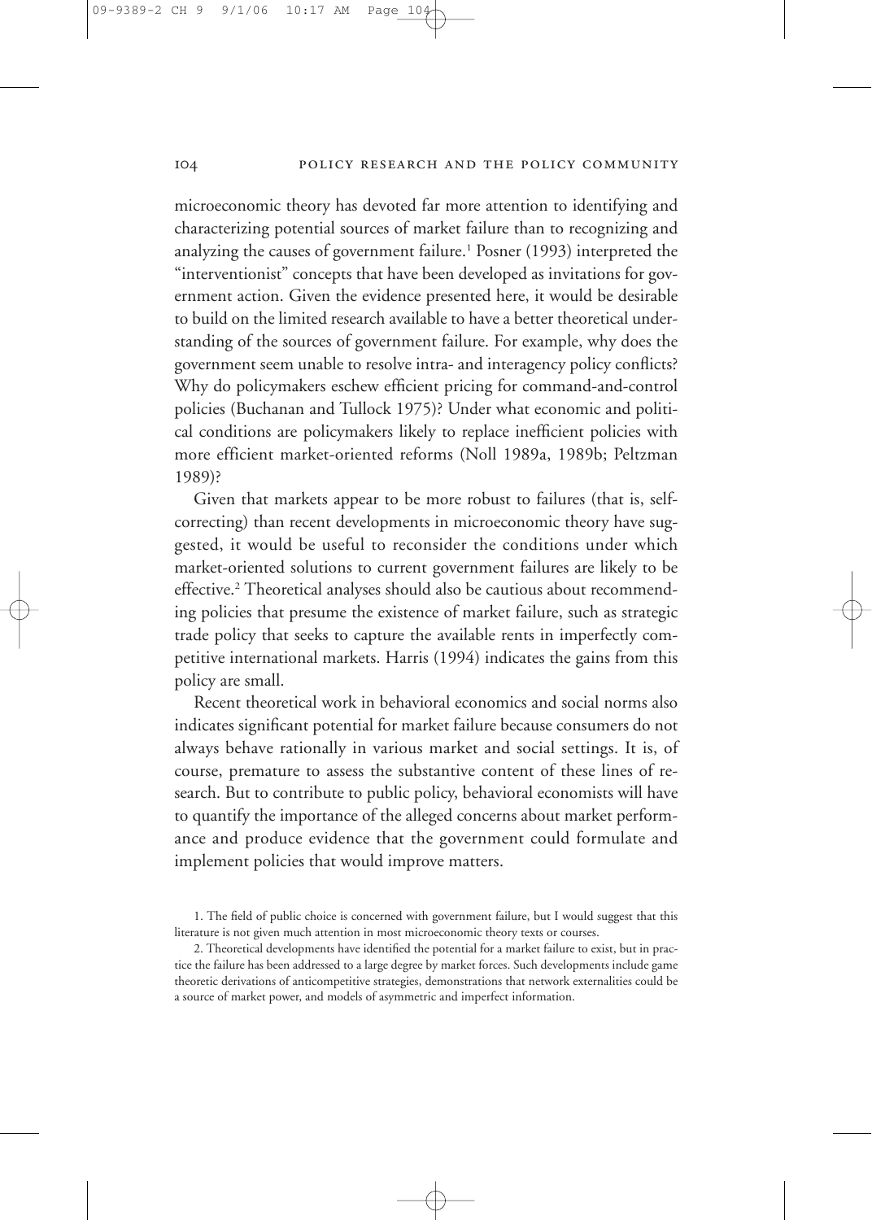microeconomic theory has devoted far more attention to identifying and characterizing potential sources of market failure than to recognizing and analyzing the causes of government failure.[1] Posner (1993) interpreted the "interventionist" concepts that have been developed as invitations for government action. Given the evidence presented here, it would be desirable to build on the limited research available to have a better theoretical understanding of the sources of government failure. For example, why does the government seem unable to resolve intra- and interagency policy conflicts? Why do policymakers eschew efficient pricing for command-and-control policies (Buchanan and Tullock 1975)? Under what economic and political conditions are policymakers likely to replace inefficient policies with more efficient market-oriented reforms (Noll 1989a, 1989b; Peltzman 1989)?

Given that markets appear to be more robust to failures (that is, self-correcting) than recent developments in microeconomic theory have suggested, it would be useful to reconsider the conditions under which market-oriented solutions to current government failures are likely to be effective.[2] Theoretical analyses should also be cautious about recommending policies that presume the existence of market failure, such as strategic trade policy that seeks to capture the available rents in imperfectly competitive international markets. Harris (1994) indicates the gains from this policy are small.

Recent theoretical work in behavioral economics and social norms also indicates significant potential for market failure because consumers do not always behave rationally in various market and social settings. It is, of course, premature to assess the substantive content of these lines of research. But to contribute to public policy, behavioral economists will have to quantify the importance of the alleged concerns about market performance and produce evidence that the government could formulate and implement policies that would improve matters.

1. The field of public choice is concerned with government failure, but I would suggest that this literature is not given much attention in most microeconomic theory texts or courses.

2. Theoretical developments have identified the potential for a market failure to exist, but in practice the failure has been addressed to a large degree by market forces. Such developments include game theoretic derivations of anticompetitive strategies, demonstrations that network externalities could be a source of market power, and models of asymmetric and imperfect information.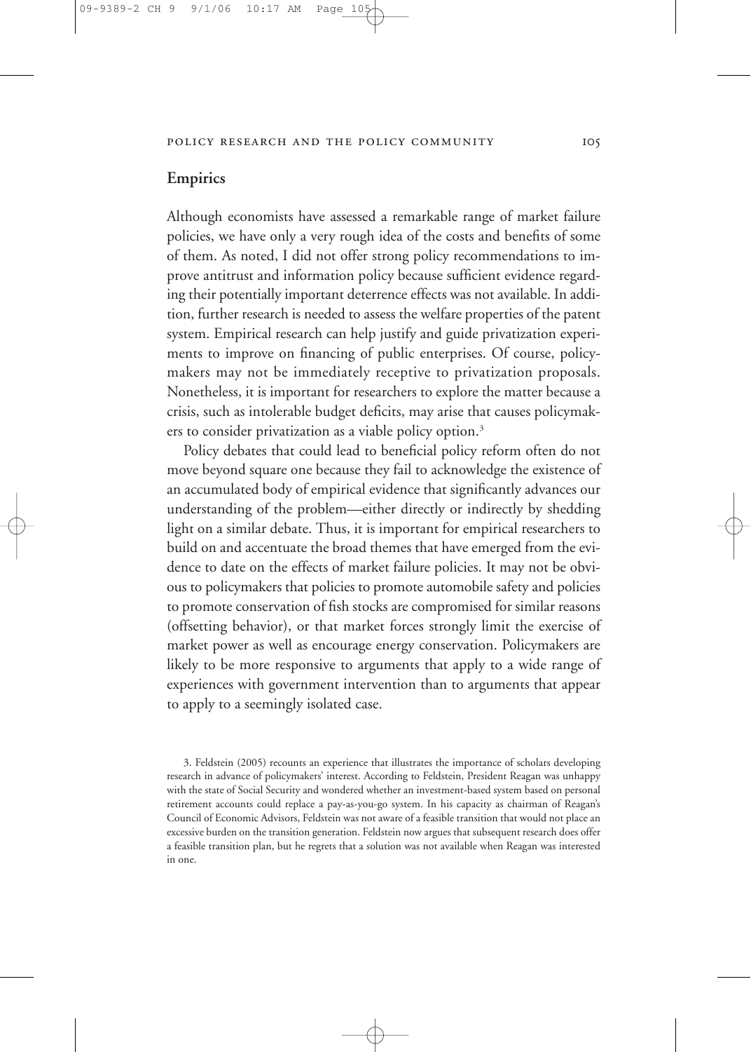## Empirics

Although economists have assessed a remarkable range of market failure policies, we have only a very rough idea of the costs and benefits of some of them. As noted, I did not offer strong policy recommendations to improve antitrust and information policy because sufficient evidence regarding their potentially important deterrence effects was not available. In addition, further research is needed to assess the welfare properties of the patent system. Empirical research can help justify and guide privatization experiments to improve on financing of public enterprises. Of course, policymakers may not be immediately receptive to privatization proposals. Nonetheless, it is important for researchers to explore the matter because a crisis, such as intolerable budget deficits, may arise that causes policymakers to consider privatization as a viable policy option.[3]

Policy debates that could lead to beneficial policy reform often do not move beyond square one because they fail to acknowledge the existence of an accumulated body of empirical evidence that significantly advances our understanding of the problem—either directly or indirectly by shedding light on a similar debate. Thus, it is important for empirical researchers to build on and accentuate the broad themes that have emerged from the evidence to date on the effects of market failure policies. It may not be obvious to policymakers that policies to promote automobile safety and policies to promote conservation of fish stocks are compromised for similar reasons (offsetting behavior), or that market forces strongly limit the exercise of market power as well as encourage energy conservation. Policymakers are likely to be more responsive to arguments that apply to a wide range of experiences with government intervention than to arguments that appear to apply to a seemingly isolated case.

3. Feldstein (2005) recounts an experience that illustrates the importance of scholars developing research in advance of policymakers' interest. According to Feldstein, President Reagan was unhappy with the state of Social Security and wondered whether an investment-based system based on personal retirement accounts could replace a pay-as-you-go system. In his capacity as chairman of Reagan's Council of Economic Advisors, Feldstein was not aware of a feasible transition that would not place an excessive burden on the transition generation. Feldstein now argues that subsequent research does offer a feasible transition plan, but he regrets that a solution was not available when Reagan was interested in one.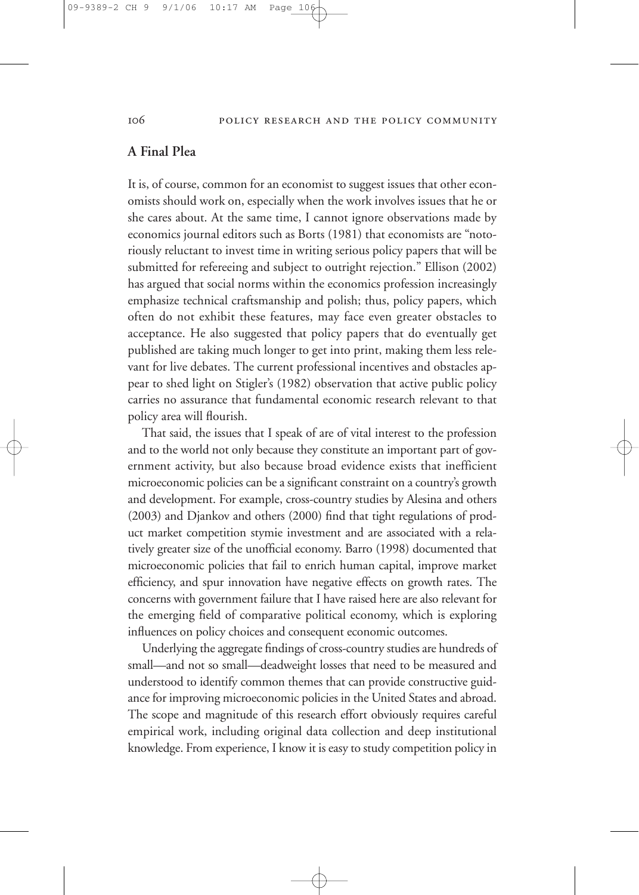## A Final Plea

It is, of course, common for an economist to suggest issues that other economists should work on, especially when the work involves issues that he or she cares about. At the same time, I cannot ignore observations made by economics journal editors such as Borts (1981) that economists are "notoriously reluctant to invest time in writing serious policy papers that will be submitted for refereeing and subject to outright rejection." Ellison (2002) has argued that social norms within the economics profession increasingly emphasize technical craftsmanship and polish; thus, policy papers, which often do not exhibit these features, may face even greater obstacles to acceptance. He also suggested that policy papers that do eventually get published are taking much longer to get into print, making them less relevant for live debates. The current professional incentives and obstacles appear to shed light on Stigler's (1982) observation that active public policy carries no assurance that fundamental economic research relevant to that policy area will flourish.

That said, the issues that I speak of are of vital interest to the profession and to the world not only because they constitute an important part of government activity, but also because broad evidence exists that inefficient microeconomic policies can be a significant constraint on a country's growth and development. For example, cross-country studies by Alesina and others (2003) and Djankov and others (2000) find that tight regulations of product market competition stymie investment and are associated with a relatively greater size of the unofficial economy. Barro (1998) documented that microeconomic policies that fail to enrich human capital, improve market efficiency, and spur innovation have negative effects on growth rates. The concerns with government failure that I have raised here are also relevant for the emerging field of comparative political economy, which is exploring influences on policy choices and consequent economic outcomes.

Underlying the aggregate findings of cross-country studies are hundreds of small—and not so small—deadweight losses that need to be measured and understood to identify common themes that can provide constructive guidance for improving microeconomic policies in the United States and abroad. The scope and magnitude of this research effort obviously requires careful empirical work, including original data collection and deep institutional knowledge. From experience, I know it is easy to study competition policy in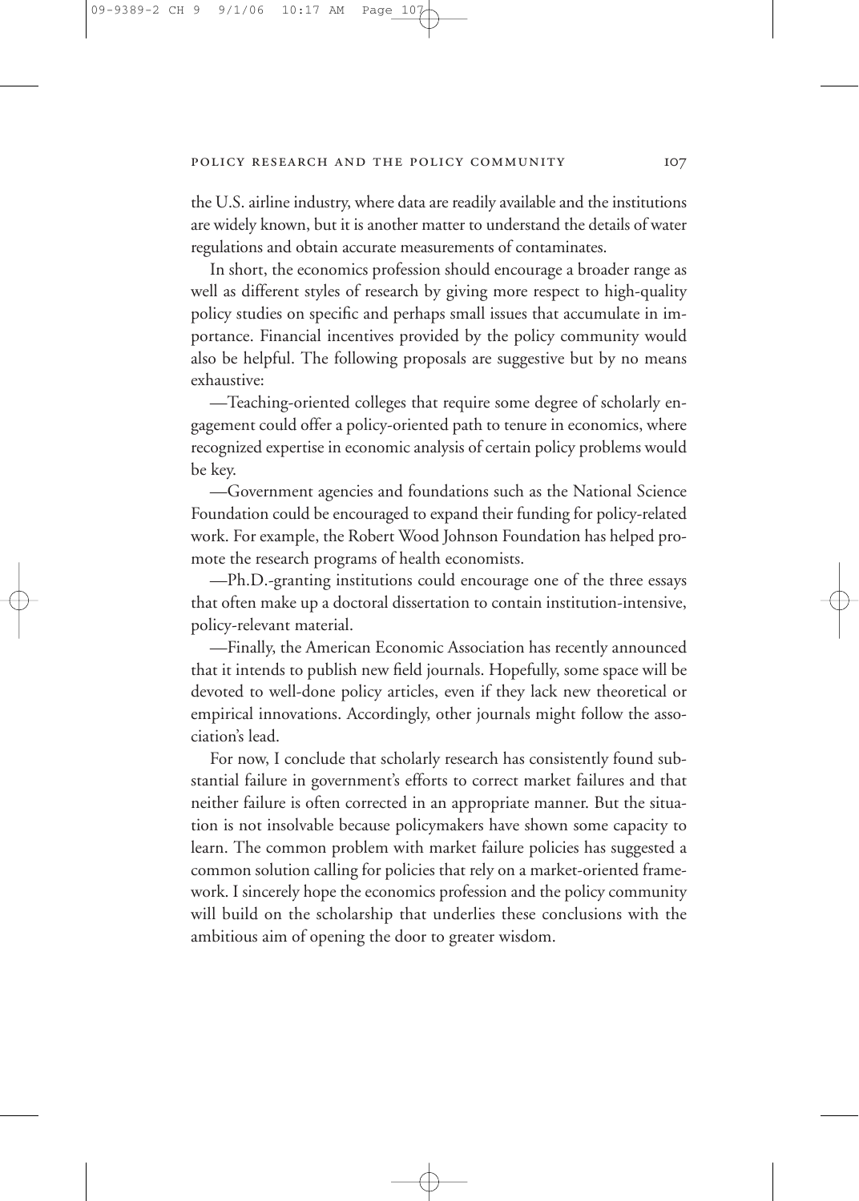the U.S. airline industry, where data are readily available and the institutions are widely known, but it is another matter to understand the details of water regulations and obtain accurate measurements of contaminates.

In short, the economics profession should encourage a broader range as well as different styles of research by giving more respect to high-quality policy studies on specific and perhaps small issues that accumulate in importance. Financial incentives provided by the policy community would also be helpful. The following proposals are suggestive but by no means exhaustive:

—Teaching-oriented colleges that require some degree of scholarly engagement could offer a policy-oriented path to tenure in economics, where recognized expertise in economic analysis of certain policy problems would be key.

—Government agencies and foundations such as the National Science Foundation could be encouraged to expand their funding for policy-related work. For example, the Robert Wood Johnson Foundation has helped promote the research programs of health economists.

—Ph.D.-granting institutions could encourage one of the three essays that often make up a doctoral dissertation to contain institution-intensive, policy-relevant material.

—Finally, the American Economic Association has recently announced that it intends to publish new field journals. Hopefully, some space will be devoted to well-done policy articles, even if they lack new theoretical or empirical innovations. Accordingly, other journals might follow the association's lead.

For now, I conclude that scholarly research has consistently found substantial failure in government's efforts to correct market failures and that neither failure is often corrected in an appropriate manner. But the situation is not insolvable because policymakers have shown some capacity to learn. The common problem with market failure policies has suggested a common solution calling for policies that rely on a market-oriented framework. I sincerely hope the economics profession and the policy community will build on the scholarship that underlies these conclusions with the ambitious aim of opening the door to greater wisdom.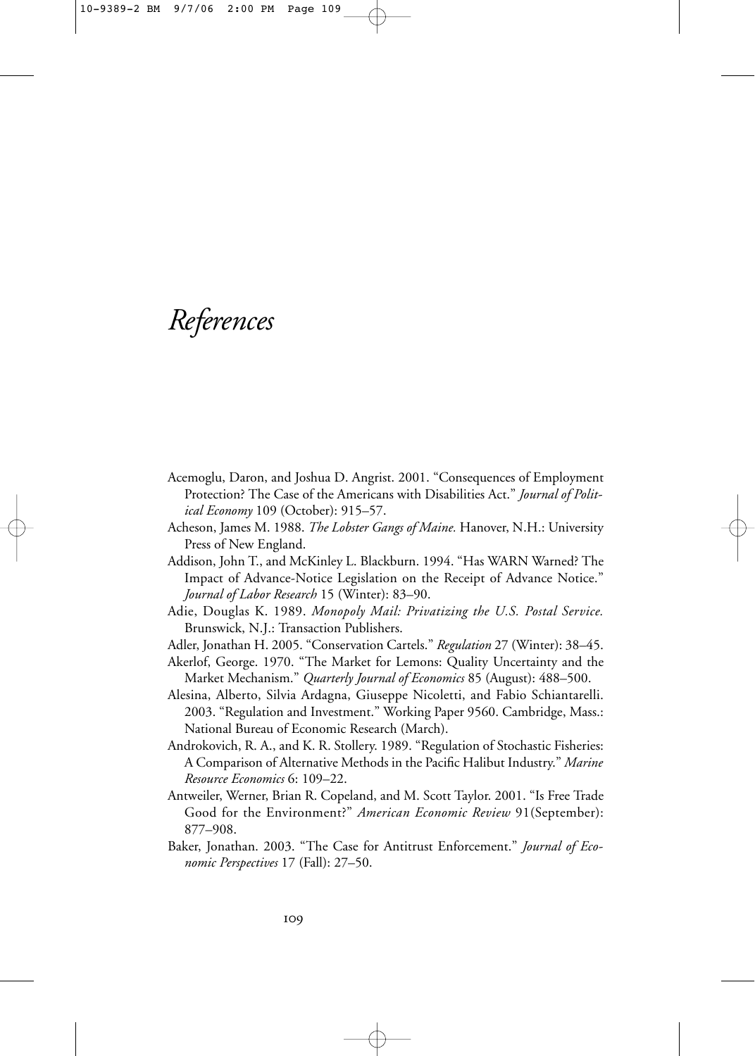# *References*

Acemoglu, Daron, and Joshua D. Angrist. 2001. "Consequences of Employment Protection? The Case of the Americans with Disabilities Act." *Journal of Political Economy* 109 (October): 915–57.

Acheson, James M. 1988. *The Lobster Gangs of Maine.* Hanover, N.H.: University Press of New England.

Addison, John T., and McKinley L. Blackburn. 1994. "Has WARN Warned? The Impact of Advance-Notice Legislation on the Receipt of Advance Notice." *Journal of Labor Research* 15 (Winter): 83–90.

Adie, Douglas K. 1989. *Monopoly Mail: Privatizing the U.S. Postal Service.* Brunswick, N.J.: Transaction Publishers.

Adler, Jonathan H. 2005. "Conservation Cartels." *Regulation* 27 (Winter): 38–45.

Akerlof, George. 1970. "The Market for Lemons: Quality Uncertainty and the Market Mechanism." *Quarterly Journal of Economics* 85 (August): 488–500.

Alesina, Alberto, Silvia Ardagna, Giuseppe Nicoletti, and Fabio Schiantarelli. 2003. "Regulation and Investment." Working Paper 9560. Cambridge, Mass.: National Bureau of Economic Research (March).

Androkovich, R. A., and K. R. Stollery. 1989. "Regulation of Stochastic Fisheries: A Comparison of Alternative Methods in the Pacific Halibut Industry." *Marine Resource Economics* 6: 109–22.

Antweiler, Werner, Brian R. Copeland, and M. Scott Taylor. 2001. "Is Free Trade Good for the Environment?" *American Economic Review* 91(September): 877–908.

Baker, Jonathan. 2003. "The Case for Antitrust Enforcement." *Journal of Economic Perspectives* 17 (Fall): 27–50.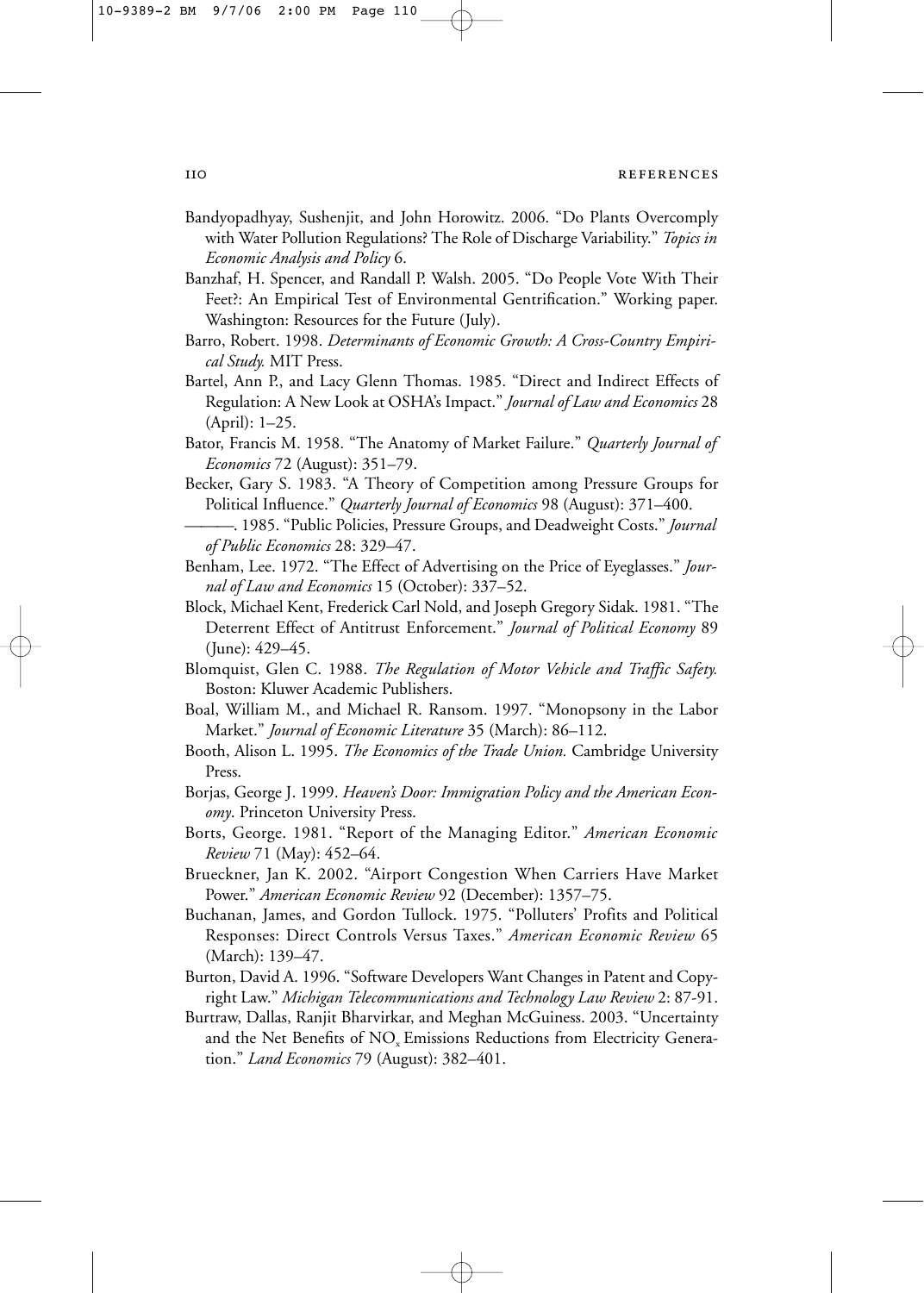Bandyopadhyay, Sushenjit, and John Horowitz. 2006. "Do Plants Overcomply with Water Pollution Regulations? The Role of Discharge Variability." *Topics in Economic Analysis and Policy* 6.

Banzhaf, H. Spencer, and Randall P. Walsh. 2005. "Do People Vote With Their Feet?: An Empirical Test of Environmental Gentrification." Working paper. Washington: Resources for the Future (July).

Barro, Robert. 1998. *Determinants of Economic Growth: A Cross-Country Empirical Study.* MIT Press.

Bartel, Ann P., and Lacy Glenn Thomas. 1985. "Direct and Indirect Effects of Regulation: A New Look at OSHA's Impact." *Journal of Law and Economics* 28 (April): 1–25.

Bator, Francis M. 1958. "The Anatomy of Market Failure." *Quarterly Journal of Economics* 72 (August): 351–79.

Becker, Gary S. 1983. "A Theory of Competition among Pressure Groups for Political Influence." *Quarterly Journal of Economics* 98 (August): 371–400.

———. 1985. "Public Policies, Pressure Groups, and Deadweight Costs." *Journal of Public Economics* 28: 329–47.

Benham, Lee. 1972. "The Effect of Advertising on the Price of Eyeglasses." *Journal of Law and Economics* 15 (October): 337–52.

Block, Michael Kent, Frederick Carl Nold, and Joseph Gregory Sidak. 1981. "The Deterrent Effect of Antitrust Enforcement." *Journal of Political Economy* 89 (June): 429–45.

Blomquist, Glen C. 1988. *The Regulation of Motor Vehicle and Traffic Safety.* Boston: Kluwer Academic Publishers.

Boal, William M., and Michael R. Ransom. 1997. "Monopsony in the Labor Market." *Journal of Economic Literature* 35 (March): 86–112.

Booth, Alison L. 1995. *The Economics of the Trade Union.* Cambridge University Press.

Borjas, George J. 1999. *Heaven's Door: Immigration Policy and the American Economy*. Princeton University Press.

Borts, George. 1981. "Report of the Managing Editor." *American Economic Review* 71 (May): 452–64.

Brueckner, Jan K. 2002. "Airport Congestion When Carriers Have Market Power." *American Economic Review* 92 (December): 1357–75.

Buchanan, James, and Gordon Tullock. 1975. "Polluters' Profits and Political Responses: Direct Controls Versus Taxes." *American Economic Review* 65 (March): 139–47.

Burton, David A. 1996. "Software Developers Want Changes in Patent and Copyright Law." *Michigan Telecommunications and Technology Law Review* 2: 87-91.

Burtraw, Dallas, Ranjit Bharvirkar, and Meghan McGuiness. 2003. "Uncertainty and the Net Benefits of $NO_x$ Emissions Reductions from Electricity Generation." *Land Economics* 79 (August): 382–401.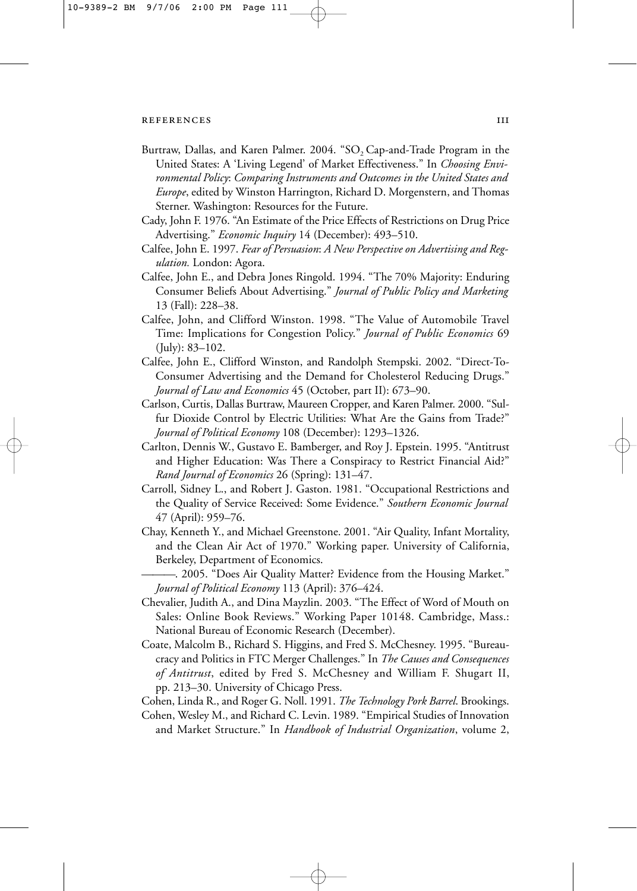Burtraw, Dallas, and Karen Palmer. 2004. "$SO_2$ Cap-and-Trade Program in the United States: A 'Living Legend' of Market Effectiveness." In *Choosing Environmental Policy*: *Comparing Instruments and Outcomes in the United States and Europe*, edited by Winston Harrington, Richard D. Morgenstern, and Thomas Sterner. Washington: Resources for the Future.

Cady, John F. 1976. "An Estimate of the Price Effects of Restrictions on Drug Price Advertising." *Economic Inquiry* 14 (December): 493–510.

Calfee, John E. 1997. *Fear of Persuasion*: *A New Perspective on Advertising and Regulation.* London: Agora.

Calfee, John E., and Debra Jones Ringold. 1994. "The 70% Majority: Enduring Consumer Beliefs About Advertising." *Journal of Public Policy and Marketing* 13 (Fall): 228–38.

Calfee, John, and Clifford Winston. 1998. "The Value of Automobile Travel Time: Implications for Congestion Policy." *Journal of Public Economics* 69 (July): 83–102.

Calfee, John E., Clifford Winston, and Randolph Stempski. 2002. "Direct-To-Consumer Advertising and the Demand for Cholesterol Reducing Drugs." *Journal of Law and Economics* 45 (October, part II): 673–90.

Carlson, Curtis, Dallas Burtraw, Maureen Cropper, and Karen Palmer. 2000. "Sulfur Dioxide Control by Electric Utilities: What Are the Gains from Trade?" *Journal of Political Economy* 108 (December): 1293–1326.

Carlton, Dennis W., Gustavo E. Bamberger, and Roy J. Epstein. 1995. "Antitrust and Higher Education: Was There a Conspiracy to Restrict Financial Aid?" *Rand Journal of Economics* 26 (Spring): 131–47.

Carroll, Sidney L., and Robert J. Gaston. 1981. "Occupational Restrictions and the Quality of Service Received: Some Evidence." *Southern Economic Journal* 47 (April): 959–76.

Chay, Kenneth Y., and Michael Greenstone. 2001. "Air Quality, Infant Mortality, and the Clean Air Act of 1970." Working paper. University of California, Berkeley, Department of Economics.

———. 2005. "Does Air Quality Matter? Evidence from the Housing Market." *Journal of Political Economy* 113 (April): 376–424.

Chevalier, Judith A., and Dina Mayzlin. 2003. "The Effect of Word of Mouth on Sales: Online Book Reviews." Working Paper 10148. Cambridge, Mass.: National Bureau of Economic Research (December).

Coate, Malcolm B., Richard S. Higgins, and Fred S. McChesney. 1995. "Bureaucracy and Politics in FTC Merger Challenges." In *The Causes and Consequences of Antitrust*, edited by Fred S. McChesney and William F. Shugart II, pp. 213–30. University of Chicago Press.

Cohen, Linda R., and Roger G. Noll. 1991. *The Technology Pork Barrel*. Brookings.

Cohen, Wesley M., and Richard C. Levin. 1989. "Empirical Studies of Innovation and Market Structure." In *Handbook of Industrial Organization*, volume 2,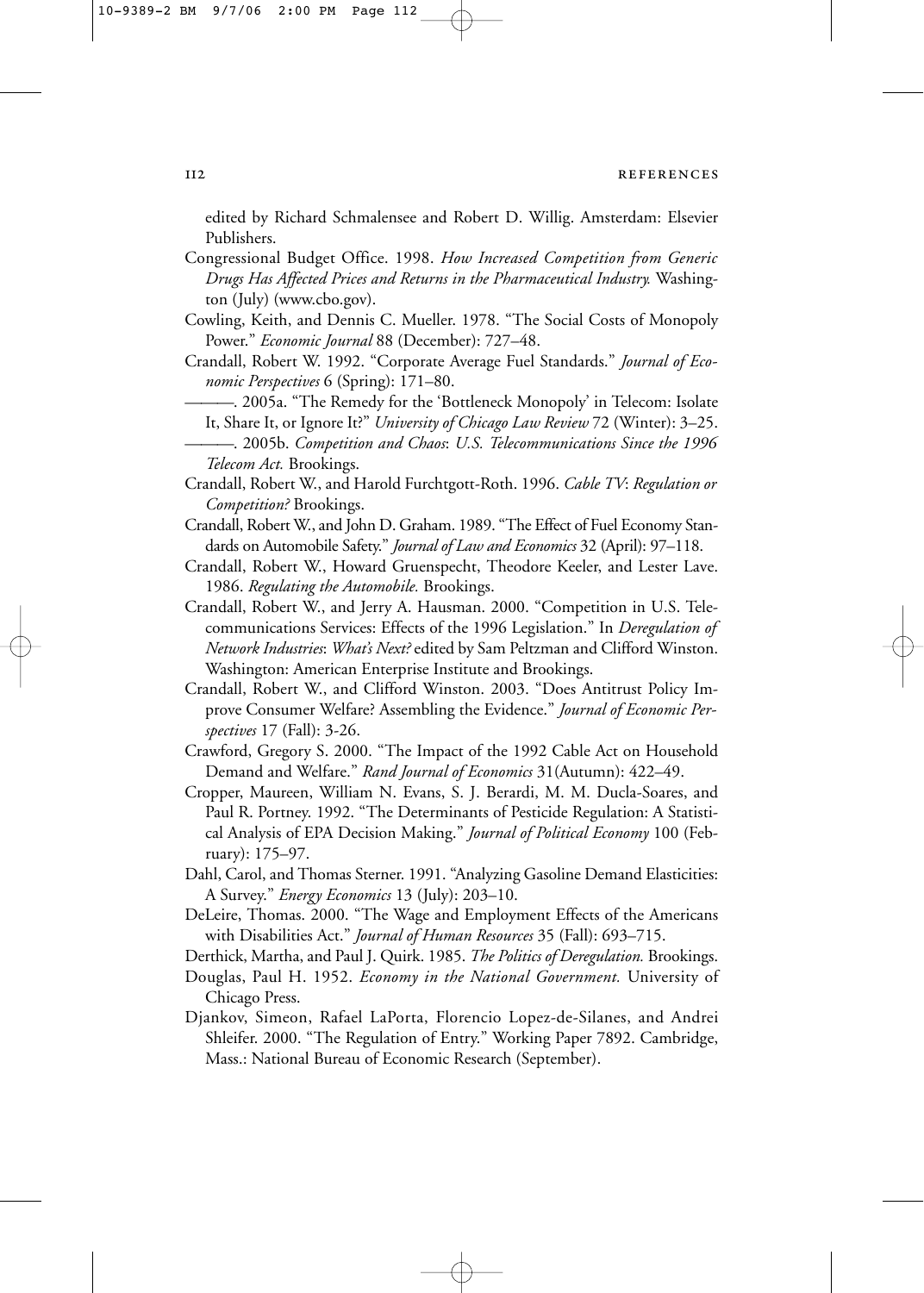edited by Richard Schmalensee and Robert D. Willig. Amsterdam: Elsevier Publishers.

Congressional Budget Office. 1998. *How Increased Competition from Generic Drugs Has Affected Prices and Returns in the Pharmaceutical Industry.* Washington (July) (www.cbo.gov).

Cowling, Keith, and Dennis C. Mueller. 1978. "The Social Costs of Monopoly Power." *Economic Journal* 88 (December): 727–48.

Crandall, Robert W. 1992. "Corporate Average Fuel Standards." *Journal of Economic Perspectives* 6 (Spring): 171–80.

———. 2005a. "The Remedy for the 'Bottleneck Monopoly' in Telecom: Isolate It, Share It, or Ignore It?" *University of Chicago Law Review* 72 (Winter): 3–25.

———. 2005b. *Competition and Chaos*: *U.S. Telecommunications Since the 1996 Telecom Act.* Brookings.

Crandall, Robert W., and Harold Furchtgott-Roth. 1996. *Cable TV*: *Regulation or Competition?* Brookings.

Crandall, Robert W., and John D. Graham. 1989. "The Effect of Fuel Economy Standards on Automobile Safety." *Journal of Law and Economics* 32 (April): 97–118.

Crandall, Robert W., Howard Gruenspecht, Theodore Keeler, and Lester Lave. 1986. *Regulating the Automobile.* Brookings.

Crandall, Robert W., and Jerry A. Hausman. 2000. "Competition in U.S. Telecommunications Services: Effects of the 1996 Legislation." In *Deregulation of Network Industries*: *What's Next?* edited by Sam Peltzman and Clifford Winston. Washington: American Enterprise Institute and Brookings.

Crandall, Robert W., and Clifford Winston. 2003. "Does Antitrust Policy Improve Consumer Welfare? Assembling the Evidence." *Journal of Economic Perspectives* 17 (Fall): 3-26.

Crawford, Gregory S. 2000. "The Impact of the 1992 Cable Act on Household Demand and Welfare." *Rand Journal of Economics* 31(Autumn): 422–49.

Cropper, Maureen, William N. Evans, S. J. Berardi, M. M. Ducla-Soares, and Paul R. Portney. 1992. "The Determinants of Pesticide Regulation: A Statistical Analysis of EPA Decision Making." *Journal of Political Economy* 100 (February): 175–97.

Dahl, Carol, and Thomas Sterner. 1991. "Analyzing Gasoline Demand Elasticities: A Survey." *Energy Economics* 13 (July): 203–10.

DeLeire, Thomas. 2000. "The Wage and Employment Effects of the Americans with Disabilities Act." *Journal of Human Resources* 35 (Fall): 693–715.

Derthick, Martha, and Paul J. Quirk. 1985. *The Politics of Deregulation.* Brookings.

Douglas, Paul H. 1952. *Economy in the National Government.* University of Chicago Press.

Djankov, Simeon, Rafael LaPorta, Florencio Lopez-de-Silanes, and Andrei Shleifer. 2000. "The Regulation of Entry." Working Paper 7892. Cambridge, Mass.: National Bureau of Economic Research (September).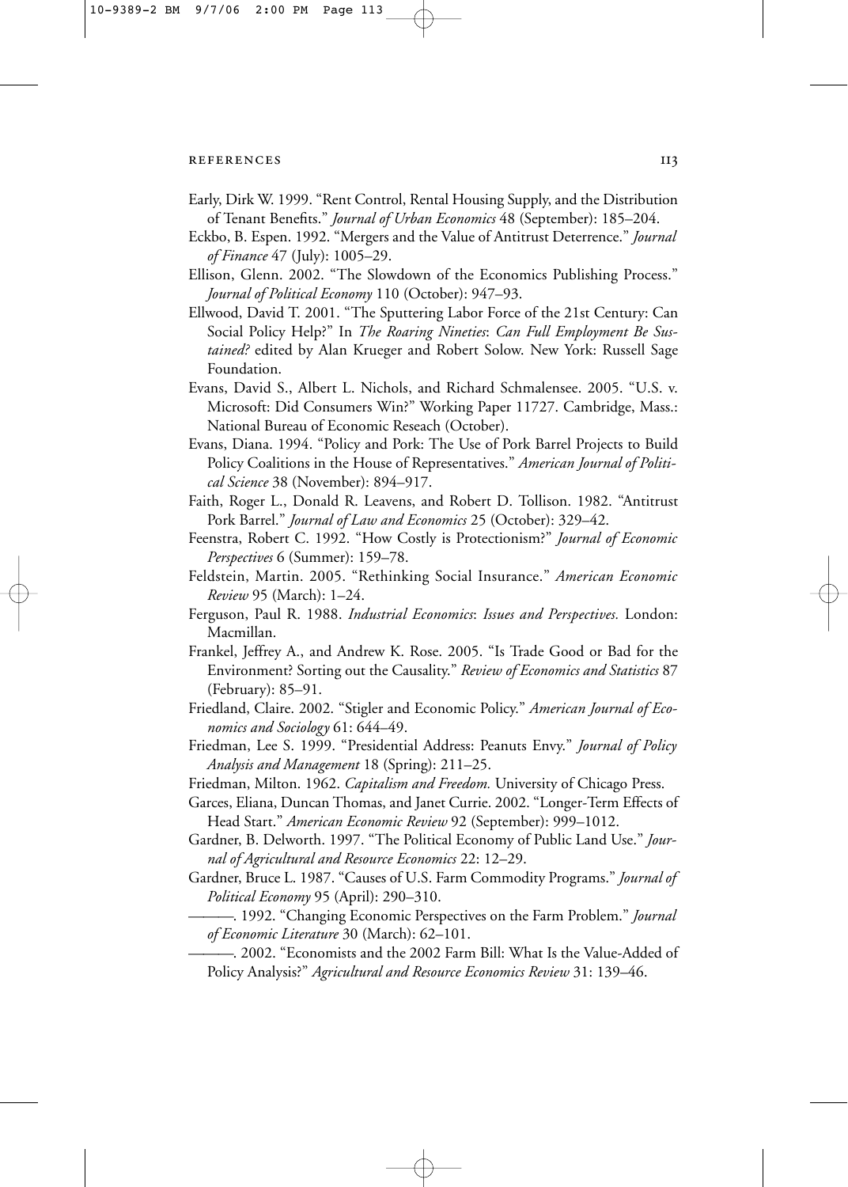Early, Dirk W. 1999. "Rent Control, Rental Housing Supply, and the Distribution of Tenant Benefits." *Journal of Urban Economics* 48 (September): 185–204.

Eckbo, B. Espen. 1992. "Mergers and the Value of Antitrust Deterrence." *Journal of Finance* 47 (July): 1005–29.

Ellison, Glenn. 2002. "The Slowdown of the Economics Publishing Process." *Journal of Political Economy* 110 (October): 947–93.

Ellwood, David T. 2001. "The Sputtering Labor Force of the 21st Century: Can Social Policy Help?" In *The Roaring Nineties*: *Can Full Employment Be Sustained?* edited by Alan Krueger and Robert Solow. New York: Russell Sage Foundation.

Evans, David S., Albert L. Nichols, and Richard Schmalensee. 2005. "U.S. v. Microsoft: Did Consumers Win?" Working Paper 11727. Cambridge, Mass.: National Bureau of Economic Reseach (October).

Evans, Diana. 1994. "Policy and Pork: The Use of Pork Barrel Projects to Build Policy Coalitions in the House of Representatives." *American Journal of Political Science* 38 (November): 894–917.

Faith, Roger L., Donald R. Leavens, and Robert D. Tollison. 1982. "Antitrust Pork Barrel." *Journal of Law and Economics* 25 (October): 329–42.

Feenstra, Robert C. 1992. "How Costly is Protectionism?" *Journal of Economic Perspectives* 6 (Summer): 159–78.

Feldstein, Martin. 2005. "Rethinking Social Insurance." *American Economic Review* 95 (March): 1–24.

Ferguson, Paul R. 1988. *Industrial Economics*: *Issues and Perspectives.* London: Macmillan.

Frankel, Jeffrey A., and Andrew K. Rose. 2005. "Is Trade Good or Bad for the Environment? Sorting out the Causality." *Review of Economics and Statistics* 87 (February): 85–91.

Friedland, Claire. 2002. "Stigler and Economic Policy." *American Journal of Economics and Sociology* 61: 644–49.

Friedman, Lee S. 1999. "Presidential Address: Peanuts Envy." *Journal of Policy Analysis and Management* 18 (Spring): 211–25.

Friedman, Milton. 1962. *Capitalism and Freedom.* University of Chicago Press.

Garces, Eliana, Duncan Thomas, and Janet Currie. 2002. "Longer-Term Effects of Head Start." *American Economic Review* 92 (September): 999–1012.

Gardner, B. Delworth. 1997. "The Political Economy of Public Land Use." *Journal of Agricultural and Resource Economics* 22: 12–29.

Gardner, Bruce L. 1987. "Causes of U.S. Farm Commodity Programs." *Journal of Political Economy* 95 (April): 290–310.

———. 1992. "Changing Economic Perspectives on the Farm Problem." *Journal of Economic Literature* 30 (March): 62–101.

———. 2002. "Economists and the 2002 Farm Bill: What Is the Value-Added of Policy Analysis?" *Agricultural and Resource Economics Review* 31: 139–46.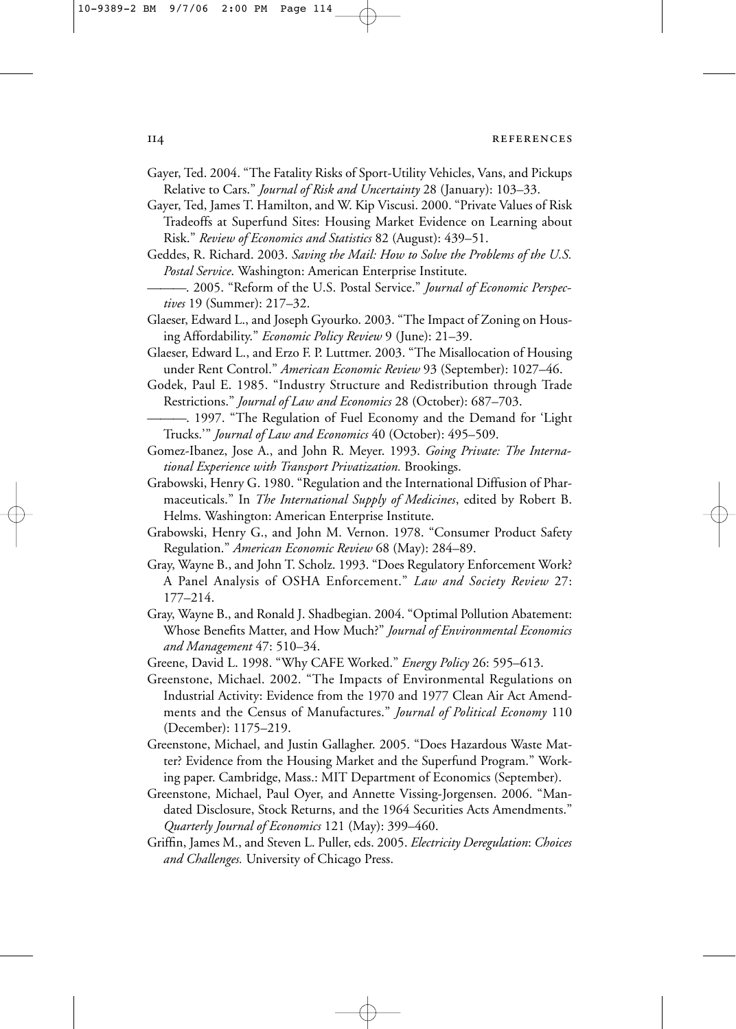Gayer, Ted. 2004. "The Fatality Risks of Sport-Utility Vehicles, Vans, and Pickups Relative to Cars." *Journal of Risk and Uncertainty* 28 (January): 103–33.

Gayer, Ted, James T. Hamilton, and W. Kip Viscusi. 2000. "Private Values of Risk Tradeoffs at Superfund Sites: Housing Market Evidence on Learning about Risk." *Review of Economics and Statistics* 82 (August): 439–51.

Geddes, R. Richard. 2003. *Saving the Mail: How to Solve the Problems of the U.S. Postal Service*. Washington: American Enterprise Institute.

———. 2005. "Reform of the U.S. Postal Service." *Journal of Economic Perspectives* 19 (Summer): 217–32.

Glaeser, Edward L., and Joseph Gyourko. 2003. "The Impact of Zoning on Housing Affordability." *Economic Policy Review* 9 (June): 21–39.

Glaeser, Edward L., and Erzo F. P. Luttmer. 2003. "The Misallocation of Housing under Rent Control." *American Economic Review* 93 (September): 1027–46.

Godek, Paul E. 1985. "Industry Structure and Redistribution through Trade Restrictions." *Journal of Law and Economics* 28 (October): 687–703.

———. 1997. "The Regulation of Fuel Economy and the Demand for 'Light Trucks.'" *Journal of Law and Economics* 40 (October): 495–509.

Gomez-Ibanez, Jose A., and John R. Meyer. 1993. *Going Private: The International Experience with Transport Privatization.* Brookings.

Grabowski, Henry G. 1980. "Regulation and the International Diffusion of Pharmaceuticals." In *The International Supply of Medicines*, edited by Robert B. Helms. Washington: American Enterprise Institute.

Grabowski, Henry G., and John M. Vernon. 1978. "Consumer Product Safety Regulation." *American Economic Review* 68 (May): 284–89.

Gray, Wayne B., and John T. Scholz. 1993. "Does Regulatory Enforcement Work? A Panel Analysis of OSHA Enforcement." *Law and Society Review* 27: 177–214.

Gray, Wayne B., and Ronald J. Shadbegian. 2004. "Optimal Pollution Abatement: Whose Benefits Matter, and How Much?" *Journal of Environmental Economics and Management* 47: 510–34.

Greene, David L. 1998. "Why CAFE Worked." *Energy Policy* 26: 595–613.

Greenstone, Michael. 2002. "The Impacts of Environmental Regulations on Industrial Activity: Evidence from the 1970 and 1977 Clean Air Act Amendments and the Census of Manufactures." *Journal of Political Economy* 110 (December): 1175–219.

Greenstone, Michael, and Justin Gallagher. 2005. "Does Hazardous Waste Matter? Evidence from the Housing Market and the Superfund Program." Working paper. Cambridge, Mass.: MIT Department of Economics (September).

Greenstone, Michael, Paul Oyer, and Annette Vissing-Jorgensen. 2006. "Mandated Disclosure, Stock Returns, and the 1964 Securities Acts Amendments." *Quarterly Journal of Economics* 121 (May): 399–460.

Griffin, James M., and Steven L. Puller, eds. 2005. *Electricity Deregulation*: *Choices and Challenges.* University of Chicago Press.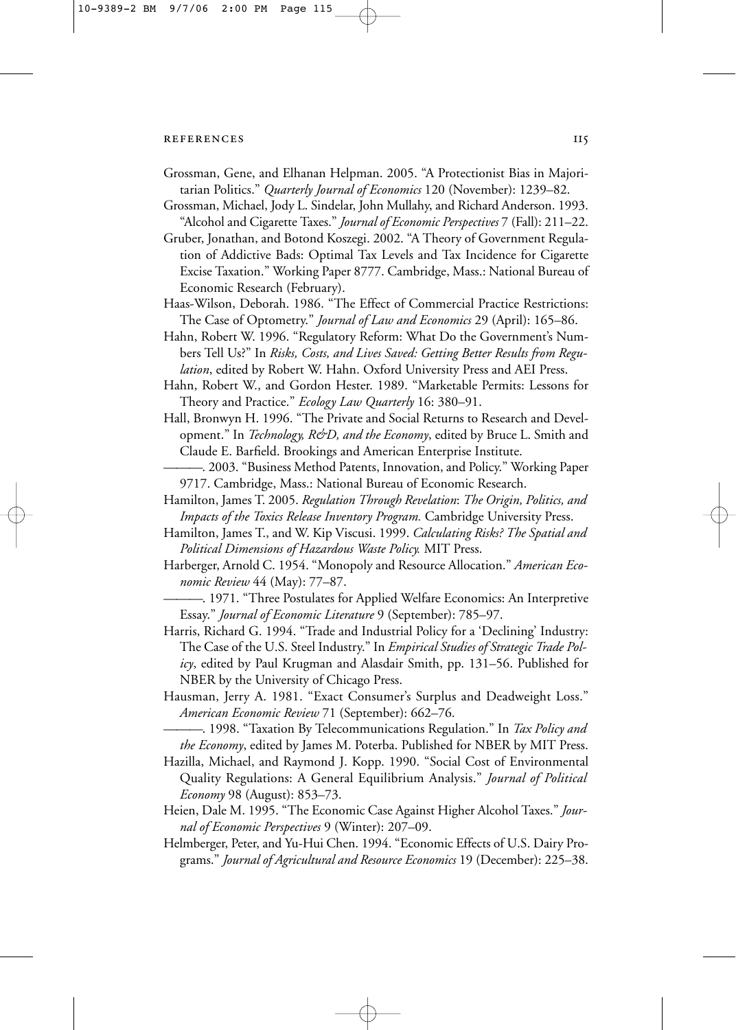Grossman, Gene, and Elhanan Helpman. 2005. "A Protectionist Bias in Majoritarian Politics." *Quarterly Journal of Economics* 120 (November): 1239–82.

Grossman, Michael, Jody L. Sindelar, John Mullahy, and Richard Anderson. 1993. "Alcohol and Cigarette Taxes." *Journal of Economic Perspectives* 7 (Fall): 211–22.

Gruber, Jonathan, and Botond Koszegi. 2002. "A Theory of Government Regulation of Addictive Bads: Optimal Tax Levels and Tax Incidence for Cigarette Excise Taxation." Working Paper 8777. Cambridge, Mass.: National Bureau of Economic Research (February).

Haas-Wilson, Deborah. 1986. "The Effect of Commercial Practice Restrictions: The Case of Optometry." *Journal of Law and Economics* 29 (April): 165–86.

Hahn, Robert W. 1996. "Regulatory Reform: What Do the Government's Numbers Tell Us?" In *Risks, Costs, and Lives Saved: Getting Better Results from Regulation*, edited by Robert W. Hahn. Oxford University Press and AEI Press.

Hahn, Robert W., and Gordon Hester. 1989. "Marketable Permits: Lessons for Theory and Practice." *Ecology Law Quarterly* 16: 380–91.

Hall, Bronwyn H. 1996. "The Private and Social Returns to Research and Development." In *Technology, R&D, and the Economy*, edited by Bruce L. Smith and Claude E. Barfield. Brookings and American Enterprise Institute.

———. 2003. "Business Method Patents, Innovation, and Policy." Working Paper 9717. Cambridge, Mass.: National Bureau of Economic Research.

Hamilton, James T. 2005. *Regulation Through Revelation: The Origin, Politics, and Impacts of the Toxics Release Inventory Program.* Cambridge University Press.

Hamilton, James T., and W. Kip Viscusi. 1999. *Calculating Risks? The Spatial and Political Dimensions of Hazardous Waste Policy.* MIT Press.

Harberger, Arnold C. 1954. "Monopoly and Resource Allocation." *American Economic Review* 44 (May): 77–87.

———. 1971. "Three Postulates for Applied Welfare Economics: An Interpretive Essay." *Journal of Economic Literature* 9 (September): 785–97.

Harris, Richard G. 1994. "Trade and Industrial Policy for a 'Declining' Industry: The Case of the U.S. Steel Industry." In *Empirical Studies of Strategic Trade Policy*, edited by Paul Krugman and Alasdair Smith, pp. 131–56. Published for NBER by the University of Chicago Press.

Hausman, Jerry A. 1981. "Exact Consumer's Surplus and Deadweight Loss." *American Economic Review* 71 (September): 662–76.

———. 1998. "Taxation By Telecommunications Regulation." In *Tax Policy and the Economy*, edited by James M. Poterba. Published for NBER by MIT Press.

Hazilla, Michael, and Raymond J. Kopp. 1990. "Social Cost of Environmental Quality Regulations: A General Equilibrium Analysis." *Journal of Political Economy* 98 (August): 853–73.

Heien, Dale M. 1995. "The Economic Case Against Higher Alcohol Taxes." *Journal of Economic Perspectives* 9 (Winter): 207–09.

Helmberger, Peter, and Yu-Hui Chen. 1994. "Economic Effects of U.S. Dairy Programs." *Journal of Agricultural and Resource Economics* 19 (December): 225–38.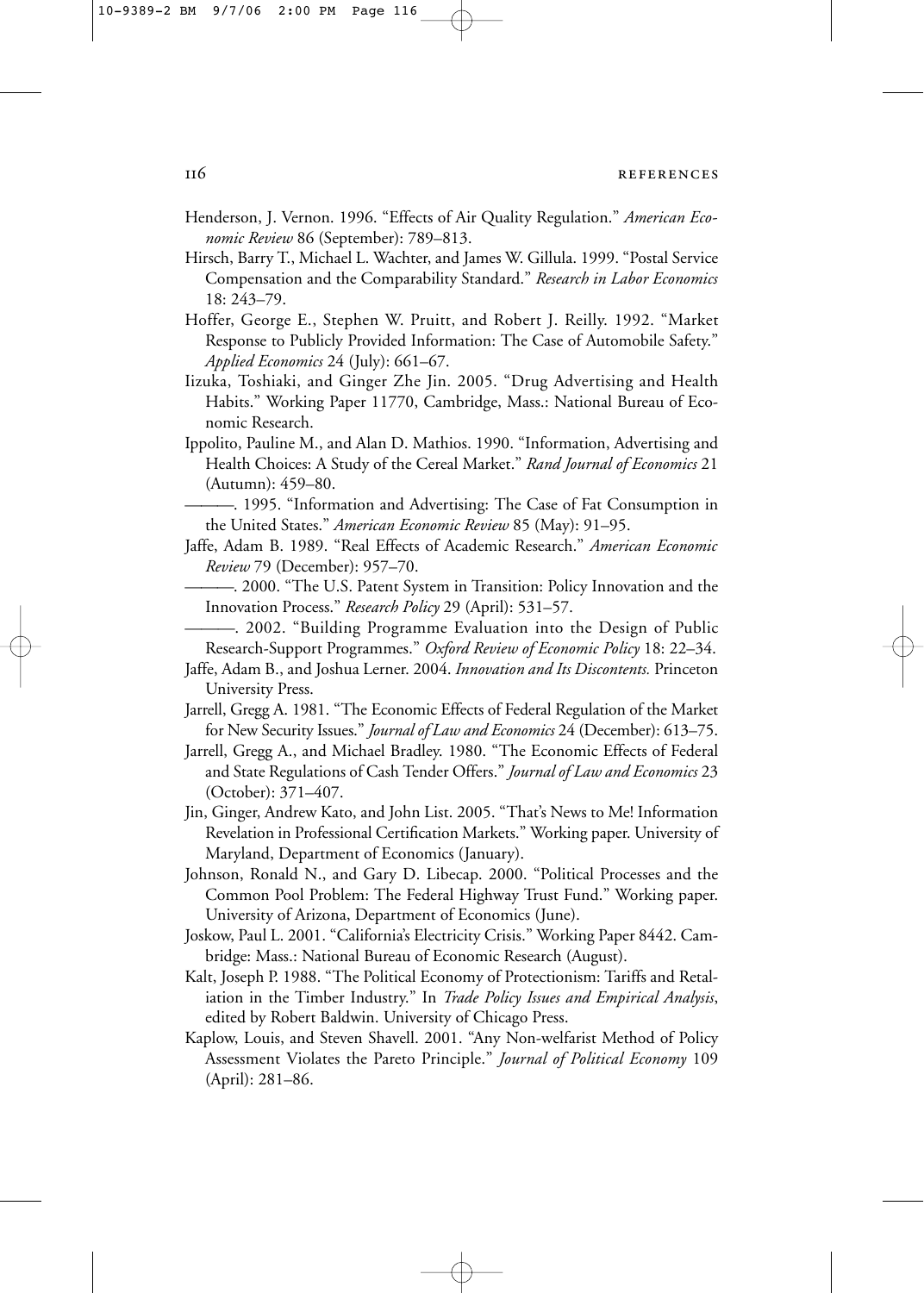Henderson, J. Vernon. 1996. "Effects of Air Quality Regulation." *American Economic Review* 86 (September): 789–813.

Hirsch, Barry T., Michael L. Wachter, and James W. Gillula. 1999. "Postal Service Compensation and the Comparability Standard." *Research in Labor Economics* 18: 243–79.

Hoffer, George E., Stephen W. Pruitt, and Robert J. Reilly. 1992. "Market Response to Publicly Provided Information: The Case of Automobile Safety." *Applied Economics* 24 (July): 661–67.

Iizuka, Toshiaki, and Ginger Zhe Jin. 2005. "Drug Advertising and Health Habits." Working Paper 11770, Cambridge, Mass.: National Bureau of Economic Research.

Ippolito, Pauline M., and Alan D. Mathios. 1990. "Information, Advertising and Health Choices: A Study of the Cereal Market." *Rand Journal of Economics* 21 (Autumn): 459–80.

———. 1995. "Information and Advertising: The Case of Fat Consumption in the United States." *American Economic Review* 85 (May): 91–95.

Jaffe, Adam B. 1989. "Real Effects of Academic Research." *American Economic Review* 79 (December): 957–70.

———. 2000. "The U.S. Patent System in Transition: Policy Innovation and the Innovation Process." *Research Policy* 29 (April): 531–57.

———. 2002. "Building Programme Evaluation into the Design of Public Research-Support Programmes." *Oxford Review of Economic Policy* 18: 22–34.

Jaffe, Adam B., and Joshua Lerner. 2004. *Innovation and Its Discontents.* Princeton University Press.

Jarrell, Gregg A. 1981. "The Economic Effects of Federal Regulation of the Market for New Security Issues." *Journal of Law and Economics* 24 (December): 613–75.

Jarrell, Gregg A., and Michael Bradley. 1980. "The Economic Effects of Federal and State Regulations of Cash Tender Offers." *Journal of Law and Economics* 23 (October): 371–407.

Jin, Ginger, Andrew Kato, and John List. 2005. "That's News to Me! Information Revelation in Professional Certification Markets." Working paper. University of Maryland, Department of Economics (January).

Johnson, Ronald N., and Gary D. Libecap. 2000. "Political Processes and the Common Pool Problem: The Federal Highway Trust Fund." Working paper. University of Arizona, Department of Economics (June).

Joskow, Paul L. 2001. "California's Electricity Crisis." Working Paper 8442. Cambridge: Mass.: National Bureau of Economic Research (August).

Kalt, Joseph P. 1988. "The Political Economy of Protectionism: Tariffs and Retaliation in the Timber Industry." In *Trade Policy Issues and Empirical Analysis*, edited by Robert Baldwin. University of Chicago Press.

Kaplow, Louis, and Steven Shavell. 2001. "Any Non-welfarist Method of Policy Assessment Violates the Pareto Principle." *Journal of Political Economy* 109 (April): 281–86.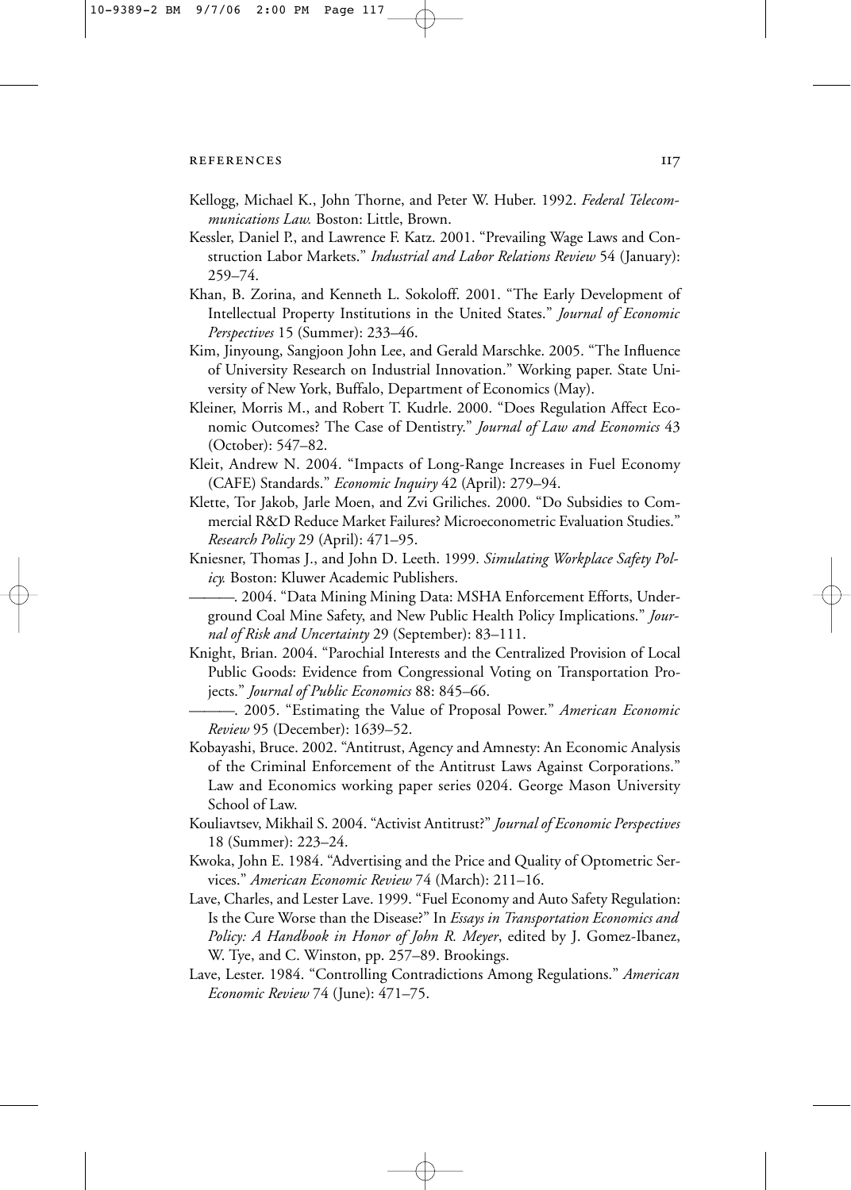Kellogg, Michael K., John Thorne, and Peter W. Huber. 1992. *Federal Telecommunications Law.* Boston: Little, Brown.

Kessler, Daniel P., and Lawrence F. Katz. 2001. "Prevailing Wage Laws and Construction Labor Markets." *Industrial and Labor Relations Review* 54 (January): 259–74.

Khan, B. Zorina, and Kenneth L. Sokoloff. 2001. "The Early Development of Intellectual Property Institutions in the United States." *Journal of Economic Perspectives* 15 (Summer): 233–46.

Kim, Jinyoung, Sangjoon John Lee, and Gerald Marschke. 2005. "The Influence of University Research on Industrial Innovation." Working paper. State University of New York, Buffalo, Department of Economics (May).

Kleiner, Morris M., and Robert T. Kudrle. 2000. "Does Regulation Affect Economic Outcomes? The Case of Dentistry." *Journal of Law and Economics* 43 (October): 547–82.

Kleit, Andrew N. 2004. "Impacts of Long-Range Increases in Fuel Economy (CAFE) Standards." *Economic Inquiry* 42 (April): 279–94.

Klette, Tor Jakob, Jarle Moen, and Zvi Griliches. 2000. "Do Subsidies to Commercial R&D Reduce Market Failures? Microeconometric Evaluation Studies." *Research Policy* 29 (April): 471–95.

Kniesner, Thomas J., and John D. Leeth. 1999. *Simulating Workplace Safety Policy.* Boston: Kluwer Academic Publishers.

———. 2004. "Data Mining Mining Data: MSHA Enforcement Efforts, Underground Coal Mine Safety, and New Public Health Policy Implications." *Journal of Risk and Uncertainty* 29 (September): 83–111.

Knight, Brian. 2004. "Parochial Interests and the Centralized Provision of Local Public Goods: Evidence from Congressional Voting on Transportation Projects." *Journal of Public Economics* 88: 845–66.

———. 2005. "Estimating the Value of Proposal Power." *American Economic Review* 95 (December): 1639–52.

Kobayashi, Bruce. 2002. "Antitrust, Agency and Amnesty: An Economic Analysis of the Criminal Enforcement of the Antitrust Laws Against Corporations." Law and Economics working paper series 0204. George Mason University School of Law.

Kouliavtsev, Mikhail S. 2004. "Activist Antitrust?" *Journal of Economic Perspectives* 18 (Summer): 223–24.

Kwoka, John E. 1984. "Advertising and the Price and Quality of Optometric Services." *American Economic Review* 74 (March): 211–16.

Lave, Charles, and Lester Lave. 1999. "Fuel Economy and Auto Safety Regulation: Is the Cure Worse than the Disease?" In *Essays in Transportation Economics and Policy: A Handbook in Honor of John R. Meyer*, edited by J. Gomez-Ibanez, W. Tye, and C. Winston, pp. 257–89. Brookings.

Lave, Lester. 1984. "Controlling Contradictions Among Regulations." *American Economic Review* 74 (June): 471–75.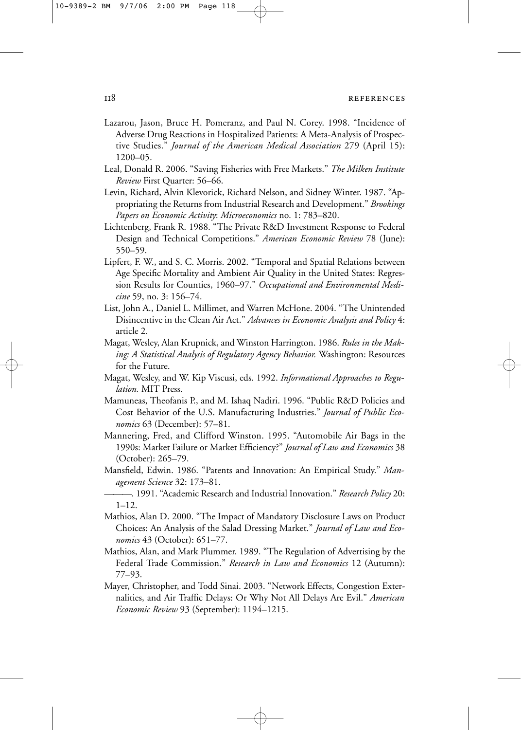Lazarou, Jason, Bruce H. Pomeranz, and Paul N. Corey. 1998. "Incidence of Adverse Drug Reactions in Hospitalized Patients: A Meta-Analysis of Prospective Studies." *Journal of the American Medical Association* 279 (April 15): 1200–05.

Leal, Donald R. 2006. "Saving Fisheries with Free Markets." *The Milken Institute Review* First Quarter: 56–66.

Levin, Richard, Alvin Klevorick, Richard Nelson, and Sidney Winter. 1987. "Appropriating the Returns from Industrial Research and Development." *Brookings Papers on Economic Activity*: *Microeconomics* no. 1: 783–820.

Lichtenberg, Frank R. 1988. "The Private R&D Investment Response to Federal Design and Technical Competitions." *American Economic Review* 78 (June): 550–59.

Lipfert, F. W., and S. C. Morris. 2002. "Temporal and Spatial Relations between Age Specific Mortality and Ambient Air Quality in the United States: Regression Results for Counties, 1960–97." *Occupational and Environmental Medicine* 59, no. 3: 156–74.

List, John A., Daniel L. Millimet, and Warren McHone. 2004. "The Unintended Disincentive in the Clean Air Act." *Advances in Economic Analysis and Policy* 4: article 2.

Magat, Wesley, Alan Krupnick, and Winston Harrington. 1986. *Rules in the Making: A Statistical Analysis of Regulatory Agency Behavior.* Washington: Resources for the Future.

Magat, Wesley, and W. Kip Viscusi, eds. 1992. *Informational Approaches to Regulation.* MIT Press.

Mamuneas, Theofanis P., and M. Ishaq Nadiri. 1996. "Public R&D Policies and Cost Behavior of the U.S. Manufacturing Industries." *Journal of Public Economics* 63 (December): 57–81.

Mannering, Fred, and Clifford Winston. 1995. "Automobile Air Bags in the 1990s: Market Failure or Market Efficiency?" *Journal of Law and Economics* 38 (October): 265–79.

Mansfield, Edwin. 1986. "Patents and Innovation: An Empirical Study." *Management Science* 32: 173–81.

———. 1991. "Academic Research and Industrial Innovation." *Research Policy* 20: 1–12.

Mathios, Alan D. 2000. "The Impact of Mandatory Disclosure Laws on Product Choices: An Analysis of the Salad Dressing Market." *Journal of Law and Economics* 43 (October): 651–77.

Mathios, Alan, and Mark Plummer. 1989. "The Regulation of Advertising by the Federal Trade Commission." *Research in Law and Economics* 12 (Autumn): 77–93.

Mayer, Christopher, and Todd Sinai. 2003. "Network Effects, Congestion Externalities, and Air Traffic Delays: Or Why Not All Delays Are Evil." *American Economic Review* 93 (September): 1194–1215.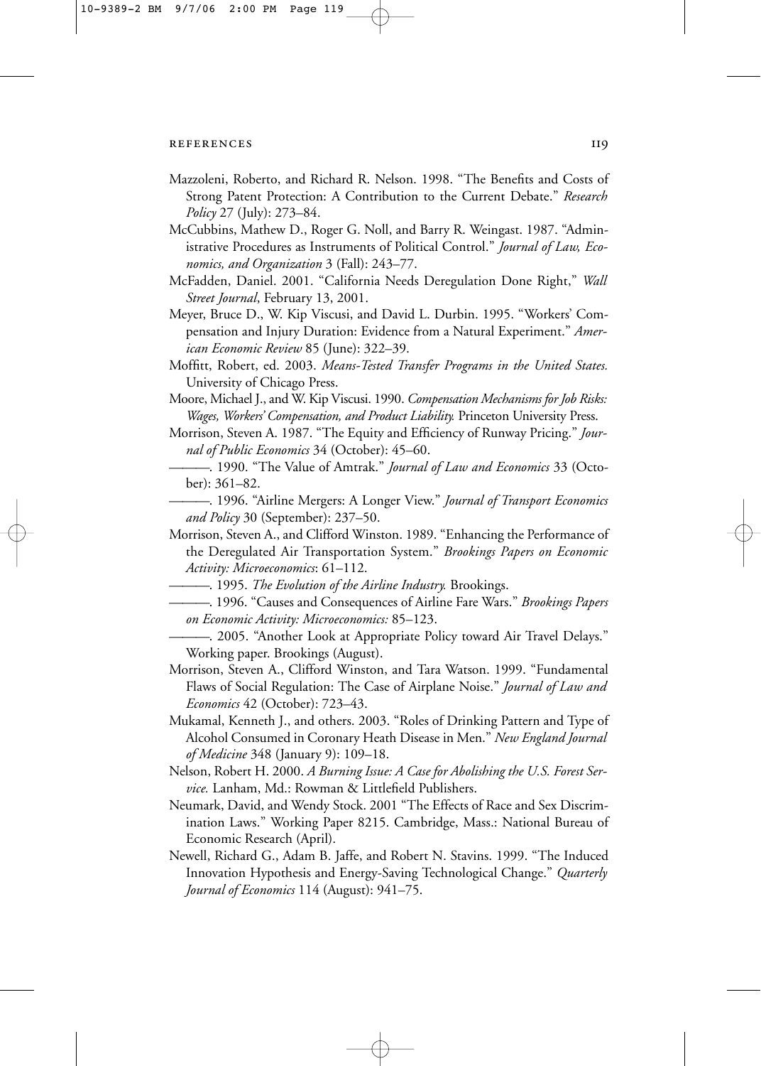Mazzoleni, Roberto, and Richard R. Nelson. 1998. "The Benefits and Costs of Strong Patent Protection: A Contribution to the Current Debate." *Research Policy* 27 (July): 273–84.

McCubbins, Mathew D., Roger G. Noll, and Barry R. Weingast. 1987. "Administrative Procedures as Instruments of Political Control." *Journal of Law, Economics, and Organization* 3 (Fall): 243–77.

McFadden, Daniel. 2001. "California Needs Deregulation Done Right," *Wall Street Journal*, February 13, 2001.

Meyer, Bruce D., W. Kip Viscusi, and David L. Durbin. 1995. "Workers' Compensation and Injury Duration: Evidence from a Natural Experiment." *American Economic Review* 85 (June): 322–39.

Moffitt, Robert, ed. 2003. *Means-Tested Transfer Programs in the United States.* University of Chicago Press.

Moore, Michael J., and W. Kip Viscusi. 1990. *Compensation Mechanisms for Job Risks: Wages, Workers' Compensation, and Product Liability.* Princeton University Press.

Morrison, Steven A. 1987. "The Equity and Efficiency of Runway Pricing." *Journal of Public Economics* 34 (October): 45–60.

———. 1990. "The Value of Amtrak." *Journal of Law and Economics* 33 (October): 361–82.

———. 1996. "Airline Mergers: A Longer View." *Journal of Transport Economics and Policy* 30 (September): 237–50.

Morrison, Steven A., and Clifford Winston. 1989. "Enhancing the Performance of the Deregulated Air Transportation System." *Brookings Papers on Economic Activity: Microeconomics*: 61–112.

———. 1995. *The Evolution of the Airline Industry.* Brookings.

———. 1996. "Causes and Consequences of Airline Fare Wars." *Brookings Papers on Economic Activity: Microeconomics:* 85–123.

———. 2005. "Another Look at Appropriate Policy toward Air Travel Delays." Working paper. Brookings (August).

Morrison, Steven A., Clifford Winston, and Tara Watson. 1999. "Fundamental Flaws of Social Regulation: The Case of Airplane Noise." *Journal of Law and Economics* 42 (October): 723–43.

Mukamal, Kenneth J., and others. 2003. "Roles of Drinking Pattern and Type of Alcohol Consumed in Coronary Heath Disease in Men." *New England Journal of Medicine* 348 (January 9): 109–18.

Nelson, Robert H. 2000. *A Burning Issue: A Case for Abolishing the U.S. Forest Service.* Lanham, Md.: Rowman & Littlefield Publishers.

Neumark, David, and Wendy Stock. 2001 "The Effects of Race and Sex Discrimination Laws." Working Paper 8215. Cambridge, Mass.: National Bureau of Economic Research (April).

Newell, Richard G., Adam B. Jaffe, and Robert N. Stavins. 1999. "The Induced Innovation Hypothesis and Energy-Saving Technological Change." *Quarterly Journal of Economics* 114 (August): 941–75.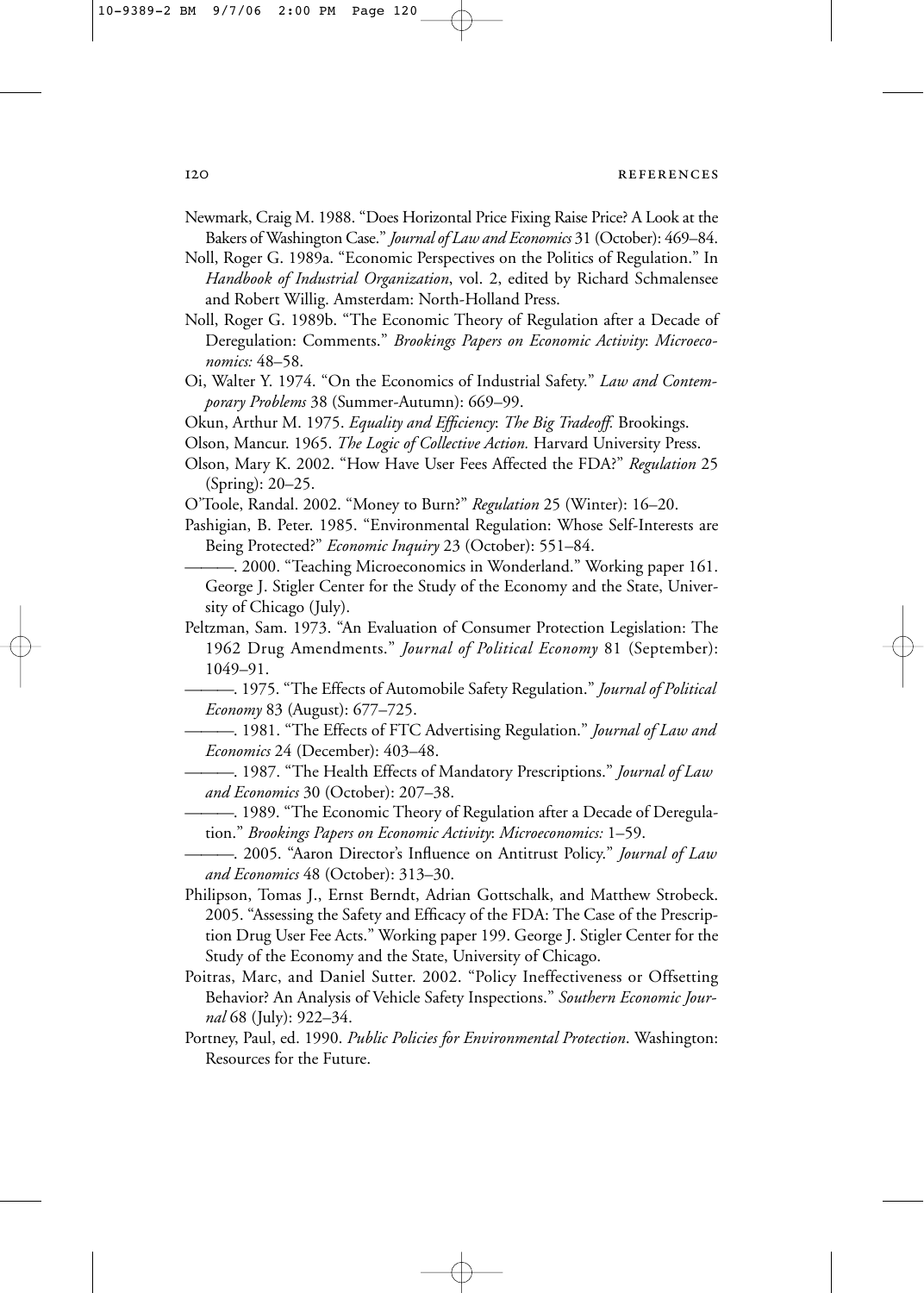Newmark, Craig M. 1988. "Does Horizontal Price Fixing Raise Price? A Look at the Bakers of Washington Case." *Journal of Law and Economics* 31 (October): 469–84.

Noll, Roger G. 1989a. "Economic Perspectives on the Politics of Regulation." In *Handbook of Industrial Organization*, vol. 2, edited by Richard Schmalensee and Robert Willig. Amsterdam: North-Holland Press.

Noll, Roger G. 1989b. "The Economic Theory of Regulation after a Decade of Deregulation: Comments." *Brookings Papers on Economic Activity*: *Microeconomics:* 48–58.

Oi, Walter Y. 1974. "On the Economics of Industrial Safety." *Law and Contemporary Problems* 38 (Summer-Autumn): 669–99.

Okun, Arthur M. 1975. *Equality and Efficiency*: *The Big Tradeoff.* Brookings.

Olson, Mancur. 1965. *The Logic of Collective Action.* Harvard University Press.

Olson, Mary K. 2002. "How Have User Fees Affected the FDA?" *Regulation* 25 (Spring): 20–25.

O'Toole, Randal. 2002. "Money to Burn?" *Regulation* 25 (Winter): 16–20.

Pashigian, B. Peter. 1985. "Environmental Regulation: Whose Self-Interests are Being Protected?" *Economic Inquiry* 23 (October): 551–84.

———. 2000. "Teaching Microeconomics in Wonderland." Working paper 161. George J. Stigler Center for the Study of the Economy and the State, University of Chicago (July).

Peltzman, Sam. 1973. "An Evaluation of Consumer Protection Legislation: The 1962 Drug Amendments." *Journal of Political Economy* 81 (September): 1049–91.

———. 1975. "The Effects of Automobile Safety Regulation." *Journal of Political Economy* 83 (August): 677–725.

———. 1981. "The Effects of FTC Advertising Regulation." *Journal of Law and Economics* 24 (December): 403–48.

———. 1987. "The Health Effects of Mandatory Prescriptions." *Journal of Law and Economics* 30 (October): 207–38.

———. 1989. "The Economic Theory of Regulation after a Decade of Deregulation." *Brookings Papers on Economic Activity*: *Microeconomics:* 1–59.

———. 2005. "Aaron Director's Influence on Antitrust Policy." *Journal of Law and Economics* 48 (October): 313–30.

Philipson, Tomas J., Ernst Berndt, Adrian Gottschalk, and Matthew Strobeck. 2005. "Assessing the Safety and Efficacy of the FDA: The Case of the Prescription Drug User Fee Acts." Working paper 199. George J. Stigler Center for the Study of the Economy and the State, University of Chicago.

Poitras, Marc, and Daniel Sutter. 2002. "Policy Ineffectiveness or Offsetting Behavior? An Analysis of Vehicle Safety Inspections." *Southern Economic Journal* 68 (July): 922–34.

Portney, Paul, ed. 1990. *Public Policies for Environmental Protection*. Washington: Resources for the Future.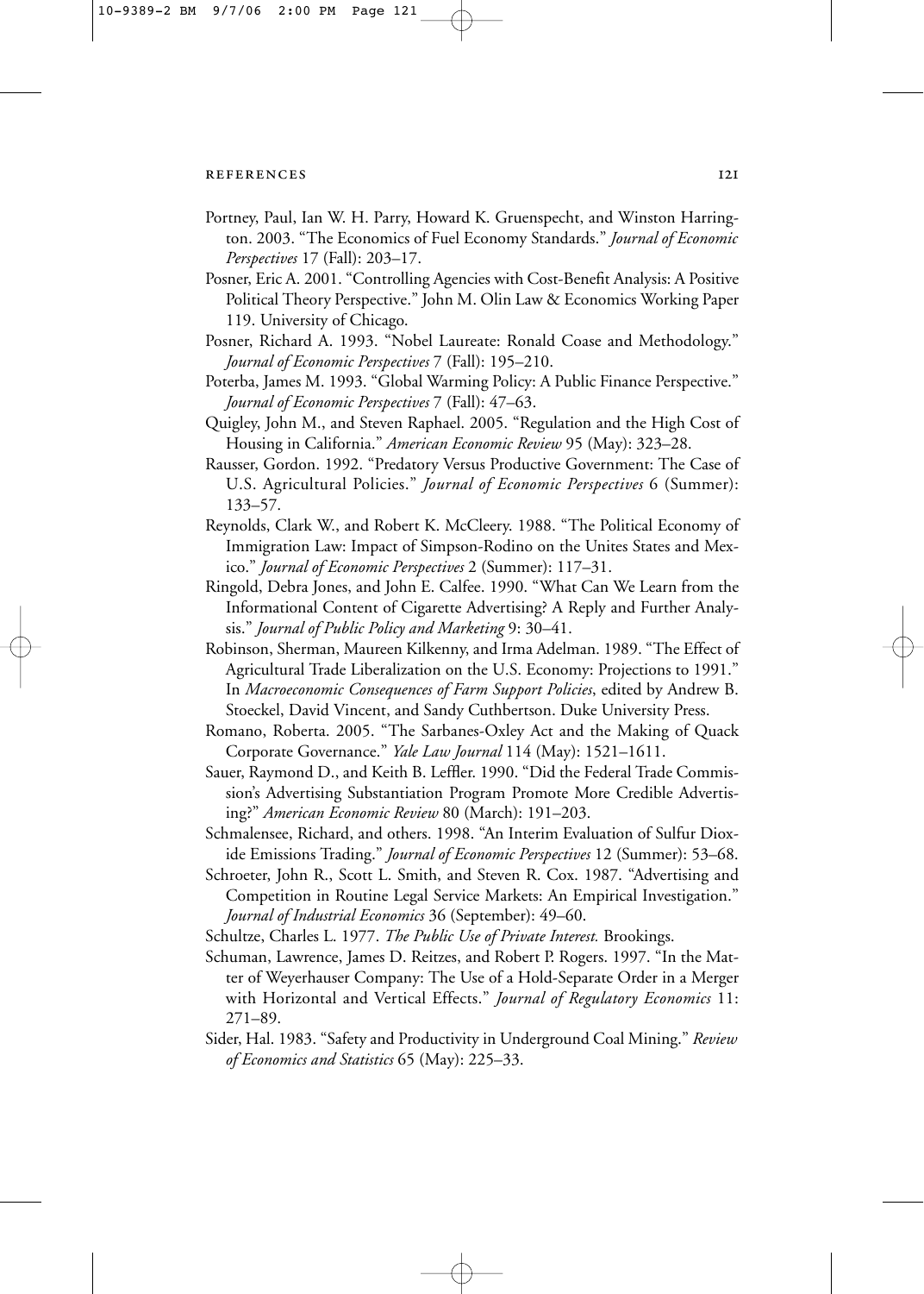Portney, Paul, Ian W. H. Parry, Howard K. Gruenspecht, and Winston Harrington. 2003. "The Economics of Fuel Economy Standards." *Journal of Economic Perspectives* 17 (Fall): 203–17.

Posner, Eric A. 2001. "Controlling Agencies with Cost-Benefit Analysis: A Positive Political Theory Perspective." John M. Olin Law & Economics Working Paper 119. University of Chicago.

Posner, Richard A. 1993. "Nobel Laureate: Ronald Coase and Methodology." *Journal of Economic Perspectives* 7 (Fall): 195–210.

Poterba, James M. 1993. "Global Warming Policy: A Public Finance Perspective." *Journal of Economic Perspectives* 7 (Fall): 47–63.

Quigley, John M., and Steven Raphael. 2005. "Regulation and the High Cost of Housing in California." *American Economic Review* 95 (May): 323–28.

Rausser, Gordon. 1992. "Predatory Versus Productive Government: The Case of U.S. Agricultural Policies." *Journal of Economic Perspectives* 6 (Summer): 133–57.

Reynolds, Clark W., and Robert K. McCleery. 1988. "The Political Economy of Immigration Law: Impact of Simpson-Rodino on the Unites States and Mexico." *Journal of Economic Perspectives* 2 (Summer): 117–31.

Ringold, Debra Jones, and John E. Calfee. 1990. "What Can We Learn from the Informational Content of Cigarette Advertising? A Reply and Further Analysis." *Journal of Public Policy and Marketing* 9: 30–41.

Robinson, Sherman, Maureen Kilkenny, and Irma Adelman. 1989. "The Effect of Agricultural Trade Liberalization on the U.S. Economy: Projections to 1991." In *Macroeconomic Consequences of Farm Support Policies*, edited by Andrew B. Stoeckel, David Vincent, and Sandy Cuthbertson. Duke University Press.

Romano, Roberta. 2005. "The Sarbanes-Oxley Act and the Making of Quack Corporate Governance." *Yale Law Journal* 114 (May): 1521–1611.

Sauer, Raymond D., and Keith B. Leffler. 1990. "Did the Federal Trade Commission's Advertising Substantiation Program Promote More Credible Advertising?" *American Economic Review* 80 (March): 191–203.

Schmalensee, Richard, and others. 1998. "An Interim Evaluation of Sulfur Dioxide Emissions Trading." *Journal of Economic Perspectives* 12 (Summer): 53–68.

Schroeter, John R., Scott L. Smith, and Steven R. Cox. 1987. "Advertising and Competition in Routine Legal Service Markets: An Empirical Investigation." *Journal of Industrial Economics* 36 (September): 49–60.

Schultze, Charles L. 1977. *The Public Use of Private Interest.* Brookings.

Schuman, Lawrence, James D. Reitzes, and Robert P. Rogers. 1997. "In the Matter of Weyerhauser Company: The Use of a Hold-Separate Order in a Merger with Horizontal and Vertical Effects." *Journal of Regulatory Economics* 11: 271–89.

Sider, Hal. 1983. "Safety and Productivity in Underground Coal Mining." *Review of Economics and Statistics* 65 (May): 225–33.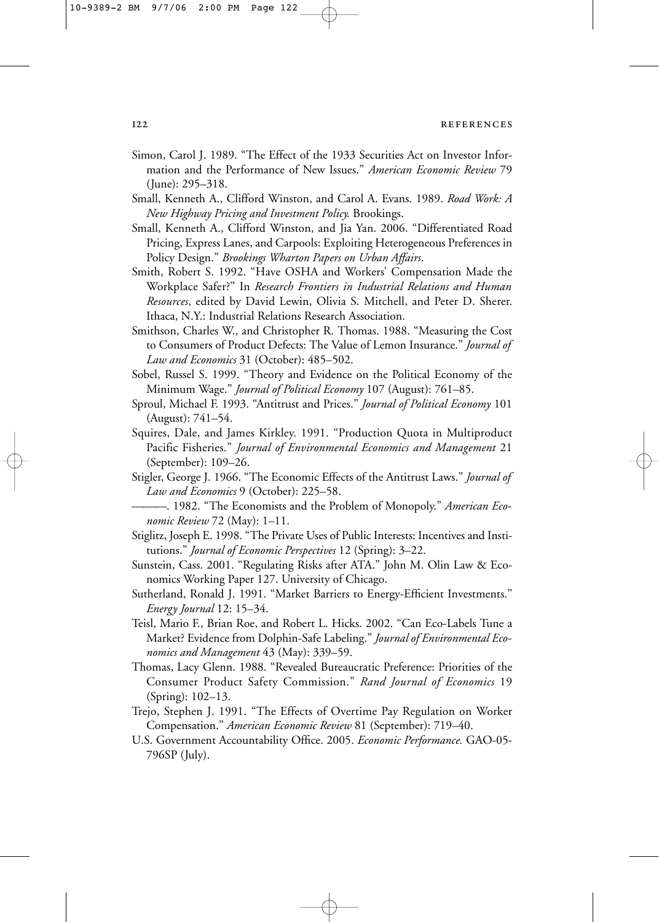Simon, Carol J. 1989. "The Effect of the 1933 Securities Act on Investor Information and the Performance of New Issues." *American Economic Review* 79 (June): 295–318.

Small, Kenneth A., Clifford Winston, and Carol A. Evans. 1989. *Road Work: A New Highway Pricing and Investment Policy.* Brookings.

Small, Kenneth A., Clifford Winston, and Jia Yan. 2006. "Differentiated Road Pricing, Express Lanes, and Carpools: Exploiting Heterogeneous Preferences in Policy Design." *Brookings Wharton Papers on Urban Affairs*.

Smith, Robert S. 1992. "Have OSHA and Workers' Compensation Made the Workplace Safer?" In *Research Frontiers in Industrial Relations and Human Resources*, edited by David Lewin, Olivia S. Mitchell, and Peter D. Sherer. Ithaca, N.Y.: Industrial Relations Research Association.

Smithson, Charles W., and Christopher R. Thomas. 1988. "Measuring the Cost to Consumers of Product Defects: The Value of Lemon Insurance." *Journal of Law and Economics* 31 (October): 485–502.

Sobel, Russel S. 1999. "Theory and Evidence on the Political Economy of the Minimum Wage." *Journal of Political Economy* 107 (August): 761–85.

Sproul, Michael F. 1993. "Antitrust and Prices." *Journal of Political Economy* 101 (August): 741–54.

Squires, Dale, and James Kirkley. 1991. "Production Quota in Multiproduct Pacific Fisheries." *Journal of Environmental Economics and Management* 21 (September): 109–26.

Stigler, George J. 1966. "The Economic Effects of the Antitrust Laws." *Journal of Law and Economics* 9 (October): 225–58.

———. 1982. "The Economists and the Problem of Monopoly." *American Economic Review* 72 (May): 1–11.

Stiglitz, Joseph E. 1998. "The Private Uses of Public Interests: Incentives and Institutions." *Journal of Economic Perspectives* 12 (Spring): 3–22.

Sunstein, Cass. 2001. "Regulating Risks after ATA." John M. Olin Law & Economics Working Paper 127. University of Chicago.

Sutherland, Ronald J. 1991. "Market Barriers to Energy-Efficient Investments." *Energy Journal* 12: 15–34.

Teisl, Mario F., Brian Roe, and Robert L. Hicks. 2002. "Can Eco-Labels Tune a Market? Evidence from Dolphin-Safe Labeling." *Journal of Environmental Economics and Management* 43 (May): 339–59.

Thomas, Lacy Glenn. 1988. "Revealed Bureaucratic Preference: Priorities of the Consumer Product Safety Commission." *Rand Journal of Economics* 19 (Spring): 102–13.

Trejo, Stephen J. 1991. "The Effects of Overtime Pay Regulation on Worker Compensation." *American Economic Review* 81 (September): 719–40.

U.S. Government Accountability Office. 2005. *Economic Performance.* GAO-05-796SP (July).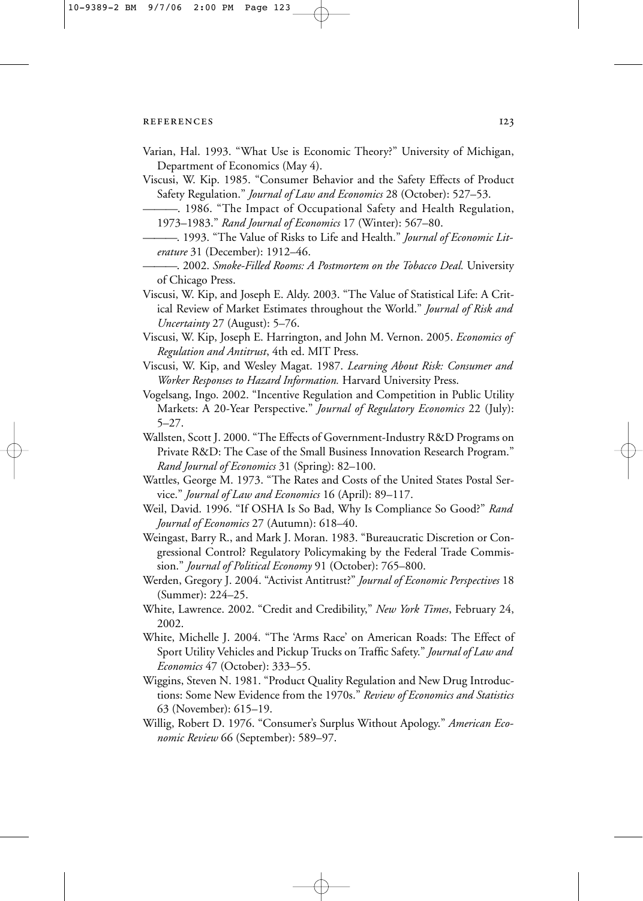Varian, Hal. 1993. "What Use is Economic Theory?" University of Michigan, Department of Economics (May 4).

Viscusi, W. Kip. 1985. "Consumer Behavior and the Safety Effects of Product Safety Regulation." *Journal of Law and Economics* 28 (October): 527–53.

———. 1986. "The Impact of Occupational Safety and Health Regulation, 1973–1983." *Rand Journal of Economics* 17 (Winter): 567–80.

———. 1993. "The Value of Risks to Life and Health." *Journal of Economic Literature* 31 (December): 1912–46.

———. 2002. *Smoke-Filled Rooms: A Postmortem on the Tobacco Deal.* University of Chicago Press.

Viscusi, W. Kip, and Joseph E. Aldy. 2003. "The Value of Statistical Life: A Critical Review of Market Estimates throughout the World." *Journal of Risk and Uncertainty* 27 (August): 5–76.

Viscusi, W. Kip, Joseph E. Harrington, and John M. Vernon. 2005. *Economics of Regulation and Antitrust*, 4th ed. MIT Press.

Viscusi, W. Kip, and Wesley Magat. 1987. *Learning About Risk: Consumer and Worker Responses to Hazard Information.* Harvard University Press.

Vogelsang, Ingo. 2002. "Incentive Regulation and Competition in Public Utility Markets: A 20-Year Perspective." *Journal of Regulatory Economics* 22 (July): 5–27.

Wallsten, Scott J. 2000. "The Effects of Government-Industry R&D Programs on Private R&D: The Case of the Small Business Innovation Research Program." *Rand Journal of Economics* 31 (Spring): 82–100.

Wattles, George M. 1973. "The Rates and Costs of the United States Postal Service." *Journal of Law and Economics* 16 (April): 89–117.

Weil, David. 1996. "If OSHA Is So Bad, Why Is Compliance So Good?" *Rand Journal of Economics* 27 (Autumn): 618–40.

Weingast, Barry R., and Mark J. Moran. 1983. "Bureaucratic Discretion or Congressional Control? Regulatory Policymaking by the Federal Trade Commission." *Journal of Political Economy* 91 (October): 765–800.

Werden, Gregory J. 2004. "Activist Antitrust?" *Journal of Economic Perspectives* 18 (Summer): 224–25.

White, Lawrence. 2002. "Credit and Credibility," *New York Times*, February 24, 2002.

White, Michelle J. 2004. "The 'Arms Race' on American Roads: The Effect of Sport Utility Vehicles and Pickup Trucks on Traffic Safety." *Journal of Law and Economics* 47 (October): 333–55.

Wiggins, Steven N. 1981. "Product Quality Regulation and New Drug Introductions: Some New Evidence from the 1970s." *Review of Economics and Statistics* 63 (November): 615–19.

Willig, Robert D. 1976. "Consumer's Surplus Without Apology." *American Economic Review* 66 (September): 589–97.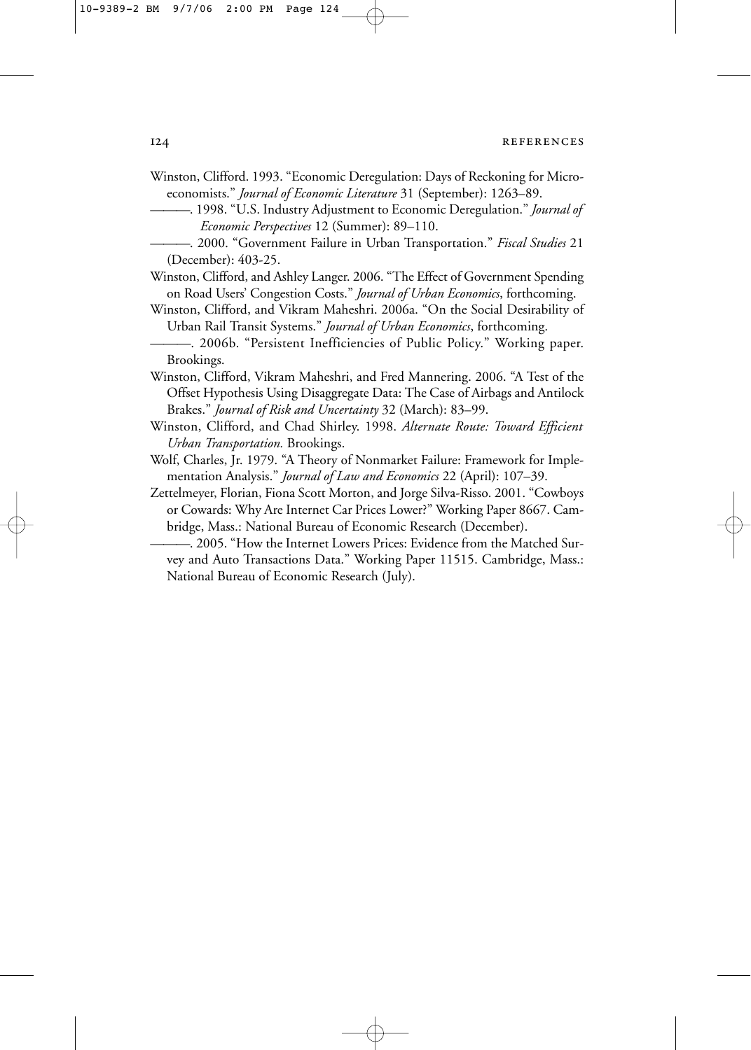Winston, Clifford. 1993. "Economic Deregulation: Days of Reckoning for Microeconomists." *Journal of Economic Literature* 31 (September): 1263–89.

———. 1998. "U.S. Industry Adjustment to Economic Deregulation." *Journal of Economic Perspectives* 12 (Summer): 89–110.

———. 2000. "Government Failure in Urban Transportation." *Fiscal Studies* 21 (December): 403-25.

Winston, Clifford, and Ashley Langer. 2006. "The Effect of Government Spending on Road Users' Congestion Costs." *Journal of Urban Economics*, forthcoming.

Winston, Clifford, and Vikram Maheshri. 2006a. "On the Social Desirability of Urban Rail Transit Systems." *Journal of Urban Economics*, forthcoming.

———. 2006b. "Persistent Inefficiencies of Public Policy." Working paper. Brookings.

Winston, Clifford, Vikram Maheshri, and Fred Mannering. 2006. "A Test of the Offset Hypothesis Using Disaggregate Data: The Case of Airbags and Antilock Brakes." *Journal of Risk and Uncertainty* 32 (March): 83–99.

Winston, Clifford, and Chad Shirley. 1998. *Alternate Route: Toward Efficient Urban Transportation.* Brookings.

Wolf, Charles, Jr. 1979. "A Theory of Nonmarket Failure: Framework for Implementation Analysis." *Journal of Law and Economics* 22 (April): 107–39.

Zettelmeyer, Florian, Fiona Scott Morton, and Jorge Silva-Risso. 2001. "Cowboys or Cowards: Why Are Internet Car Prices Lower?" Working Paper 8667. Cambridge, Mass.: National Bureau of Economic Research (December).

———. 2005. "How the Internet Lowers Prices: Evidence from the Matched Survey and Auto Transactions Data." Working Paper 11515. Cambridge, Mass.: National Bureau of Economic Research (July).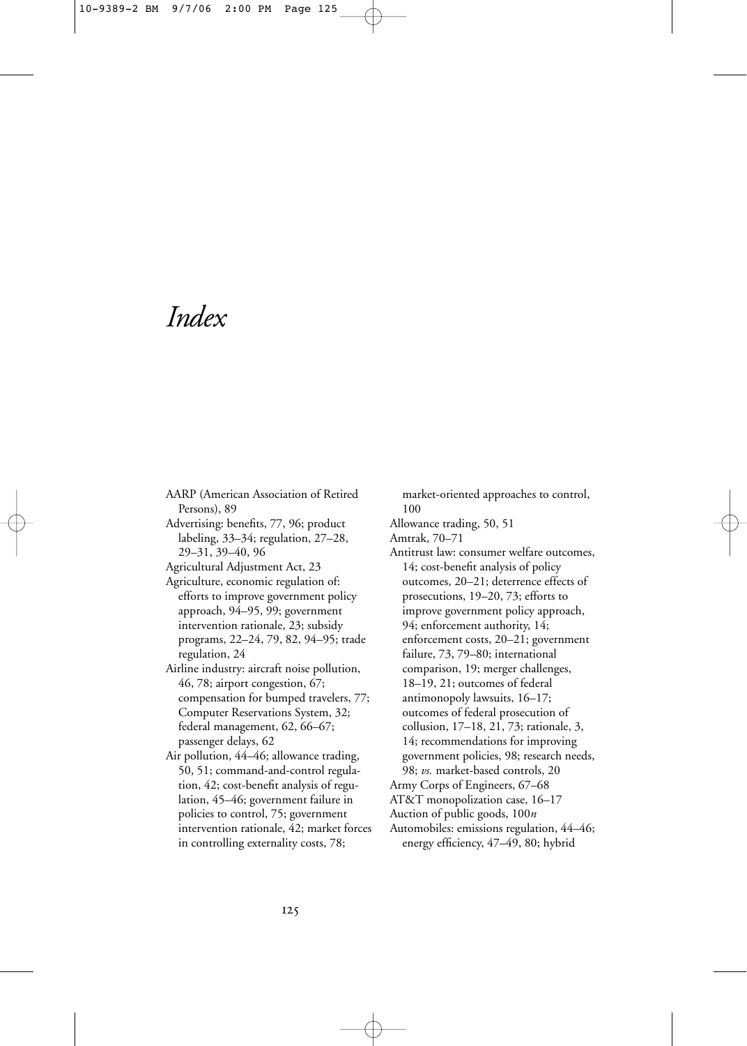# Index

AARP (American Association of Retired Persons), 89

Advertising: benefits, 77, 96; product labeling, 33–34; regulation, 27–28, 29–31, 39–40, 96

Agricultural Adjustment Act, 23

Agriculture, economic regulation of: efforts to improve government policy approach, 94–95, 99; government intervention rationale, 23; subsidy programs, 22–24, 79, 82, 94–95; trade regulation, 24

Airline industry: aircraft noise pollution, 46, 78; airport congestion, 67; compensation for bumped travelers, 77; Computer Reservations System, 32; federal management, 62, 66–67; passenger delays, 62

Air pollution, 44–46; allowance trading, 50, 51; command-and-control regulation, 42; cost-benefit analysis of regulation, 45–46; government failure in policies to control, 75; government intervention rationale, 42; market forces in controlling externality costs, 78; market-oriented approaches to control, 100

Allowance trading, 50, 51

Amtrak, 70–71

Antitrust law: consumer welfare outcomes, 14; cost-benefit analysis of policy outcomes, 20–21; deterrence effects of prosecutions, 19–20, 73; efforts to improve government policy approach, 94; enforcement authority, 14; enforcement costs, 20–21; government failure, 73, 79–80; international comparison, 19; merger challenges, 18–19, 21; outcomes of federal antimonopoly lawsuits, 16–17; outcomes of federal prosecution of collusion, 17–18, 21, 73; rationale, 3, 14; recommendations for improving government policies, 98; research needs, 98; *vs.* market-based controls, 20

Army Corps of Engineers, 67–68

AT&T monopolization case, 16–17

Auction of public goods, 100*n*

Automobiles: emissions regulation, 44–46; energy efficiency, 47–49, 80; hybrid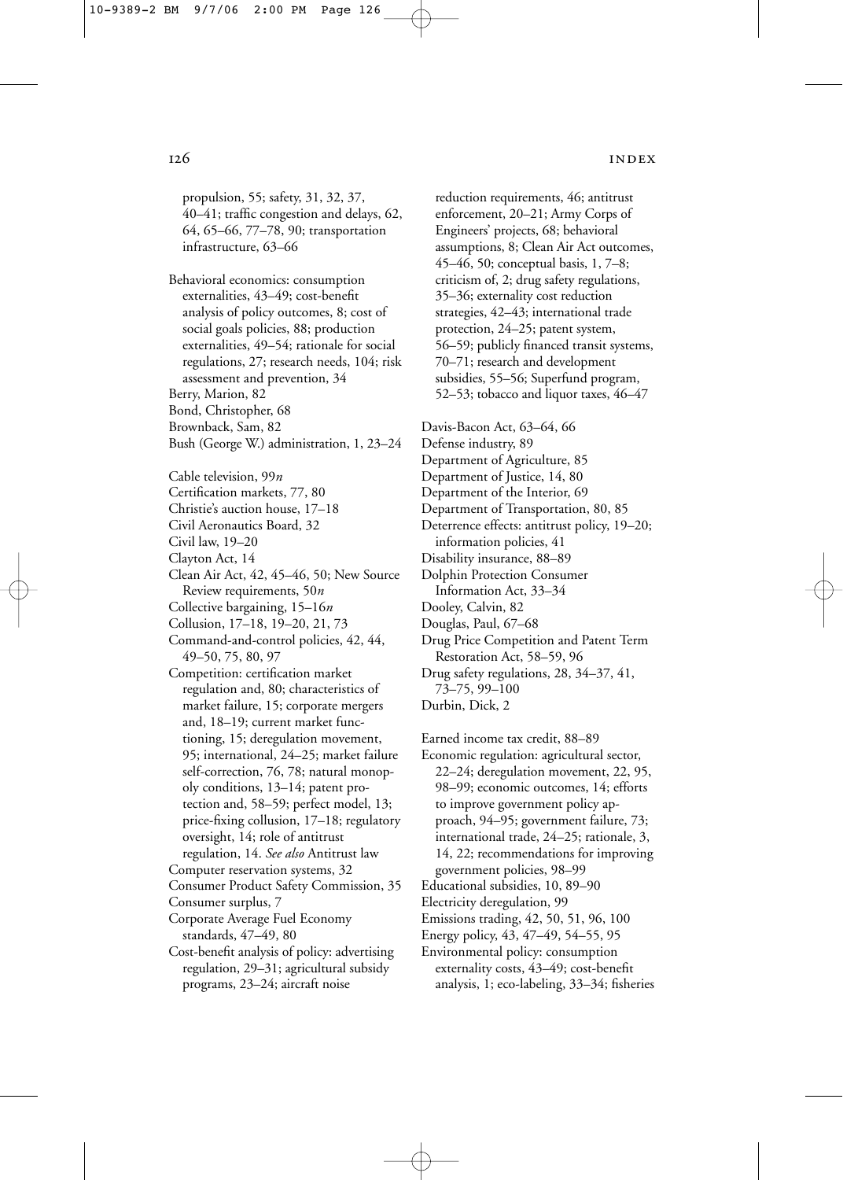propulsion, 55; safety, 31, 32, 37, 40–41; traffic congestion and delays, 62, 64, 65–66, 77–78, 90; transportation infrastructure, 63–66

Behavioral economics: consumption externalities, 43–49; cost-benefit analysis of policy outcomes, 8; cost of social goals policies, 88; production externalities, 49–54; rationale for social regulations, 27; research needs, 104; risk assessment and prevention, 34

Berry, Marion, 82

Bond, Christopher, 68

Brownback, Sam, 82

Bush (George W.) administration, 1, 23–24

Cable television, 99*n*

Certification markets, 77, 80

Christie's auction house, 17–18

Civil Aeronautics Board, 32

Civil law, 19–20

Clayton Act, 14

Clean Air Act, 42, 45–46, 50; New Source Review requirements, 50*n*

Collective bargaining, 15–16*n*

Collusion, 17–18, 19–20, 21, 73

Command-and-control policies, 42, 44, 49–50, 75, 80, 97

Competition: certification market regulation and, 80; characteristics of market failure, 15; corporate mergers and, 18–19; current market functioning, 15; deregulation movement, 95; international, 24–25; market failure self-correction, 76, 78; natural monopoly conditions, 13–14; patent protection and, 58–59; perfect model, 13; price-fixing collusion, 17–18; regulatory oversight, 14; role of antitrust regulation, 14. *See also* Antitrust law

Computer reservation systems, 32

Consumer Product Safety Commission, 35

Consumer surplus, 7

Corporate Average Fuel Economy standards, 47–49, 80

Cost-benefit analysis of policy: advertising regulation, 29–31; agricultural subsidy programs, 23–24; aircraft noise reduction requirements, 46; antitrust enforcement, 20–21; Army Corps of Engineers' projects, 68; behavioral assumptions, 8; Clean Air Act outcomes, 45–46, 50; conceptual basis, 1, 7–8; criticism of, 2; drug safety regulations, 35–36; externality cost reduction strategies, 42–43; international trade protection, 24–25; patent system, 56–59; publicly financed transit systems, 70–71; research and development subsidies, 55–56; Superfund program, 52–53; tobacco and liquor taxes, 46–47

Davis-Bacon Act, 63–64, 66

Defense industry, 89

Department of Agriculture, 85

Department of Justice, 14, 80

Department of the Interior, 69

Department of Transportation, 80, 85

Deterrence effects: antitrust policy, 19–20; information policies, 41

Disability insurance, 88–89

Dolphin Protection Consumer Information Act, 33–34

Dooley, Calvin, 82

Douglas, Paul, 67–68

Drug Price Competition and Patent Term Restoration Act, 58–59, 96

Drug safety regulations, 28, 34–37, 41, 73–75, 99–100

Durbin, Dick, 2

Earned income tax credit, 88–89

Economic regulation: agricultural sector, 22–24; deregulation movement, 22, 95, 98–99; economic outcomes, 14; efforts to improve government policy approach, 94–95; government failure, 73; international trade, 24–25; rationale, 3, 14, 22; recommendations for improving government policies, 98–99

Educational subsidies, 10, 89–90

Electricity deregulation, 99

Emissions trading, 42, 50, 51, 96, 100

Energy policy, 43, 47–49, 54–55, 95

Environmental policy: consumption externality costs, 43–49; cost-benefit analysis, 1; eco-labeling, 33–34; fisheries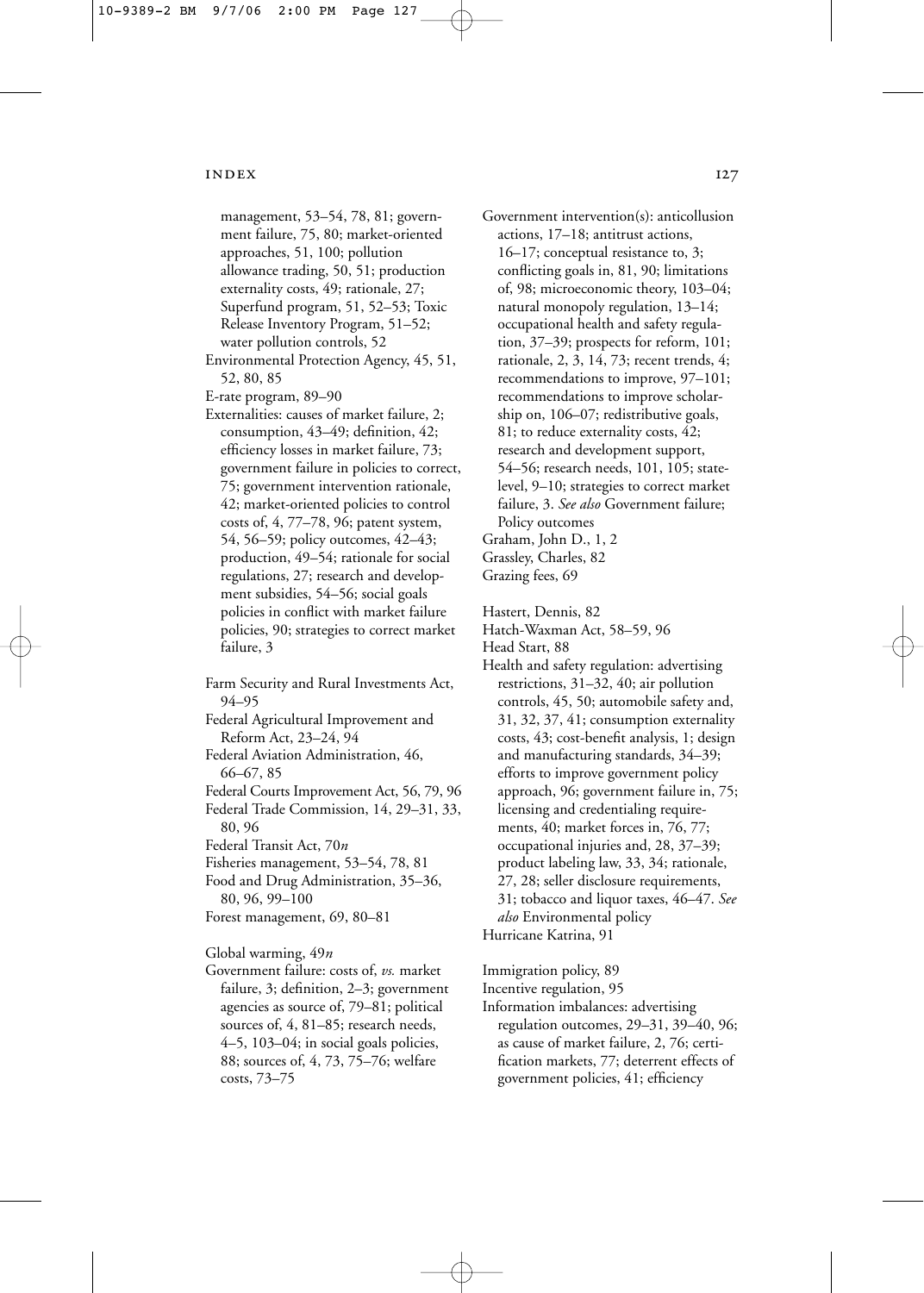management, 53–54, 78, 81; government failure, 75, 80; market-oriented approaches, 51, 100; pollution allowance trading, 50, 51; production externality costs, 49; rationale, 27; Superfund program, 51, 52–53; Toxic Release Inventory Program, 51–52; water pollution controls, 52

Environmental Protection Agency, 45, 51, 52, 80, 85

E-rate program, 89–90

Externalities: causes of market failure, 2; consumption, 43–49; definition, 42; efficiency losses in market failure, 73; government failure in policies to correct, 75; government intervention rationale, 42; market-oriented policies to control costs of, 4, 77–78, 96; patent system, 54, 56–59; policy outcomes, 42–43; production, 49–54; rationale for social regulations, 27; research and development subsidies, 54–56; social goals policies in conflict with market failure policies, 90; strategies to correct market failure, 3

Farm Security and Rural Investments Act, 94–95

Federal Agricultural Improvement and Reform Act, 23–24, 94

Federal Aviation Administration, 46, 66–67, 85

Federal Courts Improvement Act, 56, 79, 96

Federal Trade Commission, 14, 29–31, 33, 80, 96

Federal Transit Act, 70*n*

Fisheries management, 53–54, 78, 81

Food and Drug Administration, 35–36, 80, 96, 99–100

Forest management, 69, 80–81

Global warming, 49*n*

Government failure: costs of, *vs.* market failure, 3; definition, 2–3; government agencies as source of, 79–81; political sources of, 4, 81–85; research needs, 4–5, 103–04; in social goals policies, 88; sources of, 4, 73, 75–76; welfare costs, 73–75

Government intervention(s): anticollusion actions, 17–18; antitrust actions, 16–17; conceptual resistance to, 3; conflicting goals in, 81, 90; limitations of, 98; microeconomic theory, 103–04; natural monopoly regulation, 13–14; occupational health and safety regulation, 37–39; prospects for reform, 101; rationale, 2, 3, 14, 73; recent trends, 4; recommendations to improve, 97–101; recommendations to improve scholarship on, 106–07; redistributive goals, 81; to reduce externality costs, 42; research and development support, 54–56; research needs, 101, 105; state-level, 9–10; strategies to correct market failure, 3. *See also* Government failure; Policy outcomes

Graham, John D., 1, 2

Grassley, Charles, 82

Grazing fees, 69

Hastert, Dennis, 82

Hatch-Waxman Act, 58–59, 96

Head Start, 88

Health and safety regulation: advertising restrictions, 31–32, 40; air pollution controls, 45, 50; automobile safety and, 31, 32, 37, 41; consumption externality costs, 43; cost-benefit analysis, 1; design and manufacturing standards, 34–39; efforts to improve government policy approach, 96; government failure in, 75; licensing and credentialing requirements, 40; market forces in, 76, 77; occupational injuries and, 28, 37–39; product labeling law, 33, 34; rationale, 27, 28; seller disclosure requirements, 31; tobacco and liquor taxes, 46–47. *See also* Environmental policy

Hurricane Katrina, 91

Immigration policy, 89

Incentive regulation, 95

Information imbalances: advertising regulation outcomes, 29–31, 39–40, 96; as cause of market failure, 2, 76; certification markets, 77; deterrent effects of government policies, 41; efficiency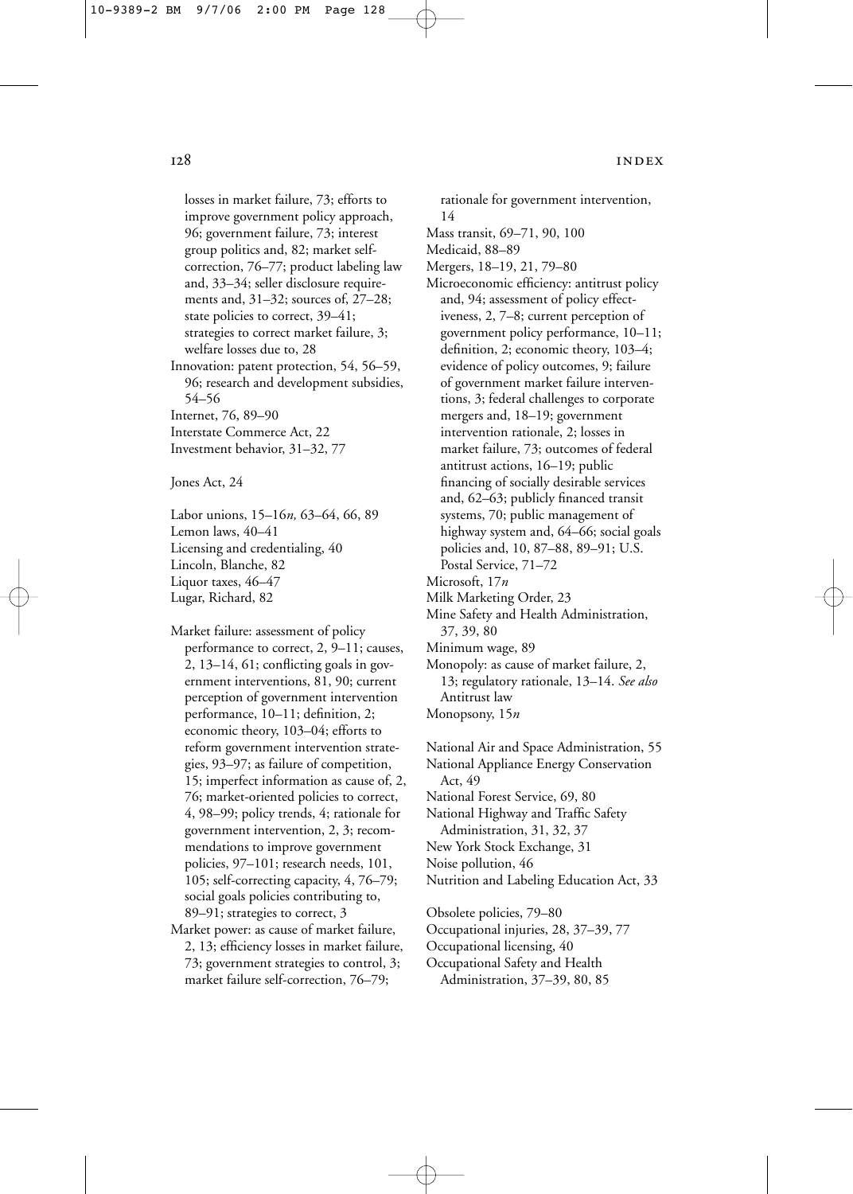losses in market failure, 73; efforts to improve government policy approach, 96; government failure, 73; interest group politics and, 82; market self-correction, 76–77; product labeling law and, 33–34; seller disclosure requirements and, 31–32; sources of, 27–28; state policies to correct, 39–41; strategies to correct market failure, 3; welfare losses due to, 28

Innovation: patent protection, 54, 56–59, 96; research and development subsidies, 54–56

Internet, 76, 89–90

Interstate Commerce Act, 22

Investment behavior, 31–32, 77

Jones Act, 24

Labor unions, 15–16*n,* 63–64, 66, 89

Lemon laws, 40–41

Licensing and credentialing, 40

Lincoln, Blanche, 82

Liquor taxes, 46–47

Lugar, Richard, 82

Market failure: assessment of policy performance to correct, 2, 9–11; causes, 2, 13–14, 61; conflicting goals in government interventions, 81, 90; current perception of government intervention performance, 10–11; definition, 2; economic theory, 103–04; efforts to reform government intervention strategies, 93–97; as failure of competition, 15; imperfect information as cause of, 2, 76; market-oriented policies to correct, 4, 98–99; policy trends, 4; rationale for government intervention, 2, 3; recommendations to improve government policies, 97–101; research needs, 101, 105; self-correcting capacity, 4, 76–79; social goals policies contributing to, 89–91; strategies to correct, 3

Market power: as cause of market failure, 2, 13; efficiency losses in market failure, 73; government strategies to control, 3; market failure self-correction, 76–79; rationale for government intervention, 14

Mass transit, 69–71, 90, 100

Medicaid, 88–89

Mergers, 18–19, 21, 79–80

Microeconomic efficiency: antitrust policy and, 94; assessment of policy effectiveness, 2, 7–8; current perception of government policy performance, 10–11; definition, 2; economic theory, 103–4; evidence of policy outcomes, 9; failure of government market failure interventions, 3; federal challenges to corporate mergers and, 18–19; government intervention rationale, 2; losses in market failure, 73; outcomes of federal antitrust actions, 16–19; public financing of socially desirable services and, 62–63; publicly financed transit systems, 70; public management of highway system and, 64–66; social goals policies and, 10, 87–88, 89–91; U.S. Postal Service, 71–72

Microsoft, 17*n*

Milk Marketing Order, 23

Mine Safety and Health Administration, 37, 39, 80

Minimum wage, 89

Monopoly: as cause of market failure, 2, 13; regulatory rationale, 13–14. *See also* Antitrust law

Monopsony, 15*n*

National Air and Space Administration, 55

National Appliance Energy Conservation Act, 49

National Forest Service, 69, 80

National Highway and Traffic Safety Administration, 31, 32, 37

New York Stock Exchange, 31

Noise pollution, 46

Nutrition and Labeling Education Act, 33

Obsolete policies, 79–80

Occupational injuries, 28, 37–39, 77

Occupational licensing, 40

Occupational Safety and Health Administration, 37–39, 80, 85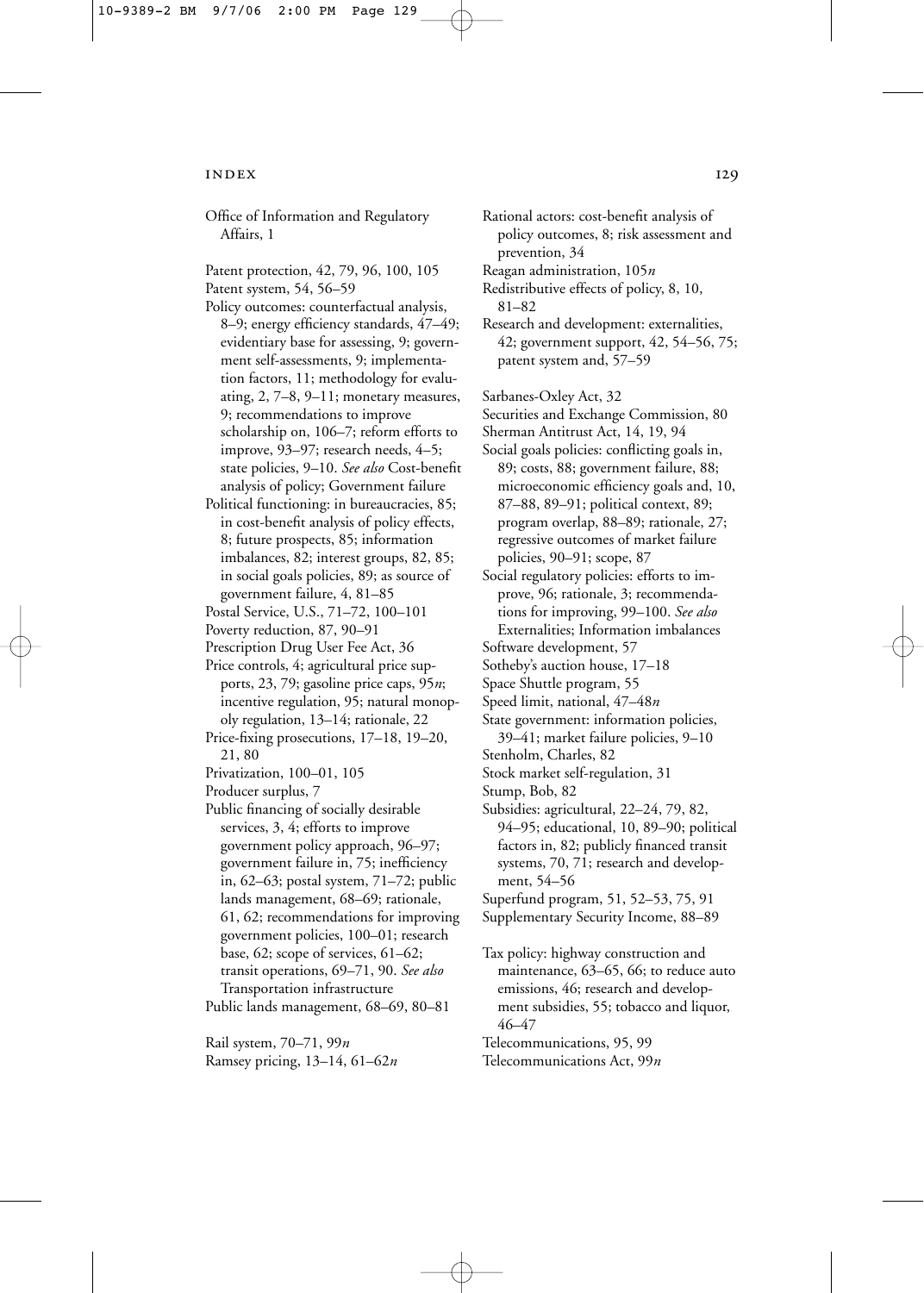Office of Information and Regulatory Affairs, 1

Patent protection, 42, 79, 96, 100, 105
Patent system, 54, 56–59
Policy outcomes: counterfactual analysis, 8–9; energy efficiency standards, 47–49; evidentiary base for assessing, 9; government self-assessments, 9; implementation factors, 11; methodology for evaluating, 2, 7–8, 9–11; monetary measures, 9; recommendations to improve scholarship on, 106–7; reform efforts to improve, 93–97; research needs, 4–5; state policies, 9–10. *See also* Cost-benefit analysis of policy; Government failure
Political functioning: in bureaucracies, 85; in cost-benefit analysis of policy effects, 8; future prospects, 85; information imbalances, 82; interest groups, 82, 85; in social goals policies, 89; as source of government failure, 4, 81–85
Postal Service, U.S., 71–72, 100–101
Poverty reduction, 87, 90–91
Prescription Drug User Fee Act, 36
Price controls, 4; agricultural price supports, 23, 79; gasoline price caps, 95*n*; incentive regulation, 95; natural monopoly regulation, 13–14; rationale, 22
Price-fixing prosecutions, 17–18, 19–20, 21, 80
Privatization, 100–01, 105
Producer surplus, 7
Public financing of socially desirable services, 3, 4; efforts to improve government policy approach, 96–97; government failure in, 75; inefficiency in, 62–63; postal system, 71–72; public lands management, 68–69; rationale, 61, 62; recommendations for improving government policies, 100–01; research base, 62; scope of services, 61–62; transit operations, 69–71, 90. *See also* Transportation infrastructure
Public lands management, 68–69, 80–81

Rail system, 70–71, 99*n*
Ramsey pricing, 13–14, 61–62*n*
Rational actors: cost-benefit analysis of policy outcomes, 8; risk assessment and prevention, 34
Reagan administration, 105*n*
Redistributive effects of policy, 8, 10, 81–82
Research and development: externalities, 42; government support, 42, 54–56, 75; patent system and, 57–59

Sarbanes-Oxley Act, 32
Securities and Exchange Commission, 80
Sherman Antitrust Act, 14, 19, 94
Social goals policies: conflicting goals in, 89; costs, 88; government failure, 88; microeconomic efficiency goals and, 10, 87–88, 89–91; political context, 89; program overlap, 88–89; rationale, 27; regressive outcomes of market failure policies, 90–91; scope, 87
Social regulatory policies: efforts to improve, 96; rationale, 3; recommendations for improving, 99–100. *See also* Externalities; Information imbalances
Software development, 57
Sotheby's auction house, 17–18
Space Shuttle program, 55
Speed limit, national, 47–48*n*
State government: information policies, 39–41; market failure policies, 9–10
Stenholm, Charles, 82
Stock market self-regulation, 31
Stump, Bob, 82
Subsidies: agricultural, 22–24, 79, 82, 94–95; educational, 10, 89–90; political factors in, 82; publicly financed transit systems, 70, 71; research and development, 54–56
Superfund program, 51, 52–53, 75, 91
Supplementary Security Income, 88–89

Tax policy: highway construction and maintenance, 63–65, 66; to reduce auto emissions, 46; research and development subsidies, 55; tobacco and liquor, 46–47
Telecommunications, 95, 99
Telecommunications Act, 99*n*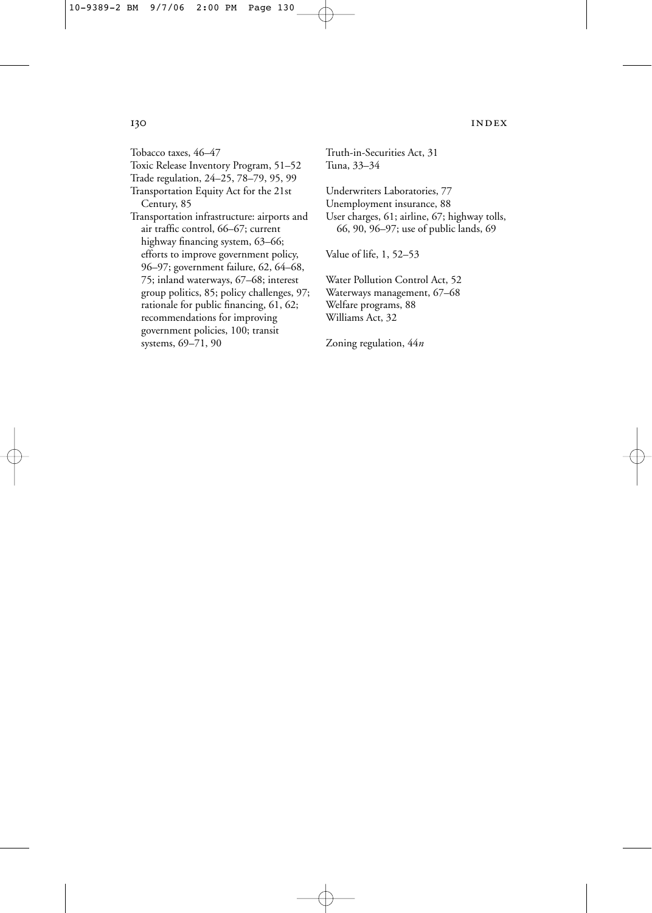Tobacco taxes, 46–47

Toxic Release Inventory Program, 51–52

Trade regulation, 24–25, 78–79, 95, 99

Transportation Equity Act for the 21st Century, 85

Transportation infrastructure: airports and air traffic control, 66–67; current highway financing system, 63–66; efforts to improve government policy, 96–97; government failure, 62, 64–68, 75; inland waterways, 67–68; interest group politics, 85; policy challenges, 97; rationale for public financing, 61, 62; recommendations for improving government policies, 100; transit systems, 69–71, 90

Truth-in-Securities Act, 31

Tuna, 33–34

Underwriters Laboratories, 77

Unemployment insurance, 88

User charges, 61; airline, 67; highway tolls, 66, 90, 96–97; use of public lands, 69

Value of life, 1, 52–53

Water Pollution Control Act, 52

Waterways management, 67–68

Welfare programs, 88

Williams Act, 32

Zoning regulation, 44*n*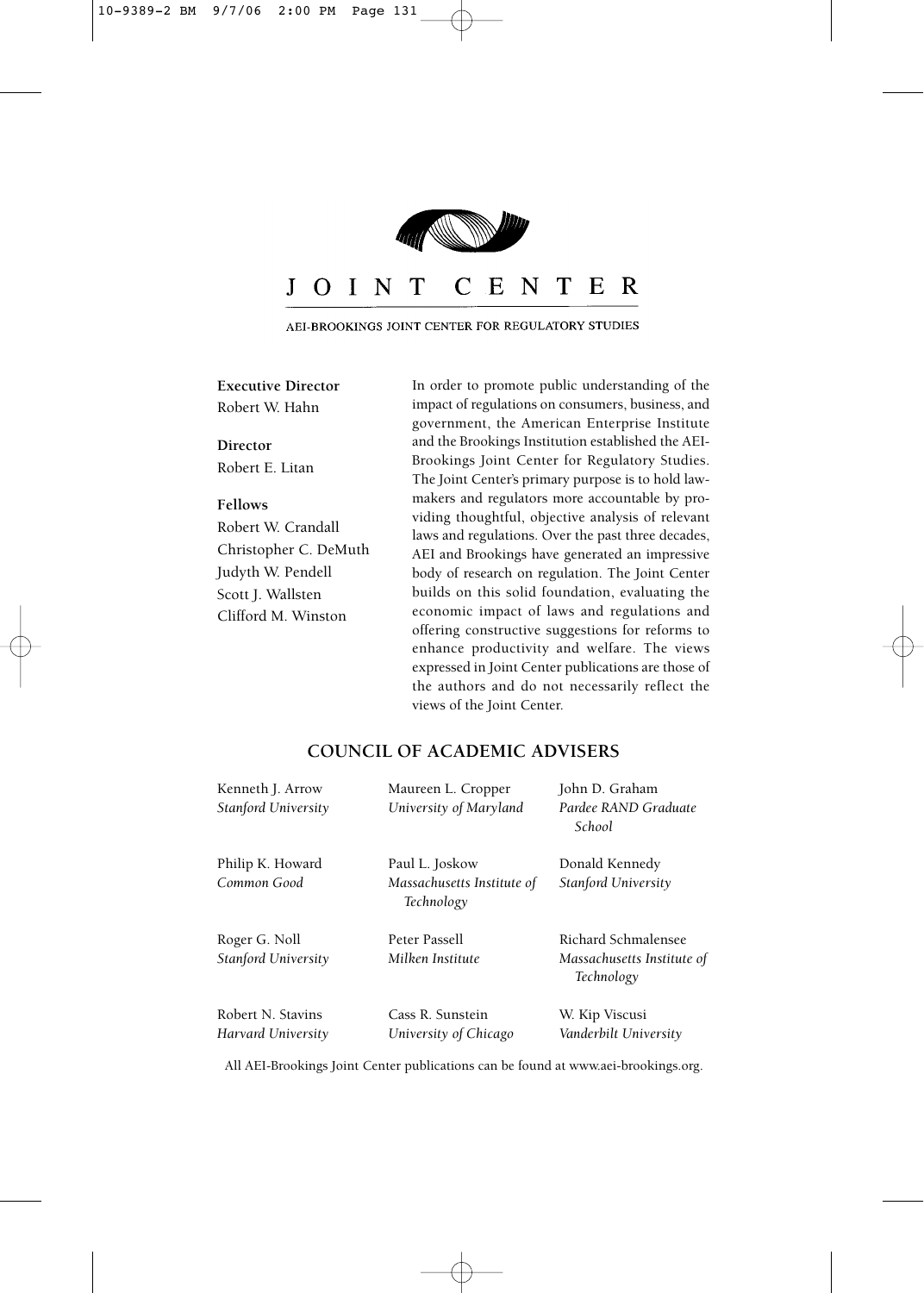# JOINT CENTER

AEI-BROOKINGS JOINT CENTER FOR REGULATORY STUDIES

**Executive Director**
Robert W. Hahn

**Director**
Robert E. Litan

**Fellows**
Robert W. Crandall
Christopher C. DeMuth
Judyth W. Pendell
Scott J. Wallsten
Clifford M. Winston

In order to promote public understanding of the impact of regulations on consumers, business, and government, the American Enterprise Institute and the Brookings Institution established the AEI-Brookings Joint Center for Regulatory Studies. The Joint Center's primary purpose is to hold lawmakers and regulators more accountable by providing thoughtful, objective analysis of relevant laws and regulations. Over the past three decades, AEI and Brookings have generated an impressive body of research on regulation. The Joint Center builds on this solid foundation, evaluating the economic impact of laws and regulations and offering constructive suggestions for reforms to enhance productivity and welfare. The views expressed in Joint Center publications are those of the authors and do not necessarily reflect the views of the Joint Center.

## COUNCIL OF ACADEMIC ADVISERS

Kenneth J. Arrow
*Stanford University*

Maureen L. Cropper
*University of Maryland*

John D. Graham
*Pardee RAND Graduate School*

Philip K. Howard
*Common Good*

Paul L. Joskow
*Massachusetts Institute of Technology*

Donald Kennedy
*Stanford University*

Roger G. Noll
*Stanford University*

Peter Passell
*Milken Institute*

Richard Schmalensee
*Massachusetts Institute of Technology*

Robert N. Stavins
*Harvard University*

Cass R. Sunstein
*University of Chicago*

W. Kip Viscusi
*Vanderbilt University*

All AEI-Brookings Joint Center publications can be found at www.aei-brookings.org.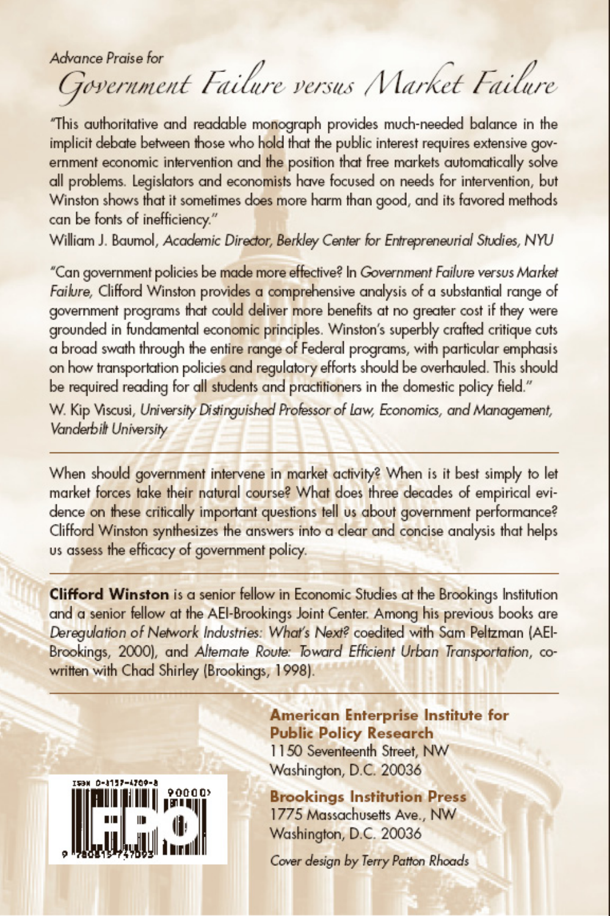Advance Praise for

# *Government Failure versus Market Failure*

"This authoritative and readable monograph provides much-needed balance in the implicit debate between those who hold that the public interest requires extensive government economic intervention and the position that free markets automatically solve all problems. Legislators and economists have focused on needs for intervention, but Winston shows that it sometimes does more harm than good, and its favored methods can be fonts of inefficiency."

William J. Baumol, *Academic Director, Berkley Center for Entrepreneurial Studies, NYU*

"Can government policies be made more effective? In *Government Failure versus Market Failure,* Clifford Winston provides a comprehensive analysis of a substantial range of government programs that could deliver more benefits at no greater cost if they were grounded in fundamental economic principles. Winston's superbly crafted critique cuts a broad swath through the entire range of Federal programs, with particular emphasis on how transportation policies and regulatory efforts should be overhauled. This should be required reading for all students and practitioners in the domestic policy field."

W. Kip Viscusi, *University Distinguished Professor of Law, Economics, and Management, Vanderbilt University*

---

When should government intervene in market activity? When is it best simply to let market forces take their natural course? What does three decades of empirical evidence on these critically important questions tell us about government performance? Clifford Winston synthesizes the answers into a clear and concise analysis that helps us assess the efficacy of government policy.

---

**Clifford Winston** is a senior fellow in Economic Studies at the Brookings Institution and a senior fellow at the AEI-Brookings Joint Center. Among his previous books are *Deregulation of Network Industries: What's Next?* coedited with Sam Peltzman (AEI-Brookings, 2000), and *Alternate Route: Toward Efficient Urban Transportation,* cowritten with Chad Shirley (Brookings, 1998).

---

**American Enterprise Institute for Public Policy Research**
1150 Seventeenth Street, NW
Washington, D.C. 20036

**Brookings Institution Press**
1775 Massachusetts Ave., NW
Washington, D.C. 20036

*Cover design by Terry Patton Rhoads*

ISBN 0-8157-4709-8